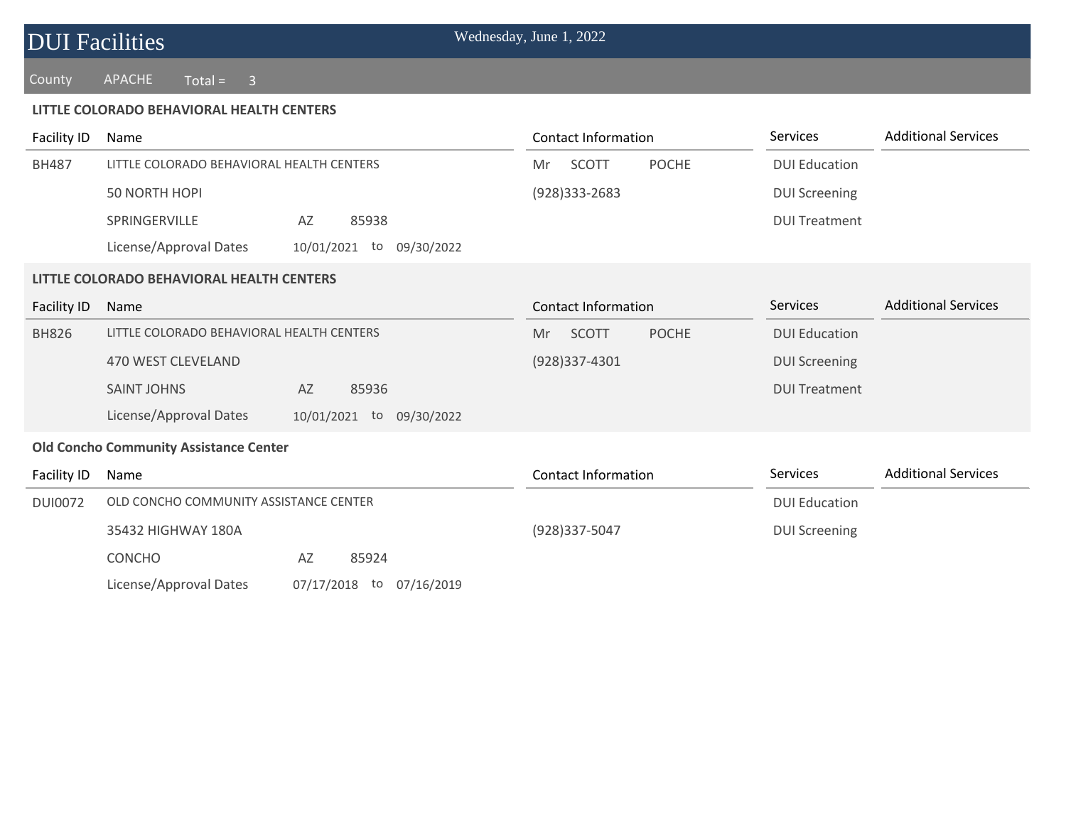# DUI Facilities

Wednesday, June 1, 2022

County APACHE Total = 3

### LITTLE COLORADO BEHAVIORAL HEALTH CENTERS

| Facility ID | Name | | | | Contact Information | Services | Additional Services |
|---|---|---|---|---|---|---|---|
| BH487 | LITTLE COLORADO BEHAVIORAL HEALTH CENTERS | | | | Mr SCOTT POCHE | DUI Education | |
| | 50 NORTH HOPI | | | | (928)333-2683 | DUI Screening | |
| | SPRINGERVILLE | AZ | 85938 | | | DUI Treatment | |
| | License/Approval Dates | 10/01/2021 | to | 09/30/2022 | | | |

### LITTLE COLORADO BEHAVIORAL HEALTH CENTERS

| Facility ID | Name | | | | Contact Information | Services | Additional Services |
|---|---|---|---|---|---|---|---|
| BH826 | LITTLE COLORADO BEHAVIORAL HEALTH CENTERS | | | | Mr SCOTT POCHE | DUI Education | |
| | 470 WEST CLEVELAND | | | | (928)337-4301 | DUI Screening | |
| | SAINT JOHNS | AZ | 85936 | | | DUI Treatment | |
| | License/Approval Dates | 10/01/2021 | to | 09/30/2022 | | | |

### Old Concho Community Assistance Center

| Facility ID | Name | | | | Contact Information | Services | Additional Services |
|---|---|---|---|---|---|---|---|
| DUI0072 | OLD CONCHO COMMUNITY ASSISTANCE CENTER | | | | | DUI Education | |
| | 35432 HIGHWAY 180A | | | | (928)337-5047 | DUI Screening | |
| | CONCHO | AZ | 85924 | | | | |
| | License/Approval Dates | 07/17/2018 | to | 07/16/2019 | | | |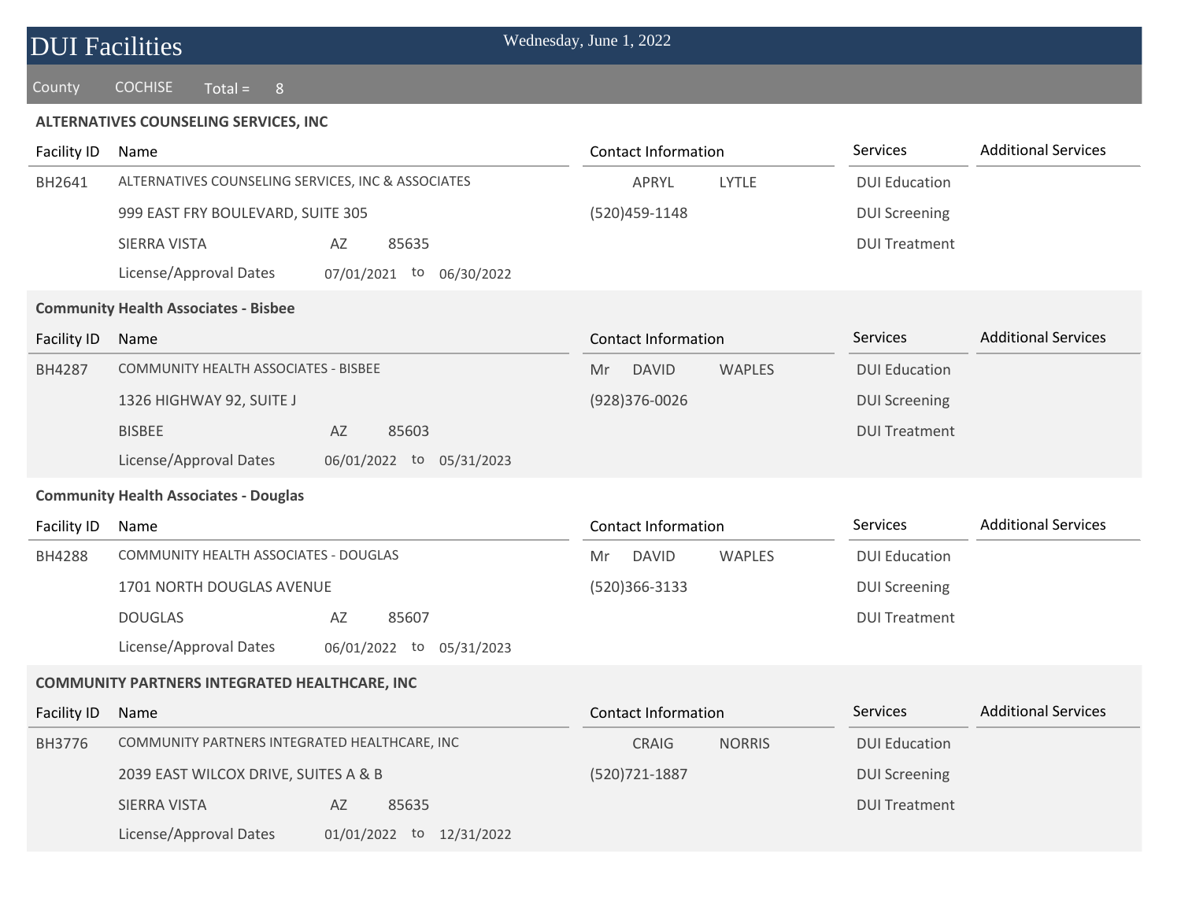# DUI Facilities

Wednesday, June 1, 2022

County COCHISE Total = 8

## ALTERNATIVES COUNSELING SERVICES, INC

| Facility ID | Name | Contact Information | Services | Additional Services |
|---|---|---|---|---|
| BH2641 | ALTERNATIVES COUNSELING SERVICES, INC & ASSOCIATES | APRYL LYTLE | DUI Education | |
| | 999 EAST FRY BOULEVARD, SUITE 305 | (520)459-1148 | DUI Screening | |
| | SIERRA VISTA AZ 85635 | | DUI Treatment | |
| | License/Approval Dates 07/01/2021 to 06/30/2022 | | | |

## Community Health Associates - Bisbee

| Facility ID | Name | Contact Information | Services | Additional Services |
|---|---|---|---|---|
| BH4287 | COMMUNITY HEALTH ASSOCIATES - BISBEE | Mr DAVID WAPLES | DUI Education | |
| | 1326 HIGHWAY 92, SUITE J | (928)376-0026 | DUI Screening | |
| | BISBEE AZ 85603 | | DUI Treatment | |
| | License/Approval Dates 06/01/2022 to 05/31/2023 | | | |

## Community Health Associates - Douglas

| Facility ID | Name | Contact Information | Services | Additional Services |
|---|---|---|---|---|
| BH4288 | COMMUNITY HEALTH ASSOCIATES - DOUGLAS | Mr DAVID WAPLES | DUI Education | |
| | 1701 NORTH DOUGLAS AVENUE | (520)366-3133 | DUI Screening | |
| | DOUGLAS AZ 85607 | | DUI Treatment | |
| | License/Approval Dates 06/01/2022 to 05/31/2023 | | | |

## COMMUNITY PARTNERS INTEGRATED HEALTHCARE, INC

| Facility ID | Name | Contact Information | Services | Additional Services |
|---|---|---|---|---|
| BH3776 | COMMUNITY PARTNERS INTEGRATED HEALTHCARE, INC | CRAIG NORRIS | DUI Education | |
| | 2039 EAST WILCOX DRIVE, SUITES A & B | (520)721-1887 | DUI Screening | |
| | SIERRA VISTA AZ 85635 | | DUI Treatment | |
| | License/Approval Dates 01/01/2022 to 12/31/2022 | | | |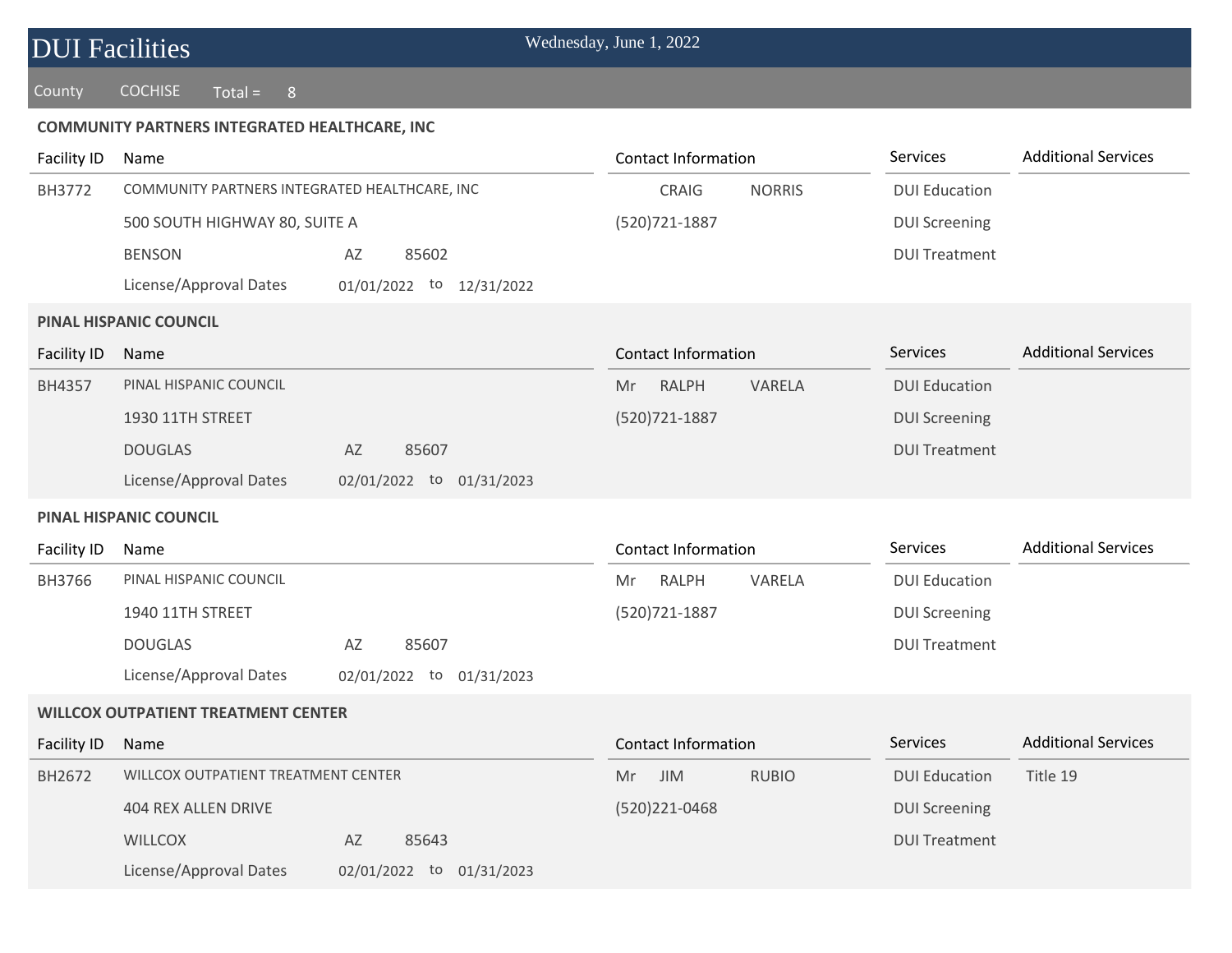# DUI Facilities

Wednesday, June 1, 2022

County COCHISE Total = 8

## COMMUNITY PARTNERS INTEGRATED HEALTHCARE, INC

| Facility ID | Name | Contact Information | Services | Additional Services |
|---|---|---|---|---|
| BH3772 | COMMUNITY PARTNERS INTEGRATED HEALTHCARE, INC | CRAIG NORRIS | DUI Education | |
| | 500 SOUTH HIGHWAY 80, SUITE A | (520)721-1887 | DUI Screening | |
| | BENSON AZ 85602 | | DUI Treatment | |
| | License/Approval Dates 01/01/2022 to 12/31/2022 | | | |

## PINAL HISPANIC COUNCIL

| Facility ID | Name | Contact Information | Services | Additional Services |
|---|---|---|---|---|
| BH4357 | PINAL HISPANIC COUNCIL | Mr RALPH VARELA | DUI Education | |
| | 1930 11TH STREET | (520)721-1887 | DUI Screening | |
| | DOUGLAS AZ 85607 | | DUI Treatment | |
| | License/Approval Dates 02/01/2022 to 01/31/2023 | | | |

## PINAL HISPANIC COUNCIL

| Facility ID | Name | Contact Information | Services | Additional Services |
|---|---|---|---|---|
| BH3766 | PINAL HISPANIC COUNCIL | Mr RALPH VARELA | DUI Education | |
| | 1940 11TH STREET | (520)721-1887 | DUI Screening | |
| | DOUGLAS AZ 85607 | | DUI Treatment | |
| | License/Approval Dates 02/01/2022 to 01/31/2023 | | | |

## WILLCOX OUTPATIENT TREATMENT CENTER

| Facility ID | Name | Contact Information | Services | Additional Services |
|---|---|---|---|---|
| BH2672 | WILLCOX OUTPATIENT TREATMENT CENTER | Mr JIM RUBIO | DUI Education | Title 19 |
| | 404 REX ALLEN DRIVE | (520)221-0468 | DUI Screening | |
| | WILLCOX AZ 85643 | | DUI Treatment | |
| | License/Approval Dates 02/01/2022 to 01/31/2023 | | | |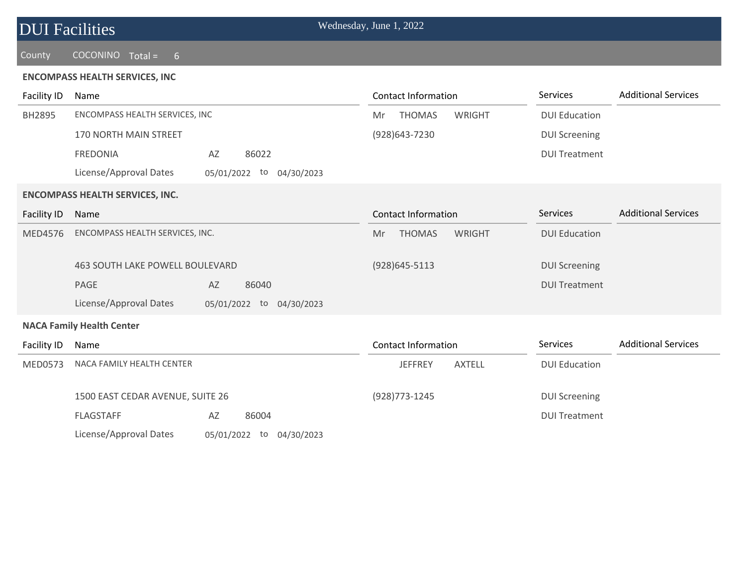# DUI Facilities

Wednesday, June 1, 2022

County COCONINO Total = 6

### ENCOMPASS HEALTH SERVICES, INC

| Facility ID | Name | Contact Information | Services | Additional Services |
|---|---|---|---|---|
| BH2895 | ENCOMPASS HEALTH SERVICES, INC | Mr THOMAS WRIGHT | DUI Education | |
| | 170 NORTH MAIN STREET | (928)643-7230 | DUI Screening | |
| | FREDONIA AZ 86022 | | DUI Treatment | |
| | License/Approval Dates 05/01/2022 to 04/30/2023 | | | |

### ENCOMPASS HEALTH SERVICES, INC.

| Facility ID | Name | Contact Information | Services | Additional Services |
|---|---|---|---|---|
| MED4576 | ENCOMPASS HEALTH SERVICES, INC. | Mr THOMAS WRIGHT | DUI Education | |
| | 463 SOUTH LAKE POWELL BOULEVARD | (928)645-5113 | DUI Screening | |
| | PAGE AZ 86040 | | DUI Treatment | |
| | License/Approval Dates 05/01/2022 to 04/30/2023 | | | |

### NACA Family Health Center

| Facility ID | Name | Contact Information | Services | Additional Services |
|---|---|---|---|---|
| MED0573 | NACA FAMILY HEALTH CENTER | JEFFREY AXTELL | DUI Education | |
| | 1500 EAST CEDAR AVENUE, SUITE 26 | (928)773-1245 | DUI Screening | |
| | FLAGSTAFF AZ 86004 | | DUI Treatment | |
| | License/Approval Dates 05/01/2022 to 04/30/2023 | | | |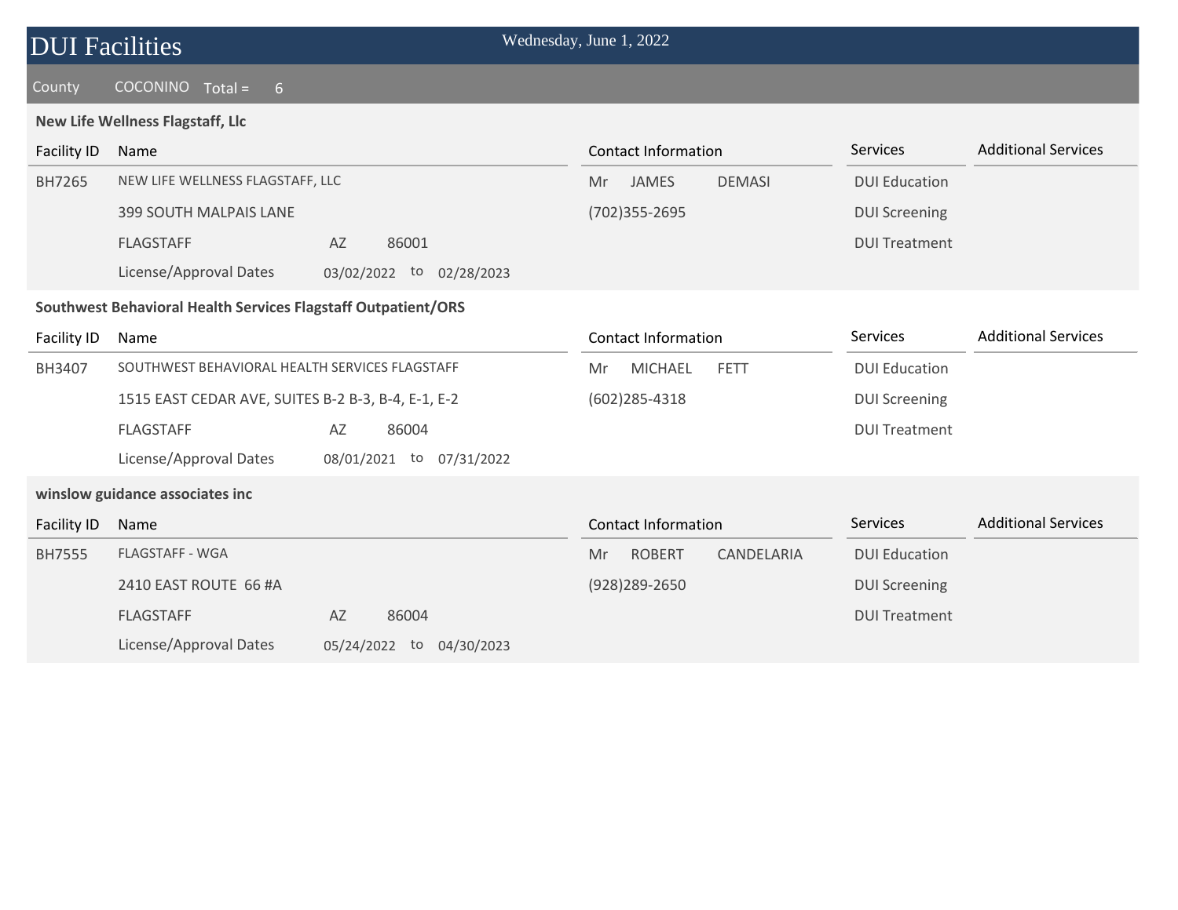# DUI Facilities

Wednesday, June 1, 2022

County COCONINO Total = 6

### New Life Wellness Flagstaff, Llc

| Facility ID | Name | | | Contact Information | Services | Additional Services |
|---|---|---|---|---|---|---|
| BH7265 | NEW LIFE WELLNESS FLAGSTAFF, LLC | | | Mr JAMES DEMASI | DUI Education | |
| | 399 SOUTH MALPAIS LANE | | | (702)355-2695 | DUI Screening | |
| | FLAGSTAFF | AZ | 86001 | | DUI Treatment | |
| | License/Approval Dates | 03/02/2022 | to 02/28/2023 | | | |

### Southwest Behavioral Health Services Flagstaff Outpatient/ORS

| Facility ID | Name | | | Contact Information | Services | Additional Services |
|---|---|---|---|---|---|---|
| BH3407 | SOUTHWEST BEHAVIORAL HEALTH SERVICES FLAGSTAFF | | | Mr MICHAEL FETT | DUI Education | |
| | 1515 EAST CEDAR AVE, SUITES B-2 B-3, B-4, E-1, E-2 | | | (602)285-4318 | DUI Screening | |
| | FLAGSTAFF | AZ | 86004 | | DUI Treatment | |
| | License/Approval Dates | 08/01/2021 | to 07/31/2022 | | | |

### winslow guidance associates inc

| Facility ID | Name | | | Contact Information | Services | Additional Services |
|---|---|---|---|---|---|---|
| BH7555 | FLAGSTAFF - WGA | | | Mr ROBERT CANDELARIA | DUI Education | |
| | 2410 EAST ROUTE 66 #A | | | (928)289-2650 | DUI Screening | |
| | FLAGSTAFF | AZ | 86004 | | DUI Treatment | |
| | License/Approval Dates | 05/24/2022 | to 04/30/2023 | | | |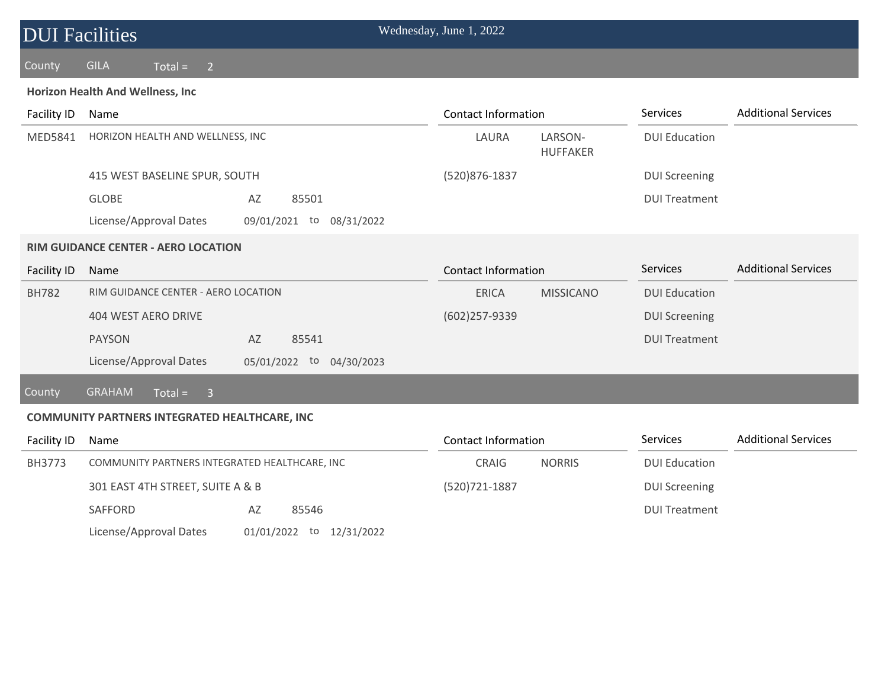# DUI Facilities

Wednesday, June 1, 2022

## County GILA Total = 2

### Horizon Health And Wellness, Inc

| Facility ID | Name | | | Contact Information | | Services | Additional Services |
|---|---|---|---|---|---|---|---|
| MED5841 | HORIZON HEALTH AND WELLNESS, INC | | | LAURA | LARSON-HUFFAKER | DUI Education | |
| | 415 WEST BASELINE SPUR, SOUTH | | | (520)876-1837 | | DUI Screening | |
| | GLOBE | AZ | 85501 | | | DUI Treatment | |
| | License/Approval Dates | 09/01/2021 to | 08/31/2022 | | | | |

### RIM GUIDANCE CENTER - AERO LOCATION

| Facility ID | Name | | | Contact Information | | Services | Additional Services |
|---|---|---|---|---|---|---|---|
| BH782 | RIM GUIDANCE CENTER - AERO LOCATION | | | ERICA | MISSICANO | DUI Education | |
| | 404 WEST AERO DRIVE | | | (602)257-9339 | | DUI Screening | |
| | PAYSON | AZ | 85541 | | | DUI Treatment | |
| | License/Approval Dates | 05/01/2022 to | 04/30/2023 | | | | |

## County GRAHAM Total = 3

### COMMUNITY PARTNERS INTEGRATED HEALTHCARE, INC

| Facility ID | Name | | | Contact Information | | Services | Additional Services |
|---|---|---|---|---|---|---|---|
| BH3773 | COMMUNITY PARTNERS INTEGRATED HEALTHCARE, INC | | | CRAIG | NORRIS | DUI Education | |
| | 301 EAST 4TH STREET, SUITE A & B | | | (520)721-1887 | | DUI Screening | |
| | SAFFORD | AZ | 85546 | | | DUI Treatment | |
| | License/Approval Dates | 01/01/2022 to | 12/31/2022 | | | | |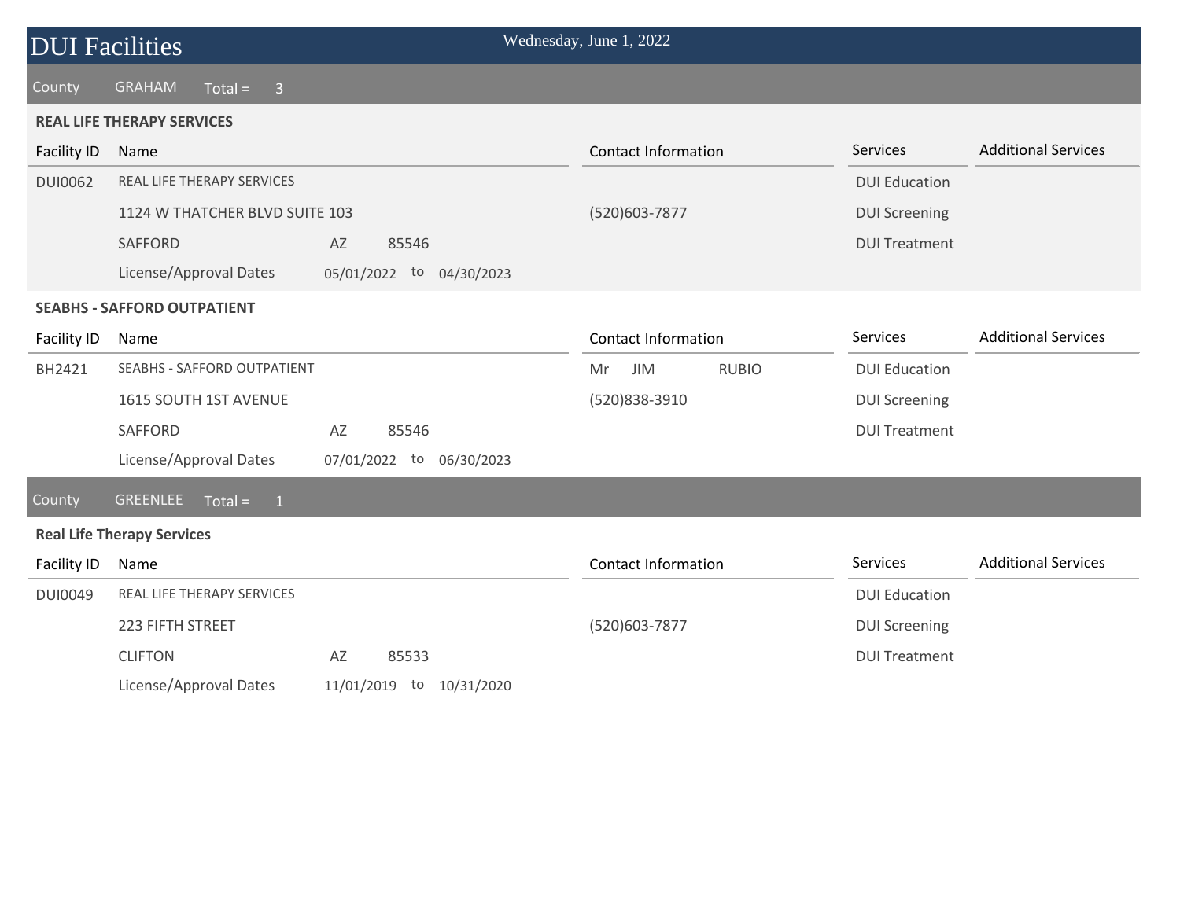# DUI Facilities

Wednesday, June 1, 2022

County GRAHAM Total = 3

**REAL LIFE THERAPY SERVICES**

| Facility ID | Name | | | Contact Information | Services | Additional Services |
|---|---|---|---|---|---|---|
| DUI0062 | REAL LIFE THERAPY SERVICES | | | | DUI Education | |
| | 1124 W THATCHER BLVD SUITE 103 | | | (520)603-7877 | DUI Screening | |
| | SAFFORD | AZ | 85546 | | DUI Treatment | |
| | License/Approval Dates | 05/01/2022 to | 04/30/2023 | | | |

**SEABHS - SAFFORD OUTPATIENT**

| Facility ID | Name | | | Contact Information | Services | Additional Services |
|---|---|---|---|---|---|---|
| BH2421 | SEABHS - SAFFORD OUTPATIENT | | | Mr JIM RUBIO | DUI Education | |
| | 1615 SOUTH 1ST AVENUE | | | (520)838-3910 | DUI Screening | |
| | SAFFORD | AZ | 85546 | | DUI Treatment | |
| | License/Approval Dates | 07/01/2022 to | 06/30/2023 | | | |

County GREENLEE Total = 1

**Real Life Therapy Services**

| Facility ID | Name | | | Contact Information | Services | Additional Services |
|---|---|---|---|---|---|---|
| DUI0049 | REAL LIFE THERAPY SERVICES | | | | DUI Education | |
| | 223 FIFTH STREET | | | (520)603-7877 | DUI Screening | |
| | CLIFTON | AZ | 85533 | | DUI Treatment | |
| | License/Approval Dates | 11/01/2019 to | 10/31/2020 | | | |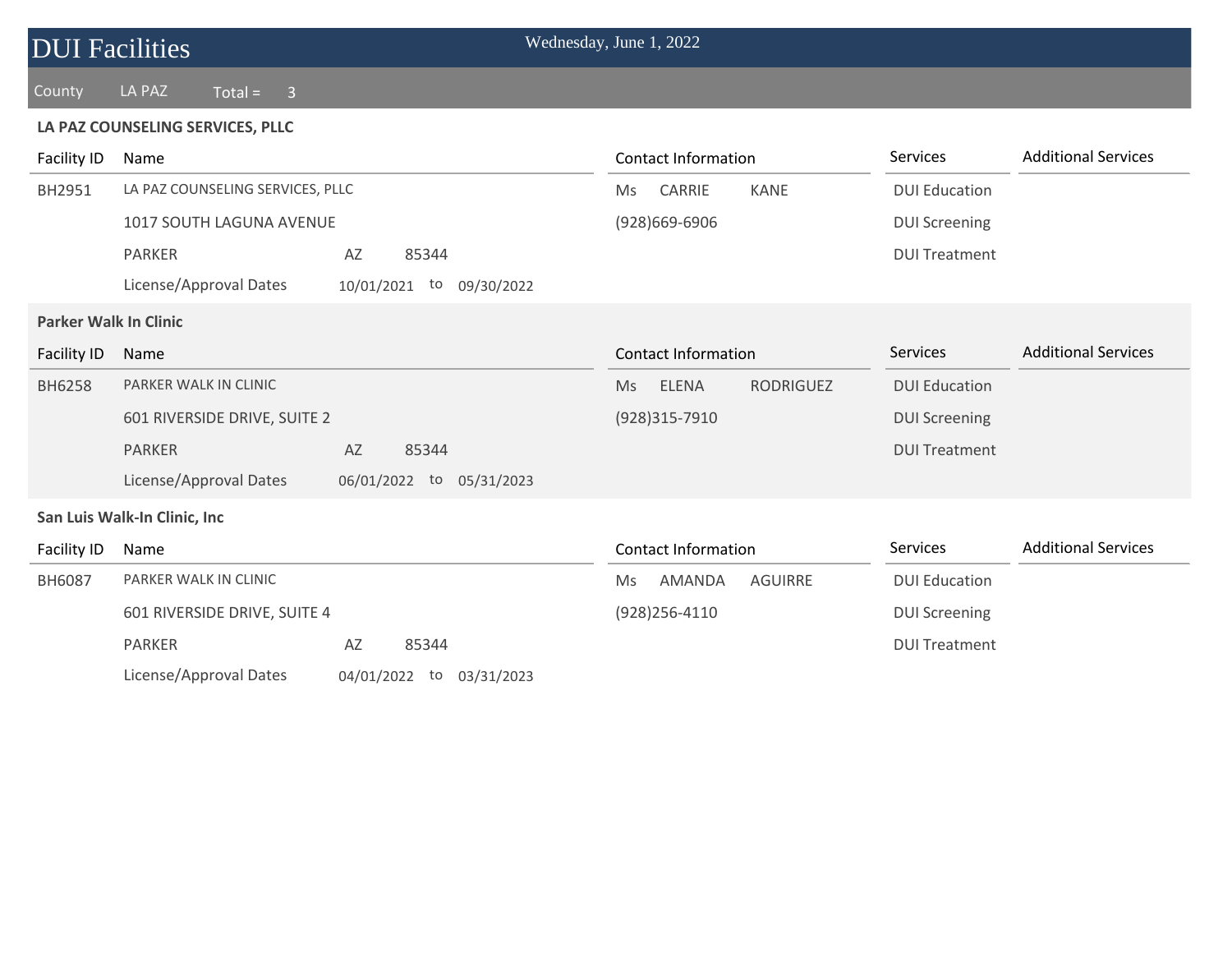# DUI Facilities

Wednesday, June 1, 2022

County LA PAZ Total = 3

### LA PAZ COUNSELING SERVICES, PLLC

| Facility ID | Name | Contact Information | Services | Additional Services |
|---|---|---|---|---|
| BH2951 | LA PAZ COUNSELING SERVICES, PLLC | Ms CARRIE KANE | DUI Education | |
| | 1017 SOUTH LAGUNA AVENUE | (928)669-6906 | DUI Screening | |
| | PARKER AZ 85344 | | DUI Treatment | |
| | License/Approval Dates 10/01/2021 to 09/30/2022 | | | |

### Parker Walk In Clinic

| Facility ID | Name | Contact Information | Services | Additional Services |
|---|---|---|---|---|
| BH6258 | PARKER WALK IN CLINIC | Ms ELENA RODRIGUEZ | DUI Education | |
| | 601 RIVERSIDE DRIVE, SUITE 2 | (928)315-7910 | DUI Screening | |
| | PARKER AZ 85344 | | DUI Treatment | |
| | License/Approval Dates 06/01/2022 to 05/31/2023 | | | |

### San Luis Walk-In Clinic, Inc

| Facility ID | Name | Contact Information | Services | Additional Services |
|---|---|---|---|---|
| BH6087 | PARKER WALK IN CLINIC | Ms AMANDA AGUIRRE | DUI Education | |
| | 601 RIVERSIDE DRIVE, SUITE 4 | (928)256-4110 | DUI Screening | |
| | PARKER AZ 85344 | | DUI Treatment | |
| | License/Approval Dates 04/01/2022 to 03/31/2023 | | | |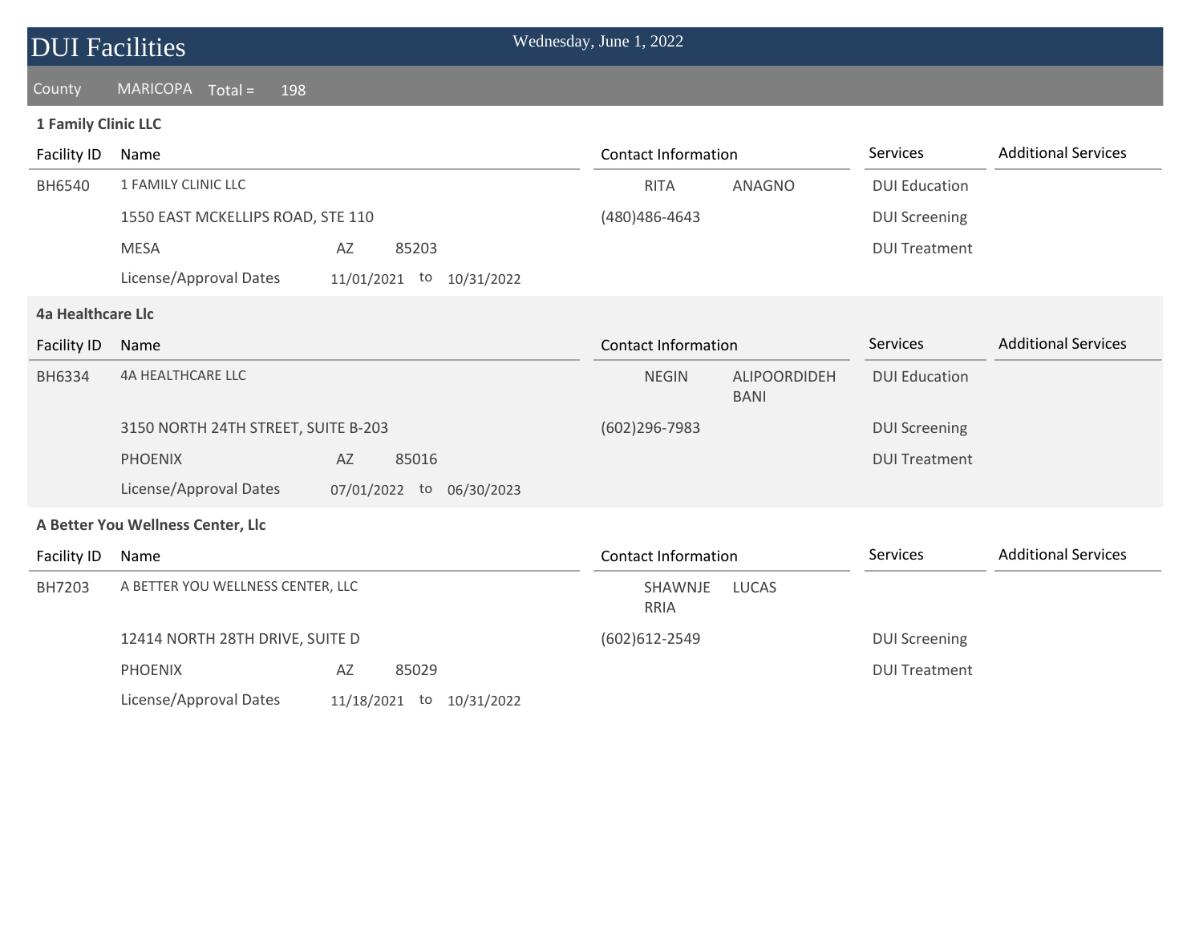# DUI Facilities

Wednesday, June 1, 2022

County MARICOPA Total = 198

### 1 Family Clinic LLC

| Facility ID | Name | Contact Information | Services | Additional Services |
|---|---|---|---|---|
| BH6540 | 1 FAMILY CLINIC LLC | RITA ANAGNO | DUI Education | |
| | 1550 EAST MCKELLIPS ROAD, STE 110 | (480)486-4643 | DUI Screening | |
| | MESA AZ 85203 | | DUI Treatment | |
| | License/Approval Dates 11/01/2021 to 10/31/2022 | | | |

### 4a Healthcare Llc

| Facility ID | Name | Contact Information | Services | Additional Services |
|---|---|---|---|---|
| BH6334 | 4A HEALTHCARE LLC | NEGIN ALIPOORDIDEH BANI | DUI Education | |
| | 3150 NORTH 24TH STREET, SUITE B-203 | (602)296-7983 | DUI Screening | |
| | PHOENIX AZ 85016 | | DUI Treatment | |
| | License/Approval Dates 07/01/2022 to 06/30/2023 | | | |

### A Better You Wellness Center, Llc

| Facility ID | Name | Contact Information | Services | Additional Services |
|---|---|---|---|---|
| BH7203 | A BETTER YOU WELLNESS CENTER, LLC | SHAWNJERRIA LUCAS | | |
| | 12414 NORTH 28TH DRIVE, SUITE D | (602)612-2549 | DUI Screening | |
| | PHOENIX AZ 85029 | | DUI Treatment | |
| | License/Approval Dates 11/18/2021 to 10/31/2022 | | | |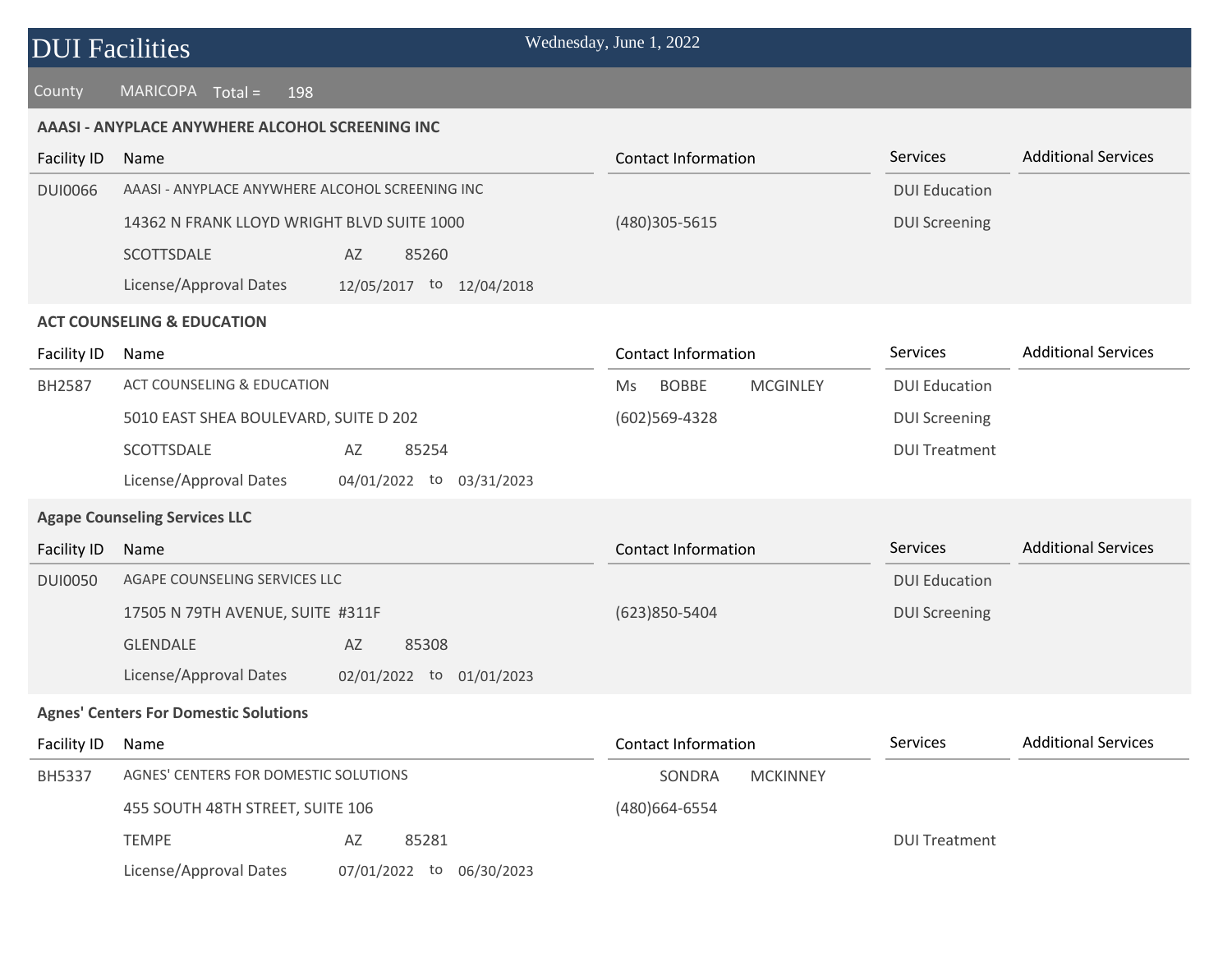# DUI Facilities

Wednesday, June 1, 2022

County MARICOPA Total = 198

### AAASI - ANYPLACE ANYWHERE ALCOHOL SCREENING INC

| Facility ID | Name | Contact Information | Services | Additional Services |
|---|---|---|---|---|
| DUI0066 | AAASI - ANYPLACE ANYWHERE ALCOHOL SCREENING INC | | DUI Education | |
| | 14362 N FRANK LLOYD WRIGHT BLVD SUITE 1000 | (480)305-5615 | DUI Screening | |
| | SCOTTSDALE AZ 85260 | | | |
| | License/Approval Dates 12/05/2017 to 12/04/2018 | | | |

### ACT COUNSELING & EDUCATION

| Facility ID | Name | Contact Information | Services | Additional Services |
|---|---|---|---|---|
| BH2587 | ACT COUNSELING & EDUCATION | Ms BOBBE MCGINLEY | DUI Education | |
| | 5010 EAST SHEA BOULEVARD, SUITE D 202 | (602)569-4328 | DUI Screening | |
| | SCOTTSDALE AZ 85254 | | DUI Treatment | |
| | License/Approval Dates 04/01/2022 to 03/31/2023 | | | |

### Agape Counseling Services LLC

| Facility ID | Name | Contact Information | Services | Additional Services |
|---|---|---|---|---|
| DUI0050 | AGAPE COUNSELING SERVICES LLC | | DUI Education | |
| | 17505 N 79TH AVENUE, SUITE #311F | (623)850-5404 | DUI Screening | |
| | GLENDALE AZ 85308 | | | |
| | License/Approval Dates 02/01/2022 to 01/01/2023 | | | |

### Agnes' Centers For Domestic Solutions

| Facility ID | Name | Contact Information | Services | Additional Services |
|---|---|---|---|---|
| BH5337 | AGNES' CENTERS FOR DOMESTIC SOLUTIONS | SONDRA MCKINNEY | | |
| | 455 SOUTH 48TH STREET, SUITE 106 | (480)664-6554 | | |
| | TEMPE AZ 85281 | | DUI Treatment | |
| | License/Approval Dates 07/01/2022 to 06/30/2023 | | | |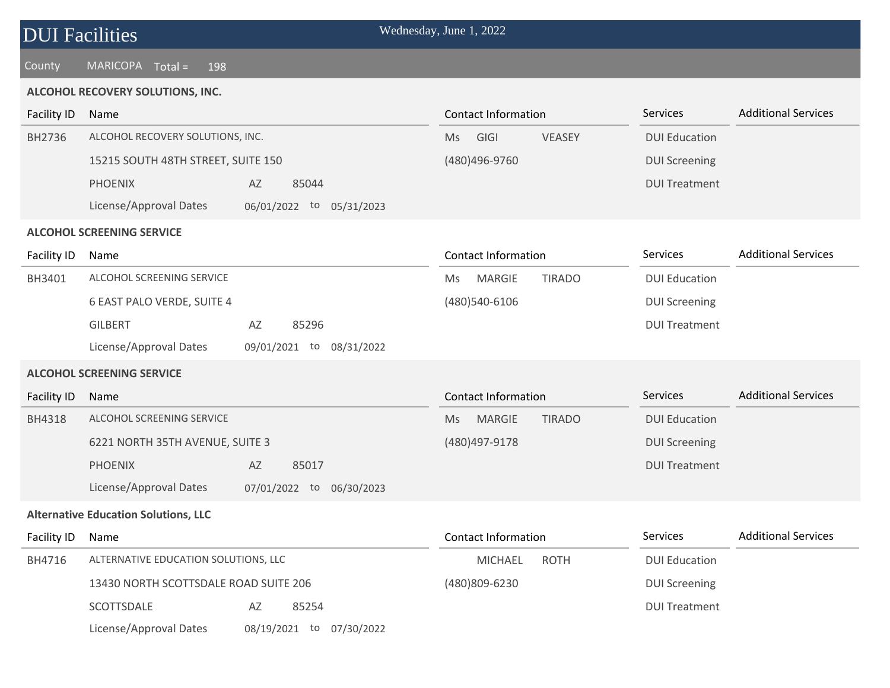# DUI Facilities

Wednesday, June 1, 2022

County MARICOPA Total = 198

**ALCOHOL RECOVERY SOLUTIONS, INC.**

| Facility ID | Name | Contact Information | Services | Additional Services |
|---|---|---|---|---|
| BH2736 | ALCOHOL RECOVERY SOLUTIONS, INC. | Ms GIGI VEASEY | DUI Education | |
| | 15215 SOUTH 48TH STREET, SUITE 150 | (480)496-9760 | DUI Screening | |
| | PHOENIX AZ 85044 | | DUI Treatment | |
| | License/Approval Dates 06/01/2022 to 05/31/2023 | | | |

**ALCOHOL SCREENING SERVICE**

| Facility ID | Name | Contact Information | Services | Additional Services |
|---|---|---|---|---|
| BH3401 | ALCOHOL SCREENING SERVICE | Ms MARGIE TIRADO | DUI Education | |
| | 6 EAST PALO VERDE, SUITE 4 | (480)540-6106 | DUI Screening | |
| | GILBERT AZ 85296 | | DUI Treatment | |
| | License/Approval Dates 09/01/2021 to 08/31/2022 | | | |

**ALCOHOL SCREENING SERVICE**

| Facility ID | Name | Contact Information | Services | Additional Services |
|---|---|---|---|---|
| BH4318 | ALCOHOL SCREENING SERVICE | Ms MARGIE TIRADO | DUI Education | |
| | 6221 NORTH 35TH AVENUE, SUITE 3 | (480)497-9178 | DUI Screening | |
| | PHOENIX AZ 85017 | | DUI Treatment | |
| | License/Approval Dates 07/01/2022 to 06/30/2023 | | | |

**Alternative Education Solutions, LLC**

| Facility ID | Name | Contact Information | Services | Additional Services |
|---|---|---|---|---|
| BH4716 | ALTERNATIVE EDUCATION SOLUTIONS, LLC | MICHAEL ROTH | DUI Education | |
| | 13430 NORTH SCOTTSDALE ROAD SUITE 206 | (480)809-6230 | DUI Screening | |
| | SCOTTSDALE AZ 85254 | | DUI Treatment | |
| | License/Approval Dates 08/19/2021 to 07/30/2022 | | | |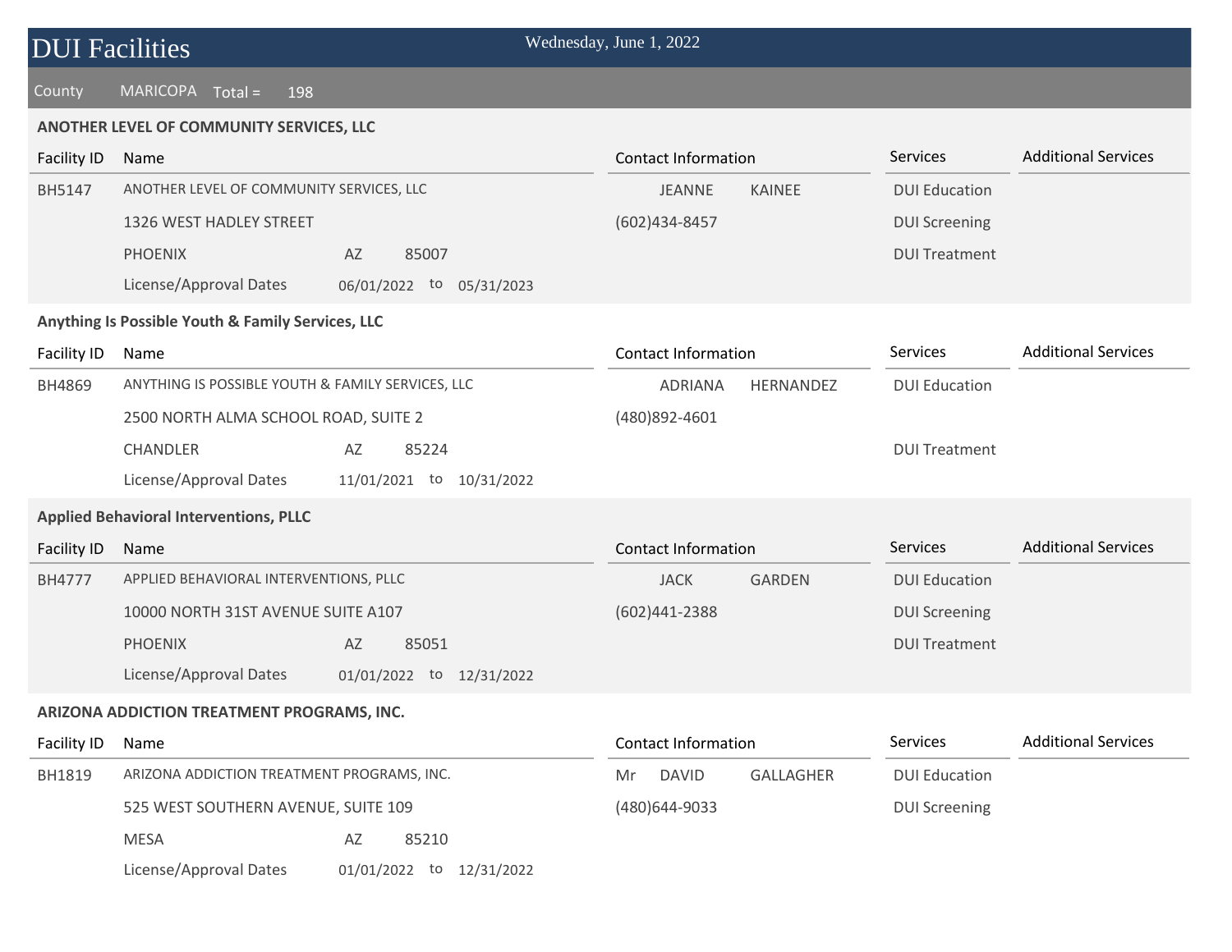# DUI Facilities

Wednesday, June 1, 2022

County MARICOPA Total = 198

### ANOTHER LEVEL OF COMMUNITY SERVICES, LLC

| Facility ID | Name | Contact Information | Services | Additional Services |
|---|---|---|---|---|
| BH5147 | ANOTHER LEVEL OF COMMUNITY SERVICES, LLC | JEANNE KAINEE | DUI Education | |
| | 1326 WEST HADLEY STREET | (602)434-8457 | DUI Screening | |
| | PHOENIX AZ 85007 | | DUI Treatment | |
| | License/Approval Dates 06/01/2022 to 05/31/2023 | | | |

### Anything Is Possible Youth & Family Services, LLC

| Facility ID | Name | Contact Information | Services | Additional Services |
|---|---|---|---|---|
| BH4869 | ANYTHING IS POSSIBLE YOUTH & FAMILY SERVICES, LLC | ADRIANA HERNANDEZ | DUI Education | |
| | 2500 NORTH ALMA SCHOOL ROAD, SUITE 2 | (480)892-4601 | | |
| | CHANDLER AZ 85224 | | DUI Treatment | |
| | License/Approval Dates 11/01/2021 to 10/31/2022 | | | |

### Applied Behavioral Interventions, PLLC

| Facility ID | Name | Contact Information | Services | Additional Services |
|---|---|---|---|---|
| BH4777 | APPLIED BEHAVIORAL INTERVENTIONS, PLLC | JACK GARDEN | DUI Education | |
| | 10000 NORTH 31ST AVENUE SUITE A107 | (602)441-2388 | DUI Screening | |
| | PHOENIX AZ 85051 | | DUI Treatment | |
| | License/Approval Dates 01/01/2022 to 12/31/2022 | | | |

### ARIZONA ADDICTION TREATMENT PROGRAMS, INC.

| Facility ID | Name | Contact Information | Services | Additional Services |
|---|---|---|---|---|
| BH1819 | ARIZONA ADDICTION TREATMENT PROGRAMS, INC. | Mr DAVID GALLAGHER | DUI Education | |
| | 525 WEST SOUTHERN AVENUE, SUITE 109 | (480)644-9033 | DUI Screening | |
| | MESA AZ 85210 | | | |
| | License/Approval Dates 01/01/2022 to 12/31/2022 | | | |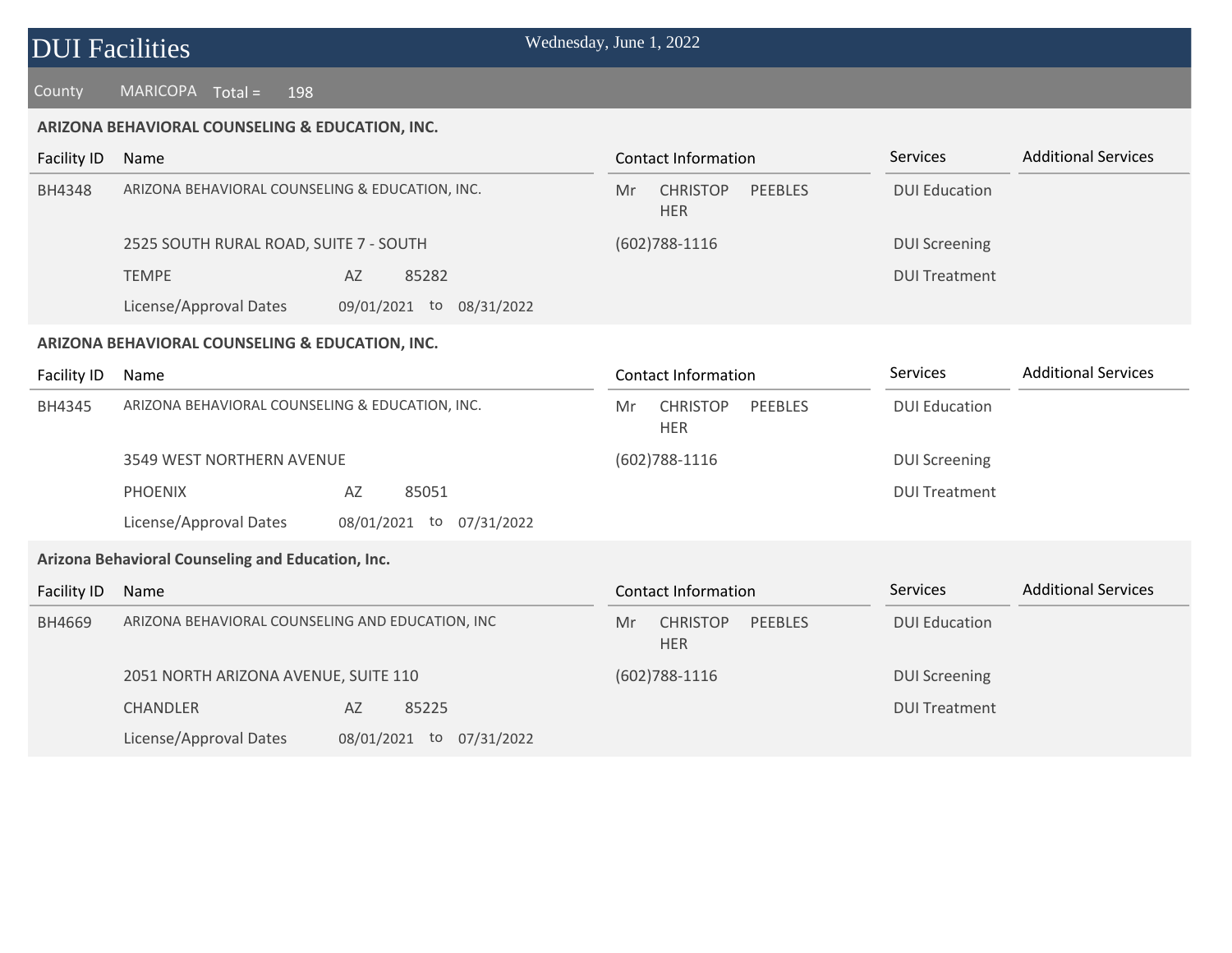# DUI Facilities

Wednesday, June 1, 2022

County MARICOPA Total = 198

### ARIZONA BEHAVIORAL COUNSELING & EDUCATION, INC.

| Facility ID | Name | Contact Information | Services | Additional Services |
|---|---|---|---|---|
| BH4348 | ARIZONA BEHAVIORAL COUNSELING & EDUCATION, INC. | Mr CHRISTOPHER PEEBLES | DUI Education | |
| | 2525 SOUTH RURAL ROAD, SUITE 7 - SOUTH | (602)788-1116 | DUI Screening | |
| | TEMPE AZ 85282 | | DUI Treatment | |
| | License/Approval Dates 09/01/2021 to 08/31/2022 | | | |

### ARIZONA BEHAVIORAL COUNSELING & EDUCATION, INC.

| Facility ID | Name | Contact Information | Services | Additional Services |
|---|---|---|---|---|
| BH4345 | ARIZONA BEHAVIORAL COUNSELING & EDUCATION, INC. | Mr CHRISTOPHER PEEBLES | DUI Education | |
| | 3549 WEST NORTHERN AVENUE | (602)788-1116 | DUI Screening | |
| | PHOENIX AZ 85051 | | DUI Treatment | |
| | License/Approval Dates 08/01/2021 to 07/31/2022 | | | |

### Arizona Behavioral Counseling and Education, Inc.

| Facility ID | Name | Contact Information | Services | Additional Services |
|---|---|---|---|---|
| BH4669 | ARIZONA BEHAVIORAL COUNSELING AND EDUCATION, INC | Mr CHRISTOPHER PEEBLES | DUI Education | |
| | 2051 NORTH ARIZONA AVENUE, SUITE 110 | (602)788-1116 | DUI Screening | |
| | CHANDLER AZ 85225 | | DUI Treatment | |
| | License/Approval Dates 08/01/2021 to 07/31/2022 | | | |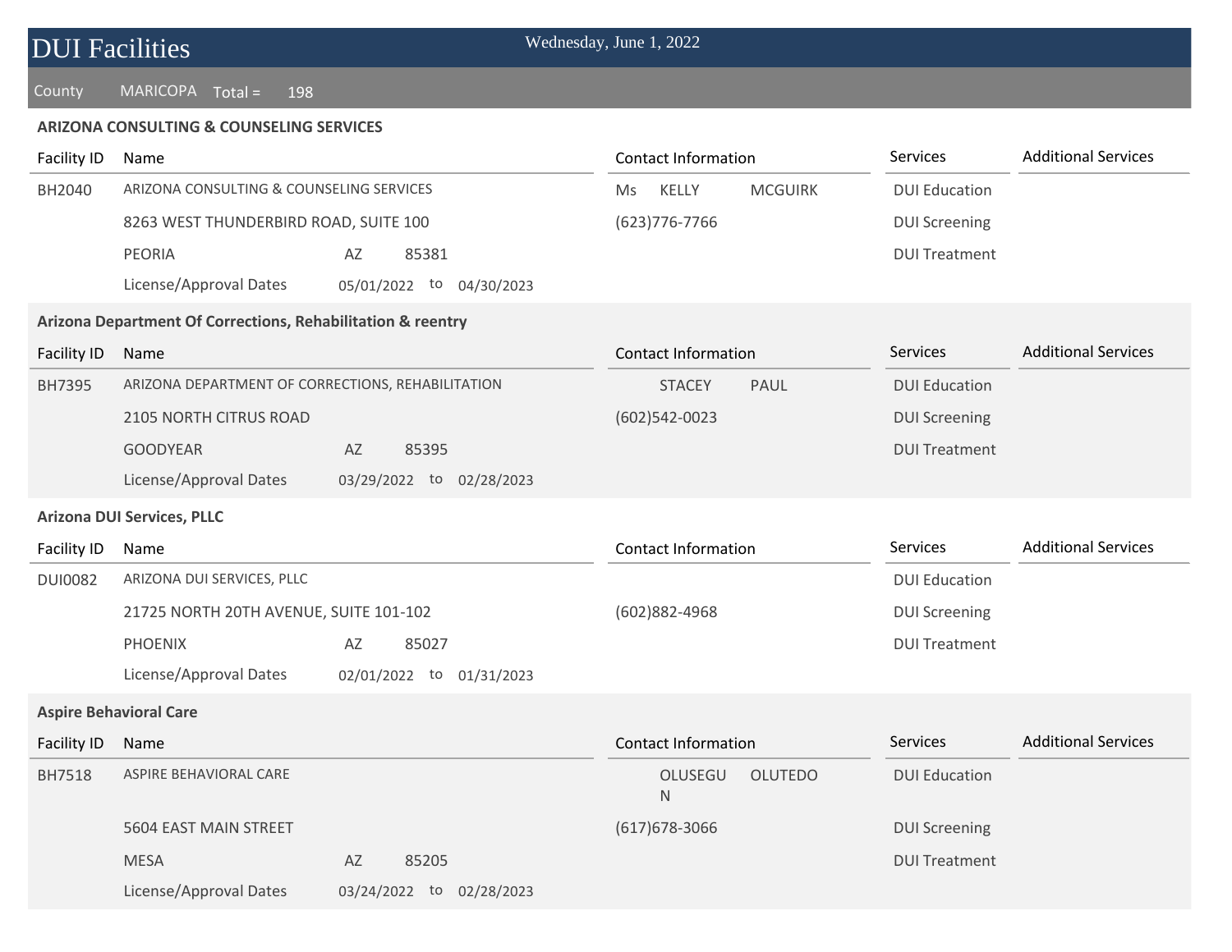# DUI Facilities

Wednesday, June 1, 2022

County MARICOPA Total = 198

### ARIZONA CONSULTING & COUNSELING SERVICES

| Facility ID | Name | | | Contact Information | Services | Additional Services |
|---|---|---|---|---|---|---|
| BH2040 | ARIZONA CONSULTING & COUNSELING SERVICES | | | Ms KELLY MCGUIRK | DUI Education | |
| | 8263 WEST THUNDERBIRD ROAD, SUITE 100 | | | (623)776-7766 | DUI Screening | |
| | PEORIA | AZ | 85381 | | DUI Treatment | |
| | License/Approval Dates | 05/01/2022 | to 04/30/2023 | | | |

### Arizona Department Of Corrections, Rehabilitation & reentry

| Facility ID | Name | | | Contact Information | Services | Additional Services |
|---|---|---|---|---|---|---|
| BH7395 | ARIZONA DEPARTMENT OF CORRECTIONS, REHABILITATION | | | STACEY PAUL | DUI Education | |
| | 2105 NORTH CITRUS ROAD | | | (602)542-0023 | DUI Screening | |
| | GOODYEAR | AZ | 85395 | | DUI Treatment | |
| | License/Approval Dates | 03/29/2022 | to 02/28/2023 | | | |

### Arizona DUI Services, PLLC

| Facility ID | Name | | | Contact Information | Services | Additional Services |
|---|---|---|---|---|---|---|
| DUI0082 | ARIZONA DUI SERVICES, PLLC | | | | DUI Education | |
| | 21725 NORTH 20TH AVENUE, SUITE 101-102 | | | (602)882-4968 | DUI Screening | |
| | PHOENIX | AZ | 85027 | | DUI Treatment | |
| | License/Approval Dates | 02/01/2022 | to 01/31/2023 | | | |

### Aspire Behavioral Care

| Facility ID | Name | | | Contact Information | Services | Additional Services |
|---|---|---|---|---|---|---|
| BH7518 | ASPIRE BEHAVIORAL CARE | | | OLUSEGUN OLUTEDO | DUI Education | |
| | 5604 EAST MAIN STREET | | | (617)678-3066 | DUI Screening | |
| | MESA | AZ | 85205 | | DUI Treatment | |
| | License/Approval Dates | 03/24/2022 | to 02/28/2023 | | | |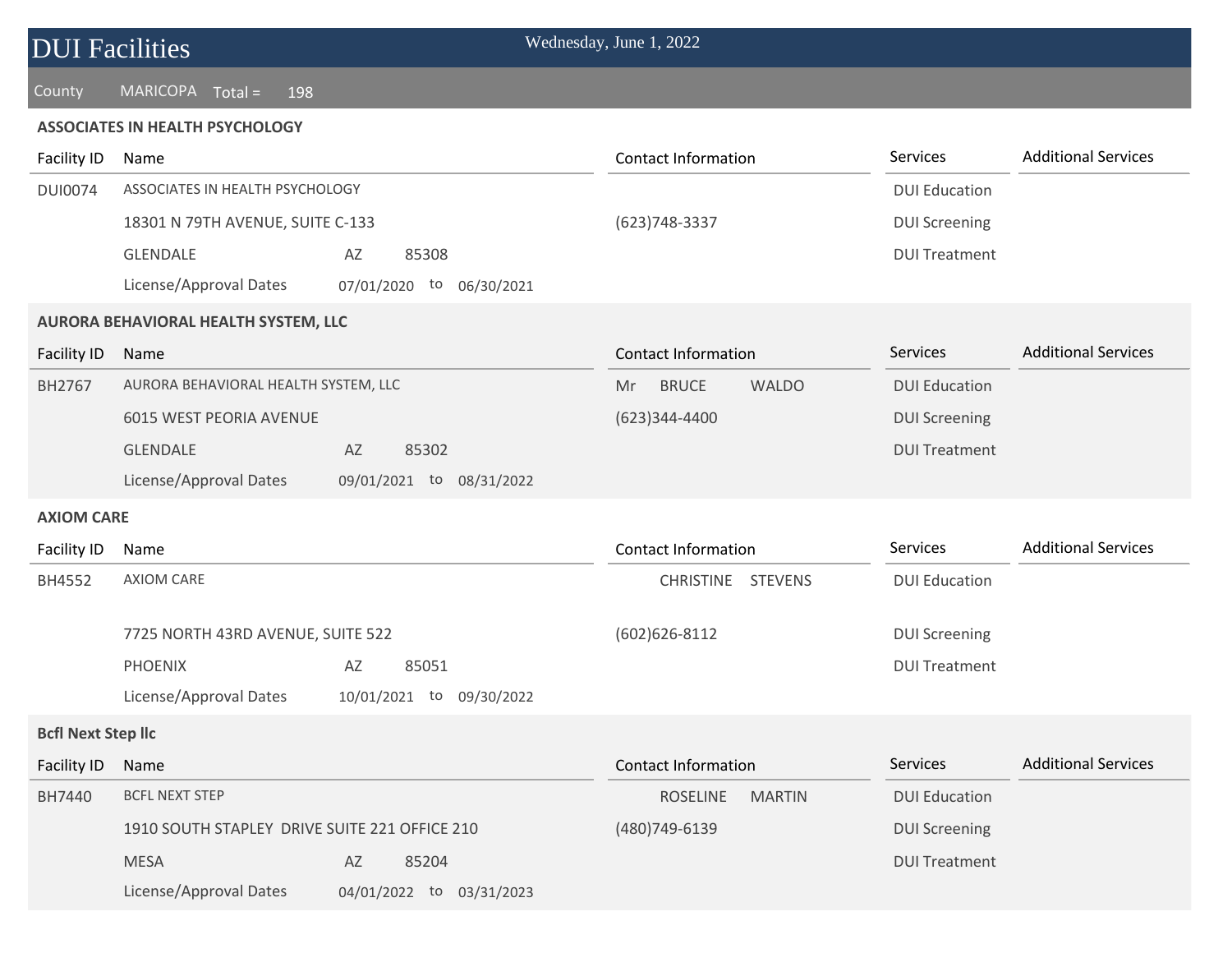# DUI Facilities

Wednesday, June 1, 2022

County MARICOPA Total = 198

### ASSOCIATES IN HEALTH PSYCHOLOGY

| Facility ID | Name | Contact Information | Services | Additional Services |
|---|---|---|---|---|
| DUI0074 | ASSOCIATES IN HEALTH PSYCHOLOGY | | DUI Education | |
| | 18301 N 79TH AVENUE, SUITE C-133 | (623)748-3337 | DUI Screening | |
| | GLENDALE AZ 85308 | | DUI Treatment | |
| | License/Approval Dates 07/01/2020 to 06/30/2021 | | | |

### AURORA BEHAVIORAL HEALTH SYSTEM, LLC

| Facility ID | Name | Contact Information | Services | Additional Services |
|---|---|---|---|---|
| BH2767 | AURORA BEHAVIORAL HEALTH SYSTEM, LLC | Mr BRUCE WALDO | DUI Education | |
| | 6015 WEST PEORIA AVENUE | (623)344-4400 | DUI Screening | |
| | GLENDALE AZ 85302 | | DUI Treatment | |
| | License/Approval Dates 09/01/2021 to 08/31/2022 | | | |

### AXIOM CARE

| Facility ID | Name | Contact Information | Services | Additional Services |
|---|---|---|---|---|
| BH4552 | AXIOM CARE | CHRISTINE STEVENS | DUI Education | |
| | 7725 NORTH 43RD AVENUE, SUITE 522 | (602)626-8112 | DUI Screening | |
| | PHOENIX AZ 85051 | | DUI Treatment | |
| | License/Approval Dates 10/01/2021 to 09/30/2022 | | | |

### Bcfl Next Step llc

| Facility ID | Name | Contact Information | Services | Additional Services |
|---|---|---|---|---|
| BH7440 | BCFL NEXT STEP | ROSELINE MARTIN | DUI Education | |
| | 1910 SOUTH STAPLEY DRIVE SUITE 221 OFFICE 210 | (480)749-6139 | DUI Screening | |
| | MESA AZ 85204 | | DUI Treatment | |
| | License/Approval Dates 04/01/2022 to 03/31/2023 | | | |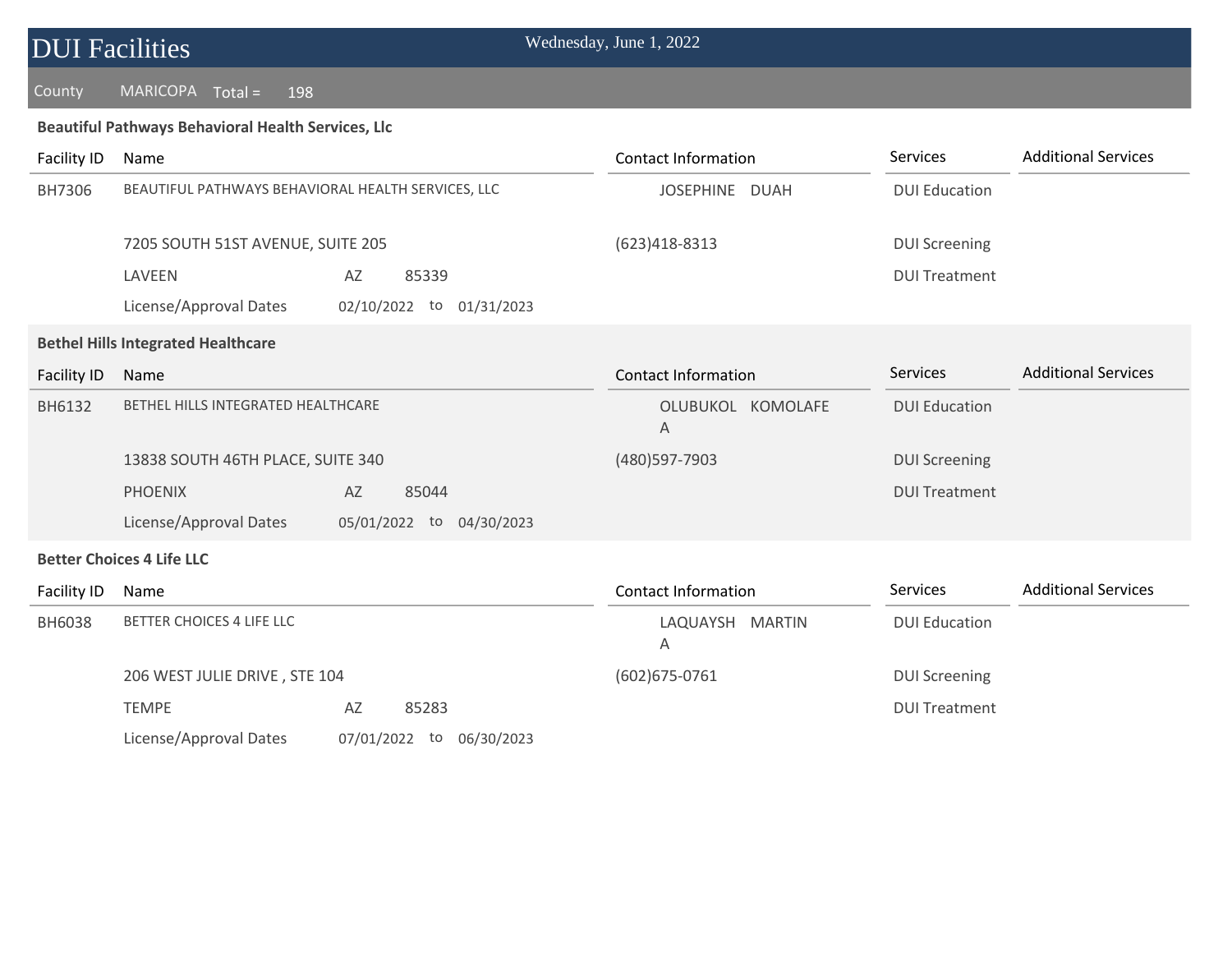# DUI Facilities

Wednesday, June 1, 2022

County MARICOPA Total = 198

**Beautiful Pathways Behavioral Health Services, Llc**

| Facility ID | Name | Contact Information | Services | Additional Services |
|---|---|---|---|---|
| BH7306 | BEAUTIFUL PATHWAYS BEHAVIORAL HEALTH SERVICES, LLC | JOSEPHINE DUAH | DUI Education | |
| | 7205 SOUTH 51ST AVENUE, SUITE 205 | (623)418-8313 | DUI Screening | |
| | LAVEEN AZ 85339 | | DUI Treatment | |
| | License/Approval Dates 02/10/2022 to 01/31/2023 | | | |

**Bethel Hills Integrated Healthcare**

| Facility ID | Name | Contact Information | Services | Additional Services |
|---|---|---|---|---|
| BH6132 | BETHEL HILLS INTEGRATED HEALTHCARE | OLUBUKOLA KOMOLAFE | DUI Education | |
| | 13838 SOUTH 46TH PLACE, SUITE 340 | (480)597-7903 | DUI Screening | |
| | PHOENIX AZ 85044 | | DUI Treatment | |
| | License/Approval Dates 05/01/2022 to 04/30/2023 | | | |

**Better Choices 4 Life LLC**

| Facility ID | Name | Contact Information | Services | Additional Services |
|---|---|---|---|---|
| BH6038 | BETTER CHOICES 4 LIFE LLC | LAQUAYSHA MARTIN | DUI Education | |
| | 206 WEST JULIE DRIVE , STE 104 | (602)675-0761 | DUI Screening | |
| | TEMPE AZ 85283 | | DUI Treatment | |
| | License/Approval Dates 07/01/2022 to 06/30/2023 | | | |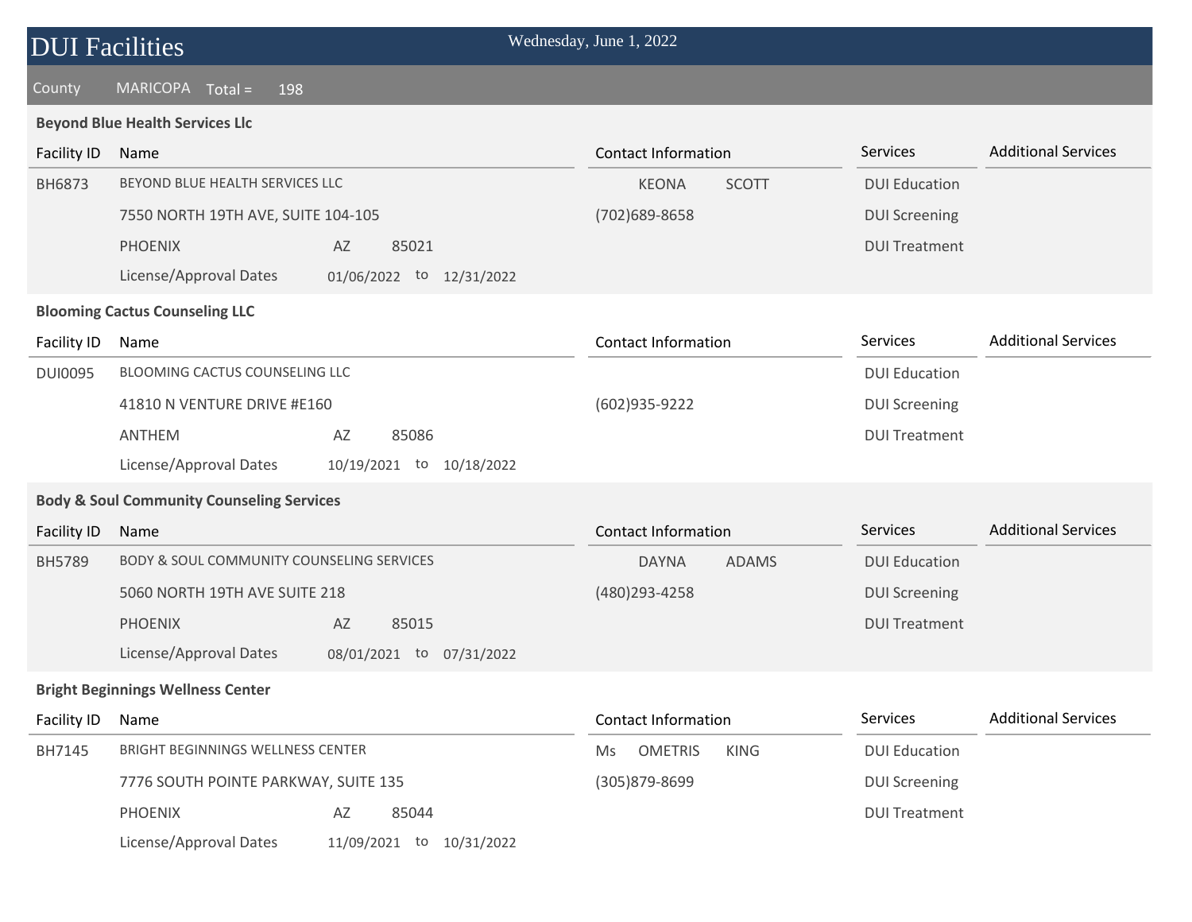# DUI Facilities

Wednesday, June 1, 2022

County MARICOPA Total = 198

### Beyond Blue Health Services Llc

| Facility ID | Name | Contact Information | Services | Additional Services |
|---|---|---|---|---|
| BH6873 | BEYOND BLUE HEALTH SERVICES LLC | KEONA SCOTT | DUI Education | |
| | 7550 NORTH 19TH AVE, SUITE 104-105 | (702)689-8658 | DUI Screening | |
| | PHOENIX AZ 85021 | | DUI Treatment | |
| | License/Approval Dates 01/06/2022 to 12/31/2022 | | | |

### Blooming Cactus Counseling LLC

| Facility ID | Name | Contact Information | Services | Additional Services |
|---|---|---|---|---|
| DUI0095 | BLOOMING CACTUS COUNSELING LLC | | DUI Education | |
| | 41810 N VENTURE DRIVE #E160 | (602)935-9222 | DUI Screening | |
| | ANTHEM AZ 85086 | | DUI Treatment | |
| | License/Approval Dates 10/19/2021 to 10/18/2022 | | | |

### Body & Soul Community Counseling Services

| Facility ID | Name | Contact Information | Services | Additional Services |
|---|---|---|---|---|
| BH5789 | BODY & SOUL COMMUNITY COUNSELING SERVICES | DAYNA ADAMS | DUI Education | |
| | 5060 NORTH 19TH AVE SUITE 218 | (480)293-4258 | DUI Screening | |
| | PHOENIX AZ 85015 | | DUI Treatment | |
| | License/Approval Dates 08/01/2021 to 07/31/2022 | | | |

### Bright Beginnings Wellness Center

| Facility ID | Name | Contact Information | Services | Additional Services |
|---|---|---|---|---|
| BH7145 | BRIGHT BEGINNINGS WELLNESS CENTER | Ms OMETRIS KING | DUI Education | |
| | 7776 SOUTH POINTE PARKWAY, SUITE 135 | (305)879-8699 | DUI Screening | |
| | PHOENIX AZ 85044 | | DUI Treatment | |
| | License/Approval Dates 11/09/2021 to 10/31/2022 | | | |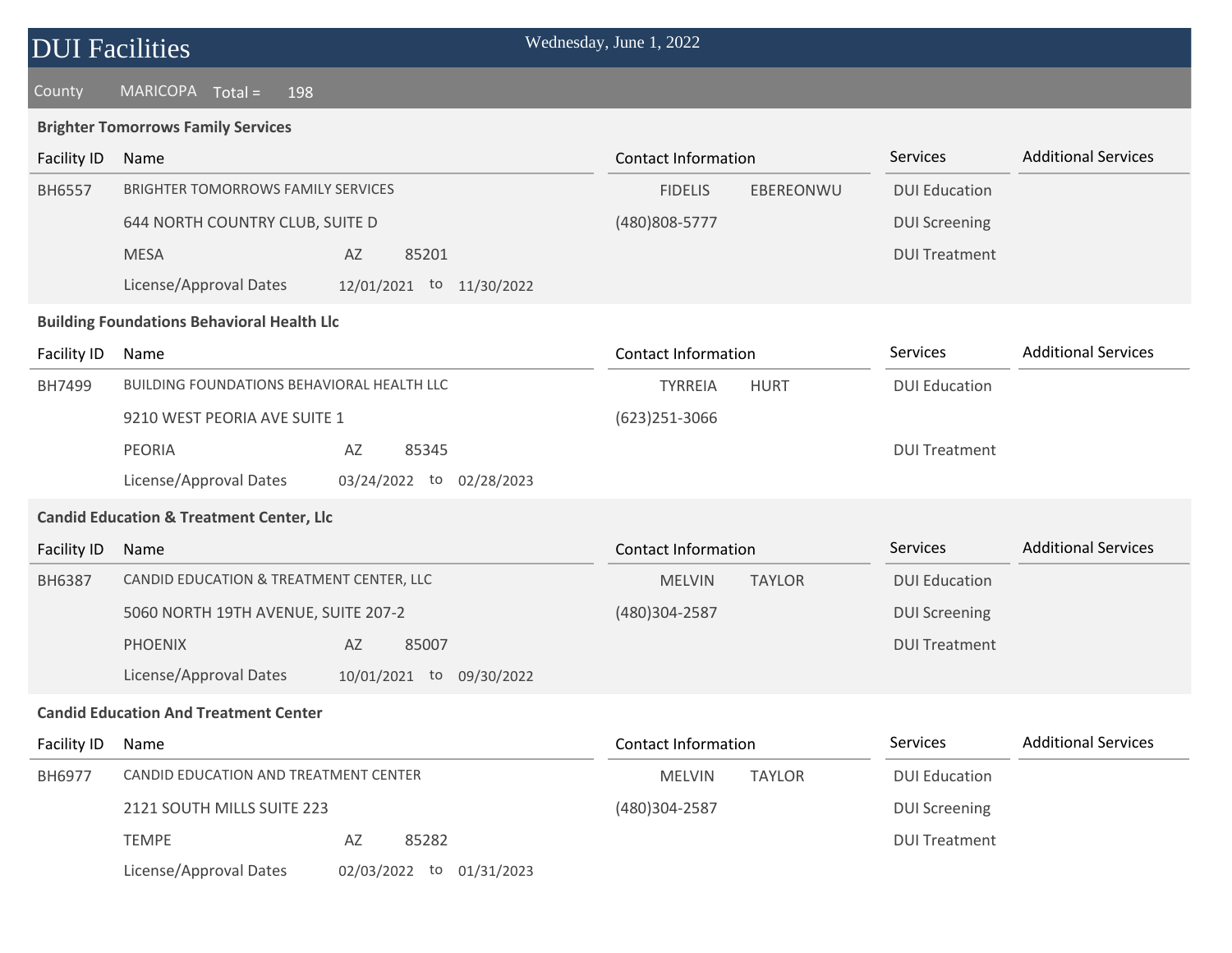# DUI Facilities

Wednesday, June 1, 2022

County MARICOPA Total = 198

### Brighter Tomorrows Family Services

| Facility ID | Name | Contact Information | Services | Additional Services |
|---|---|---|---|---|
| BH6557 | BRIGHTER TOMORROWS FAMILY SERVICES | FIDELIS EBEREONWU | DUI Education | |
| | 644 NORTH COUNTRY CLUB, SUITE D | (480)808-5777 | DUI Screening | |
| | MESA AZ 85201 | | DUI Treatment | |
| | License/Approval Dates 12/01/2021 to 11/30/2022 | | | |

### Building Foundations Behavioral Health Llc

| Facility ID | Name | Contact Information | Services | Additional Services |
|---|---|---|---|---|
| BH7499 | BUILDING FOUNDATIONS BEHAVIORAL HEALTH LLC | TYRREIA HURT | DUI Education | |
| | 9210 WEST PEORIA AVE SUITE 1 | (623)251-3066 | | |
| | PEORIA AZ 85345 | | DUI Treatment | |
| | License/Approval Dates 03/24/2022 to 02/28/2023 | | | |

### Candid Education & Treatment Center, Llc

| Facility ID | Name | Contact Information | Services | Additional Services |
|---|---|---|---|---|
| BH6387 | CANDID EDUCATION & TREATMENT CENTER, LLC | MELVIN TAYLOR | DUI Education | |
| | 5060 NORTH 19TH AVENUE, SUITE 207-2 | (480)304-2587 | DUI Screening | |
| | PHOENIX AZ 85007 | | DUI Treatment | |
| | License/Approval Dates 10/01/2021 to 09/30/2022 | | | |

### Candid Education And Treatment Center

| Facility ID | Name | Contact Information | Services | Additional Services |
|---|---|---|---|---|
| BH6977 | CANDID EDUCATION AND TREATMENT CENTER | MELVIN TAYLOR | DUI Education | |
| | 2121 SOUTH MILLS SUITE 223 | (480)304-2587 | DUI Screening | |
| | TEMPE AZ 85282 | | DUI Treatment | |
| | License/Approval Dates 02/03/2022 to 01/31/2023 | | | |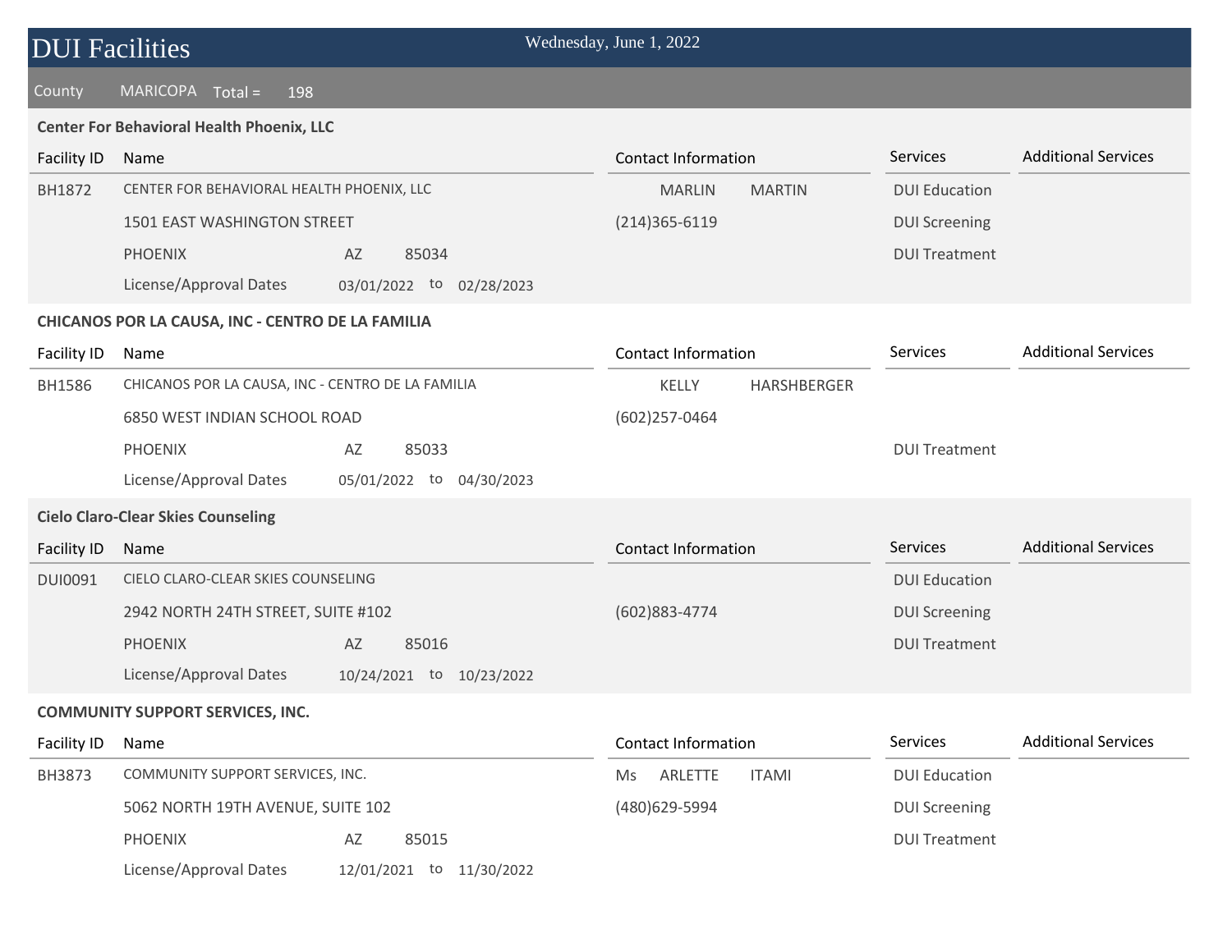# DUI Facilities

Wednesday, June 1, 2022

County MARICOPA Total = 198

### Center For Behavioral Health Phoenix, LLC

| Facility ID | Name | | | Contact Information | Services | Additional Services |
|---|---|---|---|---|---|---|
| BH1872 | CENTER FOR BEHAVIORAL HEALTH PHOENIX, LLC | | | MARLIN MARTIN | DUI Education | |
| | 1501 EAST WASHINGTON STREET | | | (214)365-6119 | DUI Screening | |
| | PHOENIX | AZ | 85034 | | DUI Treatment | |
| | License/Approval Dates | 03/01/2022 | to 02/28/2023 | | | |

### CHICANOS POR LA CAUSA, INC - CENTRO DE LA FAMILIA

| Facility ID | Name | | | Contact Information | Services | Additional Services |
|---|---|---|---|---|---|---|
| BH1586 | CHICANOS POR LA CAUSA, INC - CENTRO DE LA FAMILIA | | | KELLY HARSHBERGER | | |
| | 6850 WEST INDIAN SCHOOL ROAD | | | (602)257-0464 | | |
| | PHOENIX | AZ | 85033 | | DUI Treatment | |
| | License/Approval Dates | 05/01/2022 | to 04/30/2023 | | | |

### Cielo Claro-Clear Skies Counseling

| Facility ID | Name | | | Contact Information | Services | Additional Services |
|---|---|---|---|---|---|---|
| DUI0091 | CIELO CLARO-CLEAR SKIES COUNSELING | | | | DUI Education | |
| | 2942 NORTH 24TH STREET, SUITE #102 | | | (602)883-4774 | DUI Screening | |
| | PHOENIX | AZ | 85016 | | DUI Treatment | |
| | License/Approval Dates | 10/24/2021 | to 10/23/2022 | | | |

### COMMUNITY SUPPORT SERVICES, INC.

| Facility ID | Name | | | Contact Information | Services | Additional Services |
|---|---|---|---|---|---|---|
| BH3873 | COMMUNITY SUPPORT SERVICES, INC. | | | Ms ARLETTE ITAMI | DUI Education | |
| | 5062 NORTH 19TH AVENUE, SUITE 102 | | | (480)629-5994 | DUI Screening | |
| | PHOENIX | AZ | 85015 | | DUI Treatment | |
| | License/Approval Dates | 12/01/2021 | to 11/30/2022 | | | |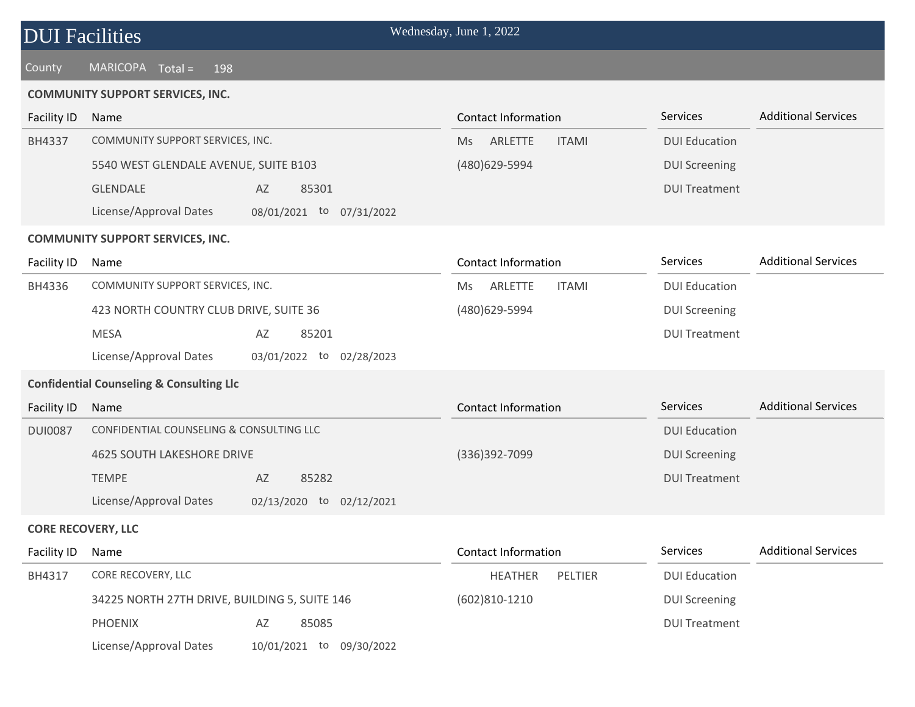# DUI Facilities

Wednesday, June 1, 2022

County MARICOPA Total = 198

**COMMUNITY SUPPORT SERVICES, INC.**

| Facility ID | Name | | | Contact Information | Services | Additional Services |
|---|---|---|---|---|---|---|
| BH4337 | COMMUNITY SUPPORT SERVICES, INC. | | | Ms ARLETTE ITAMI | DUI Education | |
| | 5540 WEST GLENDALE AVENUE, SUITE B103 | | | (480)629-5994 | DUI Screening | |
| | GLENDALE | AZ | 85301 | | DUI Treatment | |
| | License/Approval Dates | 08/01/2021 to | 07/31/2022 | | | |

**COMMUNITY SUPPORT SERVICES, INC.**

| Facility ID | Name | | | Contact Information | Services | Additional Services |
|---|---|---|---|---|---|---|
| BH4336 | COMMUNITY SUPPORT SERVICES, INC. | | | Ms ARLETTE ITAMI | DUI Education | |
| | 423 NORTH COUNTRY CLUB DRIVE, SUITE 36 | | | (480)629-5994 | DUI Screening | |
| | MESA | AZ | 85201 | | DUI Treatment | |
| | License/Approval Dates | 03/01/2022 to | 02/28/2023 | | | |

**Confidential Counseling & Consulting Llc**

| Facility ID | Name | | | Contact Information | Services | Additional Services |
|---|---|---|---|---|---|---|
| DUI0087 | CONFIDENTIAL COUNSELING & CONSULTING LLC | | | | DUI Education | |
| | 4625 SOUTH LAKESHORE DRIVE | | | (336)392-7099 | DUI Screening | |
| | TEMPE | AZ | 85282 | | DUI Treatment | |
| | License/Approval Dates | 02/13/2020 to | 02/12/2021 | | | |

**CORE RECOVERY, LLC**

| Facility ID | Name | | | Contact Information | Services | Additional Services |
|---|---|---|---|---|---|---|
| BH4317 | CORE RECOVERY, LLC | | | HEATHER PELTIER | DUI Education | |
| | 34225 NORTH 27TH DRIVE, BUILDING 5, SUITE 146 | | | (602)810-1210 | DUI Screening | |
| | PHOENIX | AZ | 85085 | | DUI Treatment | |
| | License/Approval Dates | 10/01/2021 to | 09/30/2022 | | | |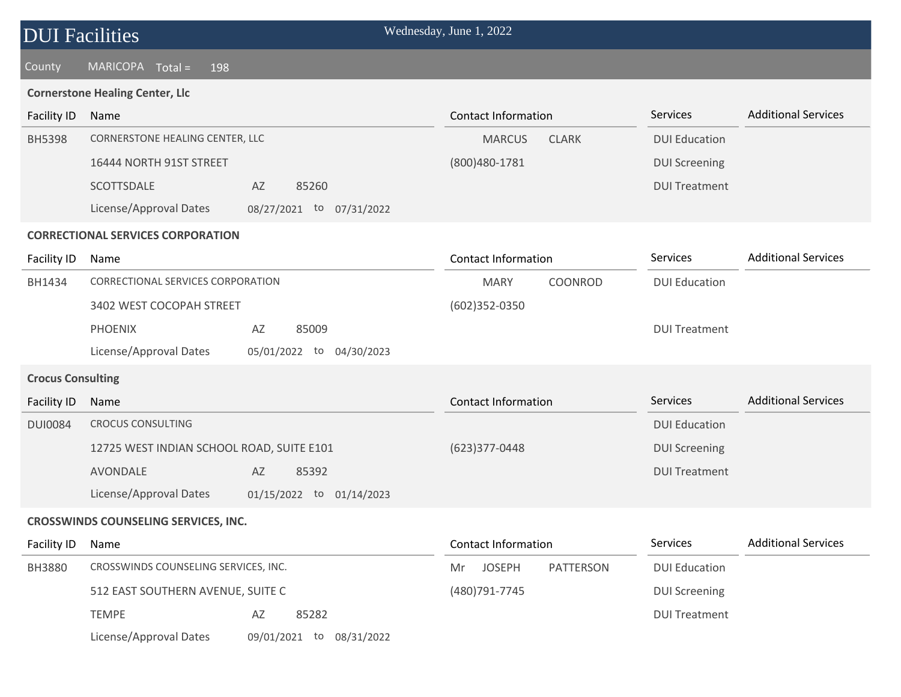# DUI Facilities

Wednesday, June 1, 2022

County MARICOPA Total = 198

**Cornerstone Healing Center, Llc**

| Facility ID | Name | Contact Information | Services | Additional Services |
|---|---|---|---|---|
| BH5398 | CORNERSTONE HEALING CENTER, LLC | MARCUS CLARK | DUI Education | |
| | 16444 NORTH 91ST STREET | (800)480-1781 | DUI Screening | |
| | SCOTTSDALE AZ 85260 | | DUI Treatment | |
| | License/Approval Dates 08/27/2021 to 07/31/2022 | | | |

**CORRECTIONAL SERVICES CORPORATION**

| Facility ID | Name | Contact Information | Services | Additional Services |
|---|---|---|---|---|
| BH1434 | CORRECTIONAL SERVICES CORPORATION | MARY COONROD | DUI Education | |
| | 3402 WEST COCOPAH STREET | (602)352-0350 | | |
| | PHOENIX AZ 85009 | | DUI Treatment | |
| | License/Approval Dates 05/01/2022 to 04/30/2023 | | | |

**Crocus Consulting**

| Facility ID | Name | Contact Information | Services | Additional Services |
|---|---|---|---|---|
| DUI0084 | CROCUS CONSULTING | | DUI Education | |
| | 12725 WEST INDIAN SCHOOL ROAD, SUITE E101 | (623)377-0448 | DUI Screening | |
| | AVONDALE AZ 85392 | | DUI Treatment | |
| | License/Approval Dates 01/15/2022 to 01/14/2023 | | | |

**CROSSWINDS COUNSELING SERVICES, INC.**

| Facility ID | Name | Contact Information | Services | Additional Services |
|---|---|---|---|---|
| BH3880 | CROSSWINDS COUNSELING SERVICES, INC. | Mr JOSEPH PATTERSON | DUI Education | |
| | 512 EAST SOUTHERN AVENUE, SUITE C | (480)791-7745 | DUI Screening | |
| | TEMPE AZ 85282 | | DUI Treatment | |
| | License/Approval Dates 09/01/2021 to 08/31/2022 | | | |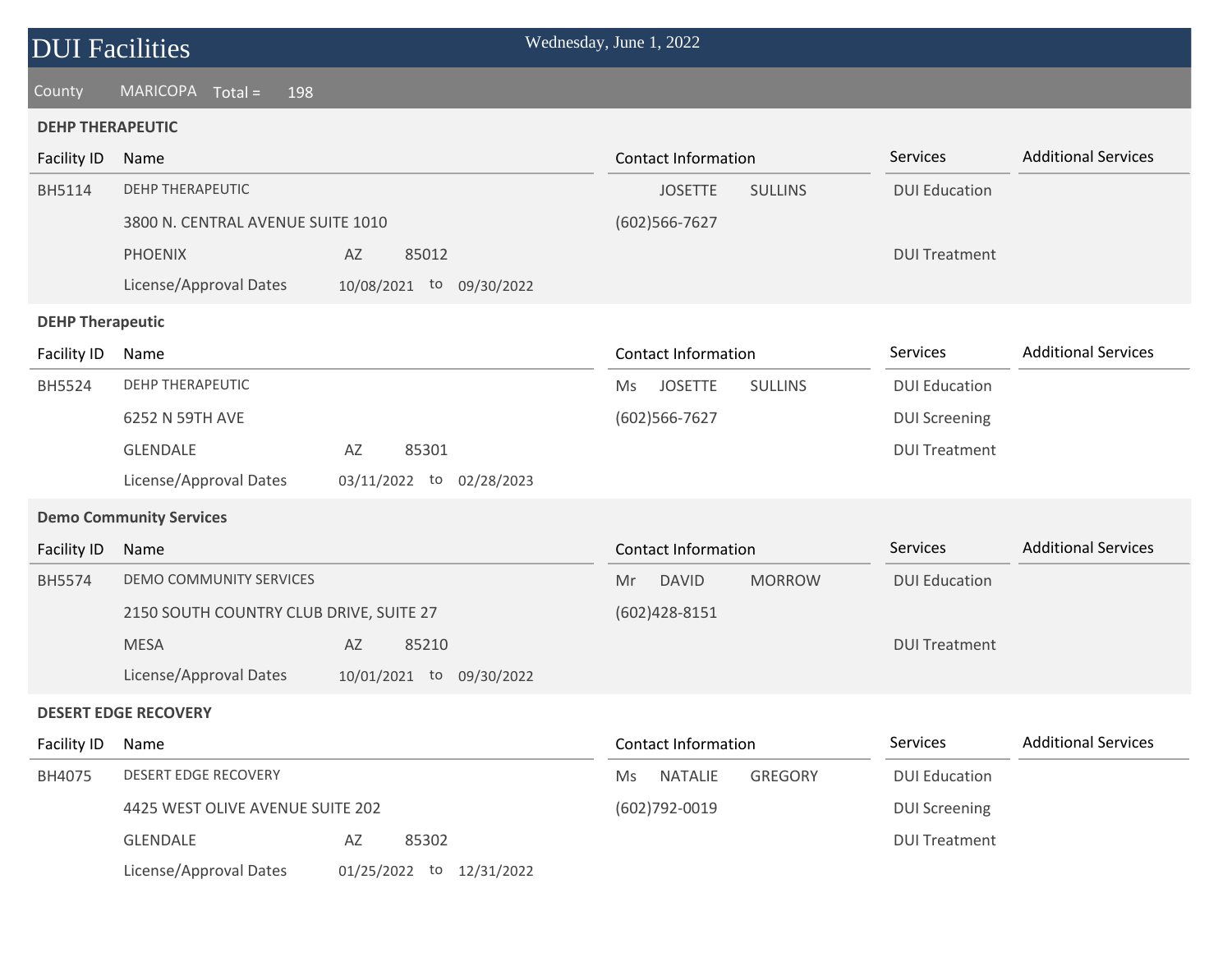# DUI Facilities

Wednesday, June 1, 2022

County MARICOPA Total = 198

### DEHP THERAPEUTIC

| Facility ID | Name | | | Contact Information | Services | Additional Services |
|---|---|---|---|---|---|---|
| BH5114 | DEHP THERAPEUTIC | | | JOSETTE SULLINS | DUI Education | |
| | 3800 N. CENTRAL AVENUE SUITE 1010 | | | (602)566-7627 | | |
| | PHOENIX | AZ | 85012 | | DUI Treatment | |
| | License/Approval Dates | 10/08/2021 | to 09/30/2022 | | | |

### DEHP Therapeutic

| Facility ID | Name | | | Contact Information | Services | Additional Services |
|---|---|---|---|---|---|---|
| BH5524 | DEHP THERAPEUTIC | | | Ms JOSETTE SULLINS | DUI Education | |
| | 6252 N 59TH AVE | | | (602)566-7627 | DUI Screening | |
| | GLENDALE | AZ | 85301 | | DUI Treatment | |
| | License/Approval Dates | 03/11/2022 | to 02/28/2023 | | | |

### Demo Community Services

| Facility ID | Name | | | Contact Information | Services | Additional Services |
|---|---|---|---|---|---|---|
| BH5574 | DEMO COMMUNITY SERVICES | | | Mr DAVID MORROW | DUI Education | |
| | 2150 SOUTH COUNTRY CLUB DRIVE, SUITE 27 | | | (602)428-8151 | | |
| | MESA | AZ | 85210 | | DUI Treatment | |
| | License/Approval Dates | 10/01/2021 | to 09/30/2022 | | | |

### DESERT EDGE RECOVERY

| Facility ID | Name | | | Contact Information | Services | Additional Services |
|---|---|---|---|---|---|---|
| BH4075 | DESERT EDGE RECOVERY | | | Ms NATALIE GREGORY | DUI Education | |
| | 4425 WEST OLIVE AVENUE SUITE 202 | | | (602)792-0019 | DUI Screening | |
| | GLENDALE | AZ | 85302 | | DUI Treatment | |
| | License/Approval Dates | 01/25/2022 | to 12/31/2022 | | | |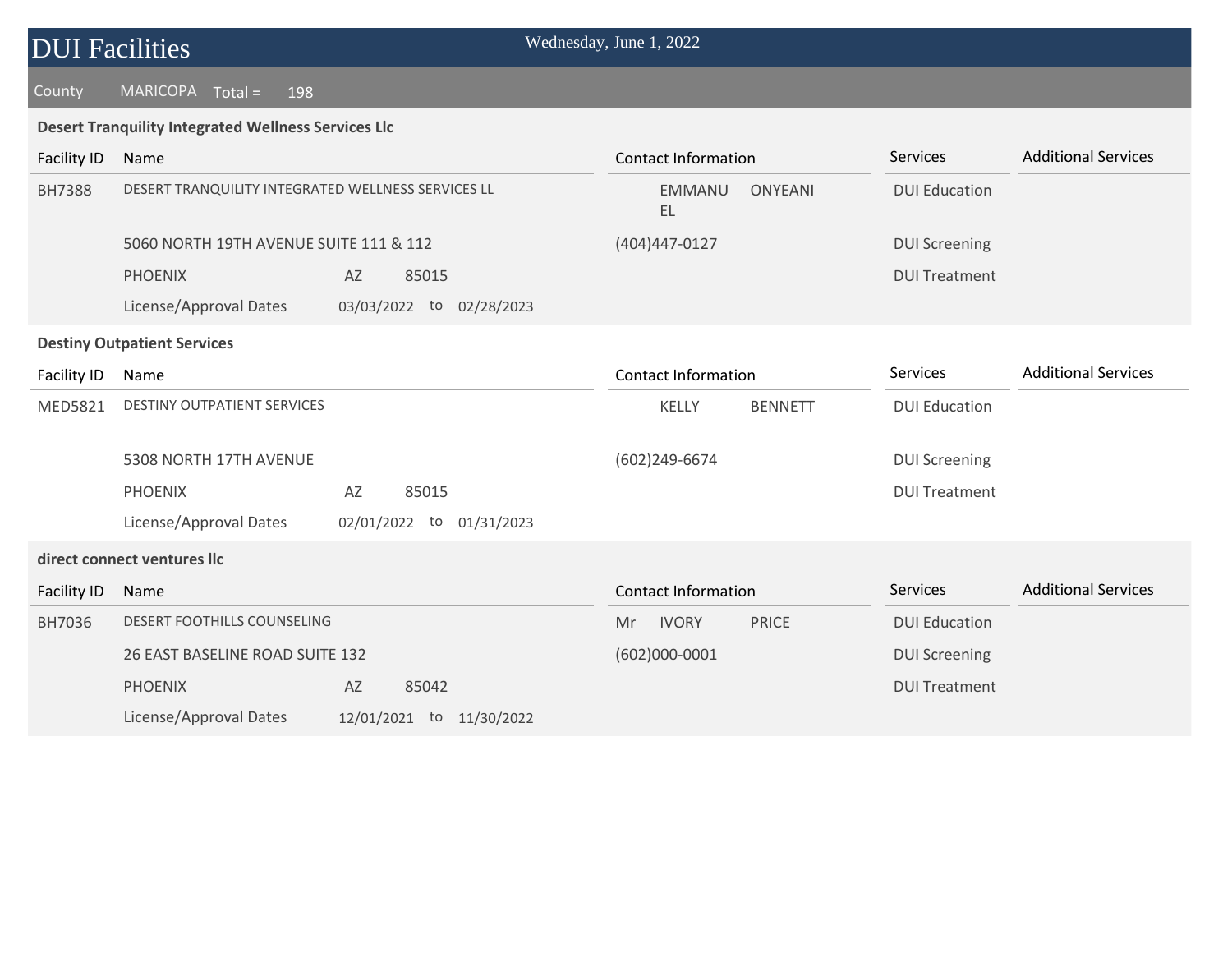# DUI Facilities

Wednesday, June 1, 2022

County MARICOPA Total = 198

### Desert Tranquility Integrated Wellness Services Llc

| Facility ID | Name | Contact Information | Services | Additional Services |
|---|---|---|---|---|
| BH7388 | DESERT TRANQUILITY INTEGRATED WELLNESS SERVICES LL | EMMANUEL ONYEANI | DUI Education | |
| | 5060 NORTH 19TH AVENUE SUITE 111 & 112 | (404)447-0127 | DUI Screening | |
| | PHOENIX AZ 85015 | | DUI Treatment | |
| | License/Approval Dates 03/03/2022 to 02/28/2023 | | | |

### Destiny Outpatient Services

| Facility ID | Name | Contact Information | Services | Additional Services |
|---|---|---|---|---|
| MED5821 | DESTINY OUTPATIENT SERVICES | KELLY BENNETT | DUI Education | |
| | 5308 NORTH 17TH AVENUE | (602)249-6674 | DUI Screening | |
| | PHOENIX AZ 85015 | | DUI Treatment | |
| | License/Approval Dates 02/01/2022 to 01/31/2023 | | | |

### direct connect ventures llc

| Facility ID | Name | Contact Information | Services | Additional Services |
|---|---|---|---|---|
| BH7036 | DESERT FOOTHILLS COUNSELING | Mr IVORY PRICE | DUI Education | |
| | 26 EAST BASELINE ROAD SUITE 132 | (602)000-0001 | DUI Screening | |
| | PHOENIX AZ 85042 | | DUI Treatment | |
| | License/Approval Dates 12/01/2021 to 11/30/2022 | | | |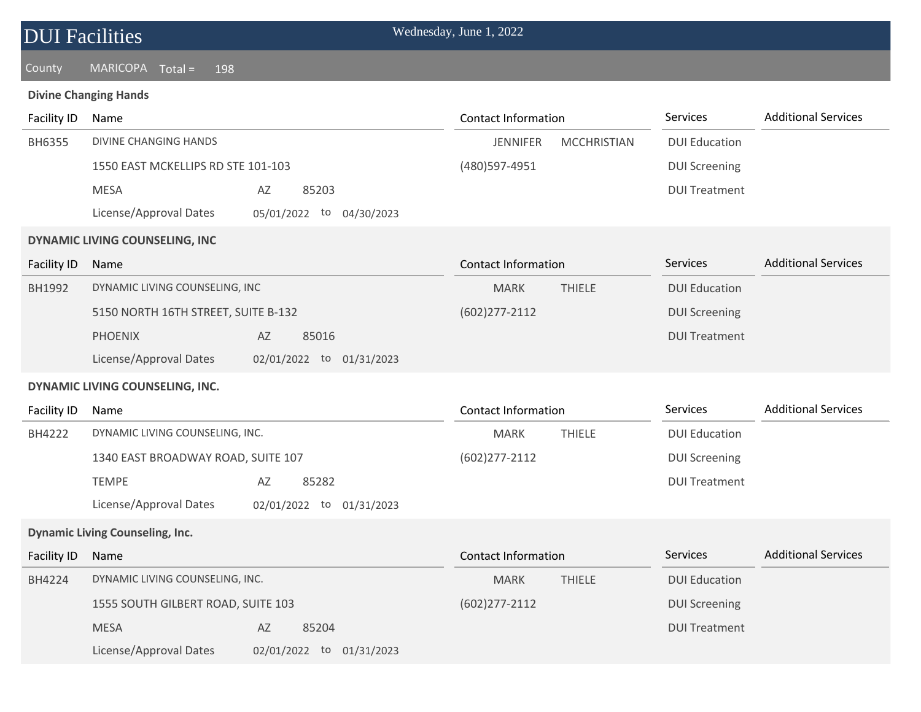# DUI Facilities

Wednesday, June 1, 2022

County MARICOPA Total = 198

**Divine Changing Hands**

| Facility ID | Name | Contact Information | Services | Additional Services |
|---|---|---|---|---|
| BH6355 | DIVINE CHANGING HANDS | JENNIFER MCCHRISTIAN | DUI Education | |
| | 1550 EAST MCKELLIPS RD STE 101-103 | (480)597-4951 | DUI Screening | |
| | MESA AZ 85203 | | DUI Treatment | |
| | License/Approval Dates 05/01/2022 to 04/30/2023 | | | |

**DYNAMIC LIVING COUNSELING, INC**

| Facility ID | Name | Contact Information | Services | Additional Services |
|---|---|---|---|---|
| BH1992 | DYNAMIC LIVING COUNSELING, INC | MARK THIELE | DUI Education | |
| | 5150 NORTH 16TH STREET, SUITE B-132 | (602)277-2112 | DUI Screening | |
| | PHOENIX AZ 85016 | | DUI Treatment | |
| | License/Approval Dates 02/01/2022 to 01/31/2023 | | | |

**DYNAMIC LIVING COUNSELING, INC.**

| Facility ID | Name | Contact Information | Services | Additional Services |
|---|---|---|---|---|
| BH4222 | DYNAMIC LIVING COUNSELING, INC. | MARK THIELE | DUI Education | |
| | 1340 EAST BROADWAY ROAD, SUITE 107 | (602)277-2112 | DUI Screening | |
| | TEMPE AZ 85282 | | DUI Treatment | |
| | License/Approval Dates 02/01/2022 to 01/31/2023 | | | |

**Dynamic Living Counseling, Inc.**

| Facility ID | Name | Contact Information | Services | Additional Services |
|---|---|---|---|---|
| BH4224 | DYNAMIC LIVING COUNSELING, INC. | MARK THIELE | DUI Education | |
| | 1555 SOUTH GILBERT ROAD, SUITE 103 | (602)277-2112 | DUI Screening | |
| | MESA AZ 85204 | | DUI Treatment | |
| | License/Approval Dates 02/01/2022 to 01/31/2023 | | | |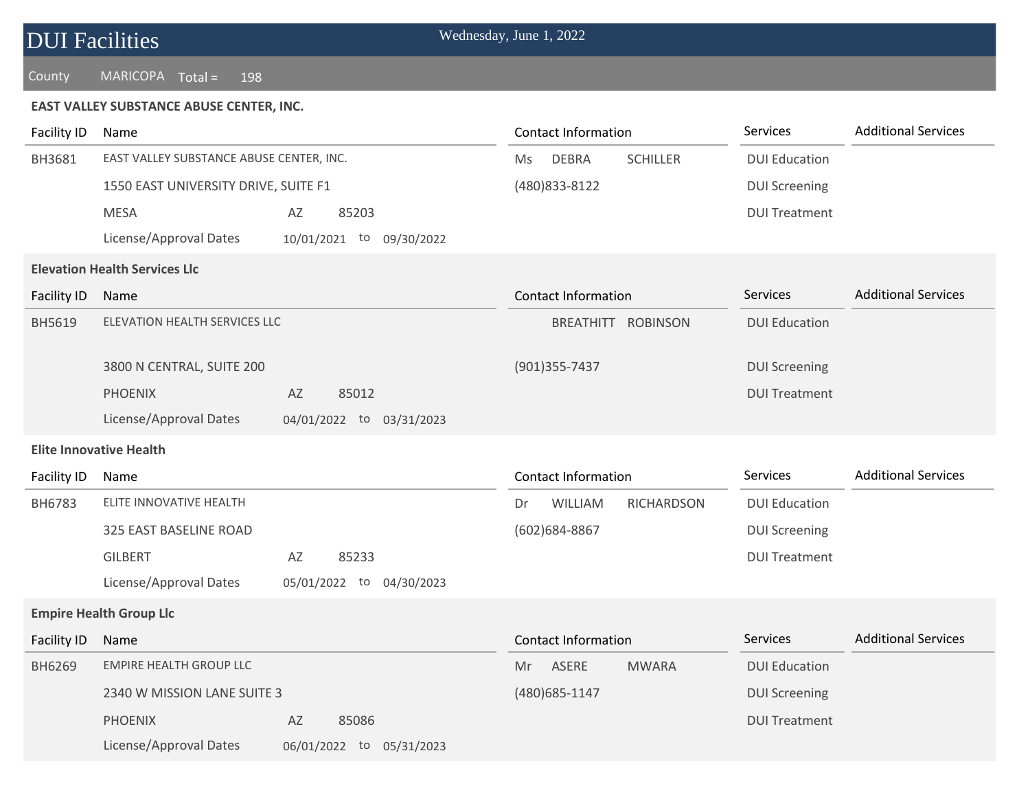# DUI Facilities

Wednesday, June 1, 2022

County MARICOPA Total = 198

### EAST VALLEY SUBSTANCE ABUSE CENTER, INC.

| Facility ID | Name | Contact Information | Services | Additional Services |
|---|---|---|---|---|
| BH3681 | EAST VALLEY SUBSTANCE ABUSE CENTER, INC. | Ms DEBRA SCHILLER | DUI Education | |
| | 1550 EAST UNIVERSITY DRIVE, SUITE F1 | (480)833-8122 | DUI Screening | |
| | MESA AZ 85203 | | DUI Treatment | |
| | License/Approval Dates 10/01/2021 to 09/30/2022 | | | |

### Elevation Health Services Llc

| Facility ID | Name | Contact Information | Services | Additional Services |
|---|---|---|---|---|
| BH5619 | ELEVATION HEALTH SERVICES LLC | BREATHITT ROBINSON | DUI Education | |
| | 3800 N CENTRAL, SUITE 200 | (901)355-7437 | DUI Screening | |
| | PHOENIX AZ 85012 | | DUI Treatment | |
| | License/Approval Dates 04/01/2022 to 03/31/2023 | | | |

### Elite Innovative Health

| Facility ID | Name | Contact Information | Services | Additional Services |
|---|---|---|---|---|
| BH6783 | ELITE INNOVATIVE HEALTH | Dr WILLIAM RICHARDSON | DUI Education | |
| | 325 EAST BASELINE ROAD | (602)684-8867 | DUI Screening | |
| | GILBERT AZ 85233 | | DUI Treatment | |
| | License/Approval Dates 05/01/2022 to 04/30/2023 | | | |

### Empire Health Group Llc

| Facility ID | Name | Contact Information | Services | Additional Services |
|---|---|---|---|---|
| BH6269 | EMPIRE HEALTH GROUP LLC | Mr ASERE MWARA | DUI Education | |
| | 2340 W MISSION LANE SUITE 3 | (480)685-1147 | DUI Screening | |
| | PHOENIX AZ 85086 | | DUI Treatment | |
| | License/Approval Dates 06/01/2022 to 05/31/2023 | | | |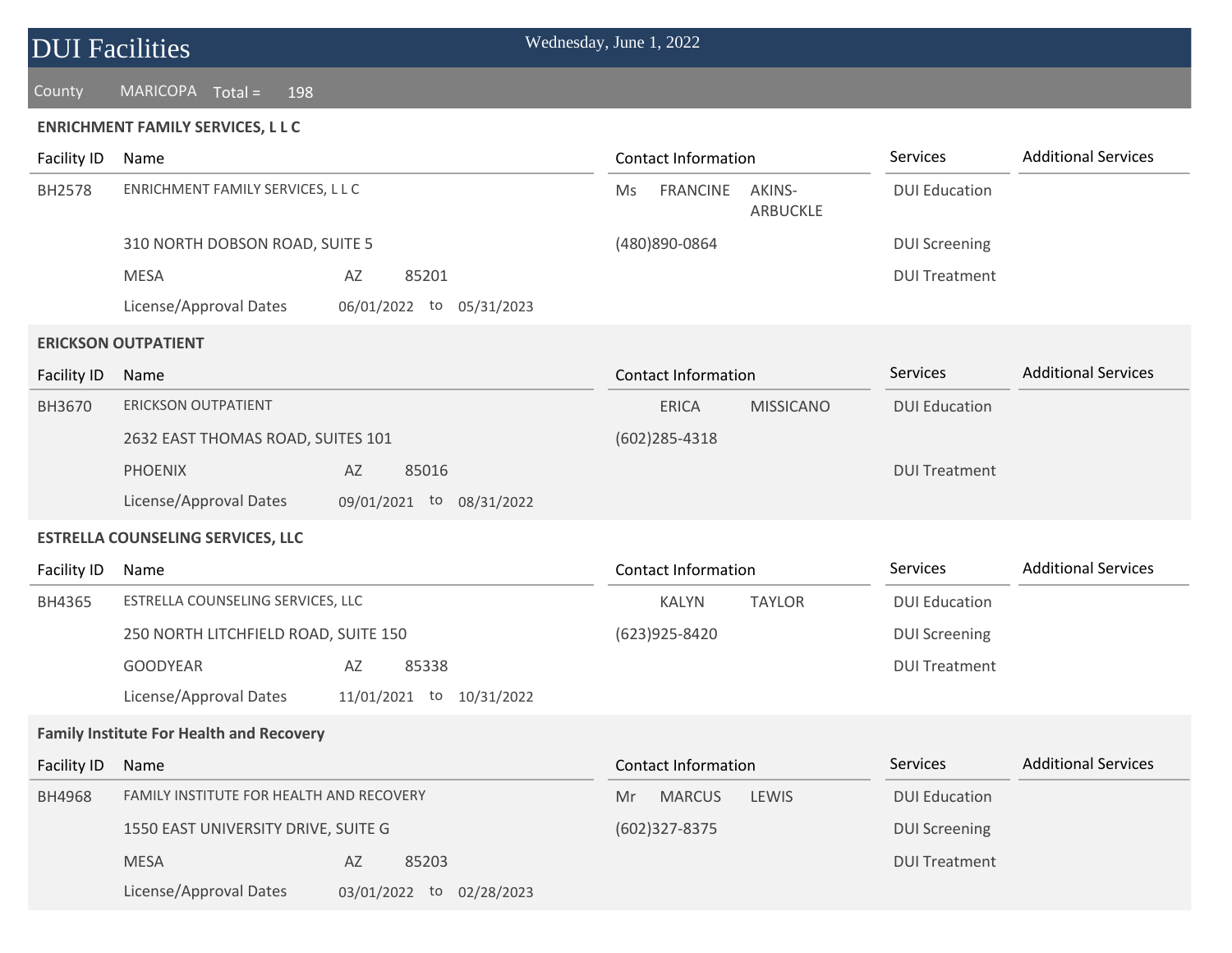# DUI Facilities

Wednesday, June 1, 2022

County MARICOPA Total = 198

**ENRICHMENT FAMILY SERVICES, L L C**

| Facility ID | Name | | | | Contact Information | | | Services | Additional Services |
|---|---|---|---|---|---|---|---|---|---|
| BH2578 | ENRICHMENT FAMILY SERVICES, L L C | | | | Ms | FRANCINE | AKINS-ARBUCKLE | DUI Education | |
| | 310 NORTH DOBSON ROAD, SUITE 5 | | | | (480)890-0864 | | | DUI Screening | |
| | MESA | AZ | 85201 | | | | | DUI Treatment | |
| | License/Approval Dates | 06/01/2022 | to | 05/31/2023 | | | | | |

**ERICKSON OUTPATIENT**

| Facility ID | Name | | | | Contact Information | | | Services | Additional Services |
|---|---|---|---|---|---|---|---|---|---|
| BH3670 | ERICKSON OUTPATIENT | | | | | ERICA | MISSICANO | DUI Education | |
| | 2632 EAST THOMAS ROAD, SUITES 101 | | | | (602)285-4318 | | | | |
| | PHOENIX | AZ | 85016 | | | | | DUI Treatment | |
| | License/Approval Dates | 09/01/2021 | to | 08/31/2022 | | | | | |

**ESTRELLA COUNSELING SERVICES, LLC**

| Facility ID | Name | | | | Contact Information | | | Services | Additional Services |
|---|---|---|---|---|---|---|---|---|---|
| BH4365 | ESTRELLA COUNSELING SERVICES, LLC | | | | | KALYN | TAYLOR | DUI Education | |
| | 250 NORTH LITCHFIELD ROAD, SUITE 150 | | | | (623)925-8420 | | | DUI Screening | |
| | GOODYEAR | AZ | 85338 | | | | | DUI Treatment | |
| | License/Approval Dates | 11/01/2021 | to | 10/31/2022 | | | | | |

**Family Institute For Health and Recovery**

| Facility ID | Name | | | | Contact Information | | | Services | Additional Services |
|---|---|---|---|---|---|---|---|---|---|
| BH4968 | FAMILY INSTITUTE FOR HEALTH AND RECOVERY | | | | Mr | MARCUS | LEWIS | DUI Education | |
| | 1550 EAST UNIVERSITY DRIVE, SUITE G | | | | (602)327-8375 | | | DUI Screening | |
| | MESA | AZ | 85203 | | | | | DUI Treatment | |
| | License/Approval Dates | 03/01/2022 | to | 02/28/2023 | | | | | |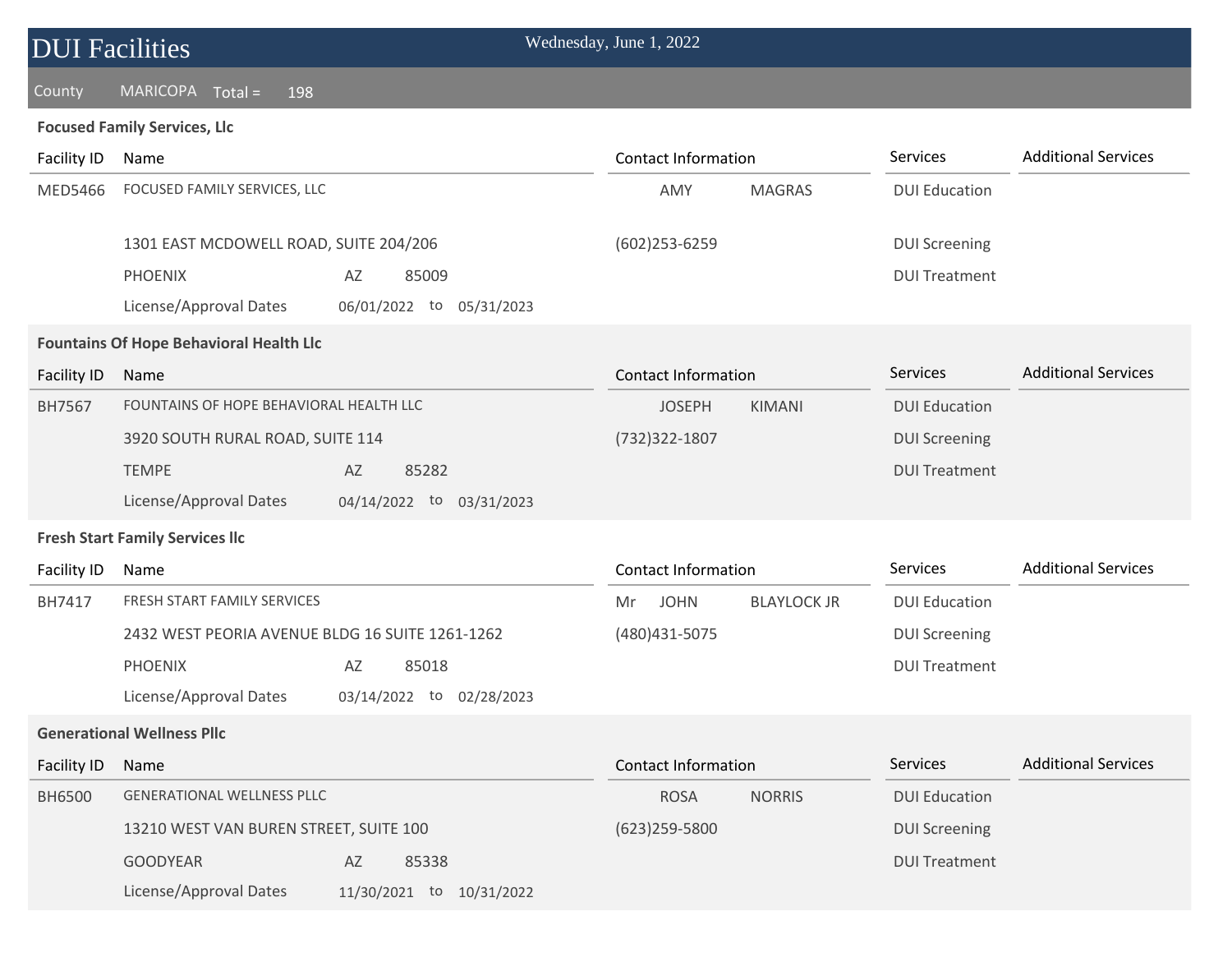# DUI Facilities

Wednesday, June 1, 2022

County MARICOPA Total = 198

**Focused Family Services, Llc**

| Facility ID | Name | Contact Information | Services | Additional Services |
|---|---|---|---|---|
| MED5466 | FOCUSED FAMILY SERVICES, LLC | AMY MAGRAS | DUI Education | |
| | 1301 EAST MCDOWELL ROAD, SUITE 204/206 | (602)253-6259 | DUI Screening | |
| | PHOENIX AZ 85009 | | DUI Treatment | |
| | License/Approval Dates 06/01/2022 to 05/31/2023 | | | |

**Fountains Of Hope Behavioral Health Llc**

| Facility ID | Name | Contact Information | Services | Additional Services |
|---|---|---|---|---|
| BH7567 | FOUNTAINS OF HOPE BEHAVIORAL HEALTH LLC | JOSEPH KIMANI | DUI Education | |
| | 3920 SOUTH RURAL ROAD, SUITE 114 | (732)322-1807 | DUI Screening | |
| | TEMPE AZ 85282 | | DUI Treatment | |
| | License/Approval Dates 04/14/2022 to 03/31/2023 | | | |

**Fresh Start Family Services llc**

| Facility ID | Name | Contact Information | Services | Additional Services |
|---|---|---|---|---|
| BH7417 | FRESH START FAMILY SERVICES | Mr JOHN BLAYLOCK JR | DUI Education | |
| | 2432 WEST PEORIA AVENUE BLDG 16 SUITE 1261-1262 | (480)431-5075 | DUI Screening | |
| | PHOENIX AZ 85018 | | DUI Treatment | |
| | License/Approval Dates 03/14/2022 to 02/28/2023 | | | |

**Generational Wellness Pllc**

| Facility ID | Name | Contact Information | Services | Additional Services |
|---|---|---|---|---|
| BH6500 | GENERATIONAL WELLNESS PLLC | ROSA NORRIS | DUI Education | |
| | 13210 WEST VAN BUREN STREET, SUITE 100 | (623)259-5800 | DUI Screening | |
| | GOODYEAR AZ 85338 | | DUI Treatment | |
| | License/Approval Dates 11/30/2021 to 10/31/2022 | | | |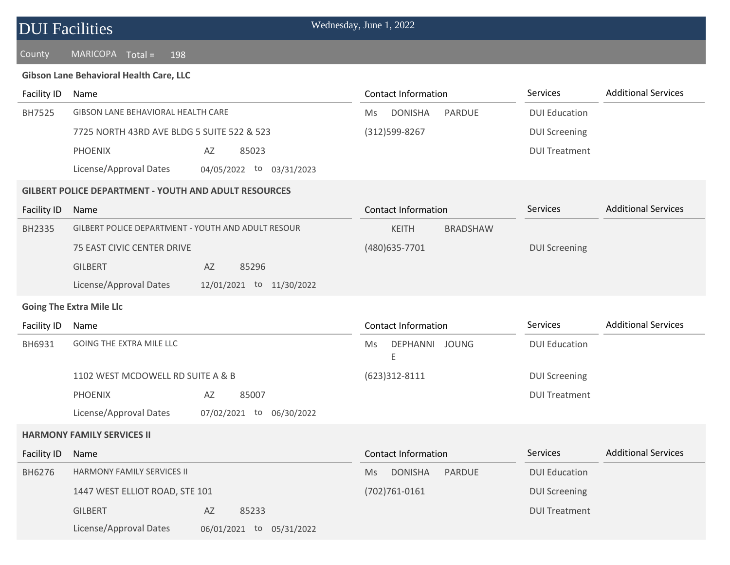# DUI Facilities

Wednesday, June 1, 2022

County MARICOPA Total = 198

**Gibson Lane Behavioral Health Care, LLC**

| Facility ID | Name | | | Contact Information | Services | Additional Services |
|---|---|---|---|---|---|---|
| BH7525 | GIBSON LANE BEHAVIORAL HEALTH CARE | | | Ms DONISHA PARDUE | DUI Education | |
| | 7725 NORTH 43RD AVE BLDG 5 SUITE 522 & 523 | | | (312)599-8267 | DUI Screening | |
| | PHOENIX | AZ | 85023 | | DUI Treatment | |
| | License/Approval Dates | 04/05/2022 | to 03/31/2023 | | | |

**GILBERT POLICE DEPARTMENT - YOUTH AND ADULT RESOURCES**

| Facility ID | Name | | | Contact Information | Services | Additional Services |
|---|---|---|---|---|---|---|
| BH2335 | GILBERT POLICE DEPARTMENT - YOUTH AND ADULT RESOUR | | | KEITH BRADSHAW | | |
| | 75 EAST CIVIC CENTER DRIVE | | | (480)635-7701 | DUI Screening | |
| | GILBERT | AZ | 85296 | | | |
| | License/Approval Dates | 12/01/2021 | to 11/30/2022 | | | |

**Going The Extra Mile Llc**

| Facility ID | Name | | | Contact Information | Services | Additional Services |
|---|---|---|---|---|---|---|
| BH6931 | GOING THE EXTRA MILE LLC | | | Ms DEPHANNIE JOUNG | DUI Education | |
| | 1102 WEST MCDOWELL RD SUITE A & B | | | (623)312-8111 | DUI Screening | |
| | PHOENIX | AZ | 85007 | | DUI Treatment | |
| | License/Approval Dates | 07/02/2021 | to 06/30/2022 | | | |

**HARMONY FAMILY SERVICES II**

| Facility ID | Name | | | Contact Information | Services | Additional Services |
|---|---|---|---|---|---|---|
| BH6276 | HARMONY FAMILY SERVICES II | | | Ms DONISHA PARDUE | DUI Education | |
| | 1447 WEST ELLIOT ROAD, STE 101 | | | (702)761-0161 | DUI Screening | |
| | GILBERT | AZ | 85233 | | DUI Treatment | |
| | License/Approval Dates | 06/01/2021 | to 05/31/2022 | | | |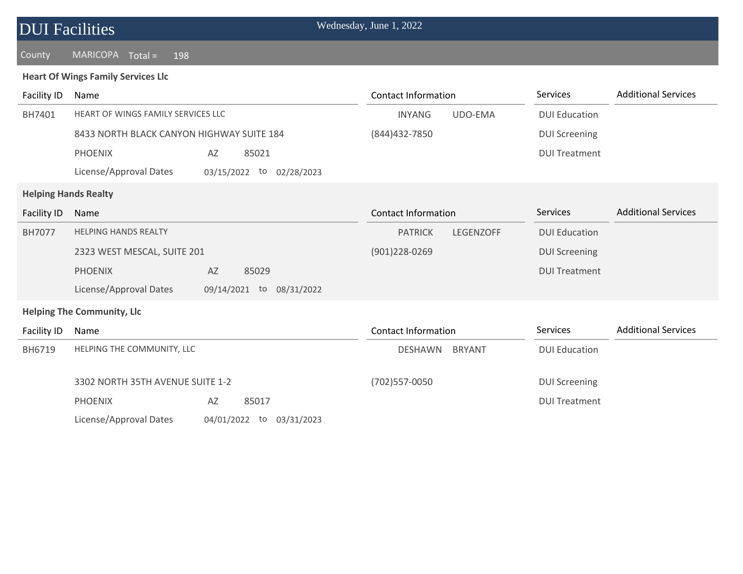# DUI Facilities

Wednesday, June 1, 2022

County MARICOPA Total = 198

## Heart Of Wings Family Services Llc

| Facility ID | Name | Contact Information | Services | Additional Services |
|---|---|---|---|---|
| BH7401 | HEART OF WINGS FAMILY SERVICES LLC | INYANG UDO-EMA | DUI Education | |
| | 8433 NORTH BLACK CANYON HIGHWAY SUITE 184 | (844)432-7850 | DUI Screening | |
| | PHOENIX AZ 85021 | | DUI Treatment | |
| | License/Approval Dates 03/15/2022 to 02/28/2023 | | | |

## Helping Hands Realty

| Facility ID | Name | Contact Information | Services | Additional Services |
|---|---|---|---|---|
| BH7077 | HELPING HANDS REALTY | PATRICK LEGENZOFF | DUI Education | |
| | 2323 WEST MESCAL, SUITE 201 | (901)228-0269 | DUI Screening | |
| | PHOENIX AZ 85029 | | DUI Treatment | |
| | License/Approval Dates 09/14/2021 to 08/31/2022 | | | |

## Helping The Community, Llc

| Facility ID | Name | Contact Information | Services | Additional Services |
|---|---|---|---|---|
| BH6719 | HELPING THE COMMUNITY, LLC | DESHAWN BRYANT | DUI Education | |
| | 3302 NORTH 35TH AVENUE SUITE 1-2 | (702)557-0050 | DUI Screening | |
| | PHOENIX AZ 85017 | | DUI Treatment | |
| | License/Approval Dates 04/01/2022 to 03/31/2023 | | | |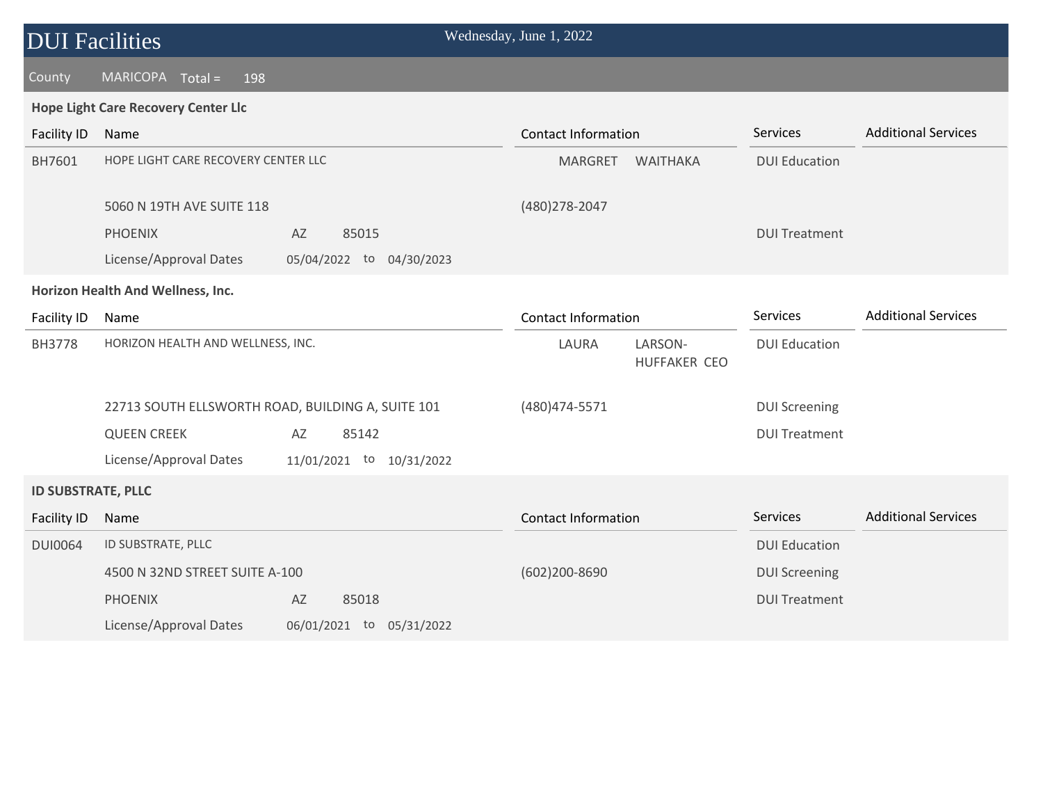# DUI Facilities

Wednesday, June 1, 2022

County MARICOPA Total = 198

### Hope Light Care Recovery Center Llc

| Facility ID | Name | Contact Information | Services | Additional Services |
|---|---|---|---|---|
| BH7601 | HOPE LIGHT CARE RECOVERY CENTER LLC | MARGRET WAITHAKA | DUI Education | |
| | 5060 N 19TH AVE SUITE 118 | (480)278-2047 | | |
| | PHOENIX AZ 85015 | | DUI Treatment | |
| | License/Approval Dates 05/04/2022 to 04/30/2023 | | | |

### Horizon Health And Wellness, Inc.

| Facility ID | Name | Contact Information | Services | Additional Services |
|---|---|---|---|---|
| BH3778 | HORIZON HEALTH AND WELLNESS, INC. | LAURA LARSON-HUFFAKER CEO | DUI Education | |
| | 22713 SOUTH ELLSWORTH ROAD, BUILDING A, SUITE 101 | (480)474-5571 | DUI Screening | |
| | QUEEN CREEK AZ 85142 | | DUI Treatment | |
| | License/Approval Dates 11/01/2021 to 10/31/2022 | | | |

### ID SUBSTRATE, PLLC

| Facility ID | Name | Contact Information | Services | Additional Services |
|---|---|---|---|---|
| DUI0064 | ID SUBSTRATE, PLLC | | DUI Education | |
| | 4500 N 32ND STREET SUITE A-100 | (602)200-8690 | DUI Screening | |
| | PHOENIX AZ 85018 | | DUI Treatment | |
| | License/Approval Dates 06/01/2021 to 05/31/2022 | | | |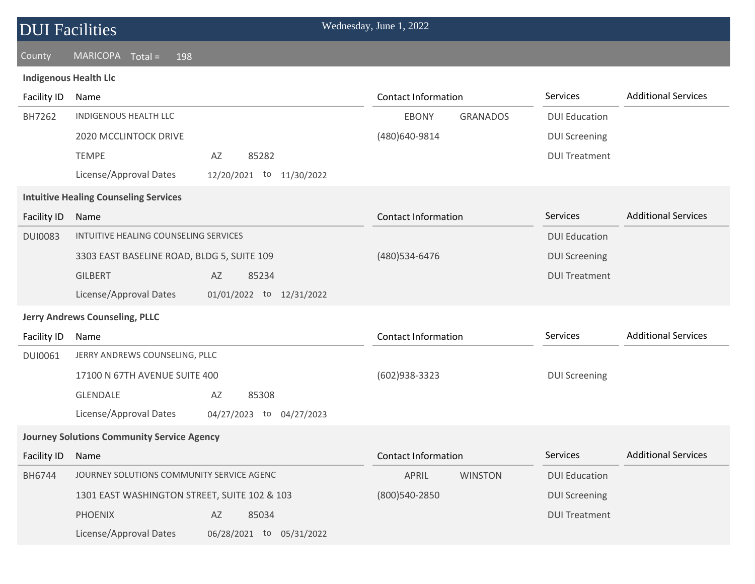# DUI Facilities

Wednesday, June 1, 2022

County MARICOPA Total = 198

### Indigenous Health Llc

| Facility ID | Name | | | | | Contact Information | | Services | Additional Services |
|---|---|---|---|---|---|---|---|---|---|
| BH7262 | INDIGENOUS HEALTH LLC | | | | | EBONY | GRANADOS | DUI Education | |
| | 2020 MCCLINTOCK DRIVE | | | | | (480)640-9814 | | DUI Screening | |
| | TEMPE | AZ | 85282 | | | | | DUI Treatment | |
| | License/Approval Dates | 12/20/2021 | to | 11/30/2022 | | | | | |

### Intuitive Healing Counseling Services

| Facility ID | Name | | | | | Contact Information | | Services | Additional Services |
|---|---|---|---|---|---|---|---|---|---|
| DUI0083 | INTUITIVE HEALING COUNSELING SERVICES | | | | | | | DUI Education | |
| | 3303 EAST BASELINE ROAD, BLDG 5, SUITE 109 | | | | | (480)534-6476 | | DUI Screening | |
| | GILBERT | AZ | 85234 | | | | | DUI Treatment | |
| | License/Approval Dates | 01/01/2022 | to | 12/31/2022 | | | | | |

### Jerry Andrews Counseling, PLLC

| Facility ID | Name | | | | | Contact Information | | Services | Additional Services |
|---|---|---|---|---|---|---|---|---|---|
| DUI0061 | JERRY ANDREWS COUNSELING, PLLC | | | | | | | | |
| | 17100 N 67TH AVENUE SUITE 400 | | | | | (602)938-3323 | | DUI Screening | |
| | GLENDALE | AZ | 85308 | | | | | | |
| | License/Approval Dates | 04/27/2023 | to | 04/27/2023 | | | | | |

### Journey Solutions Community Service Agency

| Facility ID | Name | | | | | Contact Information | | Services | Additional Services |
|---|---|---|---|---|---|---|---|---|---|
| BH6744 | JOURNEY SOLUTIONS COMMUNITY SERVICE AGENC | | | | | APRIL | WINSTON | DUI Education | |
| | 1301 EAST WASHINGTON STREET, SUITE 102 & 103 | | | | | (800)540-2850 | | DUI Screening | |
| | PHOENIX | AZ | 85034 | | | | | DUI Treatment | |
| | License/Approval Dates | 06/28/2021 | to | 05/31/2022 | | | | | |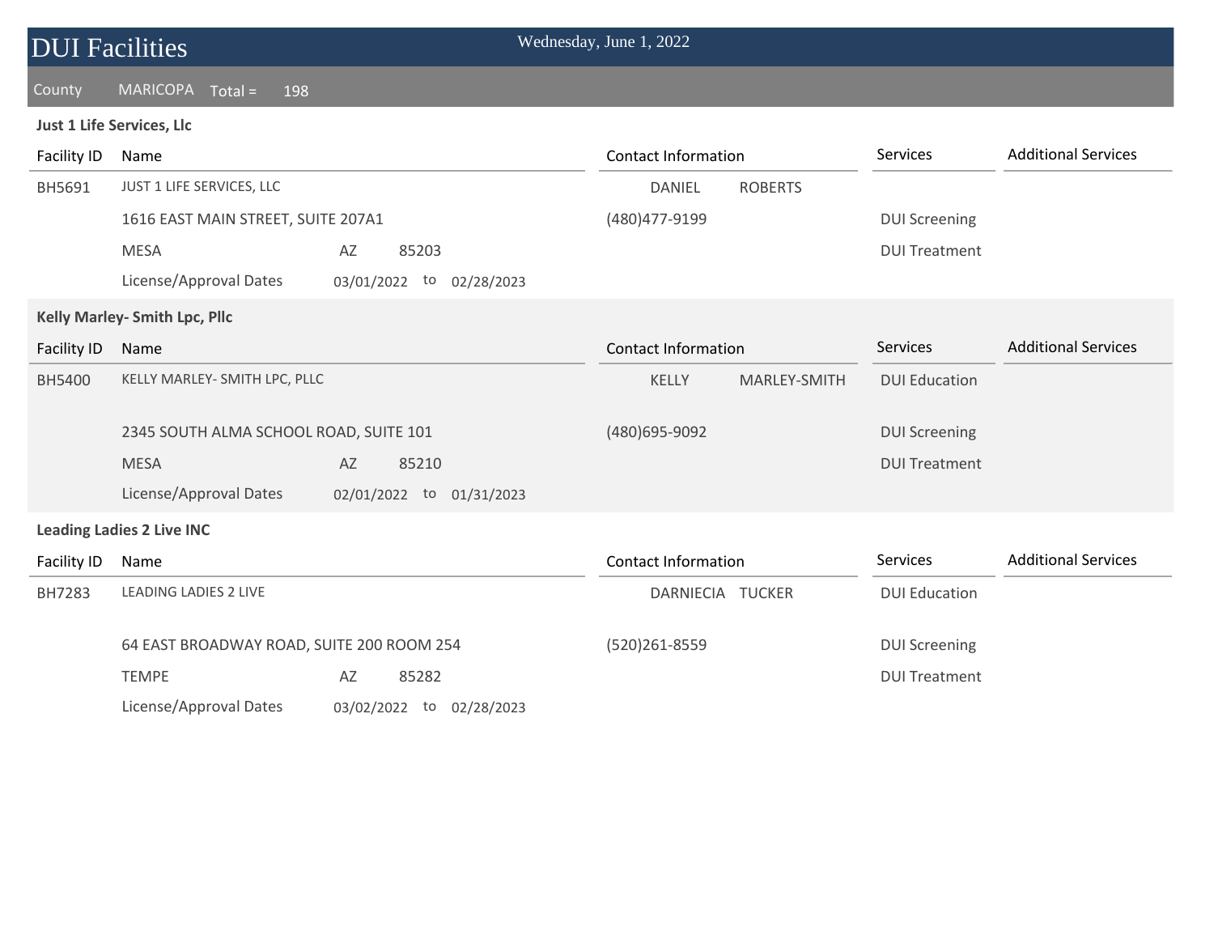# DUI Facilities

Wednesday, June 1, 2022

County MARICOPA Total = 198

### Just 1 Life Services, Llc

| Facility ID | Name | Contact Information | Services | Additional Services |
|---|---|---|---|---|
| BH5691 | JUST 1 LIFE SERVICES, LLC | DANIEL ROBERTS | | |
| | 1616 EAST MAIN STREET, SUITE 207A1 | (480)477-9199 | DUI Screening | |
| | MESA AZ 85203 | | DUI Treatment | |
| | License/Approval Dates 03/01/2022 to 02/28/2023 | | | |

### Kelly Marley- Smith Lpc, Pllc

| Facility ID | Name | Contact Information | Services | Additional Services |
|---|---|---|---|---|
| BH5400 | KELLY MARLEY- SMITH LPC, PLLC | KELLY MARLEY-SMITH | DUI Education | |
| | 2345 SOUTH ALMA SCHOOL ROAD, SUITE 101 | (480)695-9092 | DUI Screening | |
| | MESA AZ 85210 | | DUI Treatment | |
| | License/Approval Dates 02/01/2022 to 01/31/2023 | | | |

### Leading Ladies 2 Live INC

| Facility ID | Name | Contact Information | Services | Additional Services |
|---|---|---|---|---|
| BH7283 | LEADING LADIES 2 LIVE | DARNIECIA TUCKER | DUI Education | |
| | 64 EAST BROADWAY ROAD, SUITE 200 ROOM 254 | (520)261-8559 | DUI Screening | |
| | TEMPE AZ 85282 | | DUI Treatment | |
| | License/Approval Dates 03/02/2022 to 02/28/2023 | | | |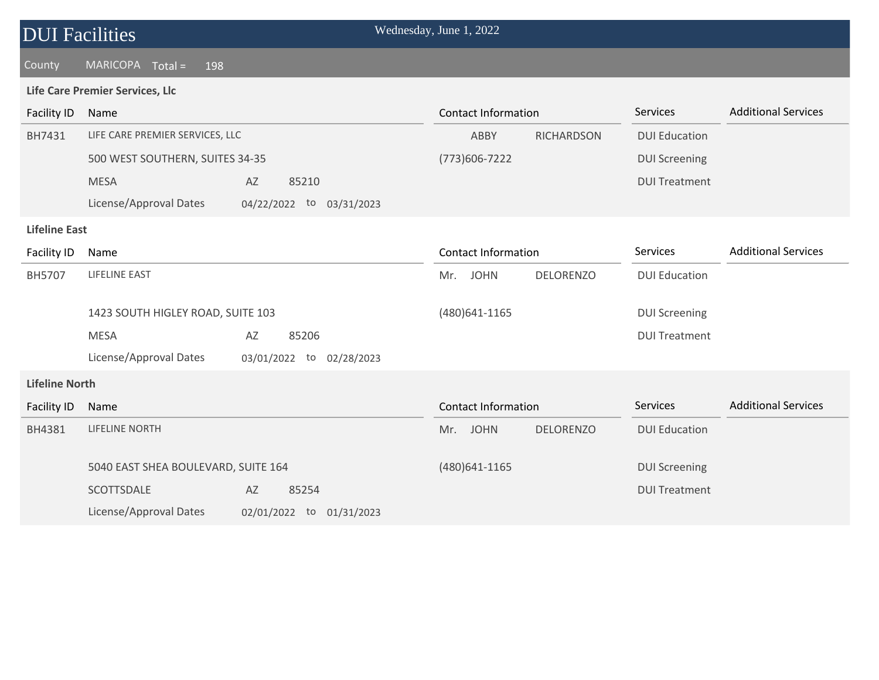# DUI Facilities

Wednesday, June 1, 2022

County MARICOPA Total = 198

### Life Care Premier Services, Llc

| Facility ID | Name | Contact Information | Services | Additional Services |
|---|---|---|---|---|
| BH7431 | LIFE CARE PREMIER SERVICES, LLC | ABBY RICHARDSON | DUI Education | |
| | 500 WEST SOUTHERN, SUITES 34-35 | (773)606-7222 | DUI Screening | |
| | MESA AZ 85210 | | DUI Treatment | |
| | License/Approval Dates 04/22/2022 to 03/31/2023 | | | |

### Lifeline East

| Facility ID | Name | Contact Information | Services | Additional Services |
|---|---|---|---|---|
| BH5707 | LIFELINE EAST | Mr. JOHN DELORENZO | DUI Education | |
| | 1423 SOUTH HIGLEY ROAD, SUITE 103 | (480)641-1165 | DUI Screening | |
| | MESA AZ 85206 | | DUI Treatment | |
| | License/Approval Dates 03/01/2022 to 02/28/2023 | | | |

### Lifeline North

| Facility ID | Name | Contact Information | Services | Additional Services |
|---|---|---|---|---|
| BH4381 | LIFELINE NORTH | Mr. JOHN DELORENZO | DUI Education | |
| | 5040 EAST SHEA BOULEVARD, SUITE 164 | (480)641-1165 | DUI Screening | |
| | SCOTTSDALE AZ 85254 | | DUI Treatment | |
| | License/Approval Dates 02/01/2022 to 01/31/2023 | | | |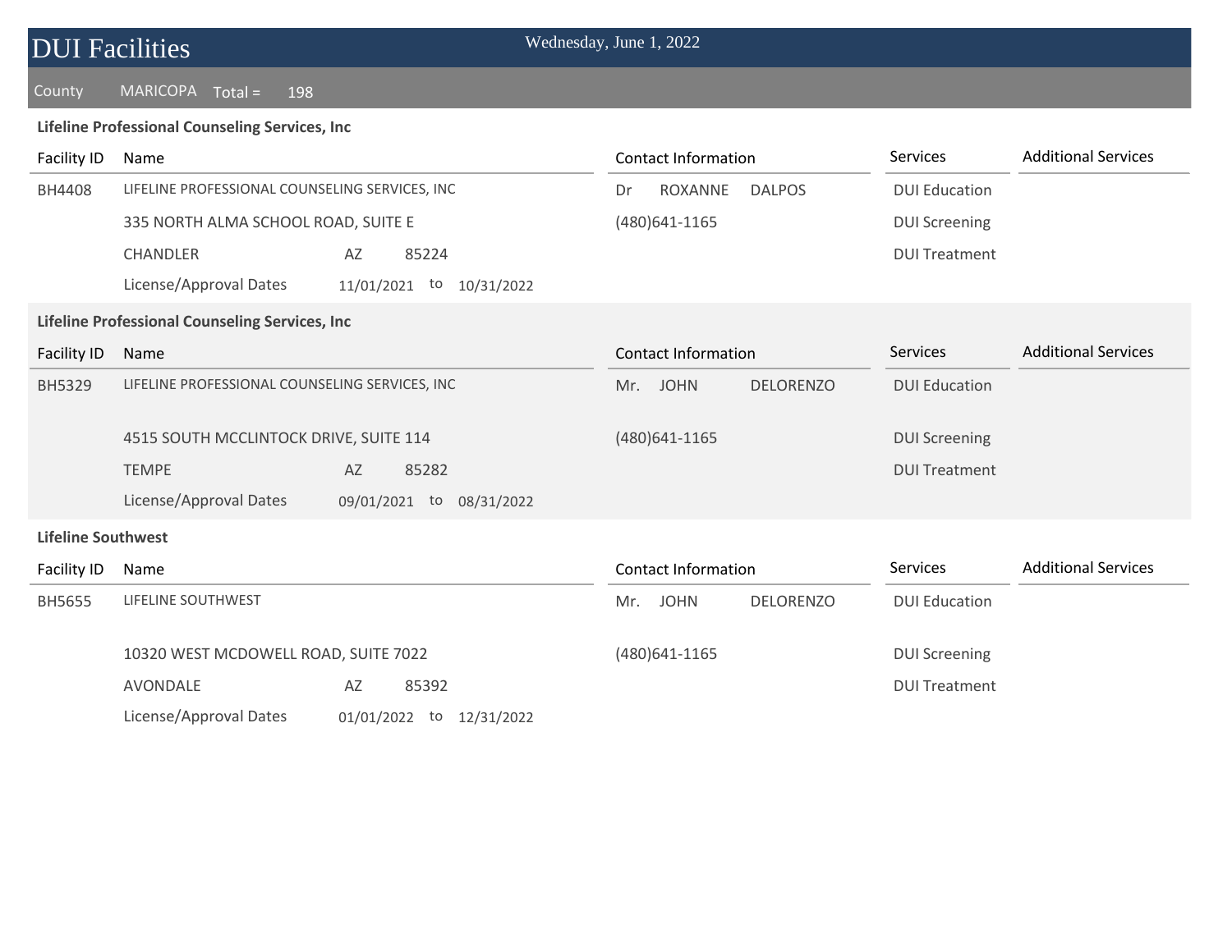# DUI Facilities

Wednesday, June 1, 2022

County MARICOPA Total = 198

**Lifeline Professional Counseling Services, Inc**

| Facility ID | Name | Contact Information | Services | Additional Services |
|---|---|---|---|---|
| BH4408 | LIFELINE PROFESSIONAL COUNSELING SERVICES, INC | Dr ROXANNE DALPOS | DUI Education | |
| | 335 NORTH ALMA SCHOOL ROAD, SUITE E | (480)641-1165 | DUI Screening | |
| | CHANDLER AZ 85224 | | DUI Treatment | |
| | License/Approval Dates 11/01/2021 to 10/31/2022 | | | |

**Lifeline Professional Counseling Services, Inc**

| Facility ID | Name | Contact Information | Services | Additional Services |
|---|---|---|---|---|
| BH5329 | LIFELINE PROFESSIONAL COUNSELING SERVICES, INC | Mr. JOHN DELORENZO | DUI Education | |
| | 4515 SOUTH MCCLINTOCK DRIVE, SUITE 114 | (480)641-1165 | DUI Screening | |
| | TEMPE AZ 85282 | | DUI Treatment | |
| | License/Approval Dates 09/01/2021 to 08/31/2022 | | | |

**Lifeline Southwest**

| Facility ID | Name | Contact Information | Services | Additional Services |
|---|---|---|---|---|
| BH5655 | LIFELINE SOUTHWEST | Mr. JOHN DELORENZO | DUI Education | |
| | 10320 WEST MCDOWELL ROAD, SUITE 7022 | (480)641-1165 | DUI Screening | |
| | AVONDALE AZ 85392 | | DUI Treatment | |
| | License/Approval Dates 01/01/2022 to 12/31/2022 | | | |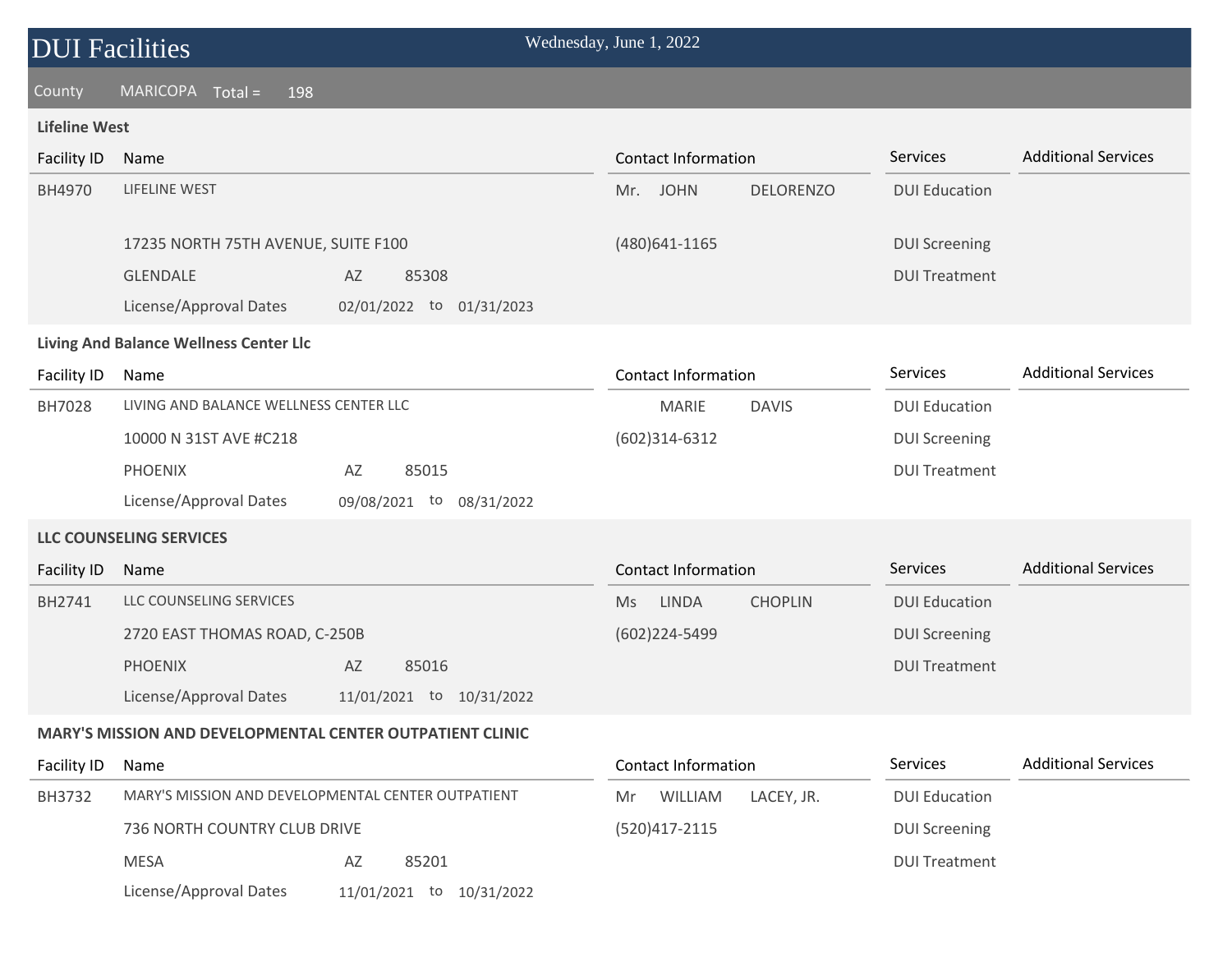# DUI Facilities

Wednesday, June 1, 2022

County MARICOPA Total = 198

### Lifeline West

| Facility ID | Name | Contact Information | Services | Additional Services |
|---|---|---|---|---|
| BH4970 | LIFELINE WEST | Mr. JOHN DELORENZO | DUI Education | |
| | 17235 NORTH 75TH AVENUE, SUITE F100 | (480)641-1165 | DUI Screening | |
| | GLENDALE AZ 85308 | | DUI Treatment | |
| | License/Approval Dates 02/01/2022 to 01/31/2023 | | | |

### Living And Balance Wellness Center Llc

| Facility ID | Name | Contact Information | Services | Additional Services |
|---|---|---|---|---|
| BH7028 | LIVING AND BALANCE WELLNESS CENTER LLC | MARIE DAVIS | DUI Education | |
| | 10000 N 31ST AVE #C218 | (602)314-6312 | DUI Screening | |
| | PHOENIX AZ 85015 | | DUI Treatment | |
| | License/Approval Dates 09/08/2021 to 08/31/2022 | | | |

### LLC COUNSELING SERVICES

| Facility ID | Name | Contact Information | Services | Additional Services |
|---|---|---|---|---|
| BH2741 | LLC COUNSELING SERVICES | Ms LINDA CHOPLIN | DUI Education | |
| | 2720 EAST THOMAS ROAD, C-250B | (602)224-5499 | DUI Screening | |
| | PHOENIX AZ 85016 | | DUI Treatment | |
| | License/Approval Dates 11/01/2021 to 10/31/2022 | | | |

### MARY'S MISSION AND DEVELOPMENTAL CENTER OUTPATIENT CLINIC

| Facility ID | Name | Contact Information | Services | Additional Services |
|---|---|---|---|---|
| BH3732 | MARY'S MISSION AND DEVELOPMENTAL CENTER OUTPATIENT | Mr WILLIAM LACEY, JR. | DUI Education | |
| | 736 NORTH COUNTRY CLUB DRIVE | (520)417-2115 | DUI Screening | |
| | MESA AZ 85201 | | DUI Treatment | |
| | License/Approval Dates 11/01/2021 to 10/31/2022 | | | |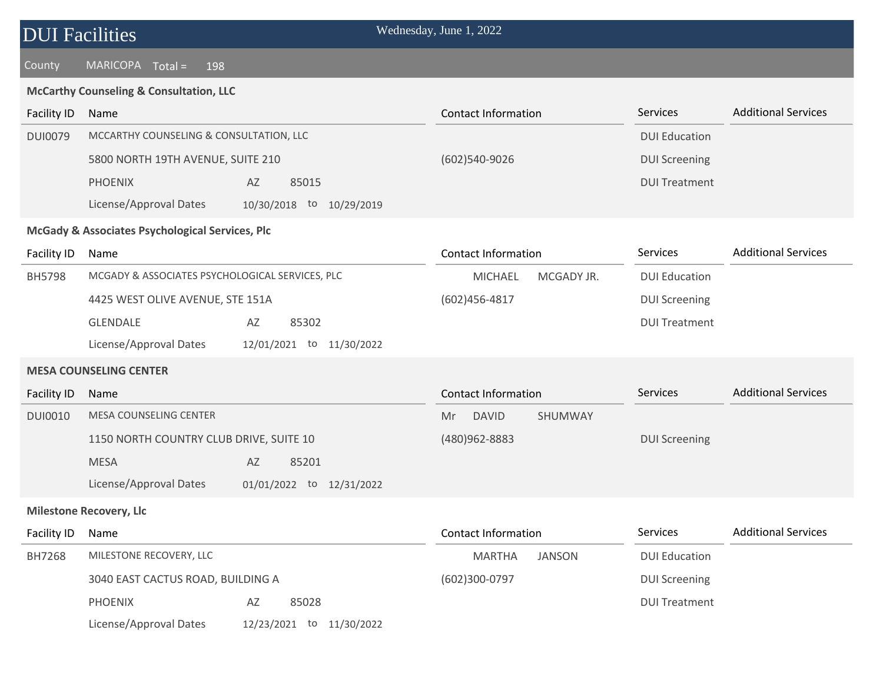# DUI Facilities

Wednesday, June 1, 2022

County MARICOPA Total = 198

### McCarthy Counseling & Consultation, LLC

| Facility ID | Name | | | Contact Information | Services | Additional Services |
|---|---|---|---|---|---|---|
| DUI0079 | MCCARTHY COUNSELING & CONSULTATION, LLC | | | | DUI Education | |
| | 5800 NORTH 19TH AVENUE, SUITE 210 | | | (602)540-9026 | DUI Screening | |
| | PHOENIX | AZ | 85015 | | DUI Treatment | |
| | License/Approval Dates | 10/30/2018 to | 10/29/2019 | | | |

### McGady & Associates Psychological Services, Plc

| Facility ID | Name | | | Contact Information | Services | Additional Services |
|---|---|---|---|---|---|---|
| BH5798 | MCGADY & ASSOCIATES PSYCHOLOGICAL SERVICES, PLC | | | MICHAEL MCGADY JR. | DUI Education | |
| | 4425 WEST OLIVE AVENUE, STE 151A | | | (602)456-4817 | DUI Screening | |
| | GLENDALE | AZ | 85302 | | DUI Treatment | |
| | License/Approval Dates | 12/01/2021 to | 11/30/2022 | | | |

### MESA COUNSELING CENTER

| Facility ID | Name | | | Contact Information | Services | Additional Services |
|---|---|---|---|---|---|---|
| DUI0010 | MESA COUNSELING CENTER | | | Mr DAVID SHUMWAY | | |
| | 1150 NORTH COUNTRY CLUB DRIVE, SUITE 10 | | | (480)962-8883 | DUI Screening | |
| | MESA | AZ | 85201 | | | |
| | License/Approval Dates | 01/01/2022 to | 12/31/2022 | | | |

### Milestone Recovery, Llc

| Facility ID | Name | | | Contact Information | Services | Additional Services |
|---|---|---|---|---|---|---|
| BH7268 | MILESTONE RECOVERY, LLC | | | MARTHA JANSON | DUI Education | |
| | 3040 EAST CACTUS ROAD, BUILDING A | | | (602)300-0797 | DUI Screening | |
| | PHOENIX | AZ | 85028 | | DUI Treatment | |
| | License/Approval Dates | 12/23/2021 to | 11/30/2022 | | | |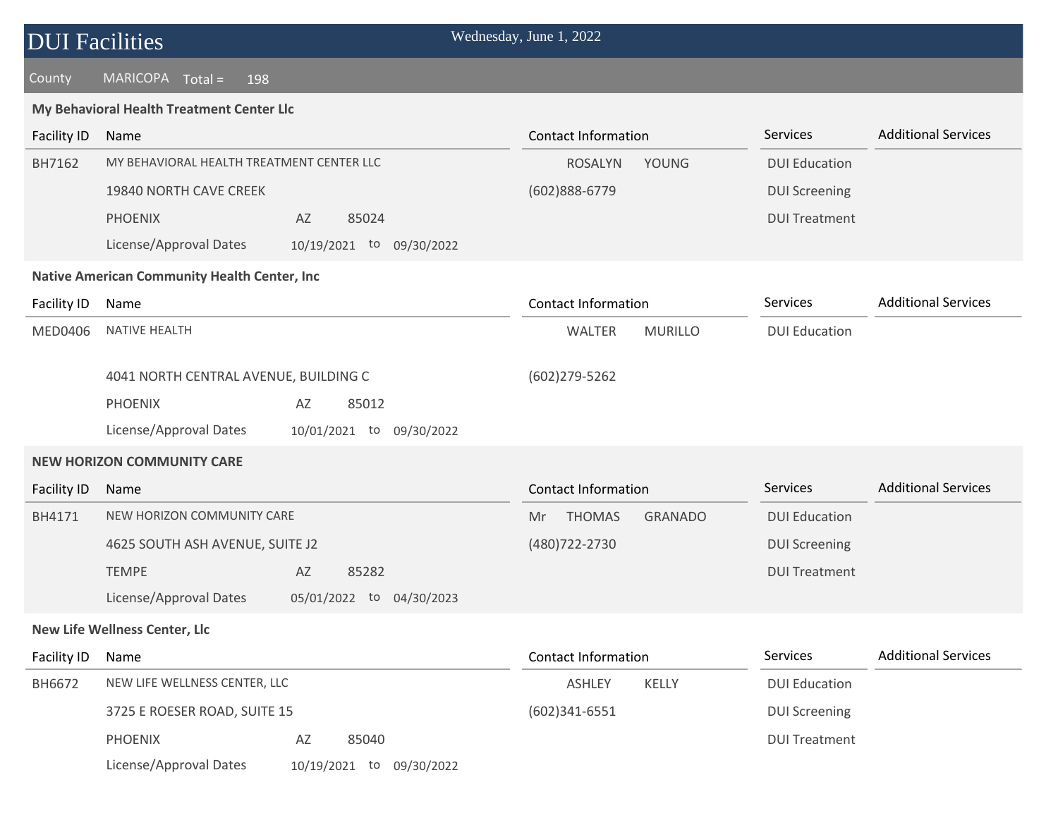# DUI Facilities

Wednesday, June 1, 2022

County MARICOPA Total = 198

### My Behavioral Health Treatment Center Llc

| Facility ID | Name | Contact Information | Services | Additional Services |
|---|---|---|---|---|
| BH7162 | MY BEHAVIORAL HEALTH TREATMENT CENTER LLC | ROSALYN YOUNG | DUI Education | |
| | 19840 NORTH CAVE CREEK | (602)888-6779 | DUI Screening | |
| | PHOENIX AZ 85024 | | DUI Treatment | |
| | License/Approval Dates 10/19/2021 to 09/30/2022 | | | |

### Native American Community Health Center, Inc

| Facility ID | Name | Contact Information | Services | Additional Services |
|---|---|---|---|---|
| MED0406 | NATIVE HEALTH | WALTER MURILLO | DUI Education | |
| | 4041 NORTH CENTRAL AVENUE, BUILDING C | (602)279-5262 | | |
| | PHOENIX AZ 85012 | | | |
| | License/Approval Dates 10/01/2021 to 09/30/2022 | | | |

### NEW HORIZON COMMUNITY CARE

| Facility ID | Name | Contact Information | Services | Additional Services |
|---|---|---|---|---|
| BH4171 | NEW HORIZON COMMUNITY CARE | Mr THOMAS GRANADO | DUI Education | |
| | 4625 SOUTH ASH AVENUE, SUITE J2 | (480)722-2730 | DUI Screening | |
| | TEMPE AZ 85282 | | DUI Treatment | |
| | License/Approval Dates 05/01/2022 to 04/30/2023 | | | |

### New Life Wellness Center, Llc

| Facility ID | Name | Contact Information | Services | Additional Services |
|---|---|---|---|---|
| BH6672 | NEW LIFE WELLNESS CENTER, LLC | ASHLEY KELLY | DUI Education | |
| | 3725 E ROESER ROAD, SUITE 15 | (602)341-6551 | DUI Screening | |
| | PHOENIX AZ 85040 | | DUI Treatment | |
| | License/Approval Dates 10/19/2021 to 09/30/2022 | | | |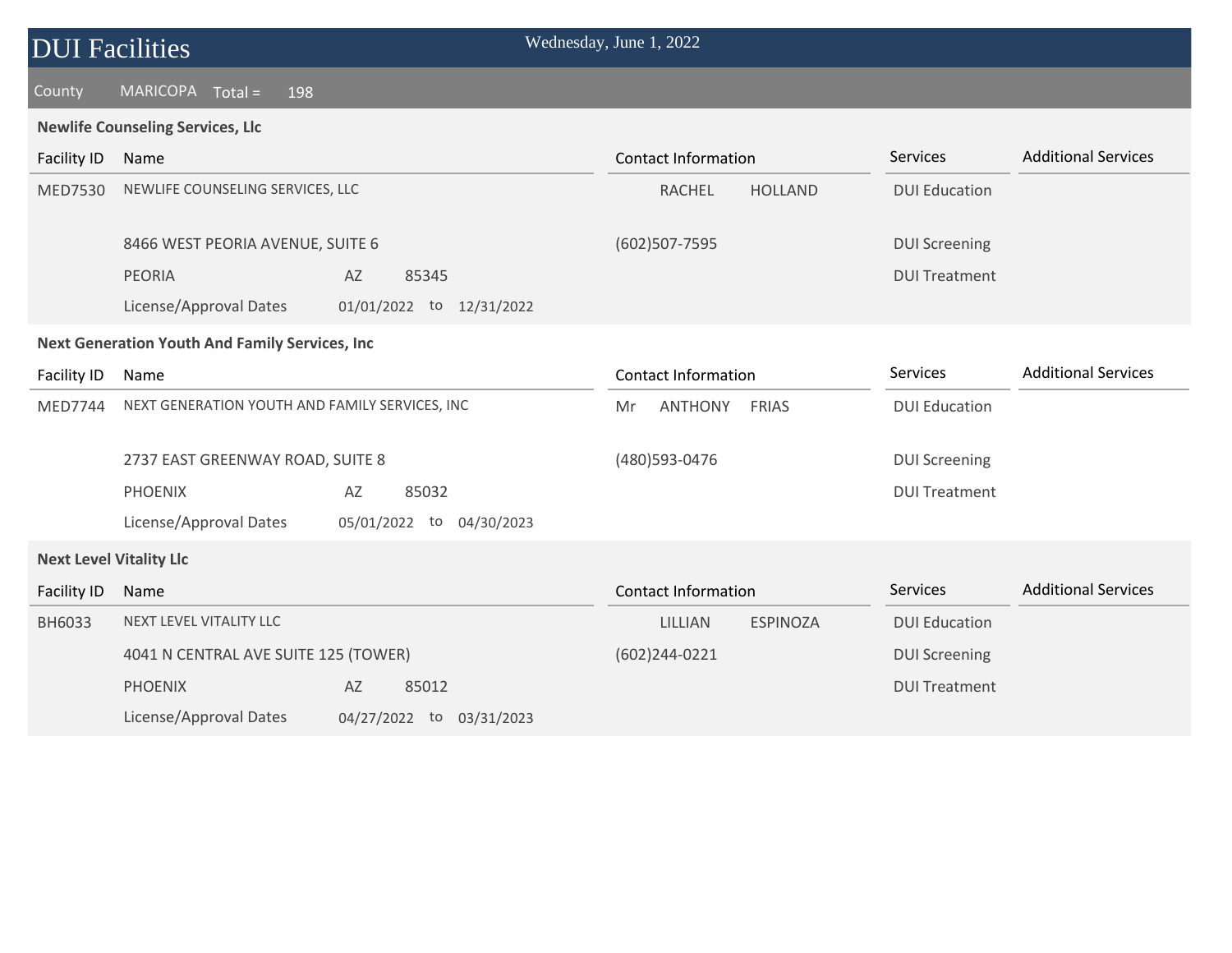# DUI Facilities

Wednesday, June 1, 2022

County MARICOPA Total = 198

**Newlife Counseling Services, Llc**

| Facility ID | Name | | | Contact Information | Services | Additional Services |
|---|---|---|---|---|---|---|
| MED7530 | NEWLIFE COUNSELING SERVICES, LLC | | | RACHEL HOLLAND | DUI Education | |
| | 8466 WEST PEORIA AVENUE, SUITE 6 | | | (602)507-7595 | DUI Screening | |
| | PEORIA | AZ | 85345 | | DUI Treatment | |
| | License/Approval Dates | 01/01/2022 | to 12/31/2022 | | | |

**Next Generation Youth And Family Services, Inc**

| Facility ID | Name | | | Contact Information | Services | Additional Services |
|---|---|---|---|---|---|---|
| MED7744 | NEXT GENERATION YOUTH AND FAMILY SERVICES, INC | | | Mr ANTHONY FRIAS | DUI Education | |
| | 2737 EAST GREENWAY ROAD, SUITE 8 | | | (480)593-0476 | DUI Screening | |
| | PHOENIX | AZ | 85032 | | DUI Treatment | |
| | License/Approval Dates | 05/01/2022 | to 04/30/2023 | | | |

**Next Level Vitality Llc**

| Facility ID | Name | | | Contact Information | Services | Additional Services |
|---|---|---|---|---|---|---|
| BH6033 | NEXT LEVEL VITALITY LLC | | | LILLIAN ESPINOZA | DUI Education | |
| | 4041 N CENTRAL AVE SUITE 125 (TOWER) | | | (602)244-0221 | DUI Screening | |
| | PHOENIX | AZ | 85012 | | DUI Treatment | |
| | License/Approval Dates | 04/27/2022 | to 03/31/2023 | | | |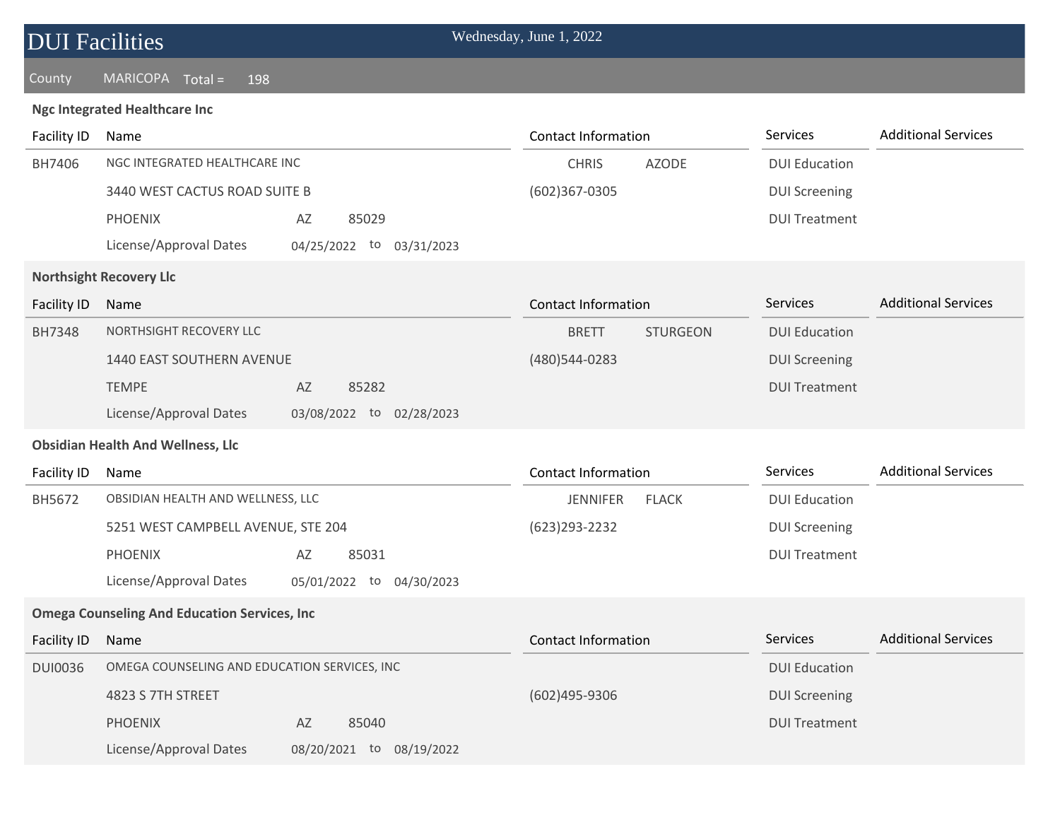# DUI Facilities

Wednesday, June 1, 2022

County MARICOPA Total = 198

### Ngc Integrated Healthcare Inc

| Facility ID | Name | Contact Information | Services | Additional Services |
|---|---|---|---|---|
| BH7406 | NGC INTEGRATED HEALTHCARE INC | CHRIS AZODE | DUI Education | |
| | 3440 WEST CACTUS ROAD SUITE B | (602)367-0305 | DUI Screening | |
| | PHOENIX AZ 85029 | | DUI Treatment | |
| | License/Approval Dates 04/25/2022 to 03/31/2023 | | | |

### Northsight Recovery Llc

| Facility ID | Name | Contact Information | Services | Additional Services |
|---|---|---|---|---|
| BH7348 | NORTHSIGHT RECOVERY LLC | BRETT STURGEON | DUI Education | |
| | 1440 EAST SOUTHERN AVENUE | (480)544-0283 | DUI Screening | |
| | TEMPE AZ 85282 | | DUI Treatment | |
| | License/Approval Dates 03/08/2022 to 02/28/2023 | | | |

### Obsidian Health And Wellness, Llc

| Facility ID | Name | Contact Information | Services | Additional Services |
|---|---|---|---|---|
| BH5672 | OBSIDIAN HEALTH AND WELLNESS, LLC | JENNIFER FLACK | DUI Education | |
| | 5251 WEST CAMPBELL AVENUE, STE 204 | (623)293-2232 | DUI Screening | |
| | PHOENIX AZ 85031 | | DUI Treatment | |
| | License/Approval Dates 05/01/2022 to 04/30/2023 | | | |

### Omega Counseling And Education Services, Inc

| Facility ID | Name | Contact Information | Services | Additional Services |
|---|---|---|---|---|
| DUI0036 | OMEGA COUNSELING AND EDUCATION SERVICES, INC | | DUI Education | |
| | 4823 S 7TH STREET | (602)495-9306 | DUI Screening | |
| | PHOENIX AZ 85040 | | DUI Treatment | |
| | License/Approval Dates 08/20/2021 to 08/19/2022 | | | |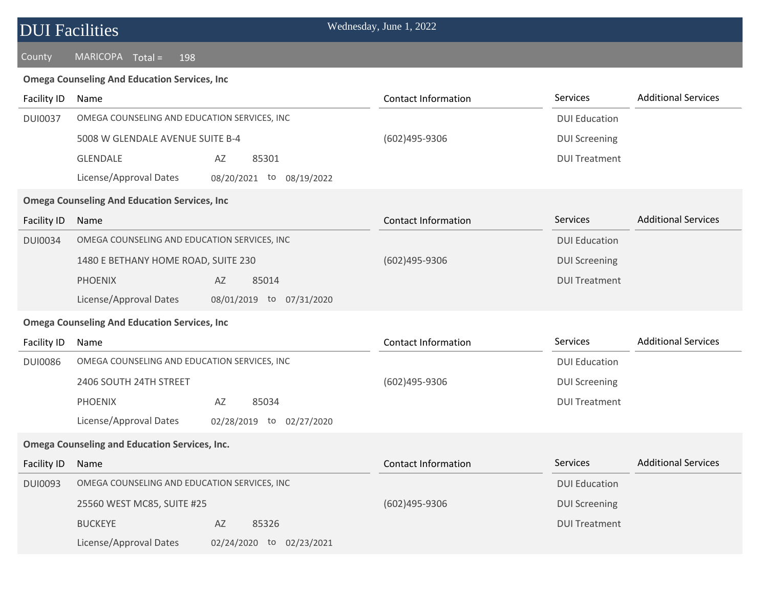# DUI Facilities

Wednesday, June 1, 2022

County MARICOPA Total = 198

**Omega Counseling And Education Services, Inc**

| Facility ID | Name | | | | | Contact Information | Services | Additional Services |
|---|---|---|---|---|---|---|---|---|
| DUI0037 | OMEGA COUNSELING AND EDUCATION SERVICES, INC | | | | | | DUI Education | |
| | 5008 W GLENDALE AVENUE SUITE B-4 | | | | | (602)495-9306 | DUI Screening | |
| | GLENDALE | AZ | 85301 | | | | DUI Treatment | |
| | License/Approval Dates | 08/20/2021 | to | 08/19/2022 | | | | |

**Omega Counseling And Education Services, Inc**

| Facility ID | Name | | | | | Contact Information | Services | Additional Services |
|---|---|---|---|---|---|---|---|---|
| DUI0034 | OMEGA COUNSELING AND EDUCATION SERVICES, INC | | | | | | DUI Education | |
| | 1480 E BETHANY HOME ROAD, SUITE 230 | | | | | (602)495-9306 | DUI Screening | |
| | PHOENIX | AZ | 85014 | | | | DUI Treatment | |
| | License/Approval Dates | 08/01/2019 | to | 07/31/2020 | | | | |

**Omega Counseling And Education Services, Inc**

| Facility ID | Name | | | | | Contact Information | Services | Additional Services |
|---|---|---|---|---|---|---|---|---|
| DUI0086 | OMEGA COUNSELING AND EDUCATION SERVICES, INC | | | | | | DUI Education | |
| | 2406 SOUTH 24TH STREET | | | | | (602)495-9306 | DUI Screening | |
| | PHOENIX | AZ | 85034 | | | | DUI Treatment | |
| | License/Approval Dates | 02/28/2019 | to | 02/27/2020 | | | | |

**Omega Counseling and Education Services, Inc.**

| Facility ID | Name | | | | | Contact Information | Services | Additional Services |
|---|---|---|---|---|---|---|---|---|
| DUI0093 | OMEGA COUNSELING AND EDUCATION SERVICES, INC | | | | | | DUI Education | |
| | 25560 WEST MC85, SUITE #25 | | | | | (602)495-9306 | DUI Screening | |
| | BUCKEYE | AZ | 85326 | | | | DUI Treatment | |
| | License/Approval Dates | 02/24/2020 | to | 02/23/2021 | | | | |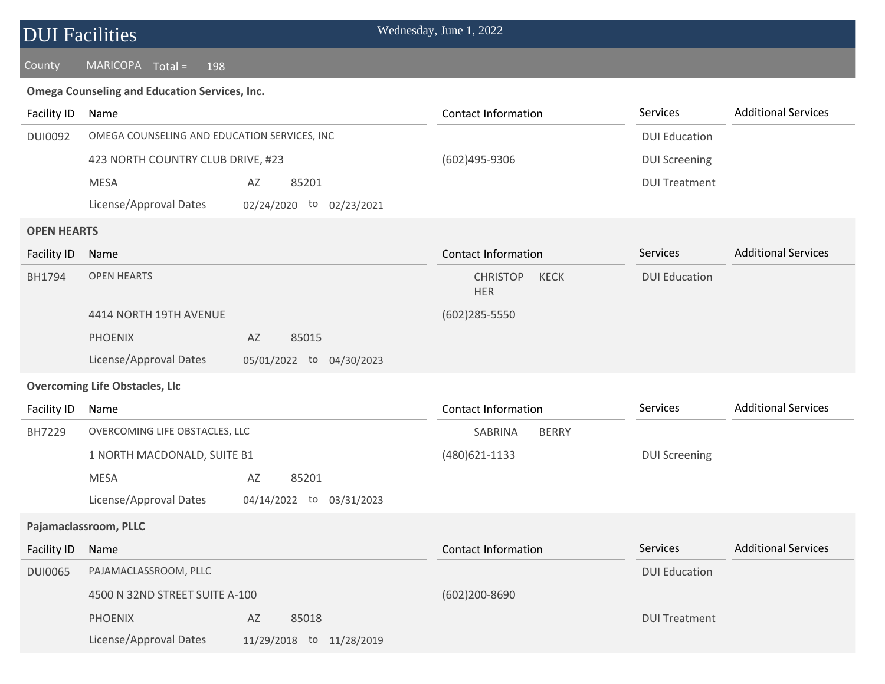# DUI Facilities

Wednesday, June 1, 2022

County MARICOPA Total = 198

**Omega Counseling and Education Services, Inc.**

| Facility ID | Name | | | Contact Information | Services | Additional Services |
|---|---|---|---|---|---|---|
| DUI0092 | OMEGA COUNSELING AND EDUCATION SERVICES, INC | | | | DUI Education | |
| | 423 NORTH COUNTRY CLUB DRIVE, #23 | | | (602)495-9306 | DUI Screening | |
| | MESA | AZ | 85201 | | DUI Treatment | |
| | License/Approval Dates | 02/24/2020 | to 02/23/2021 | | | |

**OPEN HEARTS**

| Facility ID | Name | | | Contact Information | Services | Additional Services |
|---|---|---|---|---|---|---|
| BH1794 | OPEN HEARTS | | | CHRISTOPHER KECK | DUI Education | |
| | 4414 NORTH 19TH AVENUE | | | (602)285-5550 | | |
| | PHOENIX | AZ | 85015 | | | |
| | License/Approval Dates | 05/01/2022 | to 04/30/2023 | | | |

**Overcoming Life Obstacles, Llc**

| Facility ID | Name | | | Contact Information | Services | Additional Services |
|---|---|---|---|---|---|---|
| BH7229 | OVERCOMING LIFE OBSTACLES, LLC | | | SABRINA BERRY | | |
| | 1 NORTH MACDONALD, SUITE B1 | | | (480)621-1133 | DUI Screening | |
| | MESA | AZ | 85201 | | | |
| | License/Approval Dates | 04/14/2022 | to 03/31/2023 | | | |

**Pajamaclassroom, PLLC**

| Facility ID | Name | | | Contact Information | Services | Additional Services |
|---|---|---|---|---|---|---|
| DUI0065 | PAJAMACLASSROOM, PLLC | | | | DUI Education | |
| | 4500 N 32ND STREET SUITE A-100 | | | (602)200-8690 | | |
| | PHOENIX | AZ | 85018 | | DUI Treatment | |
| | License/Approval Dates | 11/29/2018 | to 11/28/2019 | | | |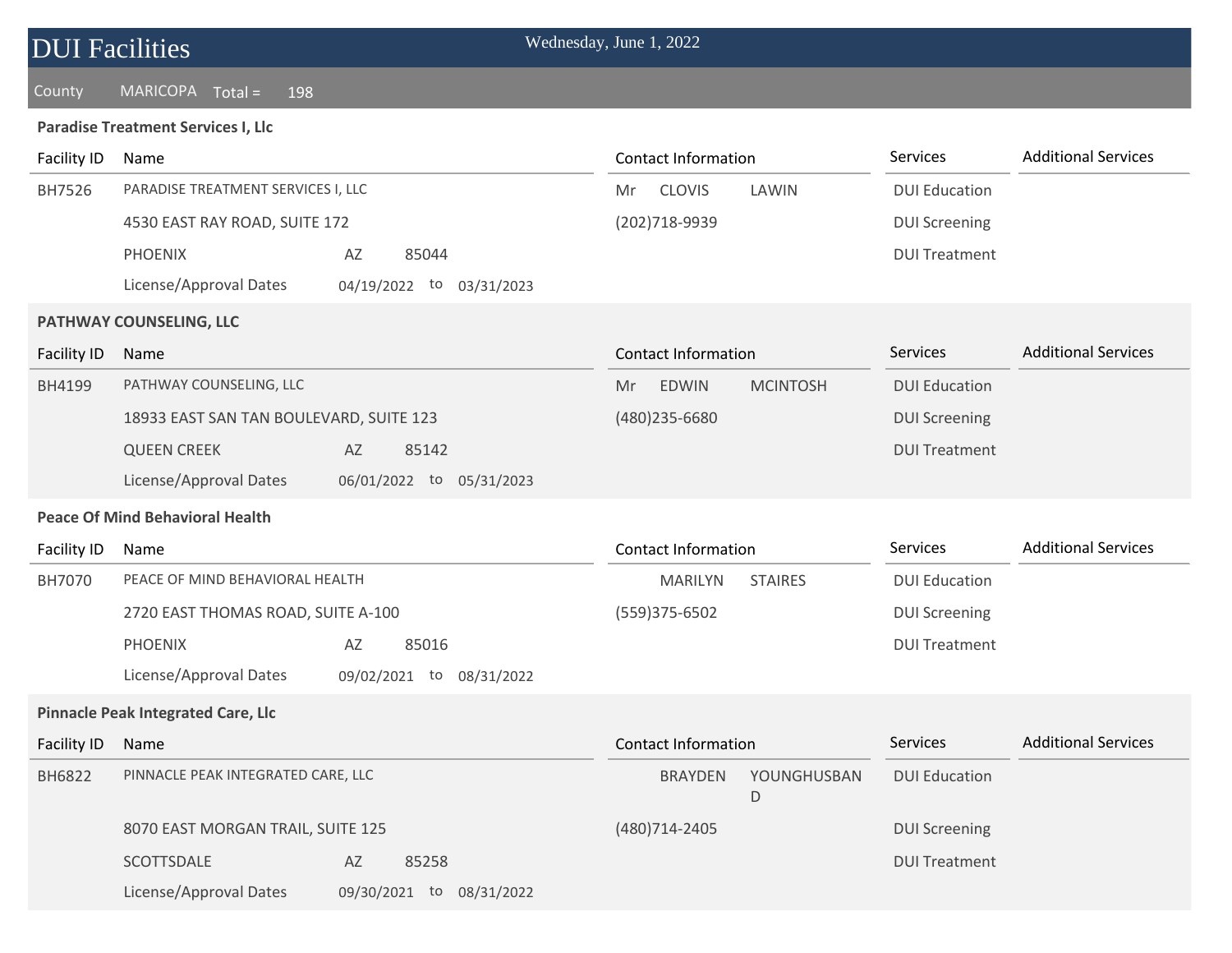# DUI Facilities

Wednesday, June 1, 2022

County MARICOPA Total = 198

**Paradise Treatment Services I, Llc**

| Facility ID | Name | | | Contact Information | Services | Additional Services |
|---|---|---|---|---|---|---|
| BH7526 | PARADISE TREATMENT SERVICES I, LLC | | | Mr CLOVIS LAWIN | DUI Education | |
| | 4530 EAST RAY ROAD, SUITE 172 | | | (202)718-9939 | DUI Screening | |
| | PHOENIX | AZ | 85044 | | DUI Treatment | |
| | License/Approval Dates | 04/19/2022 | to 03/31/2023 | | | |

**PATHWAY COUNSELING, LLC**

| Facility ID | Name | | | Contact Information | Services | Additional Services |
|---|---|---|---|---|---|---|
| BH4199 | PATHWAY COUNSELING, LLC | | | Mr EDWIN MCINTOSH | DUI Education | |
| | 18933 EAST SAN TAN BOULEVARD, SUITE 123 | | | (480)235-6680 | DUI Screening | |
| | QUEEN CREEK | AZ | 85142 | | DUI Treatment | |
| | License/Approval Dates | 06/01/2022 | to 05/31/2023 | | | |

**Peace Of Mind Behavioral Health**

| Facility ID | Name | | | Contact Information | Services | Additional Services |
|---|---|---|---|---|---|---|
| BH7070 | PEACE OF MIND BEHAVIORAL HEALTH | | | MARILYN STAIRES | DUI Education | |
| | 2720 EAST THOMAS ROAD, SUITE A-100 | | | (559)375-6502 | DUI Screening | |
| | PHOENIX | AZ | 85016 | | DUI Treatment | |
| | License/Approval Dates | 09/02/2021 | to 08/31/2022 | | | |

**Pinnacle Peak Integrated Care, Llc**

| Facility ID | Name | | | Contact Information | Services | Additional Services |
|---|---|---|---|---|---|---|
| BH6822 | PINNACLE PEAK INTEGRATED CARE, LLC | | | BRAYDEN YOUNGHUSBAND | DUI Education | |
| | 8070 EAST MORGAN TRAIL, SUITE 125 | | | (480)714-2405 | DUI Screening | |
| | SCOTTSDALE | AZ | 85258 | | DUI Treatment | |
| | License/Approval Dates | 09/30/2021 | to 08/31/2022 | | | |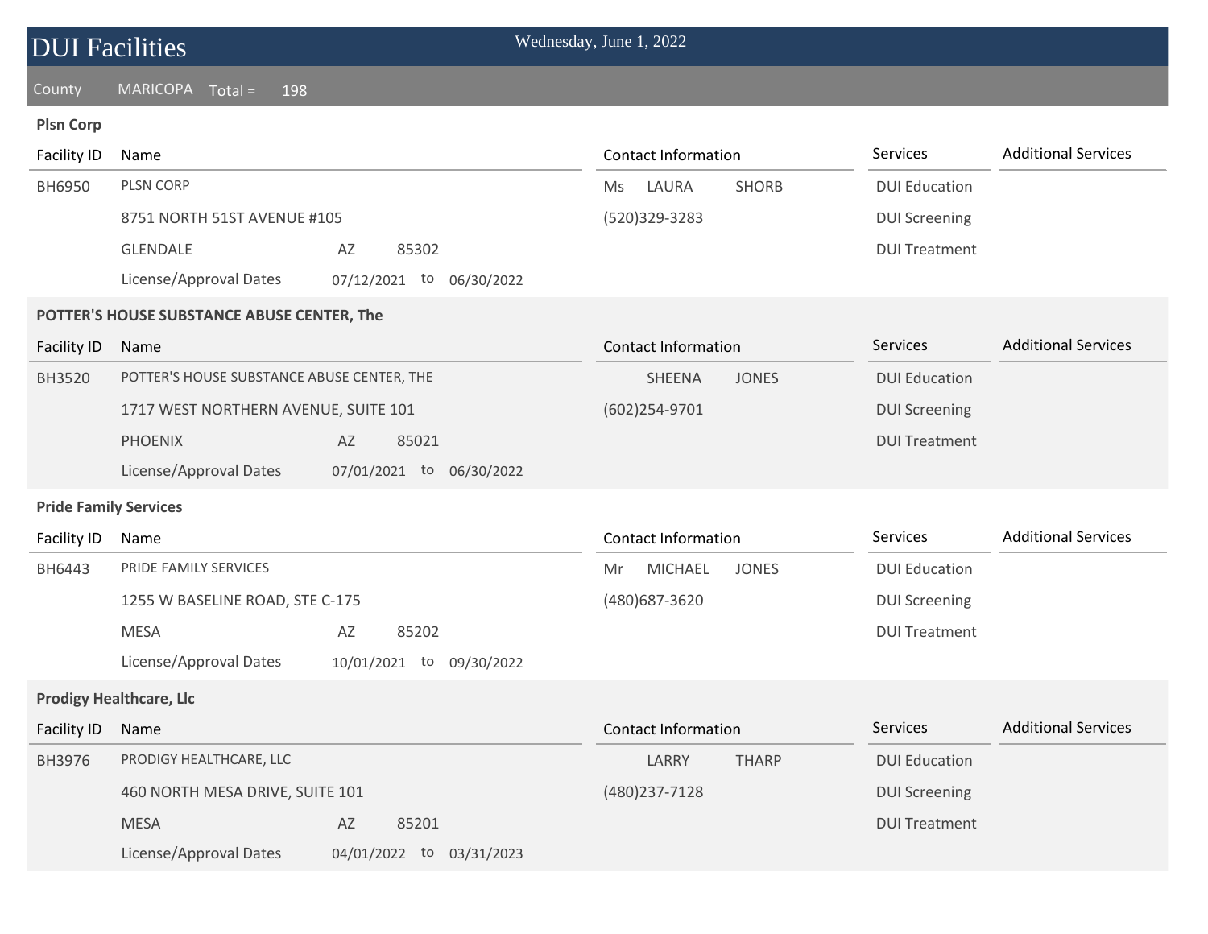# DUI Facilities

Wednesday, June 1, 2022

County MARICOPA Total = 198

### Plsn Corp

| Facility ID | Name | Contact Information | Services | Additional Services |
|---|---|---|---|---|
| BH6950 | PLSN CORP | Ms LAURA SHORB | DUI Education | |
| | 8751 NORTH 51ST AVENUE #105 | (520)329-3283 | DUI Screening | |
| | GLENDALE AZ 85302 | | DUI Treatment | |
| | License/Approval Dates 07/12/2021 to 06/30/2022 | | | |

### POTTER'S HOUSE SUBSTANCE ABUSE CENTER, The

| Facility ID | Name | Contact Information | Services | Additional Services |
|---|---|---|---|---|
| BH3520 | POTTER'S HOUSE SUBSTANCE ABUSE CENTER, THE | SHEENA JONES | DUI Education | |
| | 1717 WEST NORTHERN AVENUE, SUITE 101 | (602)254-9701 | DUI Screening | |
| | PHOENIX AZ 85021 | | DUI Treatment | |
| | License/Approval Dates 07/01/2021 to 06/30/2022 | | | |

### Pride Family Services

| Facility ID | Name | Contact Information | Services | Additional Services |
|---|---|---|---|---|
| BH6443 | PRIDE FAMILY SERVICES | Mr MICHAEL JONES | DUI Education | |
| | 1255 W BASELINE ROAD, STE C-175 | (480)687-3620 | DUI Screening | |
| | MESA AZ 85202 | | DUI Treatment | |
| | License/Approval Dates 10/01/2021 to 09/30/2022 | | | |

### Prodigy Healthcare, Llc

| Facility ID | Name | Contact Information | Services | Additional Services |
|---|---|---|---|---|
| BH3976 | PRODIGY HEALTHCARE, LLC | LARRY THARP | DUI Education | |
| | 460 NORTH MESA DRIVE, SUITE 101 | (480)237-7128 | DUI Screening | |
| | MESA AZ 85201 | | DUI Treatment | |
| | License/Approval Dates 04/01/2022 to 03/31/2023 | | | |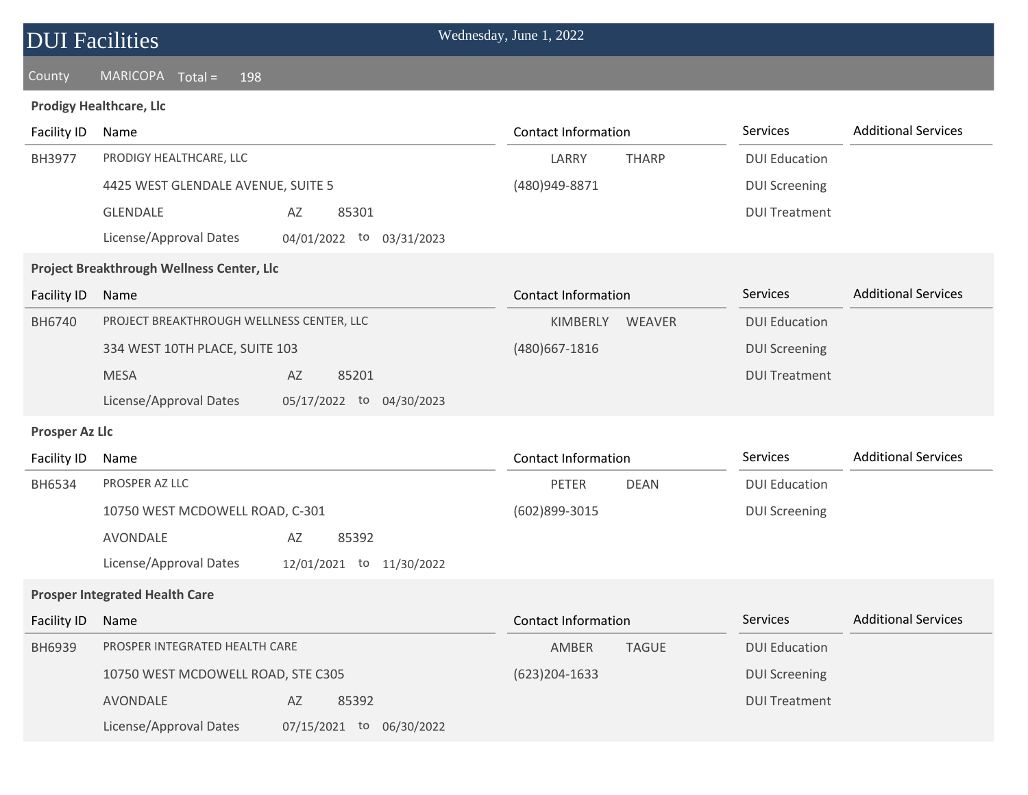# DUI Facilities

Wednesday, June 1, 2022

County MARICOPA Total = 198

### Prodigy Healthcare, Llc

| Facility ID | Name | Contact Information | Services | Additional Services |
|---|---|---|---|---|
| BH3977 | PRODIGY HEALTHCARE, LLC | LARRY THARP | DUI Education | |
| | 4425 WEST GLENDALE AVENUE, SUITE 5 | (480)949-8871 | DUI Screening | |
| | GLENDALE AZ 85301 | | DUI Treatment | |
| | License/Approval Dates 04/01/2022 to 03/31/2023 | | | |

### Project Breakthrough Wellness Center, Llc

| Facility ID | Name | Contact Information | Services | Additional Services |
|---|---|---|---|---|
| BH6740 | PROJECT BREAKTHROUGH WELLNESS CENTER, LLC | KIMBERLY WEAVER | DUI Education | |
| | 334 WEST 10TH PLACE, SUITE 103 | (480)667-1816 | DUI Screening | |
| | MESA AZ 85201 | | DUI Treatment | |
| | License/Approval Dates 05/17/2022 to 04/30/2023 | | | |

### Prosper Az Llc

| Facility ID | Name | Contact Information | Services | Additional Services |
|---|---|---|---|---|
| BH6534 | PROSPER AZ LLC | PETER DEAN | DUI Education | |
| | 10750 WEST MCDOWELL ROAD, C-301 | (602)899-3015 | DUI Screening | |
| | AVONDALE AZ 85392 | | | |
| | License/Approval Dates 12/01/2021 to 11/30/2022 | | | |

### Prosper Integrated Health Care

| Facility ID | Name | Contact Information | Services | Additional Services |
|---|---|---|---|---|
| BH6939 | PROSPER INTEGRATED HEALTH CARE | AMBER TAGUE | DUI Education | |
| | 10750 WEST MCDOWELL ROAD, STE C305 | (623)204-1633 | DUI Screening | |
| | AVONDALE AZ 85392 | | DUI Treatment | |
| | License/Approval Dates 07/15/2021 to 06/30/2022 | | | |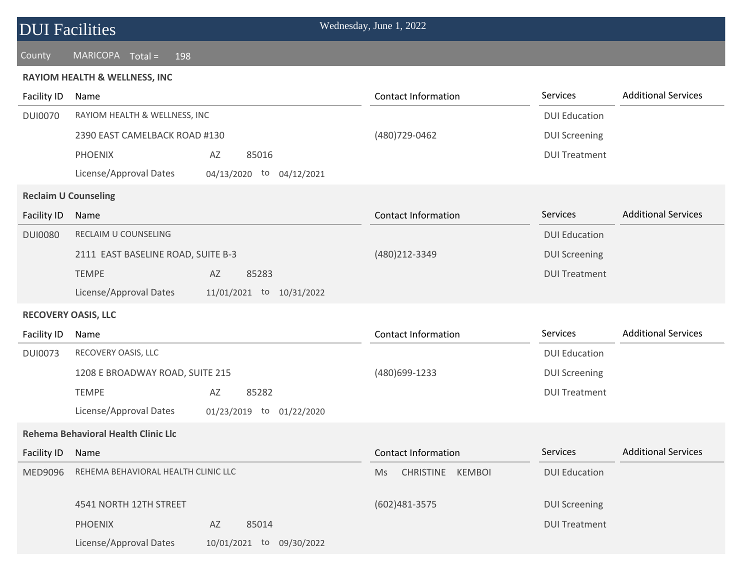# DUI Facilities

Wednesday, June 1, 2022

County MARICOPA Total = 198

## RAYIOM HEALTH & WELLNESS, INC

| Facility ID | Name | Contact Information | Services | Additional Services |
|---|---|---|---|---|
| DUI0070 | RAYIOM HEALTH & WELLNESS, INC | | DUI Education | |
| | 2390 EAST CAMELBACK ROAD #130 | (480)729-0462 | DUI Screening | |
| | PHOENIX AZ 85016 | | DUI Treatment | |
| | License/Approval Dates 04/13/2020 to 04/12/2021 | | | |

## Reclaim U Counseling

| Facility ID | Name | Contact Information | Services | Additional Services |
|---|---|---|---|---|
| DUI0080 | RECLAIM U COUNSELING | | DUI Education | |
| | 2111 EAST BASELINE ROAD, SUITE B-3 | (480)212-3349 | DUI Screening | |
| | TEMPE AZ 85283 | | DUI Treatment | |
| | License/Approval Dates 11/01/2021 to 10/31/2022 | | | |

## RECOVERY OASIS, LLC

| Facility ID | Name | Contact Information | Services | Additional Services |
|---|---|---|---|---|
| DUI0073 | RECOVERY OASIS, LLC | | DUI Education | |
| | 1208 E BROADWAY ROAD, SUITE 215 | (480)699-1233 | DUI Screening | |
| | TEMPE AZ 85282 | | DUI Treatment | |
| | License/Approval Dates 01/23/2019 to 01/22/2020 | | | |

## Rehema Behavioral Health Clinic Llc

| Facility ID | Name | Contact Information | Services | Additional Services |
|---|---|---|---|---|
| MED9096 | REHEMA BEHAVIORAL HEALTH CLINIC LLC | Ms CHRISTINE KEMBOI | DUI Education | |
| | 4541 NORTH 12TH STREET | (602)481-3575 | DUI Screening | |
| | PHOENIX AZ 85014 | | DUI Treatment | |
| | License/Approval Dates 10/01/2021 to 09/30/2022 | | | |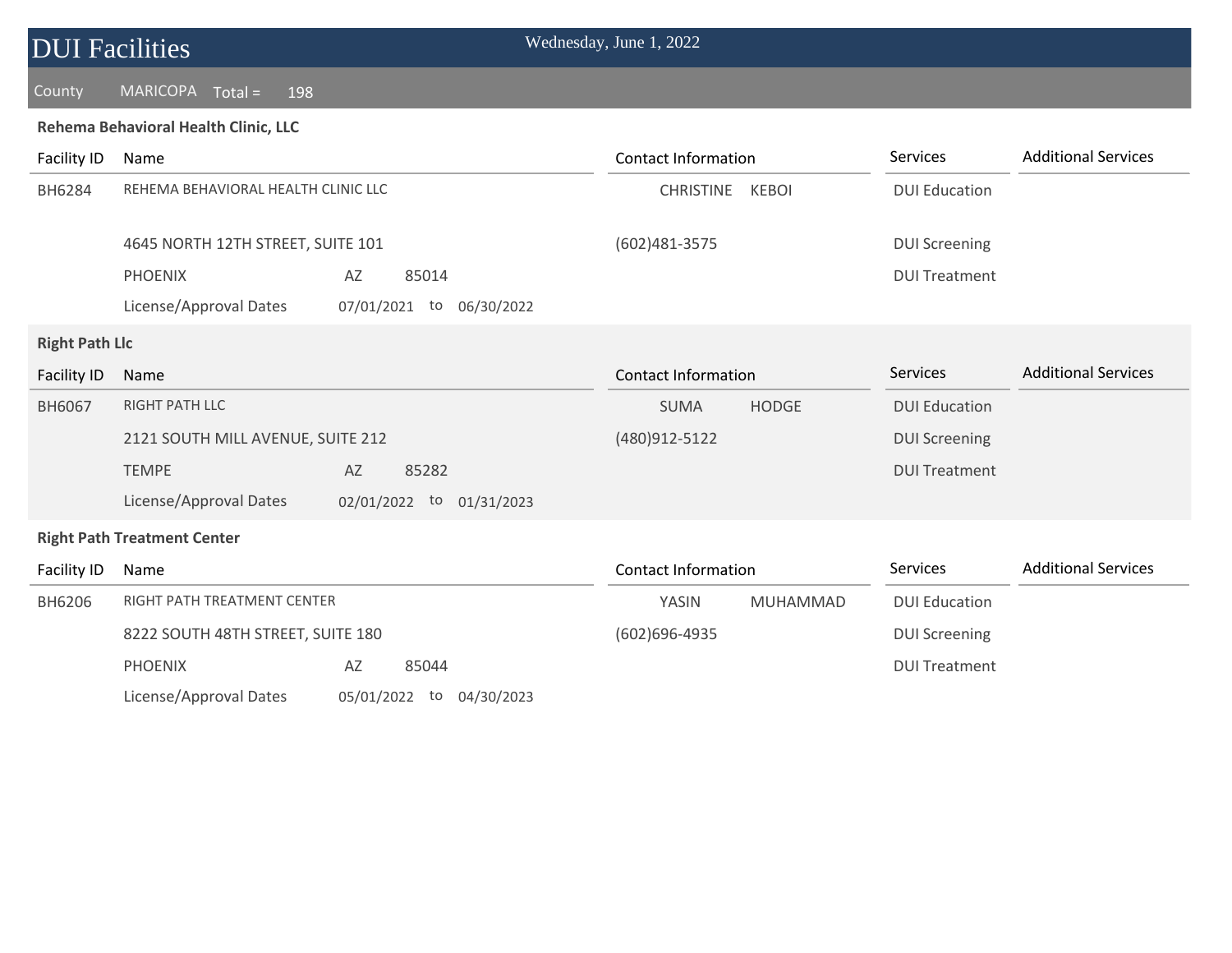# DUI Facilities

Wednesday, June 1, 2022

County MARICOPA Total = 198

### Rehema Behavioral Health Clinic, LLC

| Facility ID | Name | | | | | Contact Information | | Services | Additional Services |
|---|---|---|---|---|---|---|---|---|---|
| BH6284 | REHEMA BEHAVIORAL HEALTH CLINIC LLC | | | | | CHRISTINE | KEBOI | DUI Education | |
| | 4645 NORTH 12TH STREET, SUITE 101 | | | | | (602)481-3575 | | DUI Screening | |
| | PHOENIX | AZ | 85014 | | | | | DUI Treatment | |
| | License/Approval Dates | 07/01/2021 | to | 06/30/2022 | | | | | |

### Right Path Llc

| Facility ID | Name | | | | | Contact Information | | Services | Additional Services |
|---|---|---|---|---|---|---|---|---|---|
| BH6067 | RIGHT PATH LLC | | | | | SUMA | HODGE | DUI Education | |
| | 2121 SOUTH MILL AVENUE, SUITE 212 | | | | | (480)912-5122 | | DUI Screening | |
| | TEMPE | AZ | 85282 | | | | | DUI Treatment | |
| | License/Approval Dates | 02/01/2022 | to | 01/31/2023 | | | | | |

### Right Path Treatment Center

| Facility ID | Name | | | | | Contact Information | | Services | Additional Services |
|---|---|---|---|---|---|---|---|---|---|
| BH6206 | RIGHT PATH TREATMENT CENTER | | | | | YASIN | MUHAMMAD | DUI Education | |
| | 8222 SOUTH 48TH STREET, SUITE 180 | | | | | (602)696-4935 | | DUI Screening | |
| | PHOENIX | AZ | 85044 | | | | | DUI Treatment | |
| | License/Approval Dates | 05/01/2022 | to | 04/30/2023 | | | | | |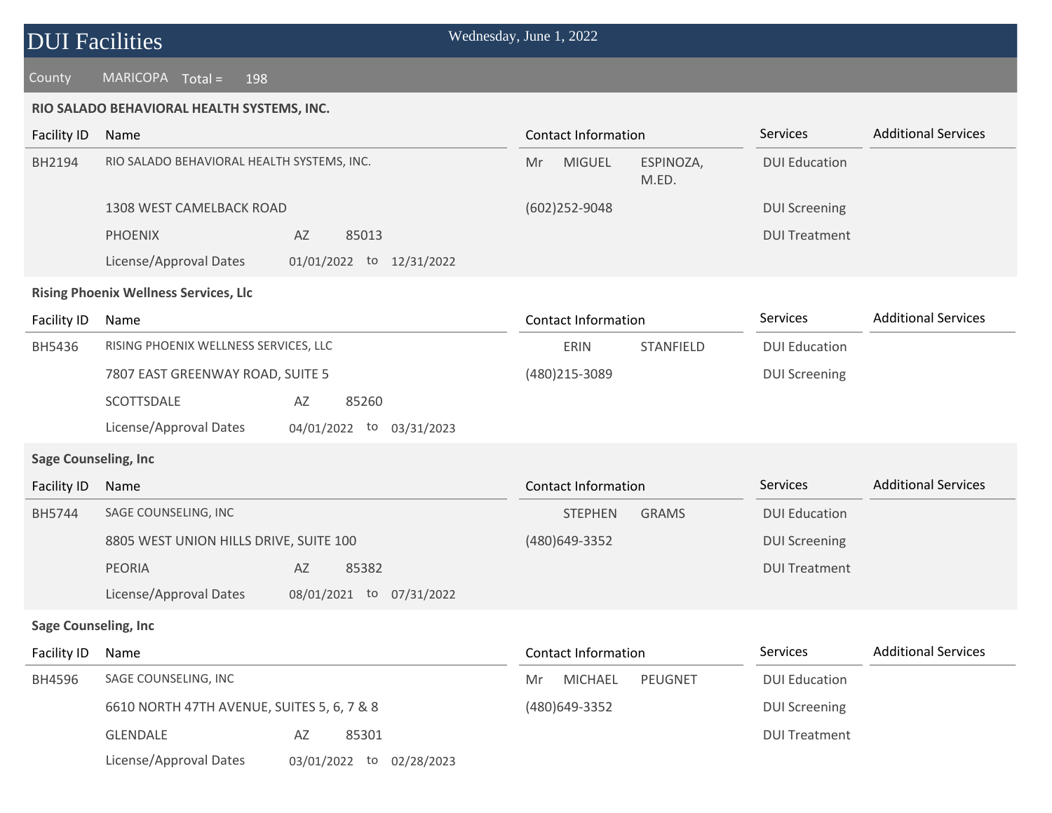# DUI Facilities

Wednesday, June 1, 2022

County MARICOPA Total = 198

## RIO SALADO BEHAVIORAL HEALTH SYSTEMS, INC.

| Facility ID | Name | Contact Information | Services | Additional Services |
|---|---|---|---|---|
| BH2194 | RIO SALADO BEHAVIORAL HEALTH SYSTEMS, INC. | Mr MIGUEL ESPINOZA, M.ED. | DUI Education | |
| | 1308 WEST CAMELBACK ROAD | (602)252-9048 | DUI Screening | |
| | PHOENIX AZ 85013 | | DUI Treatment | |
| | License/Approval Dates 01/01/2022 to 12/31/2022 | | | |

## Rising Phoenix Wellness Services, Llc

| Facility ID | Name | Contact Information | Services | Additional Services |
|---|---|---|---|---|
| BH5436 | RISING PHOENIX WELLNESS SERVICES, LLC | ERIN STANFIELD | DUI Education | |
| | 7807 EAST GREENWAY ROAD, SUITE 5 | (480)215-3089 | DUI Screening | |
| | SCOTTSDALE AZ 85260 | | | |
| | License/Approval Dates 04/01/2022 to 03/31/2023 | | | |

## Sage Counseling, Inc

| Facility ID | Name | Contact Information | Services | Additional Services |
|---|---|---|---|---|
| BH5744 | SAGE COUNSELING, INC | STEPHEN GRAMS | DUI Education | |
| | 8805 WEST UNION HILLS DRIVE, SUITE 100 | (480)649-3352 | DUI Screening | |
| | PEORIA AZ 85382 | | DUI Treatment | |
| | License/Approval Dates 08/01/2021 to 07/31/2022 | | | |

## Sage Counseling, Inc

| Facility ID | Name | Contact Information | Services | Additional Services |
|---|---|---|---|---|
| BH4596 | SAGE COUNSELING, INC | Mr MICHAEL PEUGNET | DUI Education | |
| | 6610 NORTH 47TH AVENUE, SUITES 5, 6, 7 & 8 | (480)649-3352 | DUI Screening | |
| | GLENDALE AZ 85301 | | DUI Treatment | |
| | License/Approval Dates 03/01/2022 to 02/28/2023 | | | |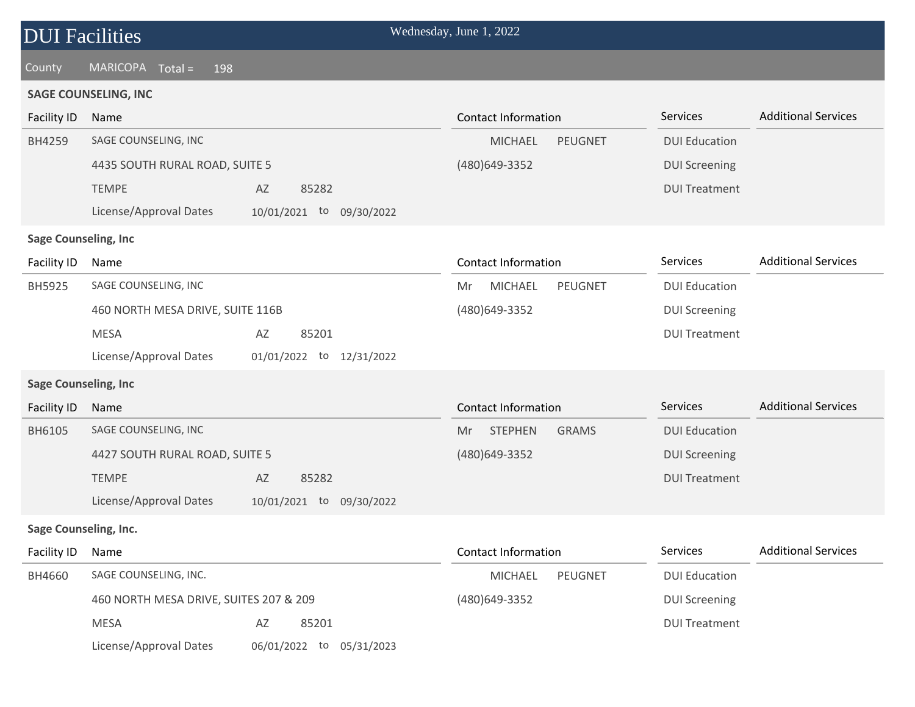# DUI Facilities

Wednesday, June 1, 2022

County MARICOPA Total = 198

### SAGE COUNSELING, INC

| Facility ID | Name | Contact Information | Services | Additional Services |
|---|---|---|---|---|
| BH4259 | SAGE COUNSELING, INC | MICHAEL PEUGNET | DUI Education | |
| | 4435 SOUTH RURAL ROAD, SUITE 5 | (480)649-3352 | DUI Screening | |
| | TEMPE AZ 85282 | | DUI Treatment | |
| | License/Approval Dates 10/01/2021 to 09/30/2022 | | | |

### Sage Counseling, Inc

| Facility ID | Name | Contact Information | Services | Additional Services |
|---|---|---|---|---|
| BH5925 | SAGE COUNSELING, INC | Mr MICHAEL PEUGNET | DUI Education | |
| | 460 NORTH MESA DRIVE, SUITE 116B | (480)649-3352 | DUI Screening | |
| | MESA AZ 85201 | | DUI Treatment | |
| | License/Approval Dates 01/01/2022 to 12/31/2022 | | | |

### Sage Counseling, Inc

| Facility ID | Name | Contact Information | Services | Additional Services |
|---|---|---|---|---|
| BH6105 | SAGE COUNSELING, INC | Mr STEPHEN GRAMS | DUI Education | |
| | 4427 SOUTH RURAL ROAD, SUITE 5 | (480)649-3352 | DUI Screening | |
| | TEMPE AZ 85282 | | DUI Treatment | |
| | License/Approval Dates 10/01/2021 to 09/30/2022 | | | |

### Sage Counseling, Inc.

| Facility ID | Name | Contact Information | Services | Additional Services |
|---|---|---|---|---|
| BH4660 | SAGE COUNSELING, INC. | MICHAEL PEUGNET | DUI Education | |
| | 460 NORTH MESA DRIVE, SUITES 207 & 209 | (480)649-3352 | DUI Screening | |
| | MESA AZ 85201 | | DUI Treatment | |
| | License/Approval Dates 06/01/2022 to 05/31/2023 | | | |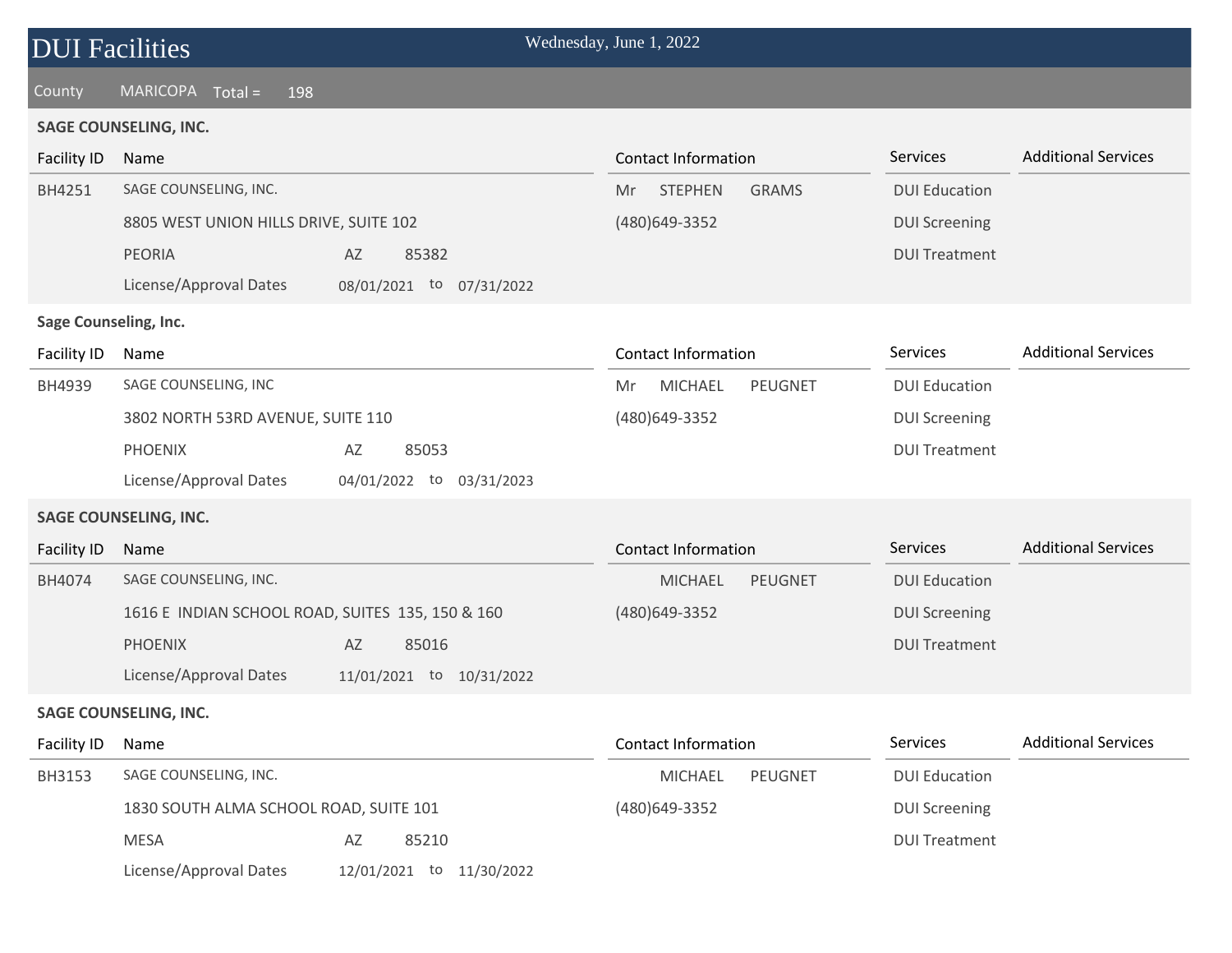# DUI Facilities

Wednesday, June 1, 2022

County MARICOPA Total = 198

**SAGE COUNSELING, INC.**

| Facility ID | Name | Contact Information | Services | Additional Services |
|---|---|---|---|---|
| BH4251 | SAGE COUNSELING, INC. | Mr STEPHEN GRAMS | DUI Education | |
| | 8805 WEST UNION HILLS DRIVE, SUITE 102 | (480)649-3352 | DUI Screening | |
| | PEORIA AZ 85382 | | DUI Treatment | |
| | License/Approval Dates 08/01/2021 to 07/31/2022 | | | |

**Sage Counseling, Inc.**

| Facility ID | Name | Contact Information | Services | Additional Services |
|---|---|---|---|---|
| BH4939 | SAGE COUNSELING, INC | Mr MICHAEL PEUGNET | DUI Education | |
| | 3802 NORTH 53RD AVENUE, SUITE 110 | (480)649-3352 | DUI Screening | |
| | PHOENIX AZ 85053 | | DUI Treatment | |
| | License/Approval Dates 04/01/2022 to 03/31/2023 | | | |

**SAGE COUNSELING, INC.**

| Facility ID | Name | Contact Information | Services | Additional Services |
|---|---|---|---|---|
| BH4074 | SAGE COUNSELING, INC. | MICHAEL PEUGNET | DUI Education | |
| | 1616 E INDIAN SCHOOL ROAD, SUITES 135, 150 & 160 | (480)649-3352 | DUI Screening | |
| | PHOENIX AZ 85016 | | DUI Treatment | |
| | License/Approval Dates 11/01/2021 to 10/31/2022 | | | |

**SAGE COUNSELING, INC.**

| Facility ID | Name | Contact Information | Services | Additional Services |
|---|---|---|---|---|
| BH3153 | SAGE COUNSELING, INC. | MICHAEL PEUGNET | DUI Education | |
| | 1830 SOUTH ALMA SCHOOL ROAD, SUITE 101 | (480)649-3352 | DUI Screening | |
| | MESA AZ 85210 | | DUI Treatment | |
| | License/Approval Dates 12/01/2021 to 11/30/2022 | | | |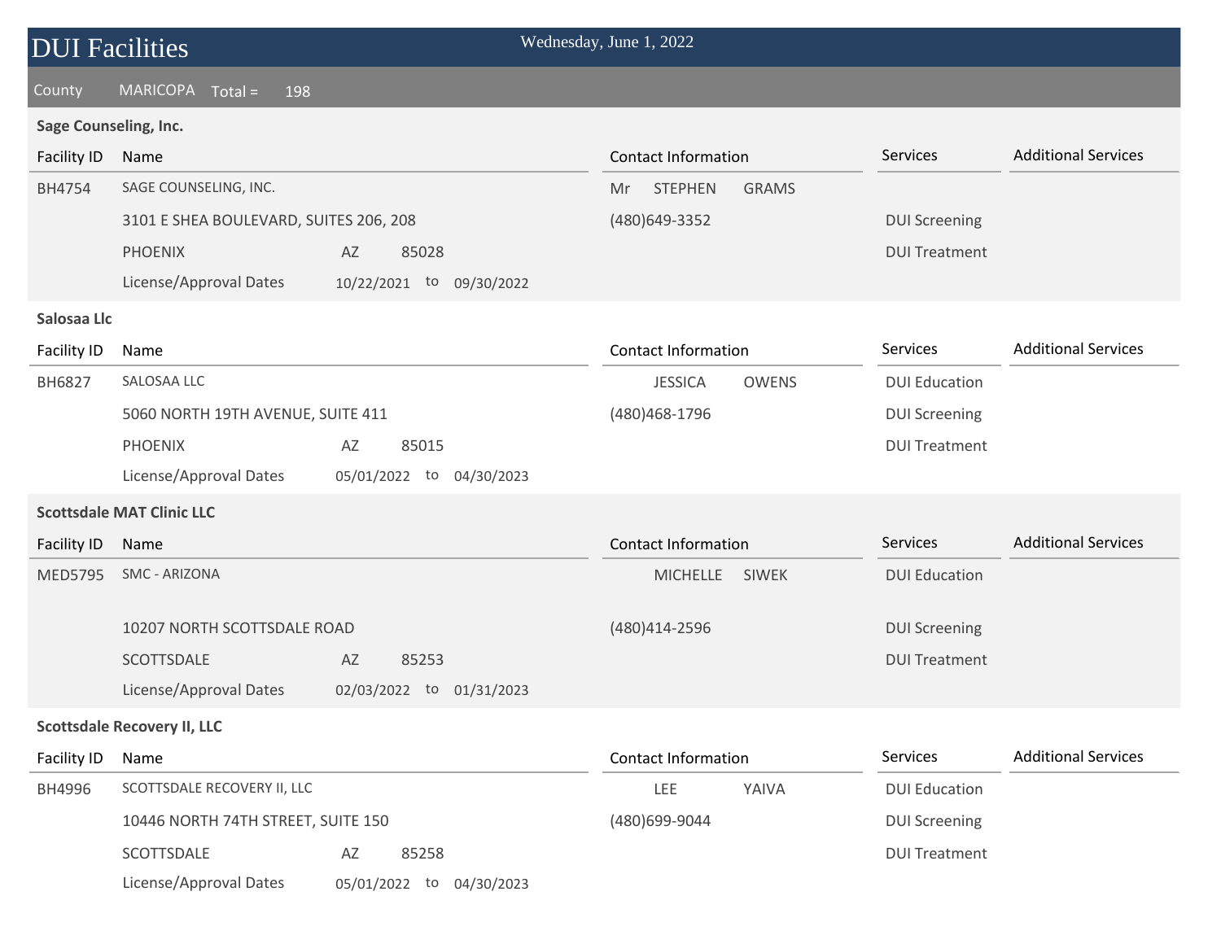# DUI Facilities

Wednesday, June 1, 2022

County MARICOPA Total = 198

### Sage Counseling, Inc.

| Facility ID | Name | Contact Information | Services | Additional Services |
|---|---|---|---|---|
| BH4754 | SAGE COUNSELING, INC. | Mr STEPHEN GRAMS | | |
| | 3101 E SHEA BOULEVARD, SUITES 206, 208 | (480)649-3352 | DUI Screening | |
| | PHOENIX AZ 85028 | | DUI Treatment | |
| | License/Approval Dates 10/22/2021 to 09/30/2022 | | | |

### Salosaa Llc

| Facility ID | Name | Contact Information | Services | Additional Services |
|---|---|---|---|---|
| BH6827 | SALOSAA LLC | JESSICA OWENS | DUI Education | |
| | 5060 NORTH 19TH AVENUE, SUITE 411 | (480)468-1796 | DUI Screening | |
| | PHOENIX AZ 85015 | | DUI Treatment | |
| | License/Approval Dates 05/01/2022 to 04/30/2023 | | | |

### Scottsdale MAT Clinic LLC

| Facility ID | Name | Contact Information | Services | Additional Services |
|---|---|---|---|---|
| MED5795 | SMC - ARIZONA | MICHELLE SIWEK | DUI Education | |
| | 10207 NORTH SCOTTSDALE ROAD | (480)414-2596 | DUI Screening | |
| | SCOTTSDALE AZ 85253 | | DUI Treatment | |
| | License/Approval Dates 02/03/2022 to 01/31/2023 | | | |

### Scottsdale Recovery II, LLC

| Facility ID | Name | Contact Information | Services | Additional Services |
|---|---|---|---|---|
| BH4996 | SCOTTSDALE RECOVERY II, LLC | LEE YAIVA | DUI Education | |
| | 10446 NORTH 74TH STREET, SUITE 150 | (480)699-9044 | DUI Screening | |
| | SCOTTSDALE AZ 85258 | | DUI Treatment | |
| | License/Approval Dates 05/01/2022 to 04/30/2023 | | | |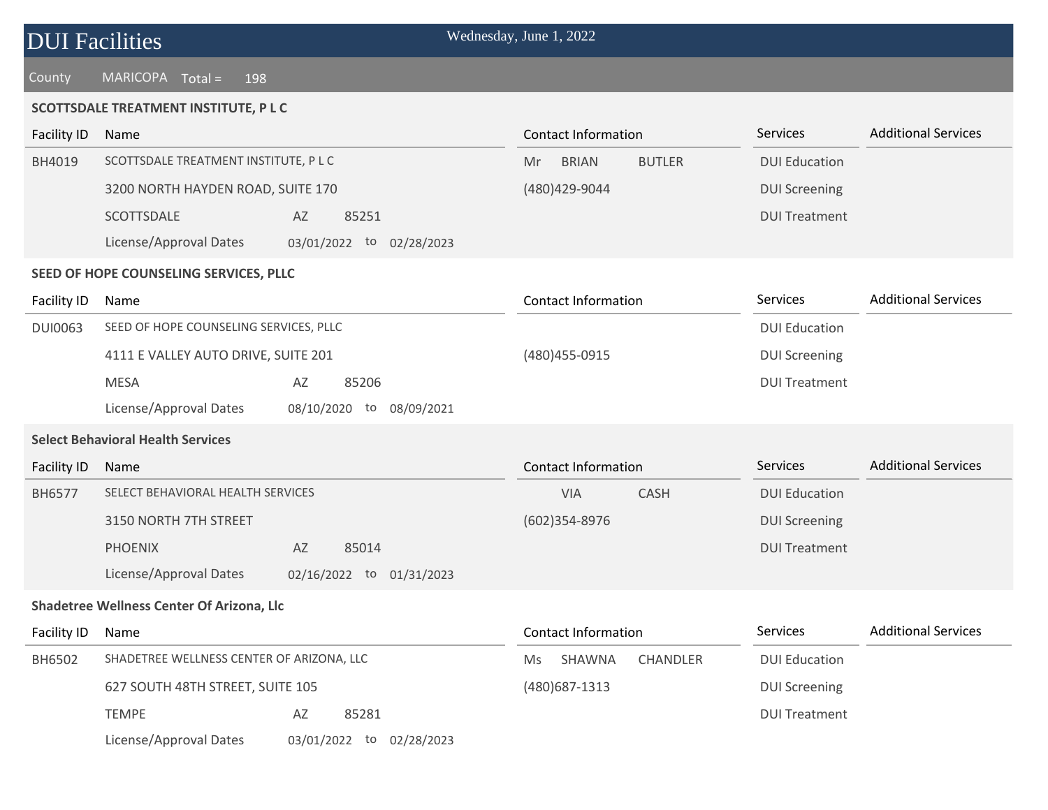# DUI Facilities

Wednesday, June 1, 2022

County MARICOPA Total = 198

### SCOTTSDALE TREATMENT INSTITUTE, P L C

| Facility ID | Name | | | Contact Information | Services | Additional Services |
|---|---|---|---|---|---|---|
| BH4019 | SCOTTSDALE TREATMENT INSTITUTE, P L C | | | Mr BRIAN BUTLER | DUI Education | |
| | 3200 NORTH HAYDEN ROAD, SUITE 170 | | | (480)429-9044 | DUI Screening | |
| | SCOTTSDALE | AZ | 85251 | | DUI Treatment | |
| | License/Approval Dates | 03/01/2022 | to 02/28/2023 | | | |

### SEED OF HOPE COUNSELING SERVICES, PLLC

| Facility ID | Name | | | Contact Information | Services | Additional Services |
|---|---|---|---|---|---|---|
| DUI0063 | SEED OF HOPE COUNSELING SERVICES, PLLC | | | | DUI Education | |
| | 4111 E VALLEY AUTO DRIVE, SUITE 201 | | | (480)455-0915 | DUI Screening | |
| | MESA | AZ | 85206 | | DUI Treatment | |
| | License/Approval Dates | 08/10/2020 | to 08/09/2021 | | | |

### Select Behavioral Health Services

| Facility ID | Name | | | Contact Information | Services | Additional Services |
|---|---|---|---|---|---|---|
| BH6577 | SELECT BEHAVIORAL HEALTH SERVICES | | | VIA CASH | DUI Education | |
| | 3150 NORTH 7TH STREET | | | (602)354-8976 | DUI Screening | |
| | PHOENIX | AZ | 85014 | | DUI Treatment | |
| | License/Approval Dates | 02/16/2022 | to 01/31/2023 | | | |

### Shadetree Wellness Center Of Arizona, Llc

| Facility ID | Name | | | Contact Information | Services | Additional Services |
|---|---|---|---|---|---|---|
| BH6502 | SHADETREE WELLNESS CENTER OF ARIZONA, LLC | | | Ms SHAWNA CHANDLER | DUI Education | |
| | 627 SOUTH 48TH STREET, SUITE 105 | | | (480)687-1313 | DUI Screening | |
| | TEMPE | AZ | 85281 | | DUI Treatment | |
| | License/Approval Dates | 03/01/2022 | to 02/28/2023 | | | |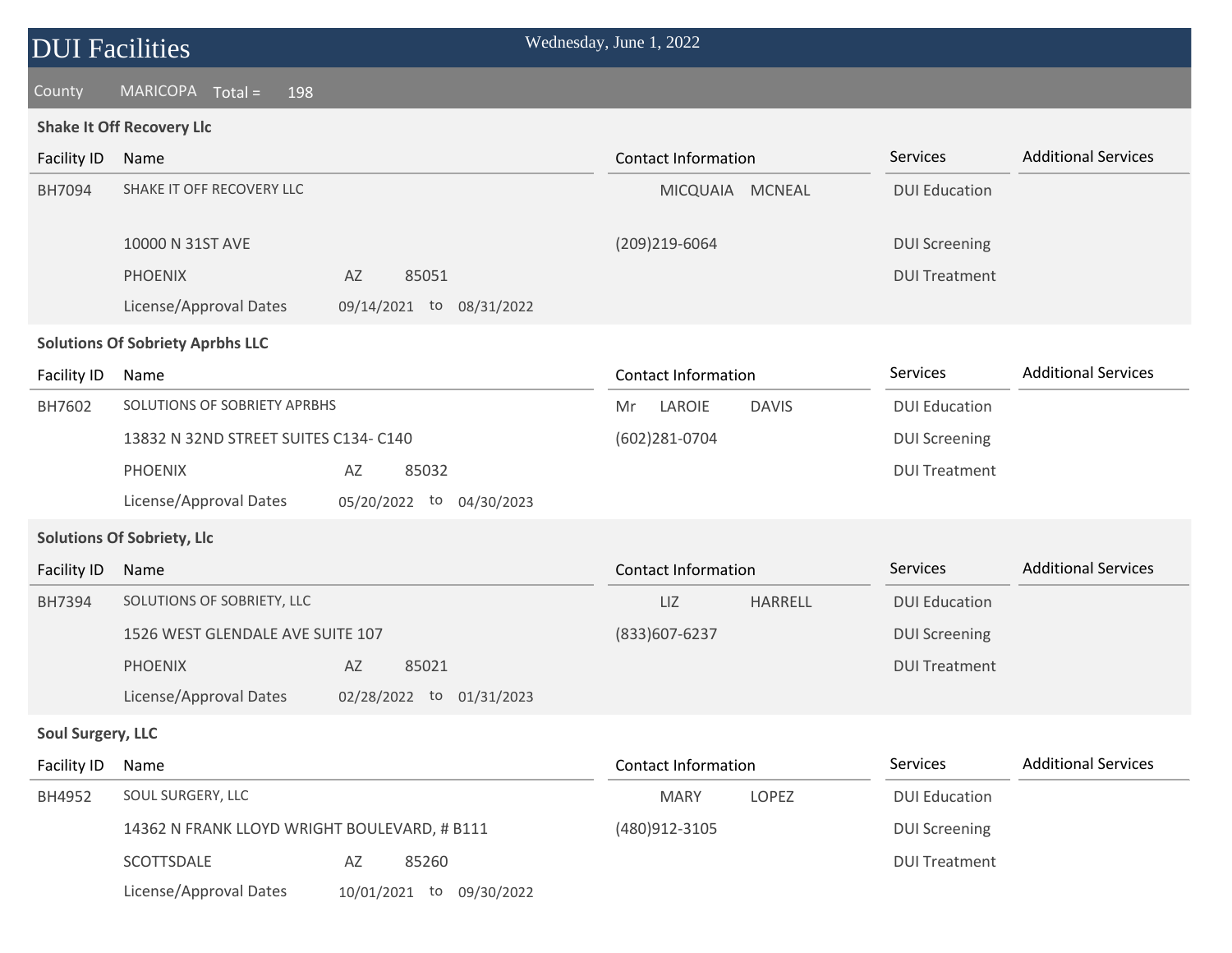# DUI Facilities

Wednesday, June 1, 2022

County MARICOPA Total = 198

### Shake It Off Recovery Llc

| Facility ID | Name | | | Contact Information | Services | Additional Services |
|---|---|---|---|---|---|---|
| BH7094 | SHAKE IT OFF RECOVERY LLC | | | MICQUAIA MCNEAL | DUI Education | |
| | 10000 N 31ST AVE | | | (209)219-6064 | DUI Screening | |
| | PHOENIX | AZ | 85051 | | DUI Treatment | |
| | License/Approval Dates | 09/14/2021 to | 08/31/2022 | | | |

### Solutions Of Sobriety Aprbhs LLC

| Facility ID | Name | | | Contact Information | Services | Additional Services |
|---|---|---|---|---|---|---|
| BH7602 | SOLUTIONS OF SOBRIETY APRBHS | | | Mr LAROIE DAVIS | DUI Education | |
| | 13832 N 32ND STREET SUITES C134- C140 | | | (602)281-0704 | DUI Screening | |
| | PHOENIX | AZ | 85032 | | DUI Treatment | |
| | License/Approval Dates | 05/20/2022 to | 04/30/2023 | | | |

### Solutions Of Sobriety, Llc

| Facility ID | Name | | | Contact Information | Services | Additional Services |
|---|---|---|---|---|---|---|
| BH7394 | SOLUTIONS OF SOBRIETY, LLC | | | LIZ HARRELL | DUI Education | |
| | 1526 WEST GLENDALE AVE SUITE 107 | | | (833)607-6237 | DUI Screening | |
| | PHOENIX | AZ | 85021 | | DUI Treatment | |
| | License/Approval Dates | 02/28/2022 to | 01/31/2023 | | | |

### Soul Surgery, LLC

| Facility ID | Name | | | Contact Information | Services | Additional Services |
|---|---|---|---|---|---|---|
| BH4952 | SOUL SURGERY, LLC | | | MARY LOPEZ | DUI Education | |
| | 14362 N FRANK LLOYD WRIGHT BOULEVARD, # B111 | | | (480)912-3105 | DUI Screening | |
| | SCOTTSDALE | AZ | 85260 | | DUI Treatment | |
| | License/Approval Dates | 10/01/2021 to | 09/30/2022 | | | |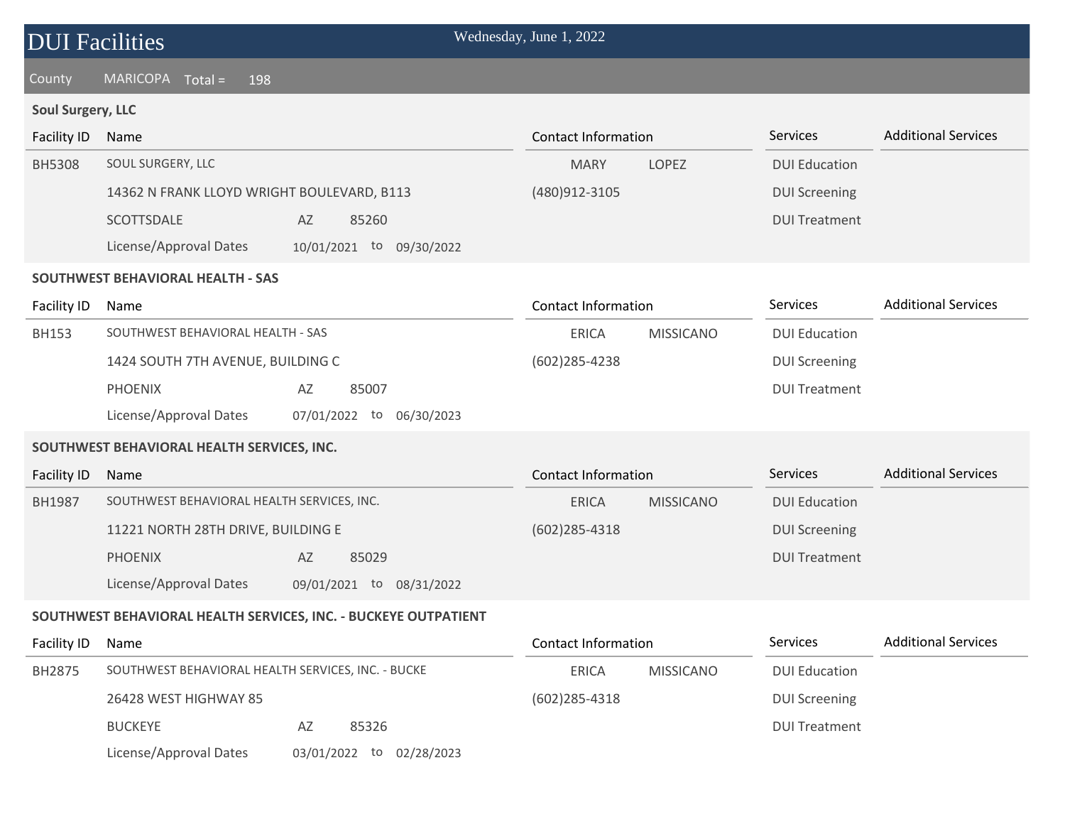# DUI Facilities

Wednesday, June 1, 2022

County MARICOPA Total = 198

### Soul Surgery, LLC

| Facility ID | Name | | | Contact Information | | Services | Additional Services |
|---|---|---|---|---|---|---|---|
| BH5308 | SOUL SURGERY, LLC | | | MARY | LOPEZ | DUI Education | |
| | 14362 N FRANK LLOYD WRIGHT BOULEVARD, B113 | | | (480)912-3105 | | DUI Screening | |
| | SCOTTSDALE | AZ | 85260 | | | DUI Treatment | |
| | License/Approval Dates | 10/01/2021 to | 09/30/2022 | | | | |

### SOUTHWEST BEHAVIORAL HEALTH - SAS

| Facility ID | Name | | | Contact Information | | Services | Additional Services |
|---|---|---|---|---|---|---|---|
| BH153 | SOUTHWEST BEHAVIORAL HEALTH - SAS | | | ERICA | MISSICANO | DUI Education | |
| | 1424 SOUTH 7TH AVENUE, BUILDING C | | | (602)285-4238 | | DUI Screening | |
| | PHOENIX | AZ | 85007 | | | DUI Treatment | |
| | License/Approval Dates | 07/01/2022 to | 06/30/2023 | | | | |

### SOUTHWEST BEHAVIORAL HEALTH SERVICES, INC.

| Facility ID | Name | | | Contact Information | | Services | Additional Services |
|---|---|---|---|---|---|---|---|
| BH1987 | SOUTHWEST BEHAVIORAL HEALTH SERVICES, INC. | | | ERICA | MISSICANO | DUI Education | |
| | 11221 NORTH 28TH DRIVE, BUILDING E | | | (602)285-4318 | | DUI Screening | |
| | PHOENIX | AZ | 85029 | | | DUI Treatment | |
| | License/Approval Dates | 09/01/2021 to | 08/31/2022 | | | | |

### SOUTHWEST BEHAVIORAL HEALTH SERVICES, INC. - BUCKEYE OUTPATIENT

| Facility ID | Name | | | Contact Information | | Services | Additional Services |
|---|---|---|---|---|---|---|---|
| BH2875 | SOUTHWEST BEHAVIORAL HEALTH SERVICES, INC. - BUCKE | | | ERICA | MISSICANO | DUI Education | |
| | 26428 WEST HIGHWAY 85 | | | (602)285-4318 | | DUI Screening | |
| | BUCKEYE | AZ | 85326 | | | DUI Treatment | |
| | License/Approval Dates | 03/01/2022 to | 02/28/2023 | | | | |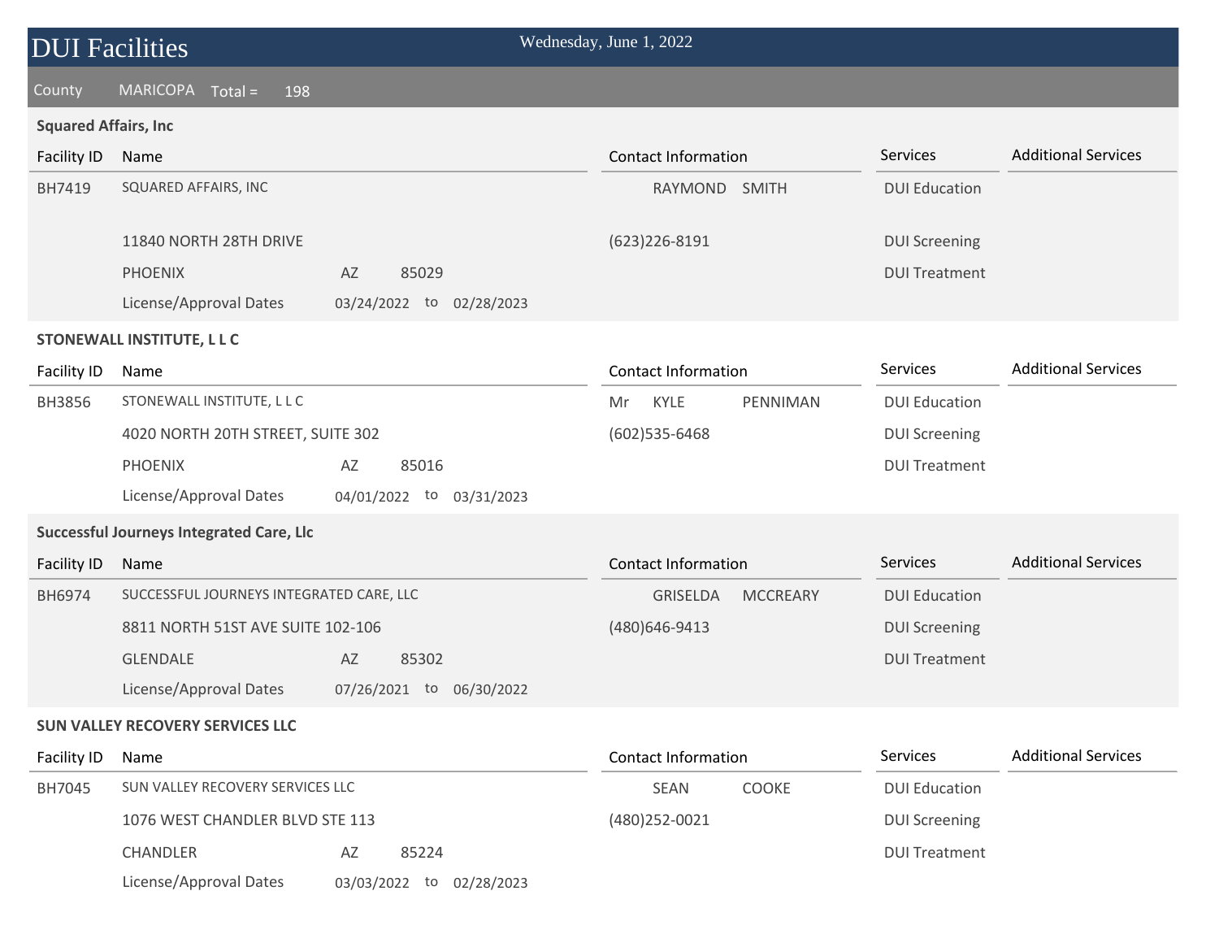# DUI Facilities

Wednesday, June 1, 2022

County MARICOPA Total = 198

### Squared Affairs, Inc

| Facility ID | Name | Contact Information | Services | Additional Services |
|---|---|---|---|---|
| BH7419 | SQUARED AFFAIRS, INC | RAYMOND SMITH | DUI Education | |
| | 11840 NORTH 28TH DRIVE | (623)226-8191 | DUI Screening | |
| | PHOENIX AZ 85029 | | DUI Treatment | |
| | License/Approval Dates 03/24/2022 to 02/28/2023 | | | |

### STONEWALL INSTITUTE, L L C

| Facility ID | Name | Contact Information | Services | Additional Services |
|---|---|---|---|---|
| BH3856 | STONEWALL INSTITUTE, L L C | Mr KYLE PENNIMAN | DUI Education | |
| | 4020 NORTH 20TH STREET, SUITE 302 | (602)535-6468 | DUI Screening | |
| | PHOENIX AZ 85016 | | DUI Treatment | |
| | License/Approval Dates 04/01/2022 to 03/31/2023 | | | |

### Successful Journeys Integrated Care, Llc

| Facility ID | Name | Contact Information | Services | Additional Services |
|---|---|---|---|---|
| BH6974 | SUCCESSFUL JOURNEYS INTEGRATED CARE, LLC | GRISELDA MCCREARY | DUI Education | |
| | 8811 NORTH 51ST AVE SUITE 102-106 | (480)646-9413 | DUI Screening | |
| | GLENDALE AZ 85302 | | DUI Treatment | |
| | License/Approval Dates 07/26/2021 to 06/30/2022 | | | |

### SUN VALLEY RECOVERY SERVICES LLC

| Facility ID | Name | Contact Information | Services | Additional Services |
|---|---|---|---|---|
| BH7045 | SUN VALLEY RECOVERY SERVICES LLC | SEAN COOKE | DUI Education | |
| | 1076 WEST CHANDLER BLVD STE 113 | (480)252-0021 | DUI Screening | |
| | CHANDLER AZ 85224 | | DUI Treatment | |
| | License/Approval Dates 03/03/2022 to 02/28/2023 | | | |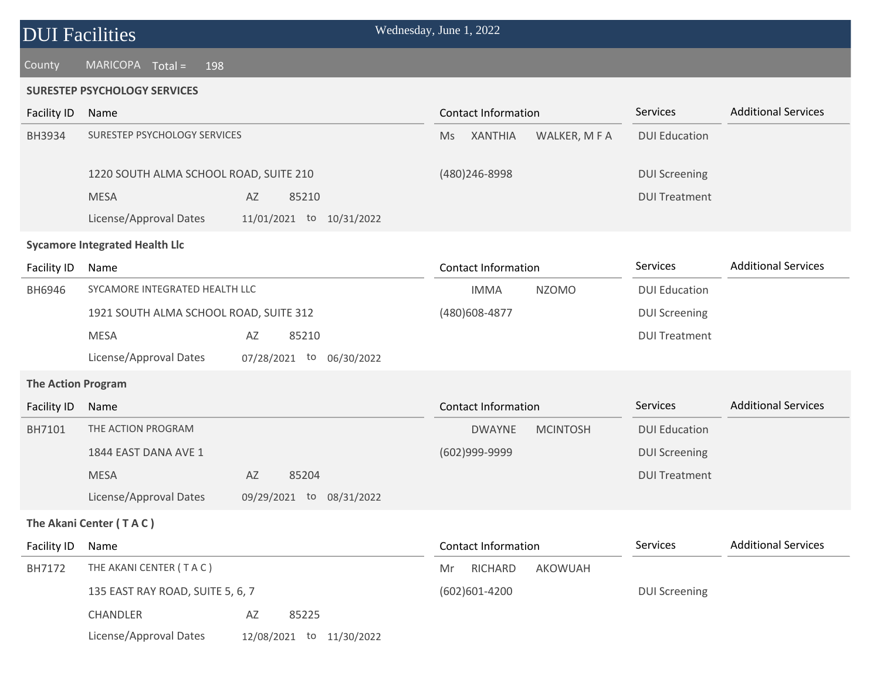# DUI Facilities

Wednesday, June 1, 2022

County MARICOPA Total = 198

## SURESTEP PSYCHOLOGY SERVICES

| Facility ID | Name | Contact Information | Services | Additional Services |
|---|---|---|---|---|
| BH3934 | SURESTEP PSYCHOLOGY SERVICES | Ms XANTHIA WALKER, M F A | DUI Education | |
| | 1220 SOUTH ALMA SCHOOL ROAD, SUITE 210 | (480)246-8998 | DUI Screening | |
| | MESA AZ 85210 | | DUI Treatment | |
| | License/Approval Dates 11/01/2021 to 10/31/2022 | | | |

## Sycamore Integrated Health Llc

| Facility ID | Name | Contact Information | Services | Additional Services |
|---|---|---|---|---|
| BH6946 | SYCAMORE INTEGRATED HEALTH LLC | IMMA NZOMO | DUI Education | |
| | 1921 SOUTH ALMA SCHOOL ROAD, SUITE 312 | (480)608-4877 | DUI Screening | |
| | MESA AZ 85210 | | DUI Treatment | |
| | License/Approval Dates 07/28/2021 to 06/30/2022 | | | |

## The Action Program

| Facility ID | Name | Contact Information | Services | Additional Services |
|---|---|---|---|---|
| BH7101 | THE ACTION PROGRAM | DWAYNE MCINTOSH | DUI Education | |
| | 1844 EAST DANA AVE 1 | (602)999-9999 | DUI Screening | |
| | MESA AZ 85204 | | DUI Treatment | |
| | License/Approval Dates 09/29/2021 to 08/31/2022 | | | |

## The Akani Center ( T A C )

| Facility ID | Name | Contact Information | Services | Additional Services |
|---|---|---|---|---|
| BH7172 | THE AKANI CENTER ( T A C ) | Mr RICHARD AKOWUAH | | |
| | 135 EAST RAY ROAD, SUITE 5, 6, 7 | (602)601-4200 | DUI Screening | |
| | CHANDLER AZ 85225 | | | |
| | License/Approval Dates 12/08/2021 to 11/30/2022 | | | |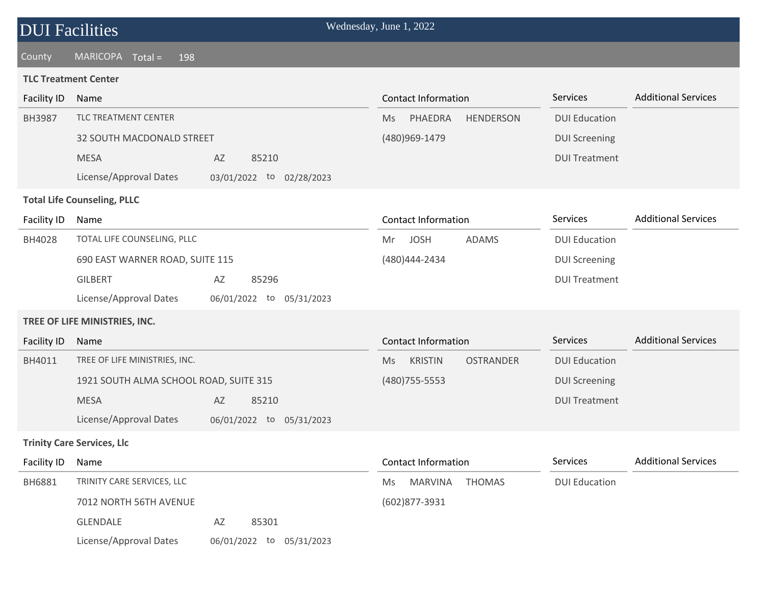# DUI Facilities

Wednesday, June 1, 2022

County MARICOPA Total = 198

### TLC Treatment Center

| Facility ID | Name | Contact Information | Services | Additional Services |
|---|---|---|---|---|
| BH3987 | TLC TREATMENT CENTER | Ms PHAEDRA HENDERSON | DUI Education | |
| | 32 SOUTH MACDONALD STREET | (480)969-1479 | DUI Screening | |
| | MESA AZ 85210 | | DUI Treatment | |
| | License/Approval Dates 03/01/2022 to 02/28/2023 | | | |

### Total Life Counseling, PLLC

| Facility ID | Name | Contact Information | Services | Additional Services |
|---|---|---|---|---|
| BH4028 | TOTAL LIFE COUNSELING, PLLC | Mr JOSH ADAMS | DUI Education | |
| | 690 EAST WARNER ROAD, SUITE 115 | (480)444-2434 | DUI Screening | |
| | GILBERT AZ 85296 | | DUI Treatment | |
| | License/Approval Dates 06/01/2022 to 05/31/2023 | | | |

### TREE OF LIFE MINISTRIES, INC.

| Facility ID | Name | Contact Information | Services | Additional Services |
|---|---|---|---|---|
| BH4011 | TREE OF LIFE MINISTRIES, INC. | Ms KRISTIN OSTRANDER | DUI Education | |
| | 1921 SOUTH ALMA SCHOOL ROAD, SUITE 315 | (480)755-5553 | DUI Screening | |
| | MESA AZ 85210 | | DUI Treatment | |
| | License/Approval Dates 06/01/2022 to 05/31/2023 | | | |

### Trinity Care Services, Llc

| Facility ID | Name | Contact Information | Services | Additional Services |
|---|---|---|---|---|
| BH6881 | TRINITY CARE SERVICES, LLC | Ms MARVINA THOMAS | DUI Education | |
| | 7012 NORTH 56TH AVENUE | (602)877-3931 | | |
| | GLENDALE AZ 85301 | | | |
| | License/Approval Dates 06/01/2022 to 05/31/2023 | | | |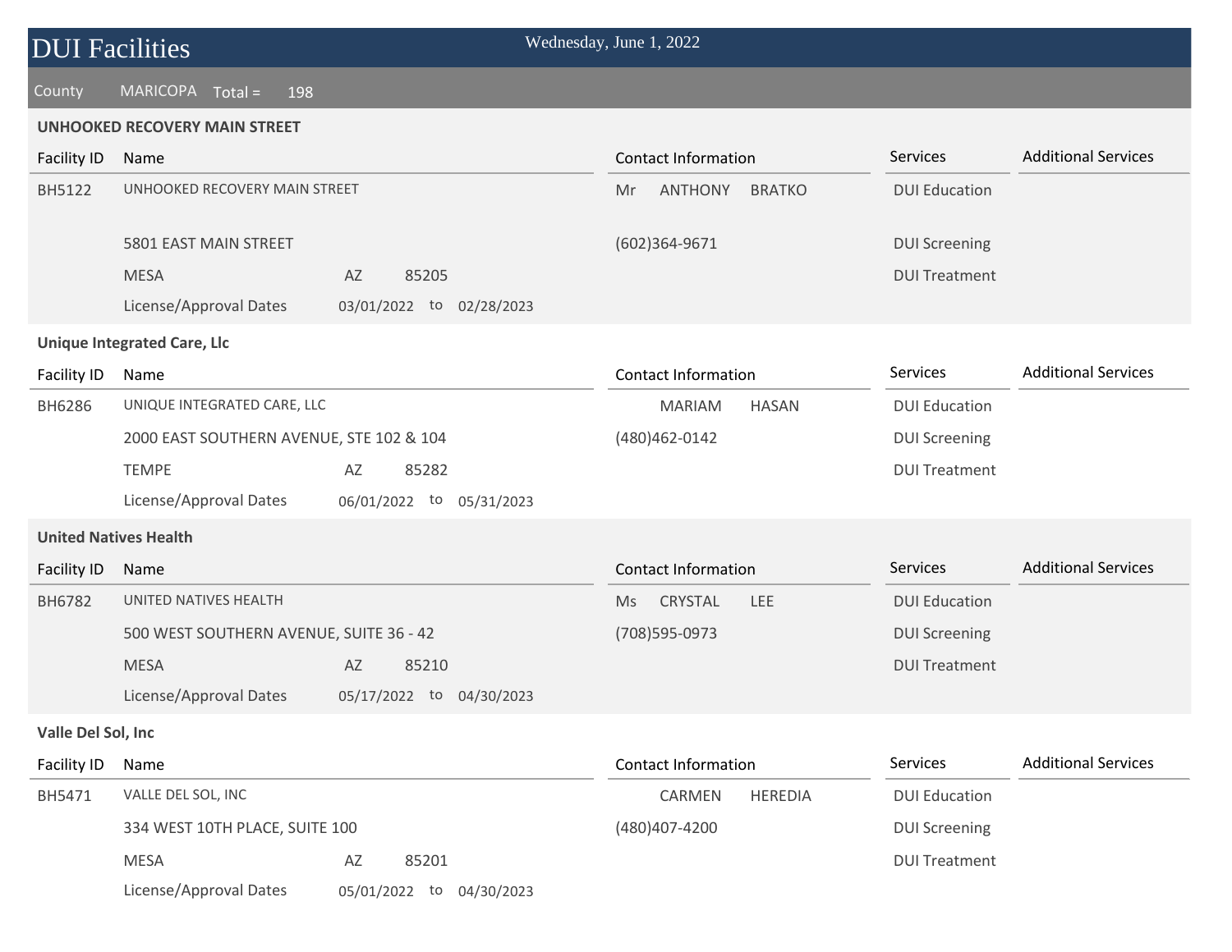# DUI Facilities

Wednesday, June 1, 2022

County MARICOPA Total = 198

### UNHOOKED RECOVERY MAIN STREET

| Facility ID | Name | | | Contact Information | Services | Additional Services |
|---|---|---|---|---|---|---|
| BH5122 | UNHOOKED RECOVERY MAIN STREET | | | Mr ANTHONY BRATKO | DUI Education | |
| | 5801 EAST MAIN STREET | | | (602)364-9671 | DUI Screening | |
| | MESA | AZ | 85205 | | DUI Treatment | |
| | License/Approval Dates | 03/01/2022 | to 02/28/2023 | | | |

### Unique Integrated Care, Llc

| Facility ID | Name | | | Contact Information | Services | Additional Services |
|---|---|---|---|---|---|---|
| BH6286 | UNIQUE INTEGRATED CARE, LLC | | | MARIAM HASAN | DUI Education | |
| | 2000 EAST SOUTHERN AVENUE, STE 102 & 104 | | | (480)462-0142 | DUI Screening | |
| | TEMPE | AZ | 85282 | | DUI Treatment | |
| | License/Approval Dates | 06/01/2022 | to 05/31/2023 | | | |

### United Natives Health

| Facility ID | Name | | | Contact Information | Services | Additional Services |
|---|---|---|---|---|---|---|
| BH6782 | UNITED NATIVES HEALTH | | | Ms CRYSTAL LEE | DUI Education | |
| | 500 WEST SOUTHERN AVENUE, SUITE 36 - 42 | | | (708)595-0973 | DUI Screening | |
| | MESA | AZ | 85210 | | DUI Treatment | |
| | License/Approval Dates | 05/17/2022 | to 04/30/2023 | | | |

### Valle Del Sol, Inc

| Facility ID | Name | | | Contact Information | Services | Additional Services |
|---|---|---|---|---|---|---|
| BH5471 | VALLE DEL SOL, INC | | | CARMEN HEREDIA | DUI Education | |
| | 334 WEST 10TH PLACE, SUITE 100 | | | (480)407-4200 | DUI Screening | |
| | MESA | AZ | 85201 | | DUI Treatment | |
| | License/Approval Dates | 05/01/2022 | to 04/30/2023 | | | |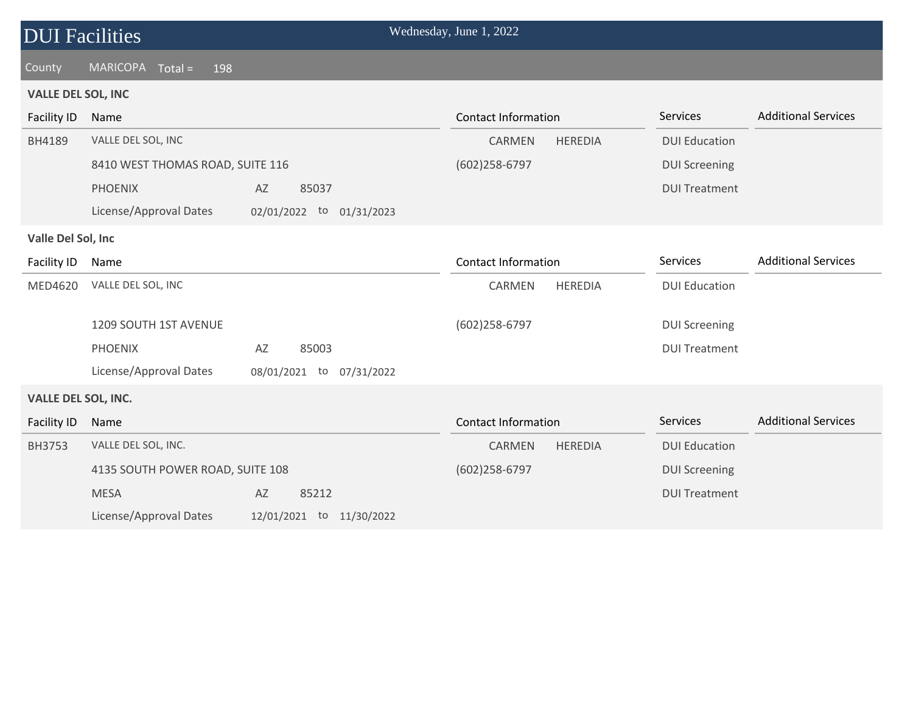# DUI Facilities

Wednesday, June 1, 2022

County MARICOPA Total = 198

**VALLE DEL SOL, INC**

| Facility ID | Name | Contact Information | Services | Additional Services |
|---|---|---|---|---|
| BH4189 | VALLE DEL SOL, INC | CARMEN HEREDIA | DUI Education | |
| | 8410 WEST THOMAS ROAD, SUITE 116 | (602)258-6797 | DUI Screening | |
| | PHOENIX AZ 85037 | | DUI Treatment | |
| | License/Approval Dates 02/01/2022 to 01/31/2023 | | | |

**Valle Del Sol, Inc**

| Facility ID | Name | Contact Information | Services | Additional Services |
|---|---|---|---|---|
| MED4620 | VALLE DEL SOL, INC | CARMEN HEREDIA | DUI Education | |
| | 1209 SOUTH 1ST AVENUE | (602)258-6797 | DUI Screening | |
| | PHOENIX AZ 85003 | | DUI Treatment | |
| | License/Approval Dates 08/01/2021 to 07/31/2022 | | | |

**VALLE DEL SOL, INC.**

| Facility ID | Name | Contact Information | Services | Additional Services |
|---|---|---|---|---|
| BH3753 | VALLE DEL SOL, INC. | CARMEN HEREDIA | DUI Education | |
| | 4135 SOUTH POWER ROAD, SUITE 108 | (602)258-6797 | DUI Screening | |
| | MESA AZ 85212 | | DUI Treatment | |
| | License/Approval Dates 12/01/2021 to 11/30/2022 | | | |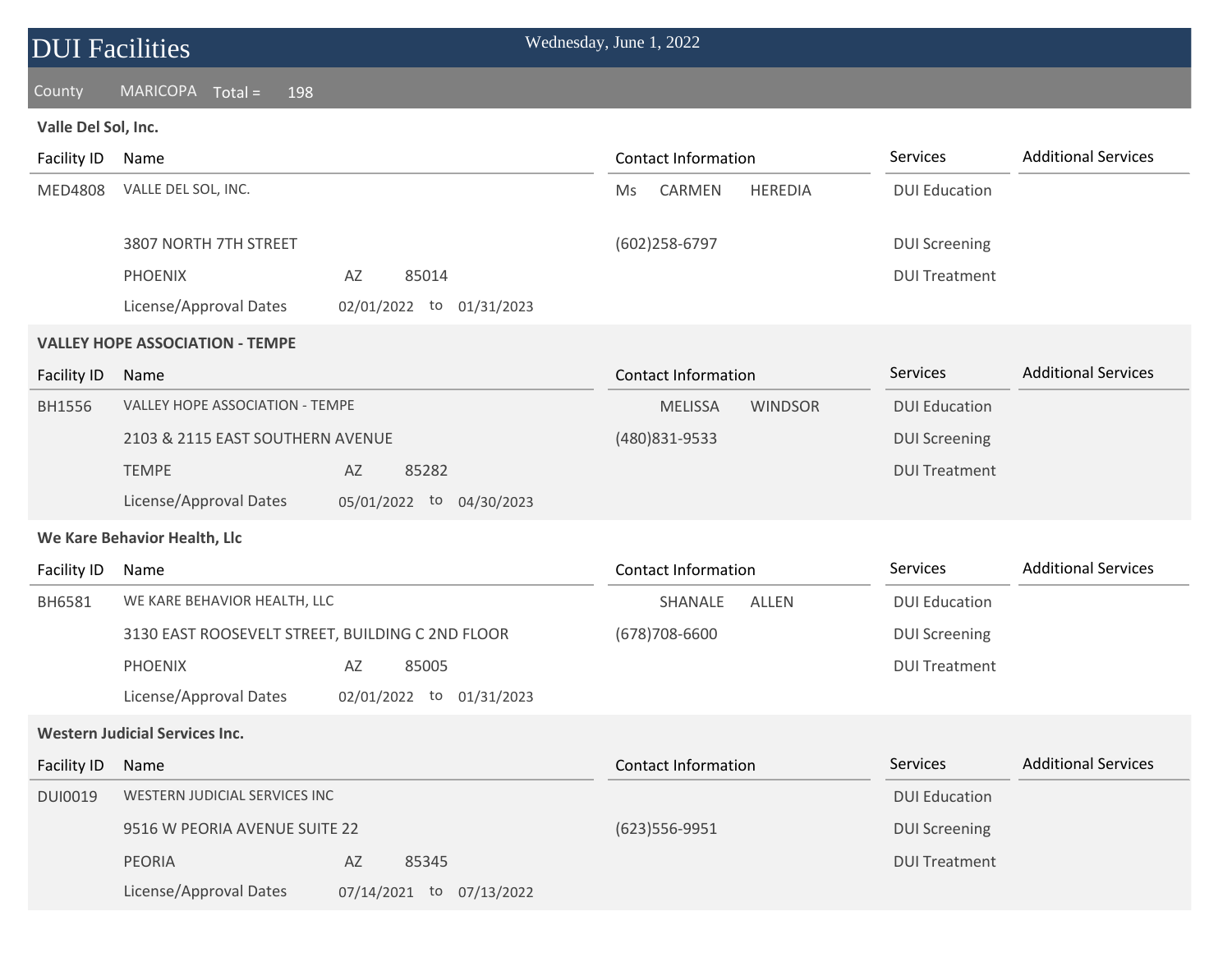# DUI Facilities

Wednesday, June 1, 2022

County MARICOPA Total = 198

## Valle Del Sol, Inc.

| Facility ID | Name | | | Contact Information | Services | Additional Services |
|---|---|---|---|---|---|---|
| MED4808 | VALLE DEL SOL, INC. | | | Ms CARMEN HEREDIA | DUI Education | |
| | 3807 NORTH 7TH STREET | | | (602)258-6797 | DUI Screening | |
| | PHOENIX | AZ | 85014 | | DUI Treatment | |
| | License/Approval Dates | 02/01/2022 | to 01/31/2023 | | | |

## VALLEY HOPE ASSOCIATION - TEMPE

| Facility ID | Name | | | Contact Information | Services | Additional Services |
|---|---|---|---|---|---|---|
| BH1556 | VALLEY HOPE ASSOCIATION - TEMPE | | | MELISSA WINDSOR | DUI Education | |
| | 2103 & 2115 EAST SOUTHERN AVENUE | | | (480)831-9533 | DUI Screening | |
| | TEMPE | AZ | 85282 | | DUI Treatment | |
| | License/Approval Dates | 05/01/2022 | to 04/30/2023 | | | |

## We Kare Behavior Health, Llc

| Facility ID | Name | | | Contact Information | Services | Additional Services |
|---|---|---|---|---|---|---|
| BH6581 | WE KARE BEHAVIOR HEALTH, LLC | | | SHANALE ALLEN | DUI Education | |
| | 3130 EAST ROOSEVELT STREET, BUILDING C 2ND FLOOR | | | (678)708-6600 | DUI Screening | |
| | PHOENIX | AZ | 85005 | | DUI Treatment | |
| | License/Approval Dates | 02/01/2022 | to 01/31/2023 | | | |

## Western Judicial Services Inc.

| Facility ID | Name | | | Contact Information | Services | Additional Services |
|---|---|---|---|---|---|---|
| DUI0019 | WESTERN JUDICIAL SERVICES INC | | | | DUI Education | |
| | 9516 W PEORIA AVENUE SUITE 22 | | | (623)556-9951 | DUI Screening | |
| | PEORIA | AZ | 85345 | | DUI Treatment | |
| | License/Approval Dates | 07/14/2021 | to 07/13/2022 | | | |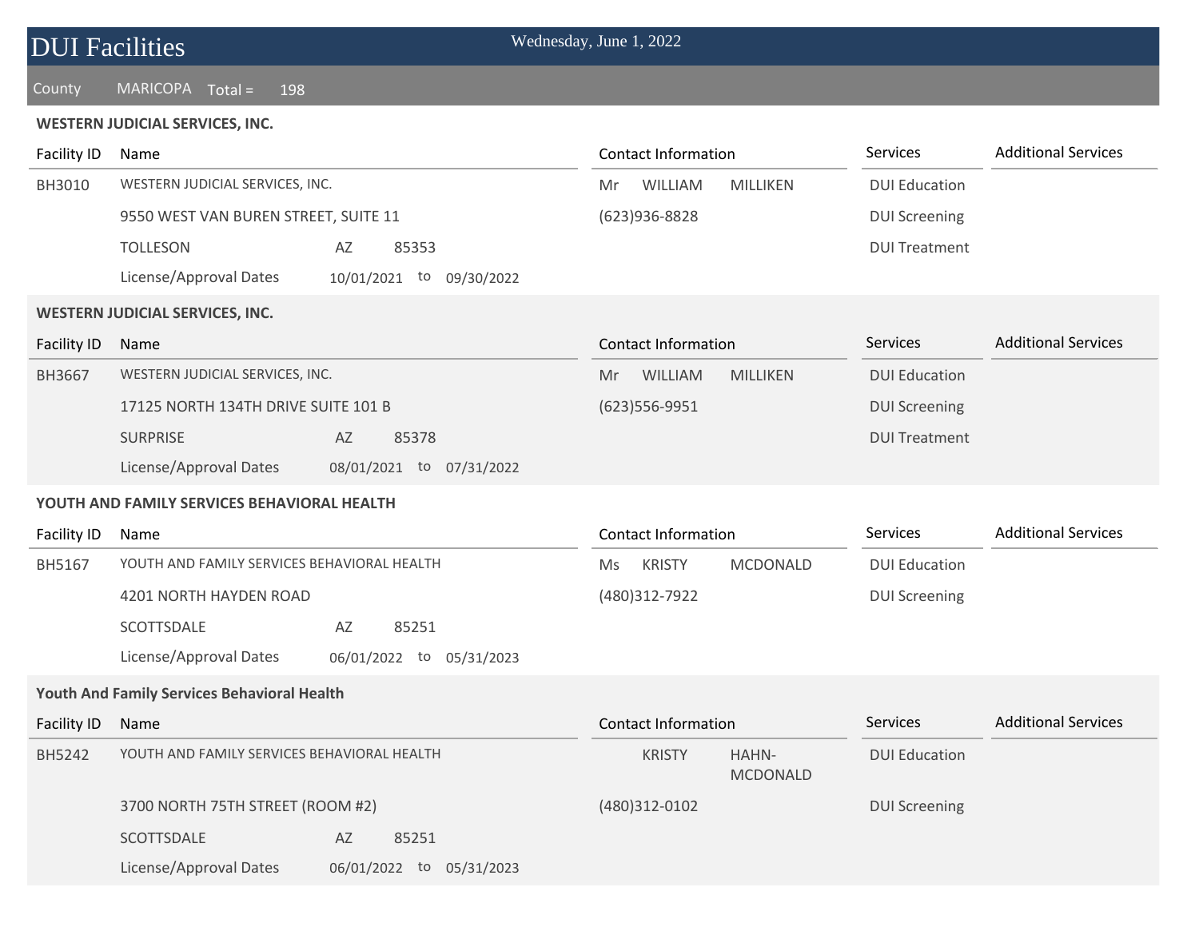# DUI Facilities

Wednesday, June 1, 2022

County MARICOPA Total = 198

**WESTERN JUDICIAL SERVICES, INC.**

| Facility ID | Name | | | Contact Information | Services | Additional Services |
|---|---|---|---|---|---|---|
| BH3010 | WESTERN JUDICIAL SERVICES, INC. | | | Mr WILLIAM MILLIKEN | DUI Education | |
| | 9550 WEST VAN BUREN STREET, SUITE 11 | | | (623)936-8828 | DUI Screening | |
| | TOLLESON | AZ | 85353 | | DUI Treatment | |
| | License/Approval Dates | 10/01/2021 to 09/30/2022 | | | | |

**WESTERN JUDICIAL SERVICES, INC.**

| Facility ID | Name | | | Contact Information | Services | Additional Services |
|---|---|---|---|---|---|---|
| BH3667 | WESTERN JUDICIAL SERVICES, INC. | | | Mr WILLIAM MILLIKEN | DUI Education | |
| | 17125 NORTH 134TH DRIVE SUITE 101 B | | | (623)556-9951 | DUI Screening | |
| | SURPRISE | AZ | 85378 | | DUI Treatment | |
| | License/Approval Dates | 08/01/2021 to 07/31/2022 | | | | |

**YOUTH AND FAMILY SERVICES BEHAVIORAL HEALTH**

| Facility ID | Name | | | Contact Information | Services | Additional Services |
|---|---|---|---|---|---|---|
| BH5167 | YOUTH AND FAMILY SERVICES BEHAVIORAL HEALTH | | | Ms KRISTY MCDONALD | DUI Education | |
| | 4201 NORTH HAYDEN ROAD | | | (480)312-7922 | DUI Screening | |
| | SCOTTSDALE | AZ | 85251 | | | |
| | License/Approval Dates | 06/01/2022 to 05/31/2023 | | | | |

**Youth And Family Services Behavioral Health**

| Facility ID | Name | | | Contact Information | Services | Additional Services |
|---|---|---|---|---|---|---|
| BH5242 | YOUTH AND FAMILY SERVICES BEHAVIORAL HEALTH | | | KRISTY HAHN-MCDONALD | DUI Education | |
| | 3700 NORTH 75TH STREET (ROOM #2) | | | (480)312-0102 | DUI Screening | |
| | SCOTTSDALE | AZ | 85251 | | | |
| | License/Approval Dates | 06/01/2022 to 05/31/2023 | | | | |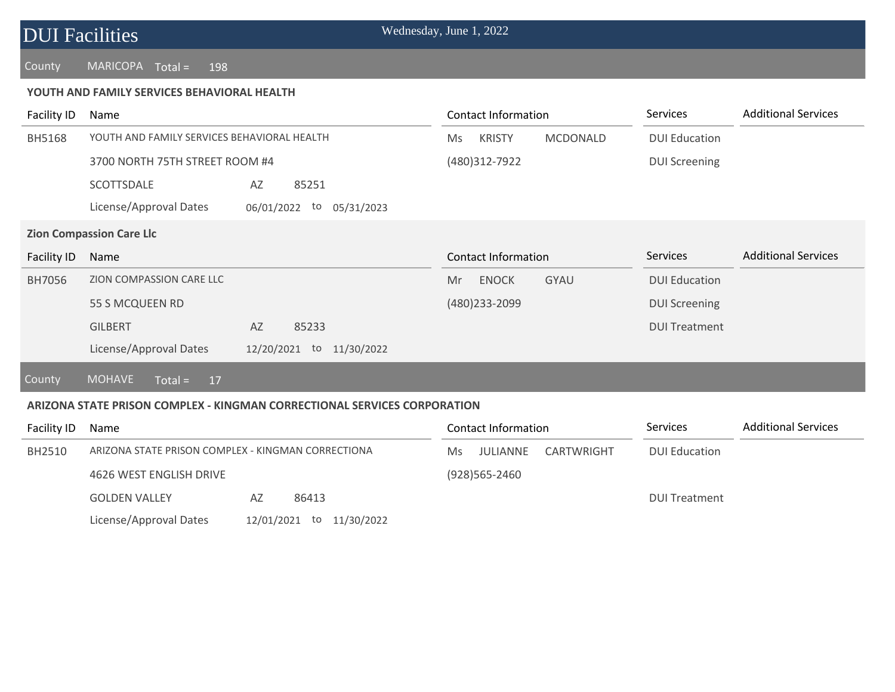# DUI Facilities

Wednesday, June 1, 2022

County MARICOPA Total = 198

**YOUTH AND FAMILY SERVICES BEHAVIORAL HEALTH**

| Facility ID | Name | | | Contact Information | | | Services | Additional Services |
|---|---|---|---|---|---|---|---|---|
| BH5168 | YOUTH AND FAMILY SERVICES BEHAVIORAL HEALTH | | | Ms | KRISTY | MCDONALD | DUI Education | |
| | 3700 NORTH 75TH STREET ROOM #4 | | | (480)312-7922 | | | DUI Screening | |
| | SCOTTSDALE | AZ | 85251 | | | | | |
| | License/Approval Dates | 06/01/2022 | to 05/31/2023 | | | | | |

**Zion Compassion Care Llc**

| Facility ID | Name | | | Contact Information | | | Services | Additional Services |
|---|---|---|---|---|---|---|---|---|
| BH7056 | ZION COMPASSION CARE LLC | | | Mr | ENOCK | GYAU | DUI Education | |
| | 55 S MCQUEEN RD | | | (480)233-2099 | | | DUI Screening | |
| | GILBERT | AZ | 85233 | | | | DUI Treatment | |
| | License/Approval Dates | 12/20/2021 | to 11/30/2022 | | | | | |

County MOHAVE Total = 17

**ARIZONA STATE PRISON COMPLEX - KINGMAN CORRECTIONAL SERVICES CORPORATION**

| Facility ID | Name | | | Contact Information | | | Services | Additional Services |
|---|---|---|---|---|---|---|---|---|
| BH2510 | ARIZONA STATE PRISON COMPLEX - KINGMAN CORRECTIONA | | | Ms | JULIANNE | CARTWRIGHT | DUI Education | |
| | 4626 WEST ENGLISH DRIVE | | | (928)565-2460 | | | | |
| | GOLDEN VALLEY | AZ | 86413 | | | | DUI Treatment | |
| | License/Approval Dates | 12/01/2021 | to 11/30/2022 | | | | | |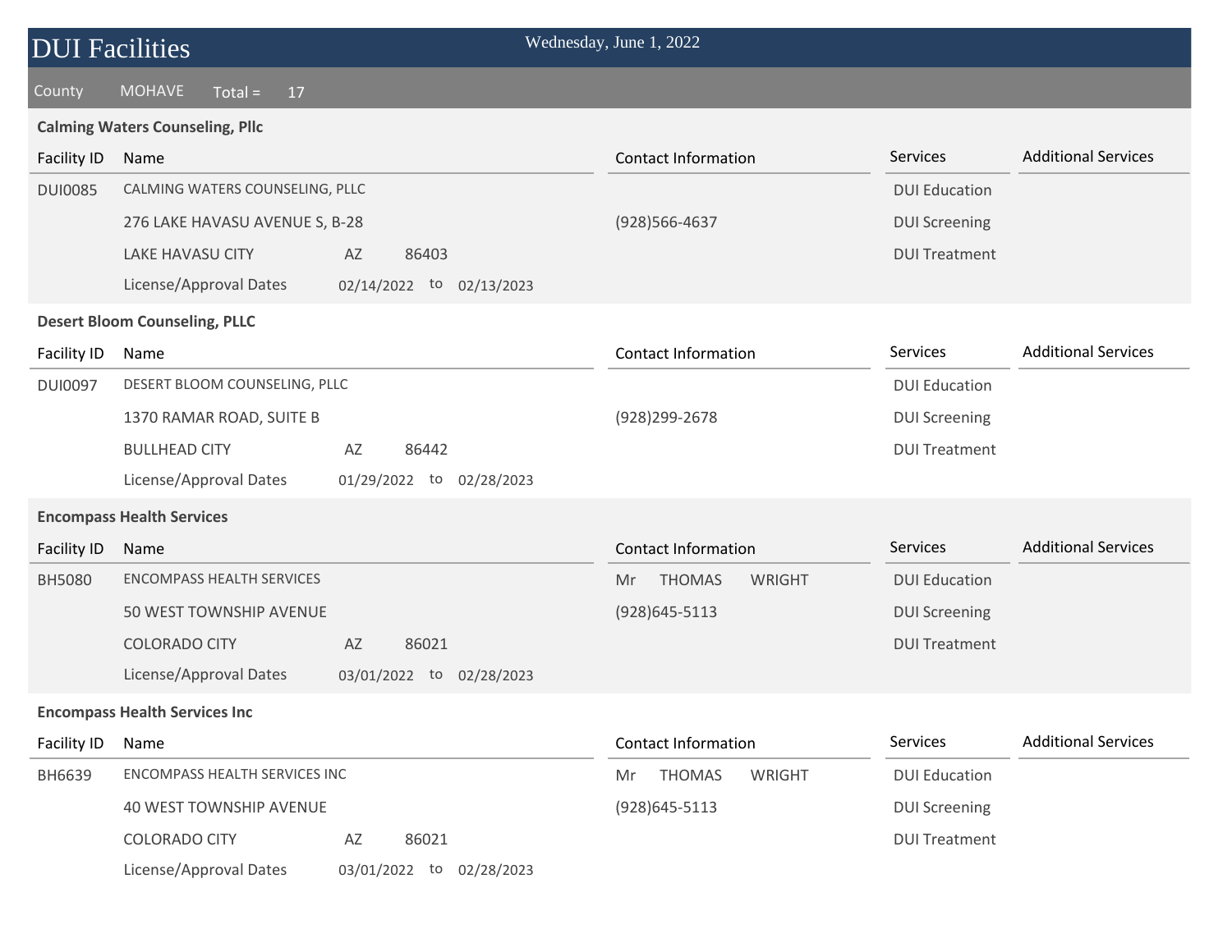# DUI Facilities

Wednesday, June 1, 2022

County MOHAVE Total = 17

### Calming Waters Counseling, Pllc

| Facility ID | Name | | | Contact Information | Services | Additional Services |
|---|---|---|---|---|---|---|
| DUI0085 | CALMING WATERS COUNSELING, PLLC | | | | DUI Education | |
| | 276 LAKE HAVASU AVENUE S, B-28 | | | (928)566-4637 | DUI Screening | |
| | LAKE HAVASU CITY | AZ | 86403 | | DUI Treatment | |
| | License/Approval Dates | 02/14/2022 to | 02/13/2023 | | | |

### Desert Bloom Counseling, PLLC

| Facility ID | Name | | | Contact Information | Services | Additional Services |
|---|---|---|---|---|---|---|
| DUI0097 | DESERT BLOOM COUNSELING, PLLC | | | | DUI Education | |
| | 1370 RAMAR ROAD, SUITE B | | | (928)299-2678 | DUI Screening | |
| | BULLHEAD CITY | AZ | 86442 | | DUI Treatment | |
| | License/Approval Dates | 01/29/2022 to | 02/28/2023 | | | |

### Encompass Health Services

| Facility ID | Name | | | Contact Information | Services | Additional Services |
|---|---|---|---|---|---|---|
| BH5080 | ENCOMPASS HEALTH SERVICES | | | Mr THOMAS WRIGHT | DUI Education | |
| | 50 WEST TOWNSHIP AVENUE | | | (928)645-5113 | DUI Screening | |
| | COLORADO CITY | AZ | 86021 | | DUI Treatment | |
| | License/Approval Dates | 03/01/2022 to | 02/28/2023 | | | |

### Encompass Health Services Inc

| Facility ID | Name | | | Contact Information | Services | Additional Services |
|---|---|---|---|---|---|---|
| BH6639 | ENCOMPASS HEALTH SERVICES INC | | | Mr THOMAS WRIGHT | DUI Education | |
| | 40 WEST TOWNSHIP AVENUE | | | (928)645-5113 | DUI Screening | |
| | COLORADO CITY | AZ | 86021 | | DUI Treatment | |
| | License/Approval Dates | 03/01/2022 to | 02/28/2023 | | | |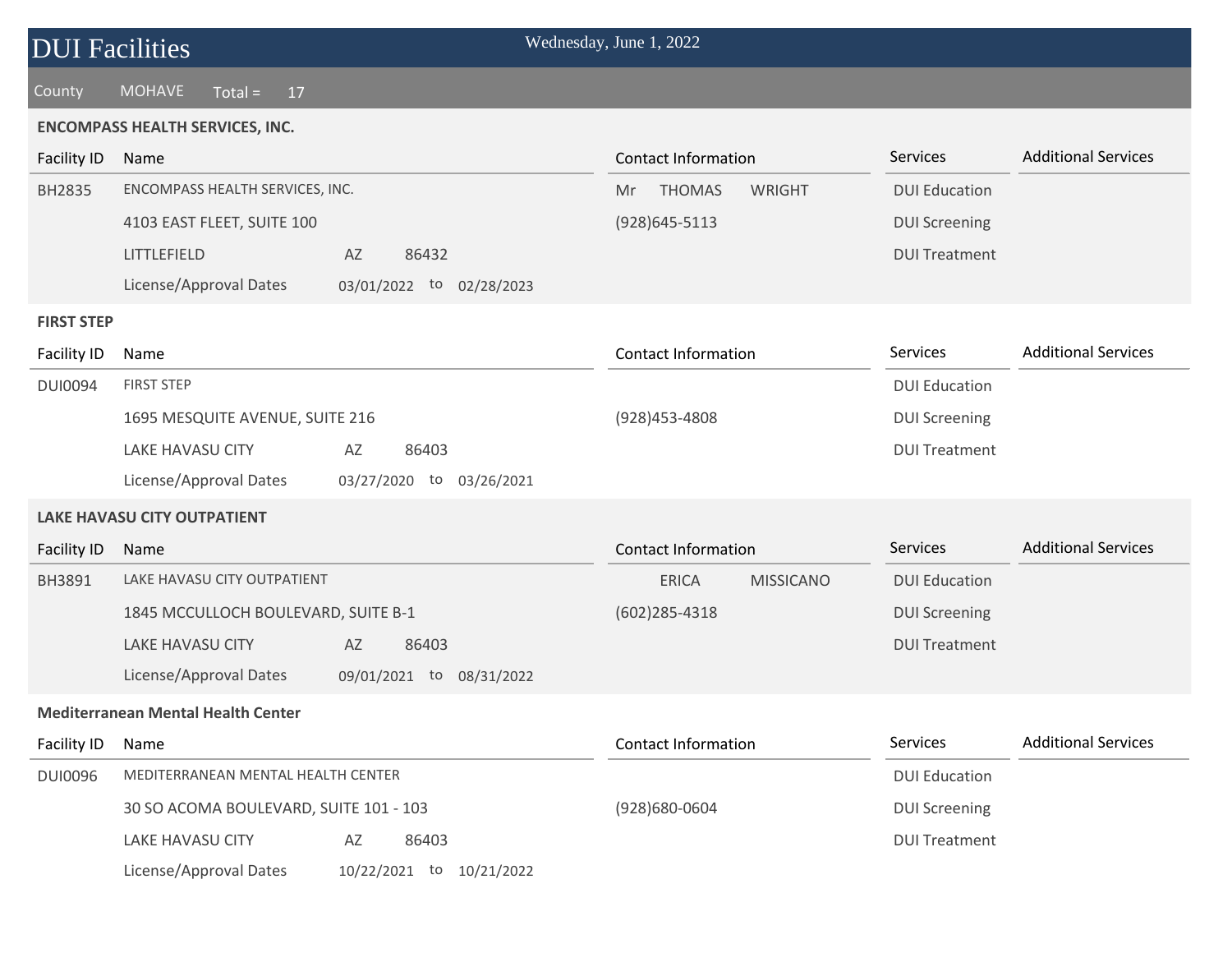# DUI Facilities

Wednesday, June 1, 2022

County MOHAVE Total = 17

## ENCOMPASS HEALTH SERVICES, INC.

| Facility ID | Name | | | Contact Information | Services | Additional Services |
|---|---|---|---|---|---|---|
| BH2835 | ENCOMPASS HEALTH SERVICES, INC. | | | Mr THOMAS WRIGHT | DUI Education | |
| | 4103 EAST FLEET, SUITE 100 | | | (928)645-5113 | DUI Screening | |
| | LITTLEFIELD | AZ | 86432 | | DUI Treatment | |
| | License/Approval Dates | 03/01/2022 to | 02/28/2023 | | | |

## FIRST STEP

| Facility ID | Name | | | Contact Information | Services | Additional Services |
|---|---|---|---|---|---|---|
| DUI0094 | FIRST STEP | | | | DUI Education | |
| | 1695 MESQUITE AVENUE, SUITE 216 | | | (928)453-4808 | DUI Screening | |
| | LAKE HAVASU CITY | AZ | 86403 | | DUI Treatment | |
| | License/Approval Dates | 03/27/2020 to | 03/26/2021 | | | |

## LAKE HAVASU CITY OUTPATIENT

| Facility ID | Name | | | Contact Information | Services | Additional Services |
|---|---|---|---|---|---|---|
| BH3891 | LAKE HAVASU CITY OUTPATIENT | | | ERICA MISSICANO | DUI Education | |
| | 1845 MCCULLOCH BOULEVARD, SUITE B-1 | | | (602)285-4318 | DUI Screening | |
| | LAKE HAVASU CITY | AZ | 86403 | | DUI Treatment | |
| | License/Approval Dates | 09/01/2021 to | 08/31/2022 | | | |

## Mediterranean Mental Health Center

| Facility ID | Name | | | Contact Information | Services | Additional Services |
|---|---|---|---|---|---|---|
| DUI0096 | MEDITERRANEAN MENTAL HEALTH CENTER | | | | DUI Education | |
| | 30 SO ACOMA BOULEVARD, SUITE 101 - 103 | | | (928)680-0604 | DUI Screening | |
| | LAKE HAVASU CITY | AZ | 86403 | | DUI Treatment | |
| | License/Approval Dates | 10/22/2021 to | 10/21/2022 | | | |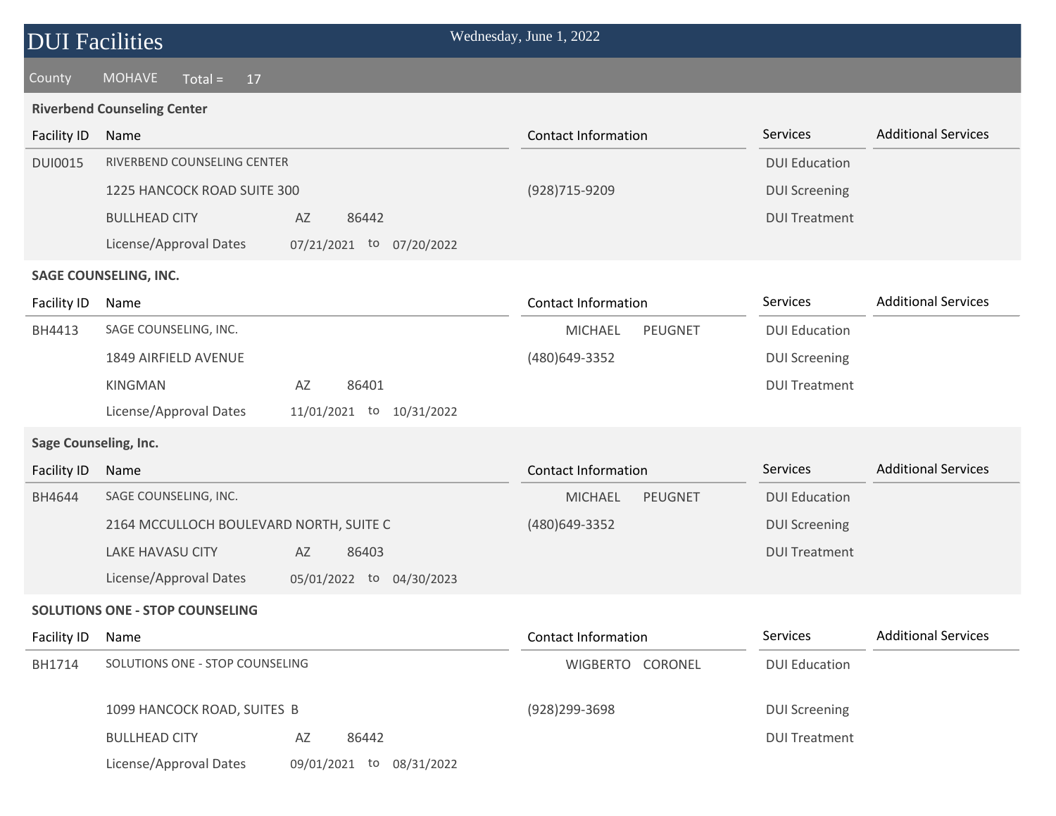# DUI Facilities

Wednesday, June 1, 2022

County MOHAVE Total = 17

### Riverbend Counseling Center

| Facility ID | Name | | | | Contact Information | Services | Additional Services |
|---|---|---|---|---|---|---|---|
| DUI0015 | RIVERBEND COUNSELING CENTER | | | | | DUI Education | |
| | 1225 HANCOCK ROAD SUITE 300 | | | | (928)715-9209 | DUI Screening | |
| | BULLHEAD CITY | AZ | 86442 | | | DUI Treatment | |
| | License/Approval Dates | 07/21/2021 | to | 07/20/2022 | | | |

### SAGE COUNSELING, INC.

| Facility ID | Name | | | | Contact Information | Services | Additional Services |
|---|---|---|---|---|---|---|---|
| BH4413 | SAGE COUNSELING, INC. | | | | MICHAEL PEUGNET | DUI Education | |
| | 1849 AIRFIELD AVENUE | | | | (480)649-3352 | DUI Screening | |
| | KINGMAN | AZ | 86401 | | | DUI Treatment | |
| | License/Approval Dates | 11/01/2021 | to | 10/31/2022 | | | |

### Sage Counseling, Inc.

| Facility ID | Name | | | | Contact Information | Services | Additional Services |
|---|---|---|---|---|---|---|---|
| BH4644 | SAGE COUNSELING, INC. | | | | MICHAEL PEUGNET | DUI Education | |
| | 2164 MCCULLOCH BOULEVARD NORTH, SUITE C | | | | (480)649-3352 | DUI Screening | |
| | LAKE HAVASU CITY | AZ | 86403 | | | DUI Treatment | |
| | License/Approval Dates | 05/01/2022 | to | 04/30/2023 | | | |

### SOLUTIONS ONE - STOP COUNSELING

| Facility ID | Name | | | | Contact Information | Services | Additional Services |
|---|---|---|---|---|---|---|---|
| BH1714 | SOLUTIONS ONE - STOP COUNSELING | | | | WIGBERTO CORONEL | DUI Education | |
| | 1099 HANCOCK ROAD, SUITES B | | | | (928)299-3698 | DUI Screening | |
| | BULLHEAD CITY | AZ | 86442 | | | DUI Treatment | |
| | License/Approval Dates | 09/01/2021 | to | 08/31/2022 | | | |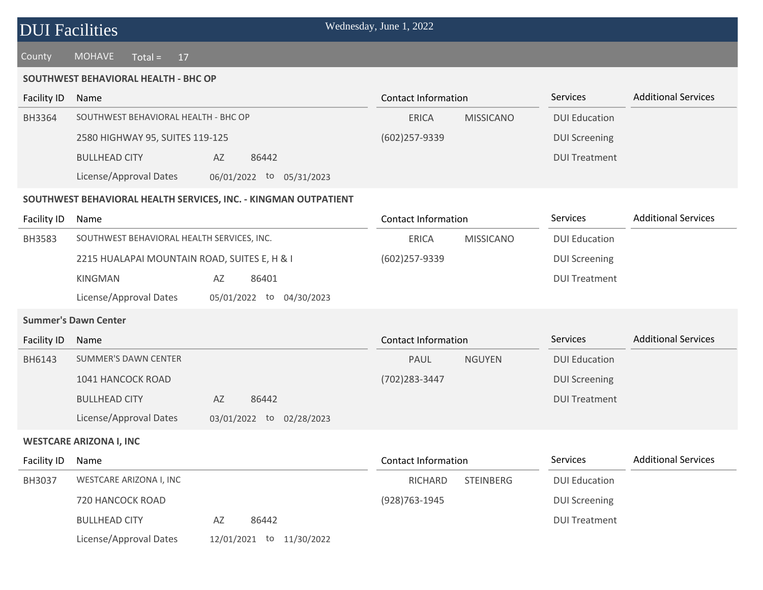# DUI Facilities

Wednesday, June 1, 2022

County MOHAVE Total = 17

### SOUTHWEST BEHAVIORAL HEALTH - BHC OP

| Facility ID | Name | Contact Information | Services | Additional Services |
|---|---|---|---|---|
| BH3364 | SOUTHWEST BEHAVIORAL HEALTH - BHC OP | ERICA MISSICANO | DUI Education | |
| | 2580 HIGHWAY 95, SUITES 119-125 | (602)257-9339 | DUI Screening | |
| | BULLHEAD CITY AZ 86442 | | DUI Treatment | |
| | License/Approval Dates 06/01/2022 to 05/31/2023 | | | |

### SOUTHWEST BEHAVIORAL HEALTH SERVICES, INC. - KINGMAN OUTPATIENT

| Facility ID | Name | Contact Information | Services | Additional Services |
|---|---|---|---|---|
| BH3583 | SOUTHWEST BEHAVIORAL HEALTH SERVICES, INC. | ERICA MISSICANO | DUI Education | |
| | 2215 HUALAPAI MOUNTAIN ROAD, SUITES E, H & I | (602)257-9339 | DUI Screening | |
| | KINGMAN AZ 86401 | | DUI Treatment | |
| | License/Approval Dates 05/01/2022 to 04/30/2023 | | | |

### Summer's Dawn Center

| Facility ID | Name | Contact Information | Services | Additional Services |
|---|---|---|---|---|
| BH6143 | SUMMER'S DAWN CENTER | PAUL NGUYEN | DUI Education | |
| | 1041 HANCOCK ROAD | (702)283-3447 | DUI Screening | |
| | BULLHEAD CITY AZ 86442 | | DUI Treatment | |
| | License/Approval Dates 03/01/2022 to 02/28/2023 | | | |

### WESTCARE ARIZONA I, INC

| Facility ID | Name | Contact Information | Services | Additional Services |
|---|---|---|---|---|
| BH3037 | WESTCARE ARIZONA I, INC | RICHARD STEINBERG | DUI Education | |
| | 720 HANCOCK ROAD | (928)763-1945 | DUI Screening | |
| | BULLHEAD CITY AZ 86442 | | DUI Treatment | |
| | License/Approval Dates 12/01/2021 to 11/30/2022 | | | |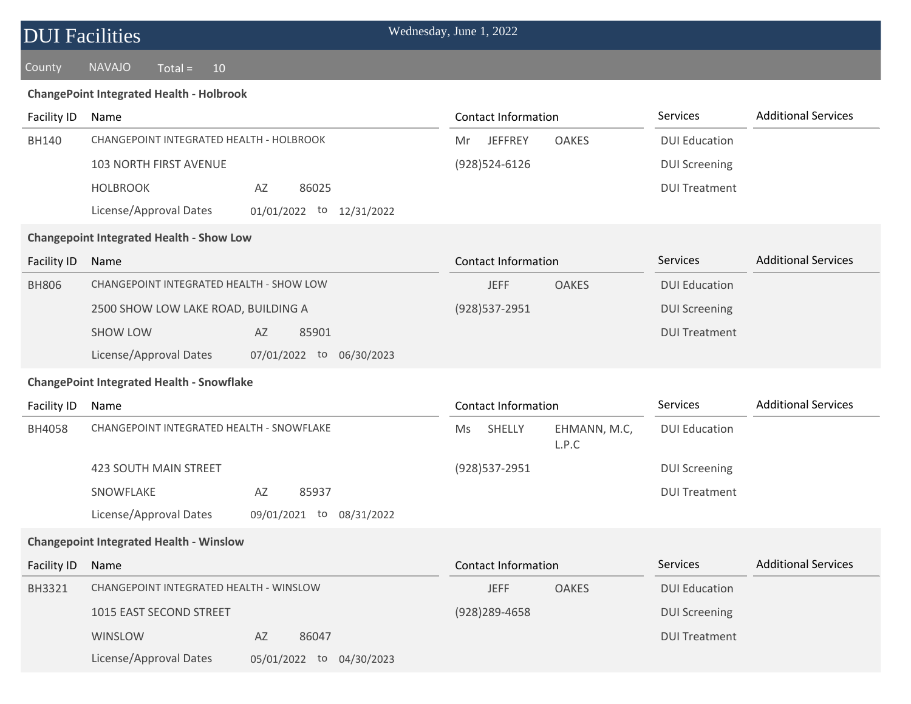# DUI Facilities

Wednesday, June 1, 2022

County NAVAJO Total = 10

### ChangePoint Integrated Health - Holbrook

| Facility ID | Name | Contact Information | Services | Additional Services |
|---|---|---|---|---|
| BH140 | CHANGEPOINT INTEGRATED HEALTH - HOLBROOK | Mr JEFFREY OAKES | DUI Education | |
| | 103 NORTH FIRST AVENUE | (928)524-6126 | DUI Screening | |
| | HOLBROOK AZ 86025 | | DUI Treatment | |
| | License/Approval Dates 01/01/2022 to 12/31/2022 | | | |

### Changepoint Integrated Health - Show Low

| Facility ID | Name | Contact Information | Services | Additional Services |
|---|---|---|---|---|
| BH806 | CHANGEPOINT INTEGRATED HEALTH - SHOW LOW | JEFF OAKES | DUI Education | |
| | 2500 SHOW LOW LAKE ROAD, BUILDING A | (928)537-2951 | DUI Screening | |
| | SHOW LOW AZ 85901 | | DUI Treatment | |
| | License/Approval Dates 07/01/2022 to 06/30/2023 | | | |

### ChangePoint Integrated Health - Snowflake

| Facility ID | Name | Contact Information | Services | Additional Services |
|---|---|---|---|---|
| BH4058 | CHANGEPOINT INTEGRATED HEALTH - SNOWFLAKE | Ms SHELLY EHMANN, M.C, L.P.C | DUI Education | |
| | 423 SOUTH MAIN STREET | (928)537-2951 | DUI Screening | |
| | SNOWFLAKE AZ 85937 | | DUI Treatment | |
| | License/Approval Dates 09/01/2021 to 08/31/2022 | | | |

### Changepoint Integrated Health - Winslow

| Facility ID | Name | Contact Information | Services | Additional Services |
|---|---|---|---|---|
| BH3321 | CHANGEPOINT INTEGRATED HEALTH - WINSLOW | JEFF OAKES | DUI Education | |
| | 1015 EAST SECOND STREET | (928)289-4658 | DUI Screening | |
| | WINSLOW AZ 86047 | | DUI Treatment | |
| | License/Approval Dates 05/01/2022 to 04/30/2023 | | | |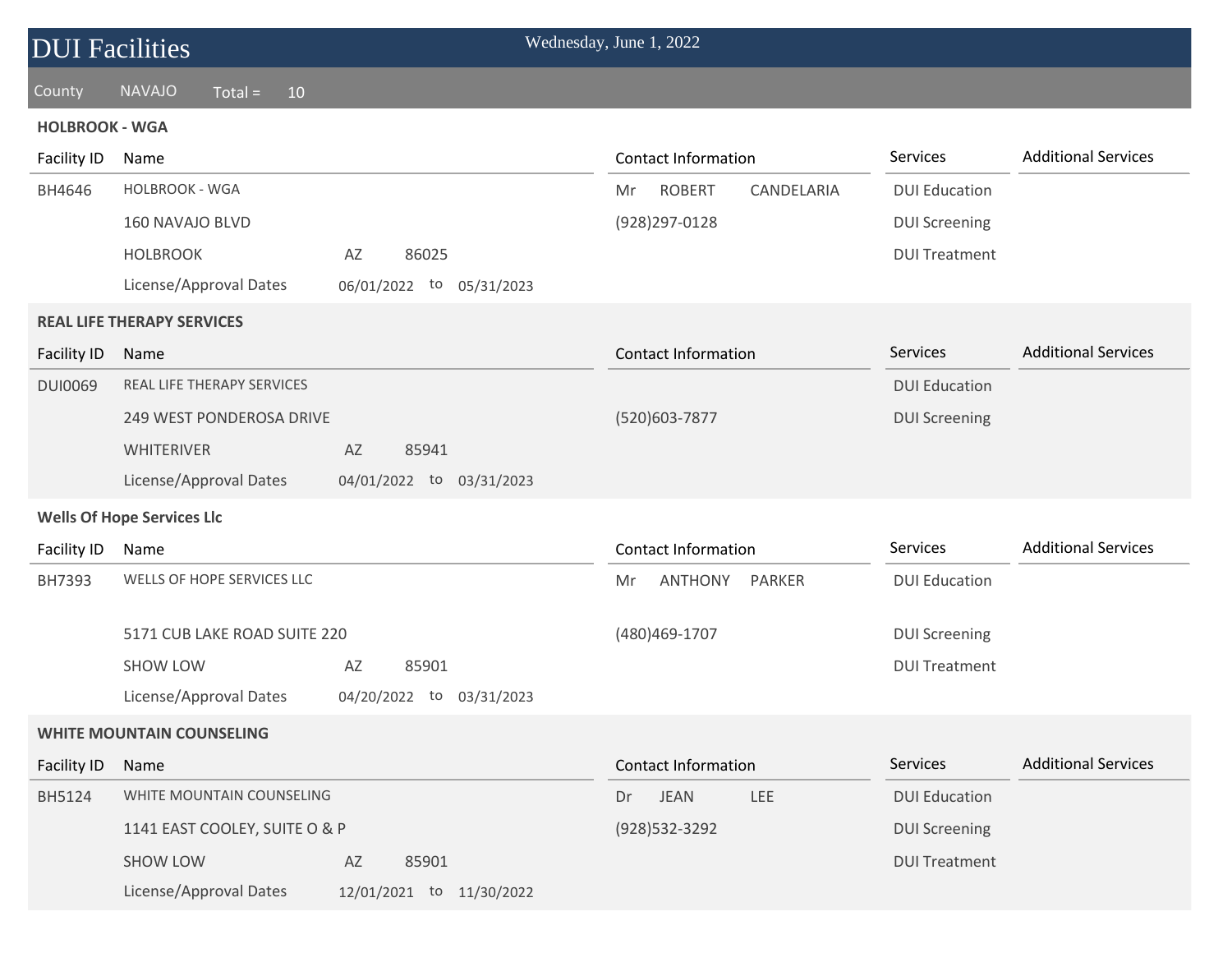# DUI Facilities

Wednesday, June 1, 2022

County NAVAJO Total = 10

### HOLBROOK - WGA

| Facility ID | Name | Contact Information | Services | Additional Services |
|---|---|---|---|---|
| BH4646 | HOLBROOK - WGA | Mr ROBERT CANDELARIA | DUI Education | |
| | 160 NAVAJO BLVD | (928)297-0128 | DUI Screening | |
| | HOLBROOK AZ 86025 | | DUI Treatment | |
| | License/Approval Dates 06/01/2022 to 05/31/2023 | | | |

### REAL LIFE THERAPY SERVICES

| Facility ID | Name | Contact Information | Services | Additional Services |
|---|---|---|---|---|
| DUI0069 | REAL LIFE THERAPY SERVICES | | DUI Education | |
| | 249 WEST PONDEROSA DRIVE | (520)603-7877 | DUI Screening | |
| | WHITERIVER AZ 85941 | | | |
| | License/Approval Dates 04/01/2022 to 03/31/2023 | | | |

### Wells Of Hope Services Llc

| Facility ID | Name | Contact Information | Services | Additional Services |
|---|---|---|---|---|
| BH7393 | WELLS OF HOPE SERVICES LLC | Mr ANTHONY PARKER | DUI Education | |
| | 5171 CUB LAKE ROAD SUITE 220 | (480)469-1707 | DUI Screening | |
| | SHOW LOW AZ 85901 | | DUI Treatment | |
| | License/Approval Dates 04/20/2022 to 03/31/2023 | | | |

### WHITE MOUNTAIN COUNSELING

| Facility ID | Name | Contact Information | Services | Additional Services |
|---|---|---|---|---|
| BH5124 | WHITE MOUNTAIN COUNSELING | Dr JEAN LEE | DUI Education | |
| | 1141 EAST COOLEY, SUITE O & P | (928)532-3292 | DUI Screening | |
| | SHOW LOW AZ 85901 | | DUI Treatment | |
| | License/Approval Dates 12/01/2021 to 11/30/2022 | | | |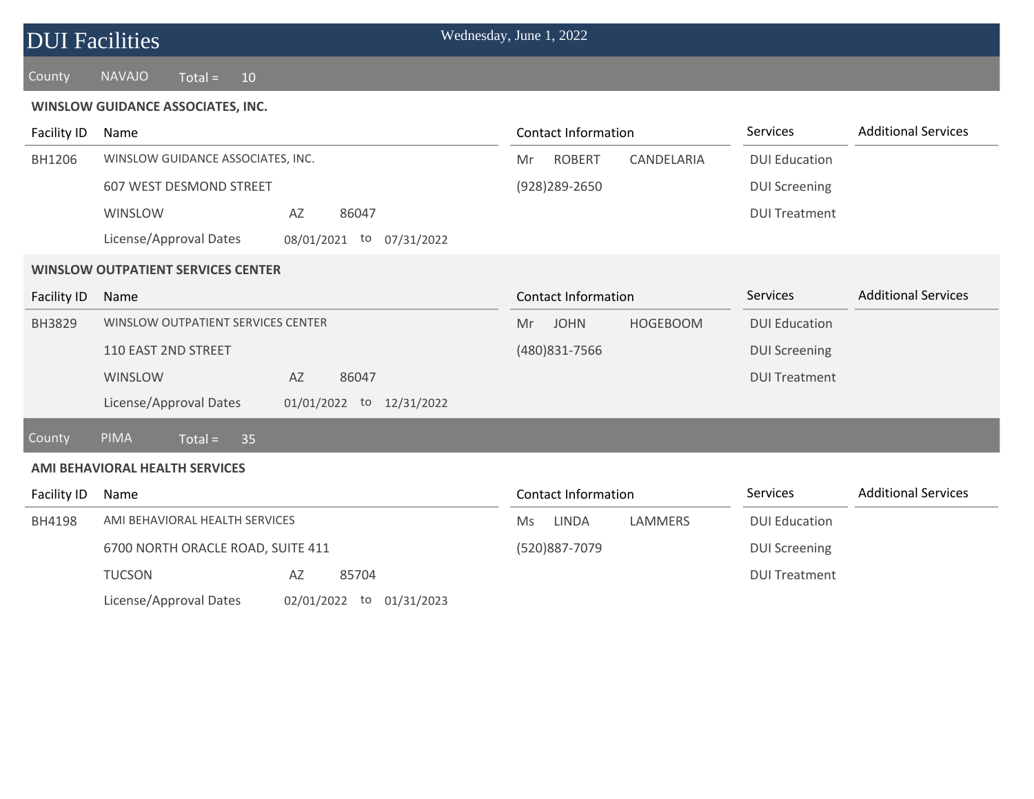# DUI Facilities

Wednesday, June 1, 2022

County NAVAJO Total = 10

**WINSLOW GUIDANCE ASSOCIATES, INC.**

| Facility ID | Name | | | | | Contact Information | | | Services | Additional Services |
|---|---|---|---|---|---|---|---|---|---|---|
| BH1206 | WINSLOW GUIDANCE ASSOCIATES, INC. | | | | | Mr | ROBERT | CANDELARIA | DUI Education | |
| | 607 WEST DESMOND STREET | | | | | (928)289-2650 | | | DUI Screening | |
| | WINSLOW | AZ | 86047 | | | | | | DUI Treatment | |
| | License/Approval Dates | 08/01/2021 | to | 07/31/2022 | | | | | | |

**WINSLOW OUTPATIENT SERVICES CENTER**

| Facility ID | Name | | | | | Contact Information | | | Services | Additional Services |
|---|---|---|---|---|---|---|---|---|---|---|
| BH3829 | WINSLOW OUTPATIENT SERVICES CENTER | | | | | Mr | JOHN | HOGEBOOM | DUI Education | |
| | 110 EAST 2ND STREET | | | | | (480)831-7566 | | | DUI Screening | |
| | WINSLOW | AZ | 86047 | | | | | | DUI Treatment | |
| | License/Approval Dates | 01/01/2022 | to | 12/31/2022 | | | | | | |

County PIMA Total = 35

**AMI BEHAVIORAL HEALTH SERVICES**

| Facility ID | Name | | | | | Contact Information | | | Services | Additional Services |
|---|---|---|---|---|---|---|---|---|---|---|
| BH4198 | AMI BEHAVIORAL HEALTH SERVICES | | | | | Ms | LINDA | LAMMERS | DUI Education | |
| | 6700 NORTH ORACLE ROAD, SUITE 411 | | | | | (520)887-7079 | | | DUI Screening | |
| | TUCSON | AZ | 85704 | | | | | | DUI Treatment | |
| | License/Approval Dates | 02/01/2022 | to | 01/31/2023 | | | | | | |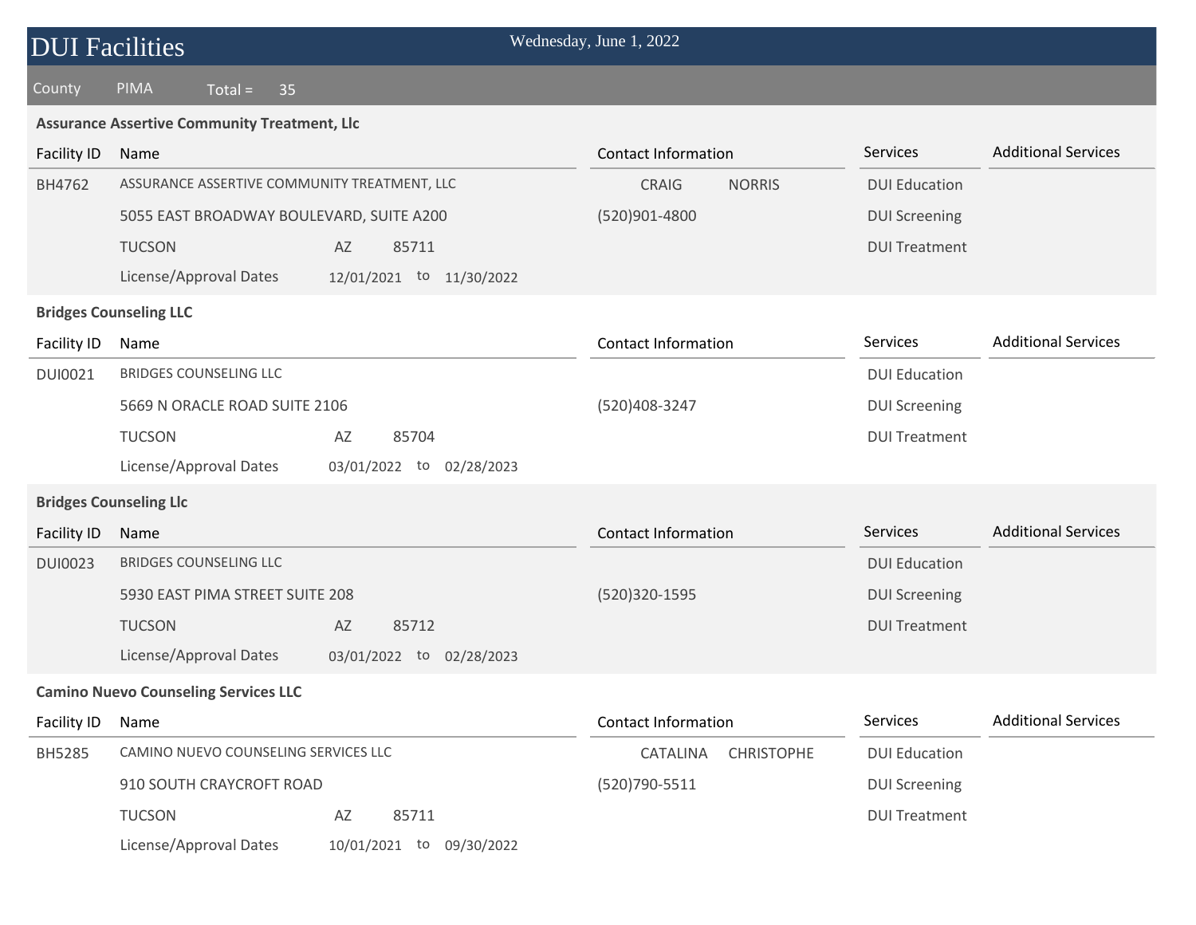# DUI Facilities

Wednesday, June 1, 2022

County PIMA Total = 35

### Assurance Assertive Community Treatment, Llc

| Facility ID | Name | Contact Information | Services | Additional Services |
|---|---|---|---|---|
| BH4762 | ASSURANCE ASSERTIVE COMMUNITY TREATMENT, LLC | CRAIG NORRIS | DUI Education | |
| | 5055 EAST BROADWAY BOULEVARD, SUITE A200 | (520)901-4800 | DUI Screening | |
| | TUCSON AZ 85711 | | DUI Treatment | |
| | License/Approval Dates 12/01/2021 to 11/30/2022 | | | |

### Bridges Counseling LLC

| Facility ID | Name | Contact Information | Services | Additional Services |
|---|---|---|---|---|
| DUI0021 | BRIDGES COUNSELING LLC | | DUI Education | |
| | 5669 N ORACLE ROAD SUITE 2106 | (520)408-3247 | DUI Screening | |
| | TUCSON AZ 85704 | | DUI Treatment | |
| | License/Approval Dates 03/01/2022 to 02/28/2023 | | | |

### Bridges Counseling Llc

| Facility ID | Name | Contact Information | Services | Additional Services |
|---|---|---|---|---|
| DUI0023 | BRIDGES COUNSELING LLC | | DUI Education | |
| | 5930 EAST PIMA STREET SUITE 208 | (520)320-1595 | DUI Screening | |
| | TUCSON AZ 85712 | | DUI Treatment | |
| | License/Approval Dates 03/01/2022 to 02/28/2023 | | | |

### Camino Nuevo Counseling Services LLC

| Facility ID | Name | Contact Information | Services | Additional Services |
|---|---|---|---|---|
| BH5285 | CAMINO NUEVO COUNSELING SERVICES LLC | CATALINA CHRISTOPHE | DUI Education | |
| | 910 SOUTH CRAYCROFT ROAD | (520)790-5511 | DUI Screening | |
| | TUCSON AZ 85711 | | DUI Treatment | |
| | License/Approval Dates 10/01/2021 to 09/30/2022 | | | |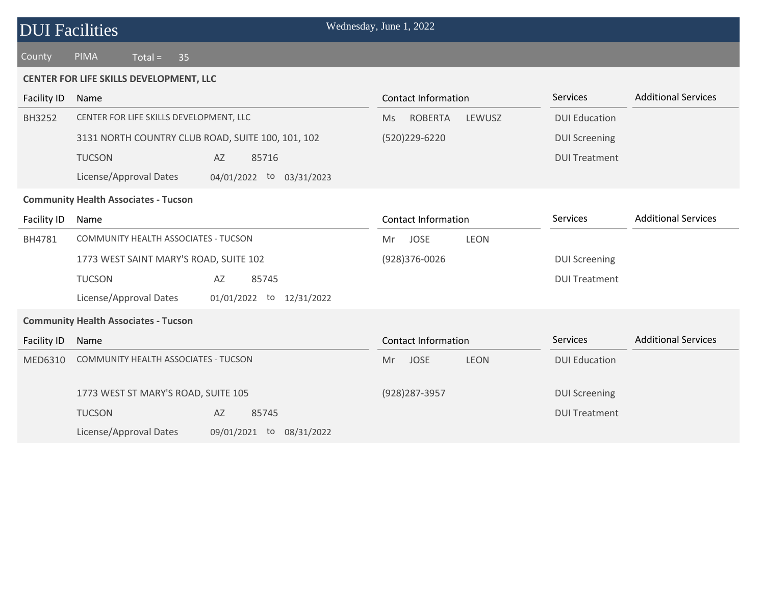# DUI Facilities

Wednesday, June 1, 2022

County PIMA Total = 35

**CENTER FOR LIFE SKILLS DEVELOPMENT, LLC**

| Facility ID | Name | Contact Information | Services | Additional Services |
|---|---|---|---|---|
| BH3252 | CENTER FOR LIFE SKILLS DEVELOPMENT, LLC | Ms ROBERTA LEWUSZ | DUI Education | |
| | 3131 NORTH COUNTRY CLUB ROAD, SUITE 100, 101, 102 | (520)229-6220 | DUI Screening | |
| | TUCSON AZ 85716 | | DUI Treatment | |
| | License/Approval Dates 04/01/2022 to 03/31/2023 | | | |

**Community Health Associates - Tucson**

| Facility ID | Name | Contact Information | Services | Additional Services |
|---|---|---|---|---|
| BH4781 | COMMUNITY HEALTH ASSOCIATES - TUCSON | Mr JOSE LEON | | |
| | 1773 WEST SAINT MARY'S ROAD, SUITE 102 | (928)376-0026 | DUI Screening | |
| | TUCSON AZ 85745 | | DUI Treatment | |
| | License/Approval Dates 01/01/2022 to 12/31/2022 | | | |

**Community Health Associates - Tucson**

| Facility ID | Name | Contact Information | Services | Additional Services |
|---|---|---|---|---|
| MED6310 | COMMUNITY HEALTH ASSOCIATES - TUCSON | Mr JOSE LEON | DUI Education | |
| | 1773 WEST ST MARY'S ROAD, SUITE 105 | (928)287-3957 | DUI Screening | |
| | TUCSON AZ 85745 | | DUI Treatment | |
| | License/Approval Dates 09/01/2021 to 08/31/2022 | | | |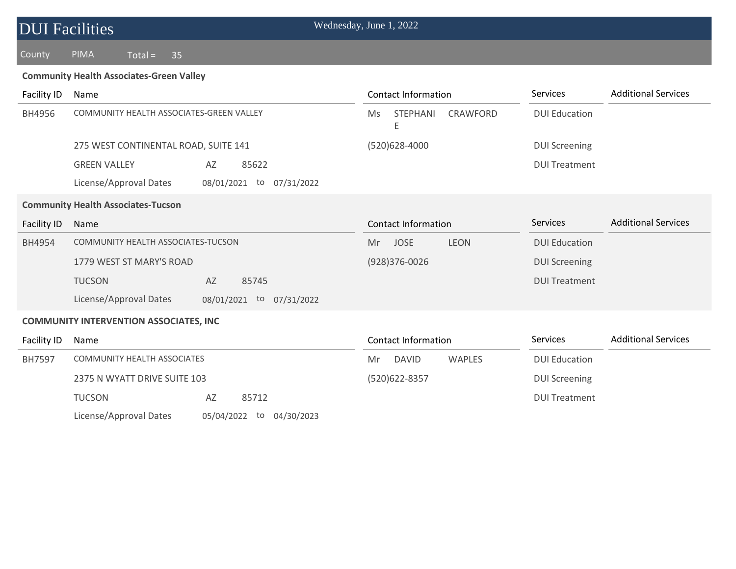# DUI Facilities

Wednesday, June 1, 2022

County PIMA Total = 35

### Community Health Associates-Green Valley

| Facility ID | Name | | | | Contact Information | | | Services | Additional Services |
|---|---|---|---|---|---|---|---|---|---|
| BH4956 | COMMUNITY HEALTH ASSOCIATES-GREEN VALLEY | | | | Ms | STEPHANIE | CRAWFORD | DUI Education | |
| | 275 WEST CONTINENTAL ROAD, SUITE 141 | | | | (520)628-4000 | | | DUI Screening | |
| | GREEN VALLEY | AZ | 85622 | | | | | DUI Treatment | |
| | License/Approval Dates | 08/01/2021 | to | 07/31/2022 | | | | | |

### Community Health Associates-Tucson

| Facility ID | Name | | | | Contact Information | | | Services | Additional Services |
|---|---|---|---|---|---|---|---|---|---|
| BH4954 | COMMUNITY HEALTH ASSOCIATES-TUCSON | | | | Mr | JOSE | LEON | DUI Education | |
| | 1779 WEST ST MARY'S ROAD | | | | (928)376-0026 | | | DUI Screening | |
| | TUCSON | AZ | 85745 | | | | | DUI Treatment | |
| | License/Approval Dates | 08/01/2021 | to | 07/31/2022 | | | | | |

### COMMUNITY INTERVENTION ASSOCIATES, INC

| Facility ID | Name | | | | Contact Information | | | Services | Additional Services |
|---|---|---|---|---|---|---|---|---|---|
| BH7597 | COMMUNITY HEALTH ASSOCIATES | | | | Mr | DAVID | WAPLES | DUI Education | |
| | 2375 N WYATT DRIVE SUITE 103 | | | | (520)622-8357 | | | DUI Screening | |
| | TUCSON | AZ | 85712 | | | | | DUI Treatment | |
| | License/Approval Dates | 05/04/2022 | to | 04/30/2023 | | | | | |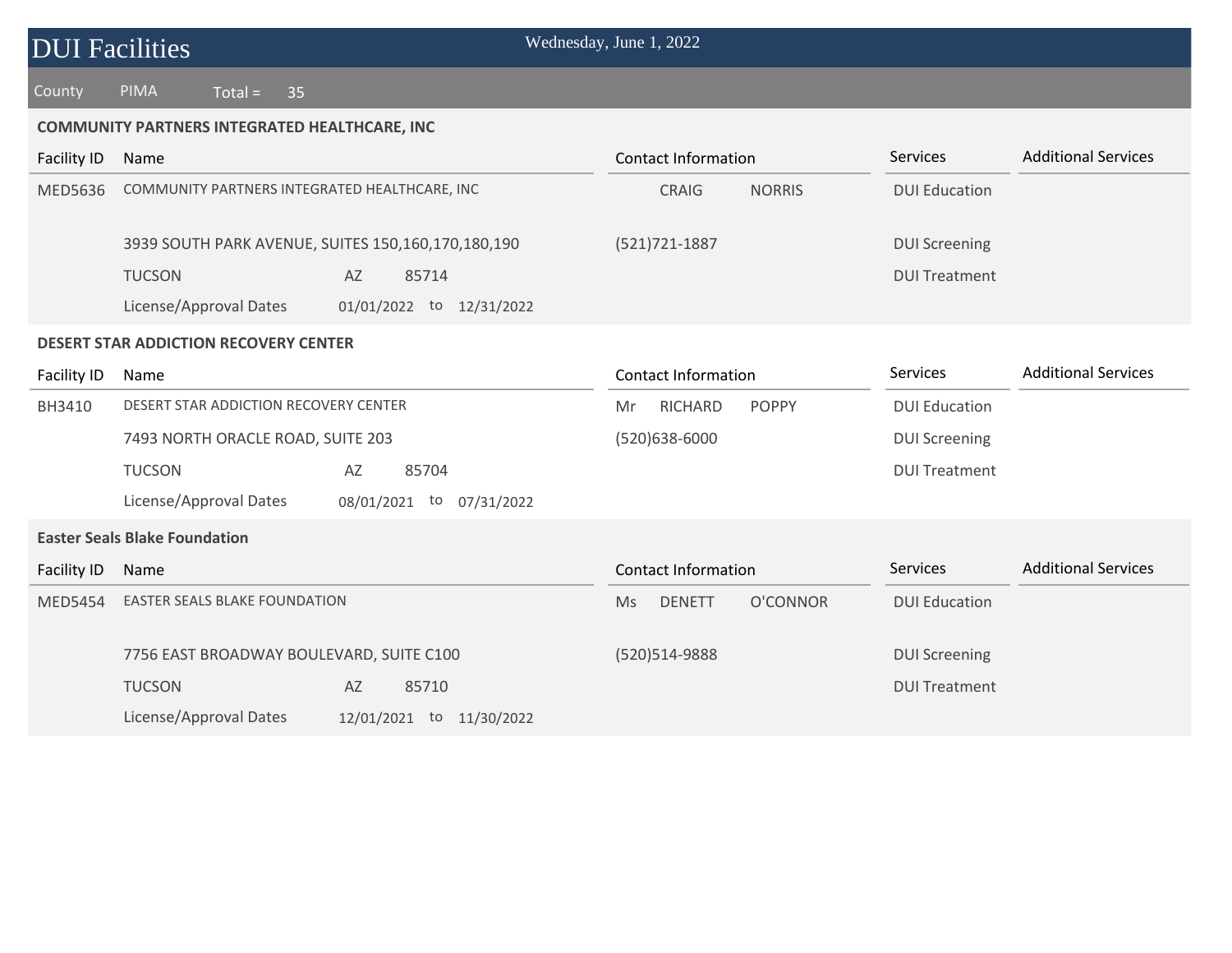# DUI Facilities

Wednesday, June 1, 2022

County PIMA Total = 35

### COMMUNITY PARTNERS INTEGRATED HEALTHCARE, INC

| Facility ID | Name | Contact Information | Services | Additional Services |
|---|---|---|---|---|
| MED5636 | COMMUNITY PARTNERS INTEGRATED HEALTHCARE, INC | CRAIG NORRIS | DUI Education | |
| | 3939 SOUTH PARK AVENUE, SUITES 150,160,170,180,190 | (521)721-1887 | DUI Screening | |
| | TUCSON AZ 85714 | | DUI Treatment | |
| | License/Approval Dates 01/01/2022 to 12/31/2022 | | | |

### DESERT STAR ADDICTION RECOVERY CENTER

| Facility ID | Name | Contact Information | Services | Additional Services |
|---|---|---|---|---|
| BH3410 | DESERT STAR ADDICTION RECOVERY CENTER | Mr RICHARD POPPY | DUI Education | |
| | 7493 NORTH ORACLE ROAD, SUITE 203 | (520)638-6000 | DUI Screening | |
| | TUCSON AZ 85704 | | DUI Treatment | |
| | License/Approval Dates 08/01/2021 to 07/31/2022 | | | |

### Easter Seals Blake Foundation

| Facility ID | Name | Contact Information | Services | Additional Services |
|---|---|---|---|---|
| MED5454 | EASTER SEALS BLAKE FOUNDATION | Ms DENETT O'CONNOR | DUI Education | |
| | 7756 EAST BROADWAY BOULEVARD, SUITE C100 | (520)514-9888 | DUI Screening | |
| | TUCSON AZ 85710 | | DUI Treatment | |
| | License/Approval Dates 12/01/2021 to 11/30/2022 | | | |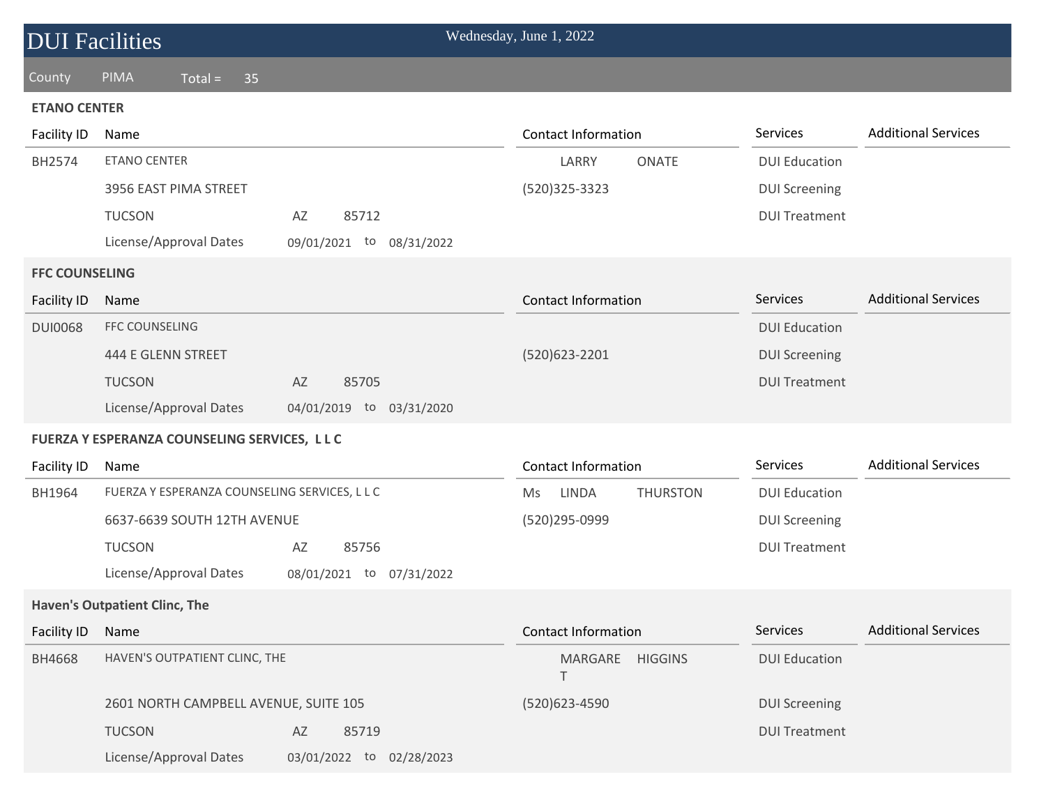# DUI Facilities

Wednesday, June 1, 2022

County PIMA Total = 35

## ETANO CENTER

| Facility ID | Name | | | Contact Information | Services | Additional Services |
|---|---|---|---|---|---|---|
| BH2574 | ETANO CENTER | | | LARRY ONATE | DUI Education | |
| | 3956 EAST PIMA STREET | | | (520)325-3323 | DUI Screening | |
| | TUCSON | AZ | 85712 | | DUI Treatment | |
| | License/Approval Dates | 09/01/2021 | to 08/31/2022 | | | |

## FFC COUNSELING

| Facility ID | Name | | | Contact Information | Services | Additional Services |
|---|---|---|---|---|---|---|
| DUI0068 | FFC COUNSELING | | | | DUI Education | |
| | 444 E GLENN STREET | | | (520)623-2201 | DUI Screening | |
| | TUCSON | AZ | 85705 | | DUI Treatment | |
| | License/Approval Dates | 04/01/2019 | to 03/31/2020 | | | |

## FUERZA Y ESPERANZA COUNSELING SERVICES, L L C

| Facility ID | Name | | | Contact Information | Services | Additional Services |
|---|---|---|---|---|---|---|
| BH1964 | FUERZA Y ESPERANZA COUNSELING SERVICES, L L C | | | Ms LINDA THURSTON | DUI Education | |
| | 6637-6639 SOUTH 12TH AVENUE | | | (520)295-0999 | DUI Screening | |
| | TUCSON | AZ | 85756 | | DUI Treatment | |
| | License/Approval Dates | 08/01/2021 | to 07/31/2022 | | | |

## Haven's Outpatient Clinc, The

| Facility ID | Name | | | Contact Information | Services | Additional Services |
|---|---|---|---|---|---|---|
| BH4668 | HAVEN'S OUTPATIENT CLINC, THE | | | MARGARET HIGGINS | DUI Education | |
| | 2601 NORTH CAMPBELL AVENUE, SUITE 105 | | | (520)623-4590 | DUI Screening | |
| | TUCSON | AZ | 85719 | | DUI Treatment | |
| | License/Approval Dates | 03/01/2022 | to 02/28/2023 | | | |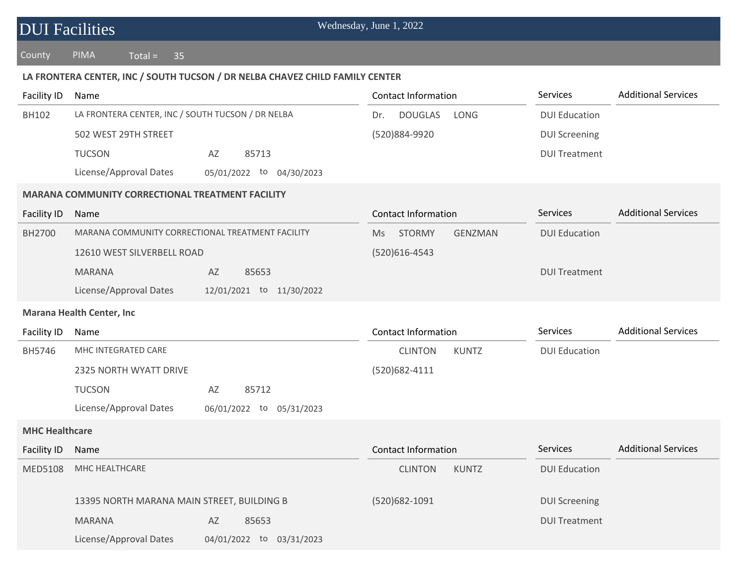# DUI Facilities

Wednesday, June 1, 2022

County PIMA Total = 35

**LA FRONTERA CENTER, INC / SOUTH TUCSON / DR NELBA CHAVEZ CHILD FAMILY CENTER**

| Facility ID | Name | Contact Information | Services | Additional Services |
|---|---|---|---|---|
| BH102 | LA FRONTERA CENTER, INC / SOUTH TUCSON / DR NELBA | Dr. DOUGLAS LONG | DUI Education | |
| | 502 WEST 29TH STREET | (520)884-9920 | DUI Screening | |
| | TUCSON AZ 85713 | | DUI Treatment | |
| | License/Approval Dates 05/01/2022 to 04/30/2023 | | | |

**MARANA COMMUNITY CORRECTIONAL TREATMENT FACILITY**

| Facility ID | Name | Contact Information | Services | Additional Services |
|---|---|---|---|---|
| BH2700 | MARANA COMMUNITY CORRECTIONAL TREATMENT FACILITY | Ms STORMY GENZMAN | DUI Education | |
| | 12610 WEST SILVERBELL ROAD | (520)616-4543 | | |
| | MARANA AZ 85653 | | DUI Treatment | |
| | License/Approval Dates 12/01/2021 to 11/30/2022 | | | |

**Marana Health Center, Inc**

| Facility ID | Name | Contact Information | Services | Additional Services |
|---|---|---|---|---|
| BH5746 | MHC INTEGRATED CARE | CLINTON KUNTZ | DUI Education | |
| | 2325 NORTH WYATT DRIVE | (520)682-4111 | | |
| | TUCSON AZ 85712 | | | |
| | License/Approval Dates 06/01/2022 to 05/31/2023 | | | |

**MHC Healthcare**

| Facility ID | Name | Contact Information | Services | Additional Services |
|---|---|---|---|---|
| MED5108 | MHC HEALTHCARE | CLINTON KUNTZ | DUI Education | |
| | 13395 NORTH MARANA MAIN STREET, BUILDING B | (520)682-1091 | DUI Screening | |
| | MARANA AZ 85653 | | DUI Treatment | |
| | License/Approval Dates 04/01/2022 to 03/31/2023 | | | |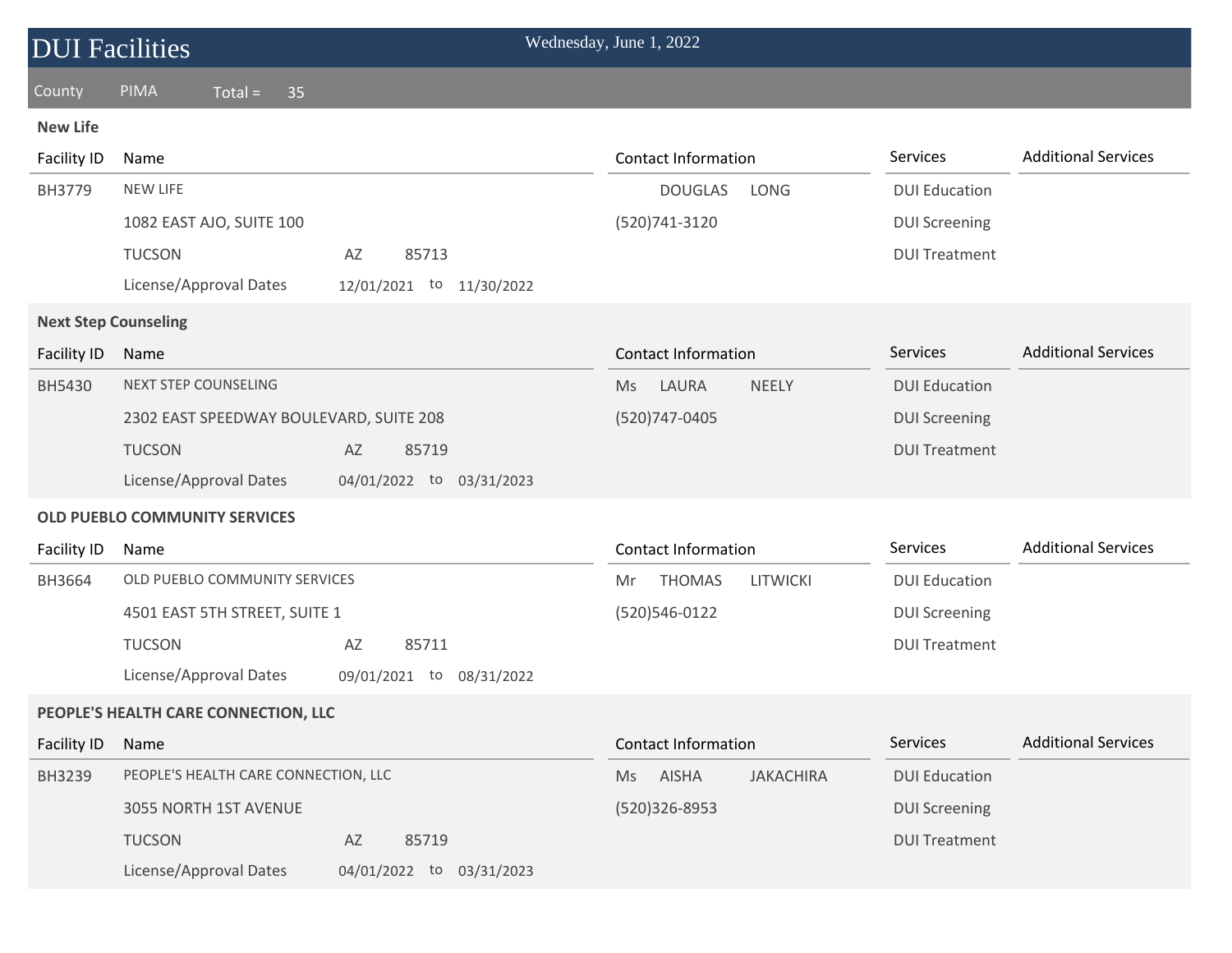# DUI Facilities

Wednesday, June 1, 2022

County PIMA Total = 35

### New Life

| Facility ID | Name | Contact Information | Services | Additional Services |
|---|---|---|---|---|
| BH3779 | NEW LIFE | DOUGLAS LONG | DUI Education | |
| | 1082 EAST AJO, SUITE 100 | (520)741-3120 | DUI Screening | |
| | TUCSON AZ 85713 | | DUI Treatment | |
| | License/Approval Dates 12/01/2021 to 11/30/2022 | | | |

### Next Step Counseling

| Facility ID | Name | Contact Information | Services | Additional Services |
|---|---|---|---|---|
| BH5430 | NEXT STEP COUNSELING | Ms LAURA NEELY | DUI Education | |
| | 2302 EAST SPEEDWAY BOULEVARD, SUITE 208 | (520)747-0405 | DUI Screening | |
| | TUCSON AZ 85719 | | DUI Treatment | |
| | License/Approval Dates 04/01/2022 to 03/31/2023 | | | |

### OLD PUEBLO COMMUNITY SERVICES

| Facility ID | Name | Contact Information | Services | Additional Services |
|---|---|---|---|---|
| BH3664 | OLD PUEBLO COMMUNITY SERVICES | Mr THOMAS LITWICKI | DUI Education | |
| | 4501 EAST 5TH STREET, SUITE 1 | (520)546-0122 | DUI Screening | |
| | TUCSON AZ 85711 | | DUI Treatment | |
| | License/Approval Dates 09/01/2021 to 08/31/2022 | | | |

### PEOPLE'S HEALTH CARE CONNECTION, LLC

| Facility ID | Name | Contact Information | Services | Additional Services |
|---|---|---|---|---|
| BH3239 | PEOPLE'S HEALTH CARE CONNECTION, LLC | Ms AISHA JAKACHIRA | DUI Education | |
| | 3055 NORTH 1ST AVENUE | (520)326-8953 | DUI Screening | |
| | TUCSON AZ 85719 | | DUI Treatment | |
| | License/Approval Dates 04/01/2022 to 03/31/2023 | | | |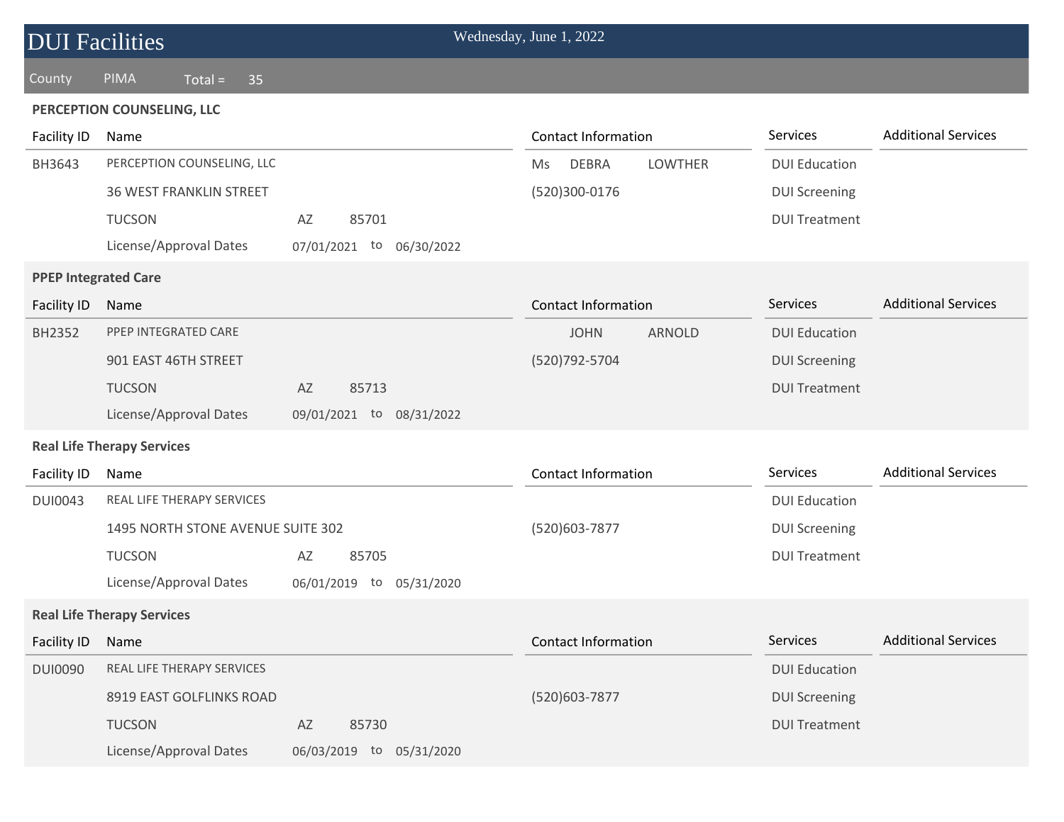# DUI Facilities

Wednesday, June 1, 2022

County PIMA Total = 35

### PERCEPTION COUNSELING, LLC

| Facility ID | Name | Contact Information | Services | Additional Services |
|---|---|---|---|---|
| BH3643 | PERCEPTION COUNSELING, LLC | Ms DEBRA LOWTHER | DUI Education | |
| | 36 WEST FRANKLIN STREET | (520)300-0176 | DUI Screening | |
| | TUCSON AZ 85701 | | DUI Treatment | |
| | License/Approval Dates 07/01/2021 to 06/30/2022 | | | |

### PPEP Integrated Care

| Facility ID | Name | Contact Information | Services | Additional Services |
|---|---|---|---|---|
| BH2352 | PPEP INTEGRATED CARE | JOHN ARNOLD | DUI Education | |
| | 901 EAST 46TH STREET | (520)792-5704 | DUI Screening | |
| | TUCSON AZ 85713 | | DUI Treatment | |
| | License/Approval Dates 09/01/2021 to 08/31/2022 | | | |

### Real Life Therapy Services

| Facility ID | Name | Contact Information | Services | Additional Services |
|---|---|---|---|---|
| DUI0043 | REAL LIFE THERAPY SERVICES | | DUI Education | |
| | 1495 NORTH STONE AVENUE SUITE 302 | (520)603-7877 | DUI Screening | |
| | TUCSON AZ 85705 | | DUI Treatment | |
| | License/Approval Dates 06/01/2019 to 05/31/2020 | | | |

### Real Life Therapy Services

| Facility ID | Name | Contact Information | Services | Additional Services |
|---|---|---|---|---|
| DUI0090 | REAL LIFE THERAPY SERVICES | | DUI Education | |
| | 8919 EAST GOLFLINKS ROAD | (520)603-7877 | DUI Screening | |
| | TUCSON AZ 85730 | | DUI Treatment | |
| | License/Approval Dates 06/03/2019 to 05/31/2020 | | | |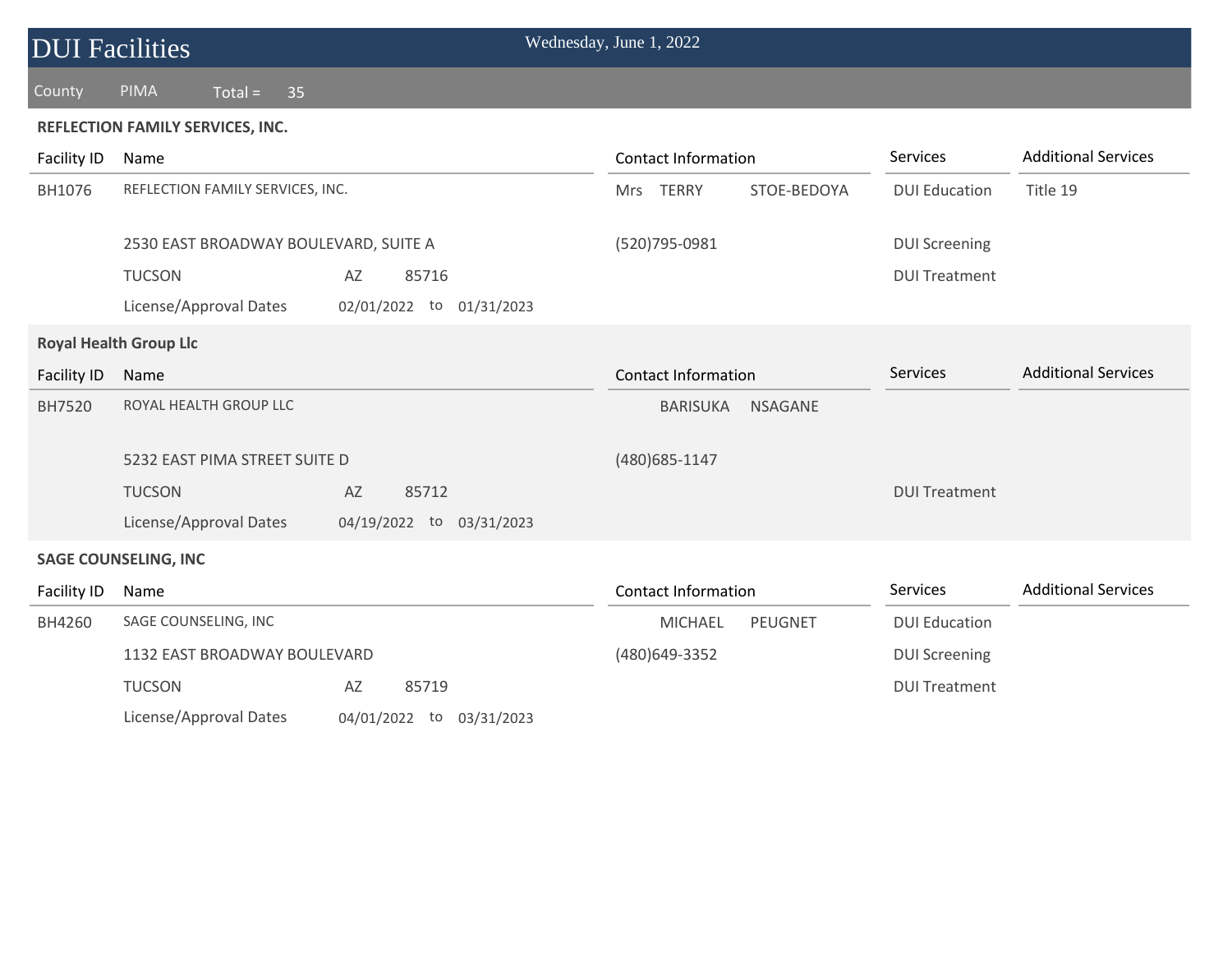# DUI Facilities

Wednesday, June 1, 2022

County PIMA Total = 35

### REFLECTION FAMILY SERVICES, INC.

| Facility ID | Name | | | | | Contact Information | | | Services | Additional Services |
|---|---|---|---|---|---|---|---|---|---|---|
| BH1076 | REFLECTION FAMILY SERVICES, INC. | | | | | Mrs | TERRY | STOE-BEDOYA | DUI Education | Title 19 |
| | 2530 EAST BROADWAY BOULEVARD, SUITE A | | | | | (520)795-0981 | | | DUI Screening | |
| | TUCSON | AZ | 85716 | | | | | | DUI Treatment | |
| | License/Approval Dates | 02/01/2022 | to | 01/31/2023 | | | | | | |

### Royal Health Group Llc

| Facility ID | Name | | | | | Contact Information | | | Services | Additional Services |
|---|---|---|---|---|---|---|---|---|---|---|
| BH7520 | ROYAL HEALTH GROUP LLC | | | | | | BARISUKA | NSAGANE | | |
| | 5232 EAST PIMA STREET SUITE D | | | | | (480)685-1147 | | | | |
| | TUCSON | AZ | 85712 | | | | | | DUI Treatment | |
| | License/Approval Dates | 04/19/2022 | to | 03/31/2023 | | | | | | |

### SAGE COUNSELING, INC

| Facility ID | Name | | | | | Contact Information | | | Services | Additional Services |
|---|---|---|---|---|---|---|---|---|---|---|
| BH4260 | SAGE COUNSELING, INC | | | | | | MICHAEL | PEUGNET | DUI Education | |
| | 1132 EAST BROADWAY BOULEVARD | | | | | (480)649-3352 | | | DUI Screening | |
| | TUCSON | AZ | 85719 | | | | | | DUI Treatment | |
| | License/Approval Dates | 04/01/2022 | to | 03/31/2023 | | | | | | |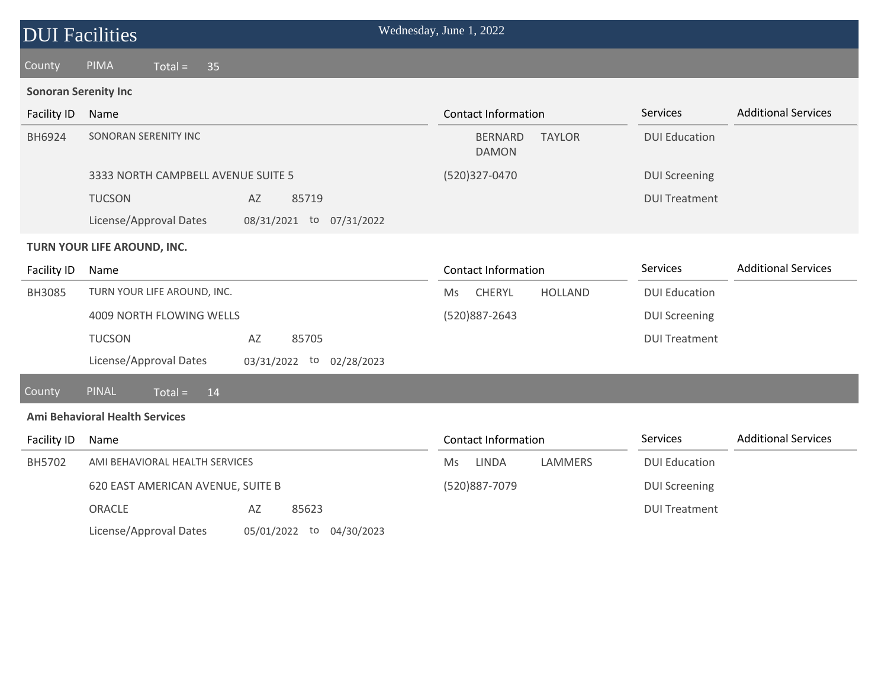# DUI Facilities

Wednesday, June 1, 2022

County PIMA Total = 35

**Sonoran Serenity Inc**

| Facility ID | Name | | | | Contact Information | | | Services | Additional Services |
|---|---|---|---|---|---|---|---|---|---|
| BH6924 | SONORAN SERENITY INC | | | | | BERNARD DAMON | TAYLOR | DUI Education | |
| | 3333 NORTH CAMPBELL AVENUE SUITE 5 | | | | (520)327-0470 | | | DUI Screening | |
| | TUCSON | AZ | 85719 | | | | | DUI Treatment | |
| | License/Approval Dates | 08/31/2021 | to | 07/31/2022 | | | | | |

**TURN YOUR LIFE AROUND, INC.**

| Facility ID | Name | | | | Contact Information | | | Services | Additional Services |
|---|---|---|---|---|---|---|---|---|---|
| BH3085 | TURN YOUR LIFE AROUND, INC. | | | | Ms | CHERYL | HOLLAND | DUI Education | |
| | 4009 NORTH FLOWING WELLS | | | | (520)887-2643 | | | DUI Screening | |
| | TUCSON | AZ | 85705 | | | | | DUI Treatment | |
| | License/Approval Dates | 03/31/2022 | to | 02/28/2023 | | | | | |

County PINAL Total = 14

**Ami Behavioral Health Services**

| Facility ID | Name | | | | Contact Information | | | Services | Additional Services |
|---|---|---|---|---|---|---|---|---|---|
| BH5702 | AMI BEHAVIORAL HEALTH SERVICES | | | | Ms | LINDA | LAMMERS | DUI Education | |
| | 620 EAST AMERICAN AVENUE, SUITE B | | | | (520)887-7079 | | | DUI Screening | |
| | ORACLE | AZ | 85623 | | | | | DUI Treatment | |
| | License/Approval Dates | 05/01/2022 | to | 04/30/2023 | | | | | |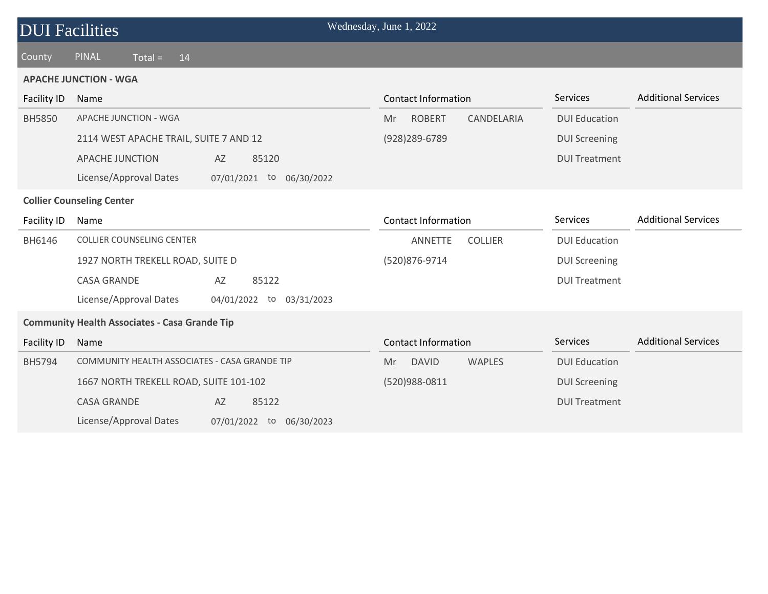# DUI Facilities

Wednesday, June 1, 2022

County PINAL Total = 14

### APACHE JUNCTION - WGA

| Facility ID | Name | Contact Information | Services | Additional Services |
|---|---|---|---|---|
| BH5850 | APACHE JUNCTION - WGA | Mr ROBERT CANDELARIA | DUI Education | |
| | 2114 WEST APACHE TRAIL, SUITE 7 AND 12 | (928)289-6789 | DUI Screening | |
| | APACHE JUNCTION AZ 85120 | | DUI Treatment | |
| | License/Approval Dates 07/01/2021 to 06/30/2022 | | | |

### Collier Counseling Center

| Facility ID | Name | Contact Information | Services | Additional Services |
|---|---|---|---|---|
| BH6146 | COLLIER COUNSELING CENTER | ANNETTE COLLIER | DUI Education | |
| | 1927 NORTH TREKELL ROAD, SUITE D | (520)876-9714 | DUI Screening | |
| | CASA GRANDE AZ 85122 | | DUI Treatment | |
| | License/Approval Dates 04/01/2022 to 03/31/2023 | | | |

### Community Health Associates - Casa Grande Tip

| Facility ID | Name | Contact Information | Services | Additional Services |
|---|---|---|---|---|
| BH5794 | COMMUNITY HEALTH ASSOCIATES - CASA GRANDE TIP | Mr DAVID WAPLES | DUI Education | |
| | 1667 NORTH TREKELL ROAD, SUITE 101-102 | (520)988-0811 | DUI Screening | |
| | CASA GRANDE AZ 85122 | | DUI Treatment | |
| | License/Approval Dates 07/01/2022 to 06/30/2023 | | | |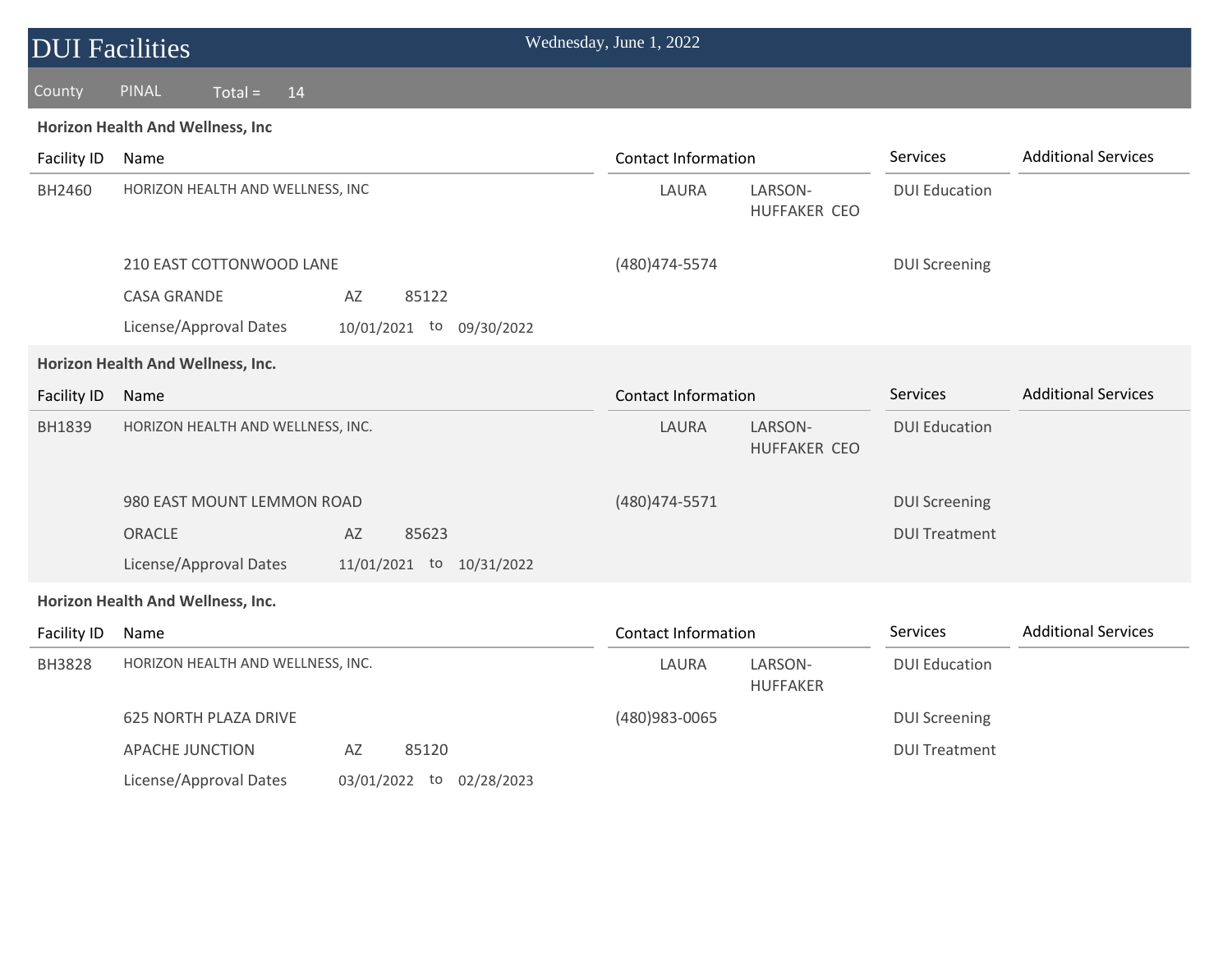# DUI Facilities

Wednesday, June 1, 2022

County PINAL Total = 14

### Horizon Health And Wellness, Inc

| Facility ID | Name | Contact Information | Services | Additional Services |
|---|---|---|---|---|
| BH2460 | HORIZON HEALTH AND WELLNESS, INC | LAURA LARSON-HUFFAKER CEO | DUI Education | |
| | 210 EAST COTTONWOOD LANE | (480)474-5574 | DUI Screening | |
| | CASA GRANDE AZ 85122 | | | |
| | License/Approval Dates 10/01/2021 to 09/30/2022 | | | |

### Horizon Health And Wellness, Inc.

| Facility ID | Name | Contact Information | Services | Additional Services |
|---|---|---|---|---|
| BH1839 | HORIZON HEALTH AND WELLNESS, INC. | LAURA LARSON-HUFFAKER CEO | DUI Education | |
| | 980 EAST MOUNT LEMMON ROAD | (480)474-5571 | DUI Screening | |
| | ORACLE AZ 85623 | | DUI Treatment | |
| | License/Approval Dates 11/01/2021 to 10/31/2022 | | | |

### Horizon Health And Wellness, Inc.

| Facility ID | Name | Contact Information | Services | Additional Services |
|---|---|---|---|---|
| BH3828 | HORIZON HEALTH AND WELLNESS, INC. | LAURA LARSON-HUFFAKER | DUI Education | |
| | 625 NORTH PLAZA DRIVE | (480)983-0065 | DUI Screening | |
| | APACHE JUNCTION AZ 85120 | | DUI Treatment | |
| | License/Approval Dates 03/01/2022 to 02/28/2023 | | | |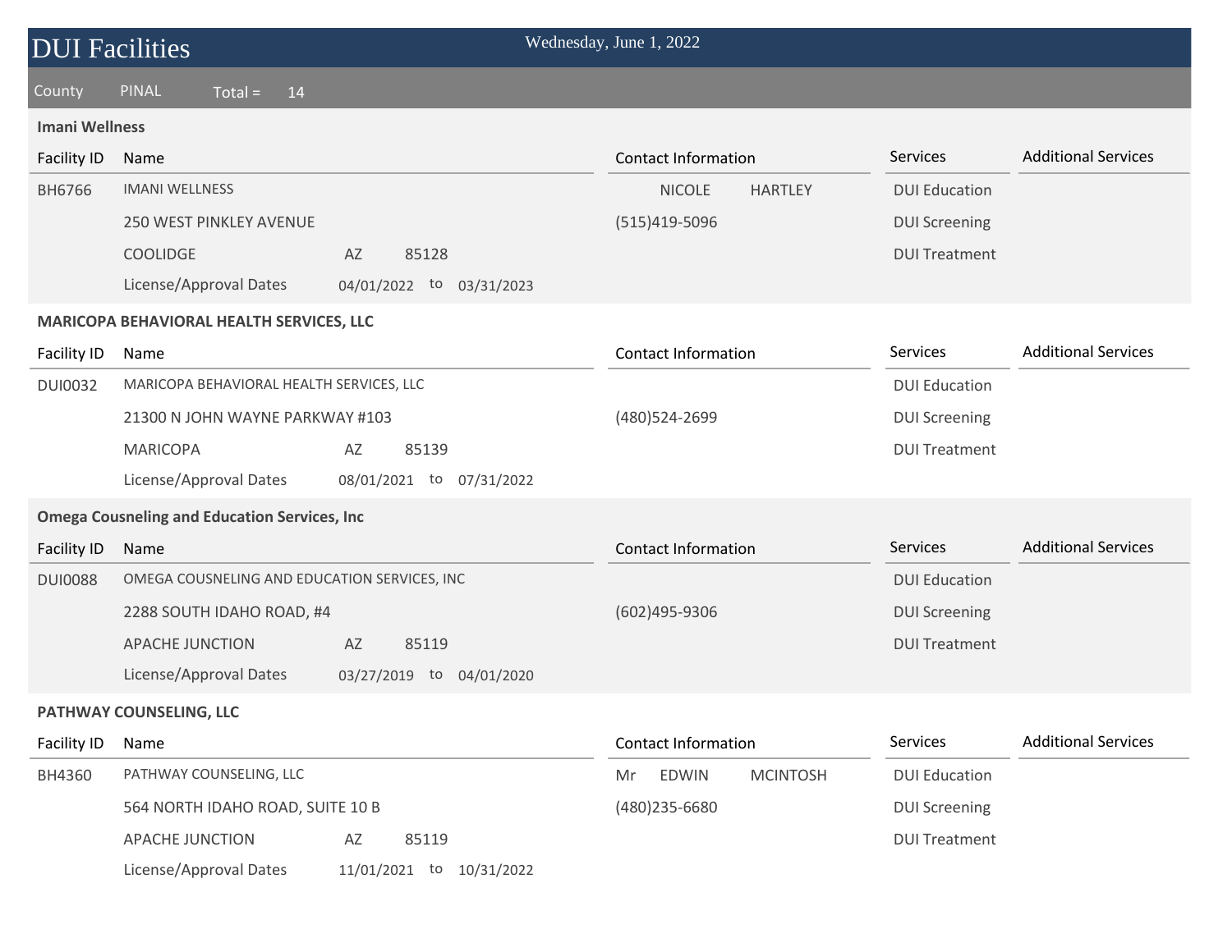# DUI Facilities

Wednesday, June 1, 2022

County PINAL Total = 14

## Imani Wellness

| Facility ID | Name | Contact Information | Services | Additional Services |
|---|---|---|---|---|
| BH6766 | IMANI WELLNESS | NICOLE HARTLEY | DUI Education | |
| | 250 WEST PINKLEY AVENUE | (515)419-5096 | DUI Screening | |
| | COOLIDGE AZ 85128 | | DUI Treatment | |
| | License/Approval Dates 04/01/2022 to 03/31/2023 | | | |

## MARICOPA BEHAVIORAL HEALTH SERVICES, LLC

| Facility ID | Name | Contact Information | Services | Additional Services |
|---|---|---|---|---|
| DUI0032 | MARICOPA BEHAVIORAL HEALTH SERVICES, LLC | | DUI Education | |
| | 21300 N JOHN WAYNE PARKWAY #103 | (480)524-2699 | DUI Screening | |
| | MARICOPA AZ 85139 | | DUI Treatment | |
| | License/Approval Dates 08/01/2021 to 07/31/2022 | | | |

## Omega Cousneling and Education Services, Inc

| Facility ID | Name | Contact Information | Services | Additional Services |
|---|---|---|---|---|
| DUI0088 | OMEGA COUSNELING AND EDUCATION SERVICES, INC | | DUI Education | |
| | 2288 SOUTH IDAHO ROAD, #4 | (602)495-9306 | DUI Screening | |
| | APACHE JUNCTION AZ 85119 | | DUI Treatment | |
| | License/Approval Dates 03/27/2019 to 04/01/2020 | | | |

## PATHWAY COUNSELING, LLC

| Facility ID | Name | Contact Information | Services | Additional Services |
|---|---|---|---|---|
| BH4360 | PATHWAY COUNSELING, LLC | Mr EDWIN MCINTOSH | DUI Education | |
| | 564 NORTH IDAHO ROAD, SUITE 10 B | (480)235-6680 | DUI Screening | |
| | APACHE JUNCTION AZ 85119 | | DUI Treatment | |
| | License/Approval Dates 11/01/2021 to 10/31/2022 | | | |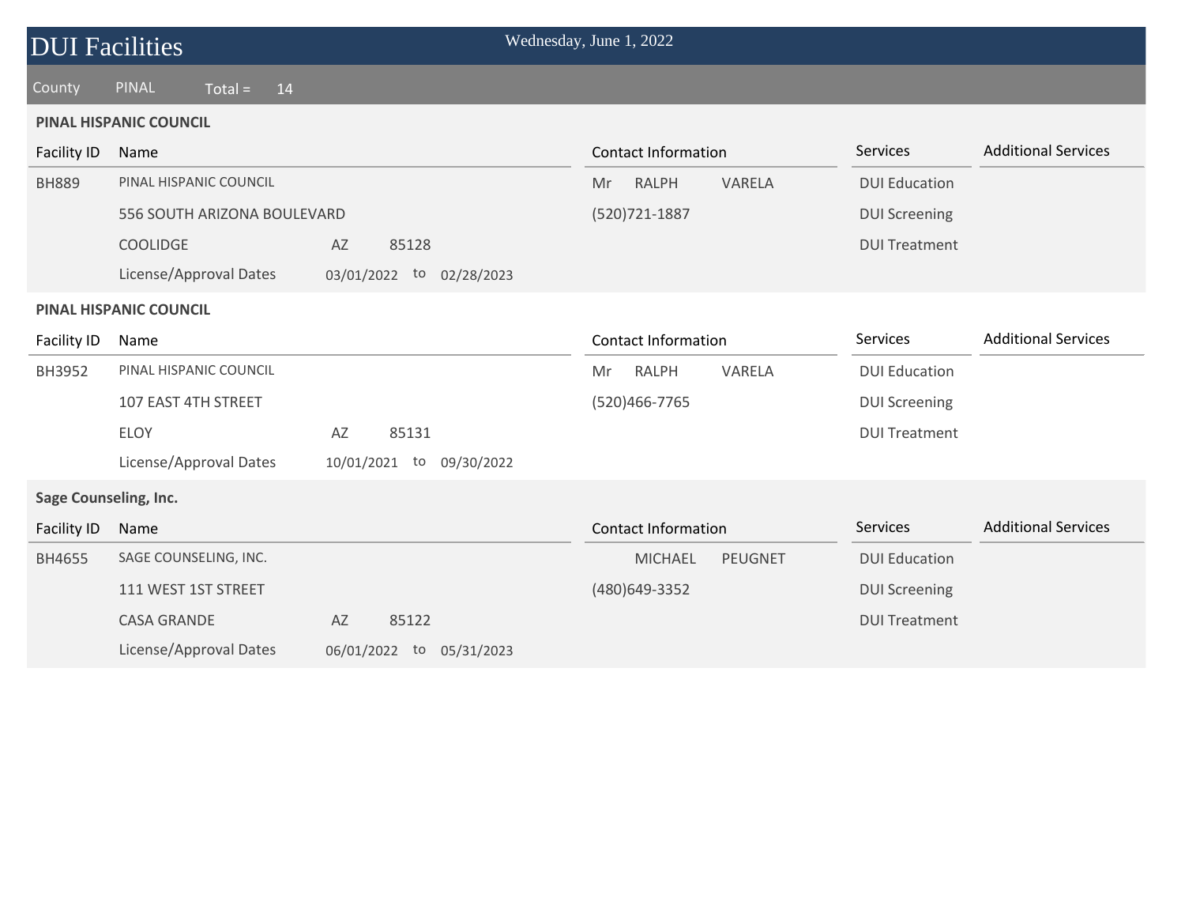# DUI Facilities

Wednesday, June 1, 2022

County PINAL Total = 14

### PINAL HISPANIC COUNCIL

| Facility ID | Name | | | Contact Information | | | Services | Additional Services |
|---|---|---|---|---|---|---|---|---|
| BH889 | PINAL HISPANIC COUNCIL | | | Mr | RALPH | VARELA | DUI Education | |
| | 556 SOUTH ARIZONA BOULEVARD | | | (520)721-1887 | | | DUI Screening | |
| | COOLIDGE | AZ | 85128 | | | | DUI Treatment | |
| | License/Approval Dates | 03/01/2022 to | 02/28/2023 | | | | | |

### PINAL HISPANIC COUNCIL

| Facility ID | Name | | | Contact Information | | | Services | Additional Services |
|---|---|---|---|---|---|---|---|---|
| BH3952 | PINAL HISPANIC COUNCIL | | | Mr | RALPH | VARELA | DUI Education | |
| | 107 EAST 4TH STREET | | | (520)466-7765 | | | DUI Screening | |
| | ELOY | AZ | 85131 | | | | DUI Treatment | |
| | License/Approval Dates | 10/01/2021 to | 09/30/2022 | | | | | |

### Sage Counseling, Inc.

| Facility ID | Name | | | Contact Information | | | Services | Additional Services |
|---|---|---|---|---|---|---|---|---|
| BH4655 | SAGE COUNSELING, INC. | | | | MICHAEL | PEUGNET | DUI Education | |
| | 111 WEST 1ST STREET | | | (480)649-3352 | | | DUI Screening | |
| | CASA GRANDE | AZ | 85122 | | | | DUI Treatment | |
| | License/Approval Dates | 06/01/2022 to | 05/31/2023 | | | | | |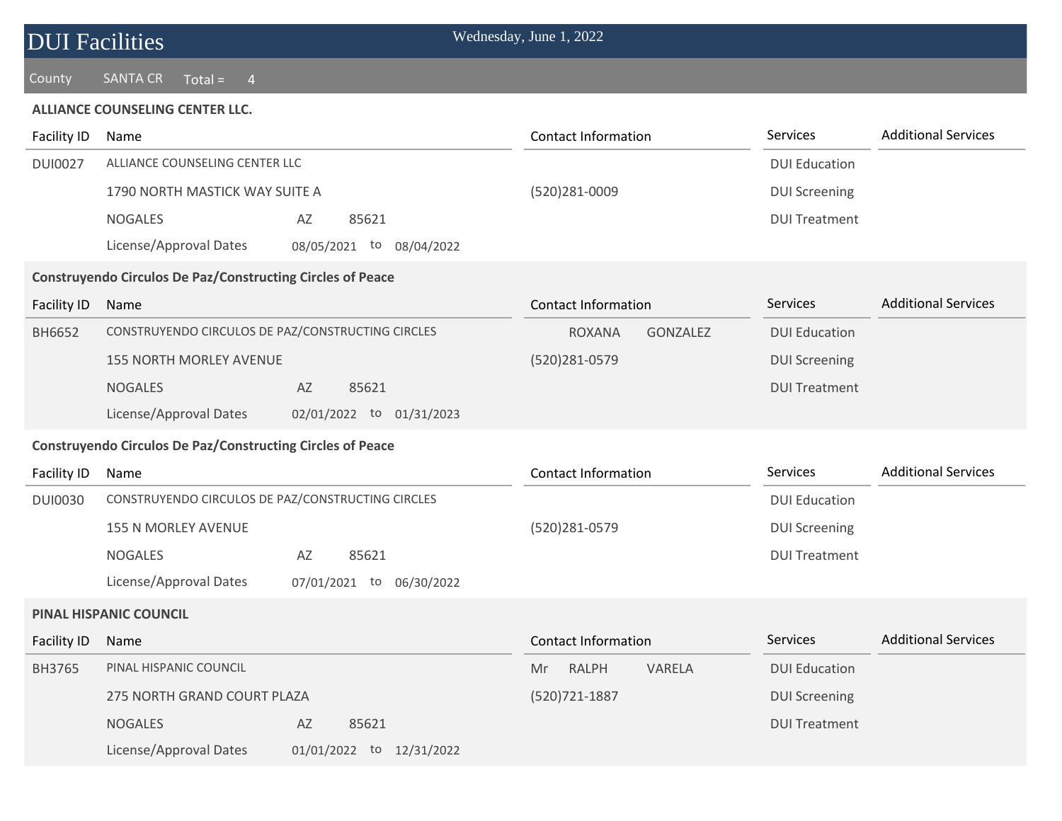# DUI Facilities

Wednesday, June 1, 2022

County SANTA CR Total = 4

**ALLIANCE COUNSELING CENTER LLC.**

| Facility ID | Name | | | Contact Information | Services | Additional Services |
|---|---|---|---|---|---|---|
| DUI0027 | ALLIANCE COUNSELING CENTER LLC | | | | DUI Education | |
| | 1790 NORTH MASTICK WAY SUITE A | | | (520)281-0009 | DUI Screening | |
| | NOGALES | AZ | 85621 | | DUI Treatment | |
| | License/Approval Dates | 08/05/2021 to | 08/04/2022 | | | |

**Construyendo Circulos De Paz/Constructing Circles of Peace**

| Facility ID | Name | | | Contact Information | Services | Additional Services |
|---|---|---|---|---|---|---|
| BH6652 | CONSTRUYENDO CIRCULOS DE PAZ/CONSTRUCTING CIRCLES | | | ROXANA GONZALEZ | DUI Education | |
| | 155 NORTH MORLEY AVENUE | | | (520)281-0579 | DUI Screening | |
| | NOGALES | AZ | 85621 | | DUI Treatment | |
| | License/Approval Dates | 02/01/2022 to | 01/31/2023 | | | |

**Construyendo Circulos De Paz/Constructing Circles of Peace**

| Facility ID | Name | | | Contact Information | Services | Additional Services |
|---|---|---|---|---|---|---|
| DUI0030 | CONSTRUYENDO CIRCULOS DE PAZ/CONSTRUCTING CIRCLES | | | | DUI Education | |
| | 155 N MORLEY AVENUE | | | (520)281-0579 | DUI Screening | |
| | NOGALES | AZ | 85621 | | DUI Treatment | |
| | License/Approval Dates | 07/01/2021 to | 06/30/2022 | | | |

**PINAL HISPANIC COUNCIL**

| Facility ID | Name | | | Contact Information | Services | Additional Services |
|---|---|---|---|---|---|---|
| BH3765 | PINAL HISPANIC COUNCIL | | | Mr RALPH VARELA | DUI Education | |
| | 275 NORTH GRAND COURT PLAZA | | | (520)721-1887 | DUI Screening | |
| | NOGALES | AZ | 85621 | | DUI Treatment | |
| | License/Approval Dates | 01/01/2022 to | 12/31/2022 | | | |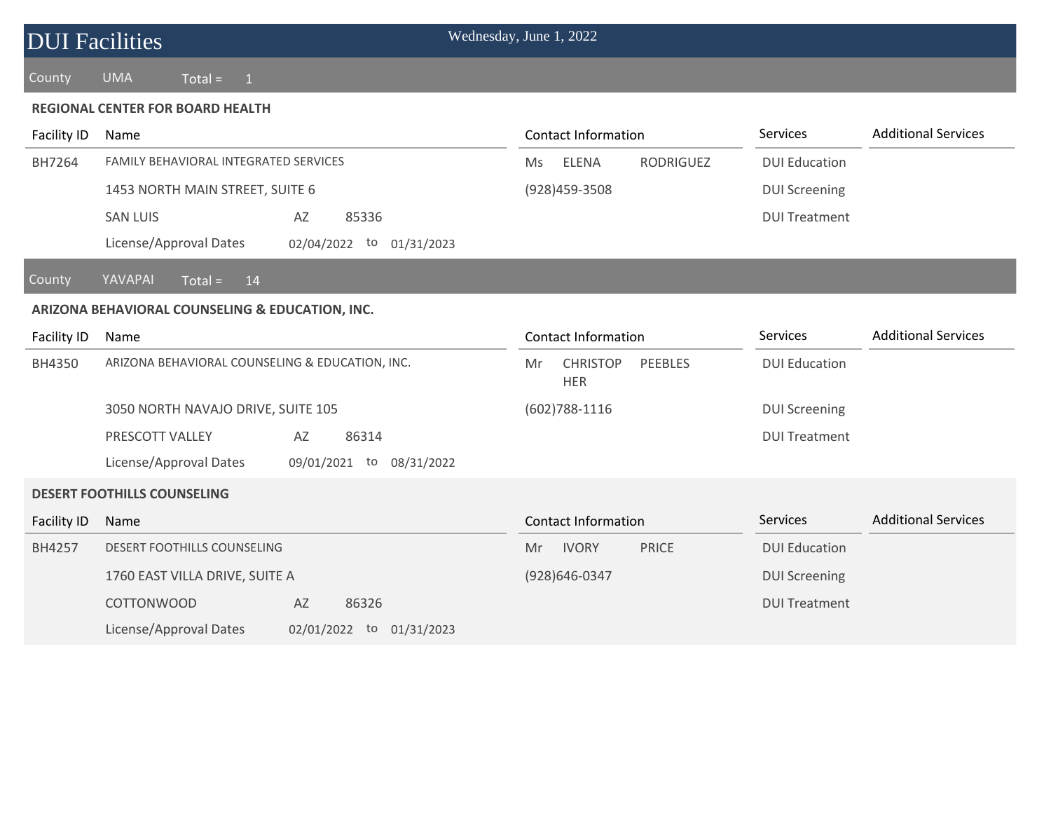# DUI Facilities

Wednesday, June 1, 2022

County UMA Total = 1

**REGIONAL CENTER FOR BOARD HEALTH**

| Facility ID | Name | Contact Information | Services | Additional Services |
|---|---|---|---|---|
| BH7264 | FAMILY BEHAVIORAL INTEGRATED SERVICES | Ms ELENA RODRIGUEZ | DUI Education | |
| | 1453 NORTH MAIN STREET, SUITE 6 | (928)459-3508 | DUI Screening | |
| | SAN LUIS AZ 85336 | | DUI Treatment | |
| | License/Approval Dates 02/04/2022 to 01/31/2023 | | | |

County YAVAPAI Total = 14

**ARIZONA BEHAVIORAL COUNSELING & EDUCATION, INC.**

| Facility ID | Name | Contact Information | Services | Additional Services |
|---|---|---|---|---|
| BH4350 | ARIZONA BEHAVIORAL COUNSELING & EDUCATION, INC. | Mr CHRISTOPHER PEEBLES | DUI Education | |
| | 3050 NORTH NAVAJO DRIVE, SUITE 105 | (602)788-1116 | DUI Screening | |
| | PRESCOTT VALLEY AZ 86314 | | DUI Treatment | |
| | License/Approval Dates 09/01/2021 to 08/31/2022 | | | |

**DESERT FOOTHILLS COUNSELING**

| Facility ID | Name | Contact Information | Services | Additional Services |
|---|---|---|---|---|
| BH4257 | DESERT FOOTHILLS COUNSELING | Mr IVORY PRICE | DUI Education | |
| | 1760 EAST VILLA DRIVE, SUITE A | (928)646-0347 | DUI Screening | |
| | COTTONWOOD AZ 86326 | | DUI Treatment | |
| | License/Approval Dates 02/01/2022 to 01/31/2023 | | | |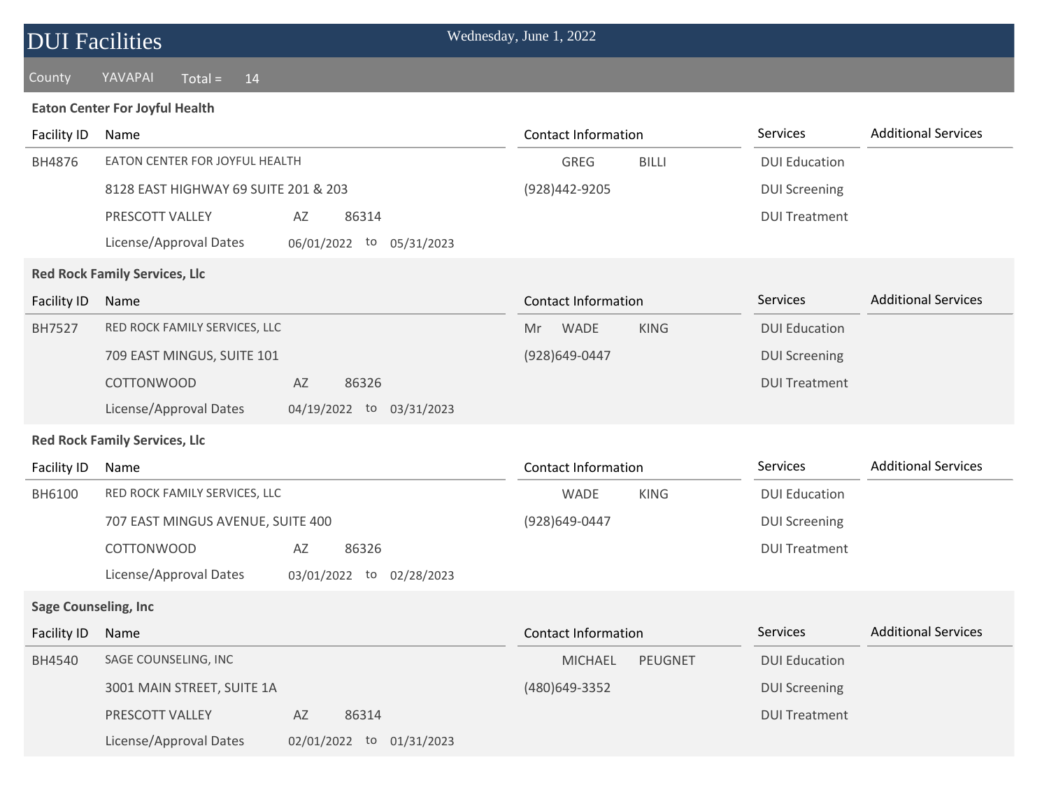# DUI Facilities

Wednesday, June 1, 2022

County YAVAPAI Total = 14

## Eaton Center For Joyful Health

| Facility ID | Name | Contact Information | Services | Additional Services |
|---|---|---|---|---|
| BH4876 | EATON CENTER FOR JOYFUL HEALTH | GREG BILLI | DUI Education | |
| | 8128 EAST HIGHWAY 69 SUITE 201 & 203 | (928)442-9205 | DUI Screening | |
| | PRESCOTT VALLEY AZ 86314 | | DUI Treatment | |
| | License/Approval Dates 06/01/2022 to 05/31/2023 | | | |

## Red Rock Family Services, Llc

| Facility ID | Name | Contact Information | Services | Additional Services |
|---|---|---|---|---|
| BH7527 | RED ROCK FAMILY SERVICES, LLC | Mr WADE KING | DUI Education | |
| | 709 EAST MINGUS, SUITE 101 | (928)649-0447 | DUI Screening | |
| | COTTONWOOD AZ 86326 | | DUI Treatment | |
| | License/Approval Dates 04/19/2022 to 03/31/2023 | | | |

## Red Rock Family Services, Llc

| Facility ID | Name | Contact Information | Services | Additional Services |
|---|---|---|---|---|
| BH6100 | RED ROCK FAMILY SERVICES, LLC | WADE KING | DUI Education | |
| | 707 EAST MINGUS AVENUE, SUITE 400 | (928)649-0447 | DUI Screening | |
| | COTTONWOOD AZ 86326 | | DUI Treatment | |
| | License/Approval Dates 03/01/2022 to 02/28/2023 | | | |

## Sage Counseling, Inc

| Facility ID | Name | Contact Information | Services | Additional Services |
|---|---|---|---|---|
| BH4540 | SAGE COUNSELING, INC | MICHAEL PEUGNET | DUI Education | |
| | 3001 MAIN STREET, SUITE 1A | (480)649-3352 | DUI Screening | |
| | PRESCOTT VALLEY AZ 86314 | | DUI Treatment | |
| | License/Approval Dates 02/01/2022 to 01/31/2023 | | | |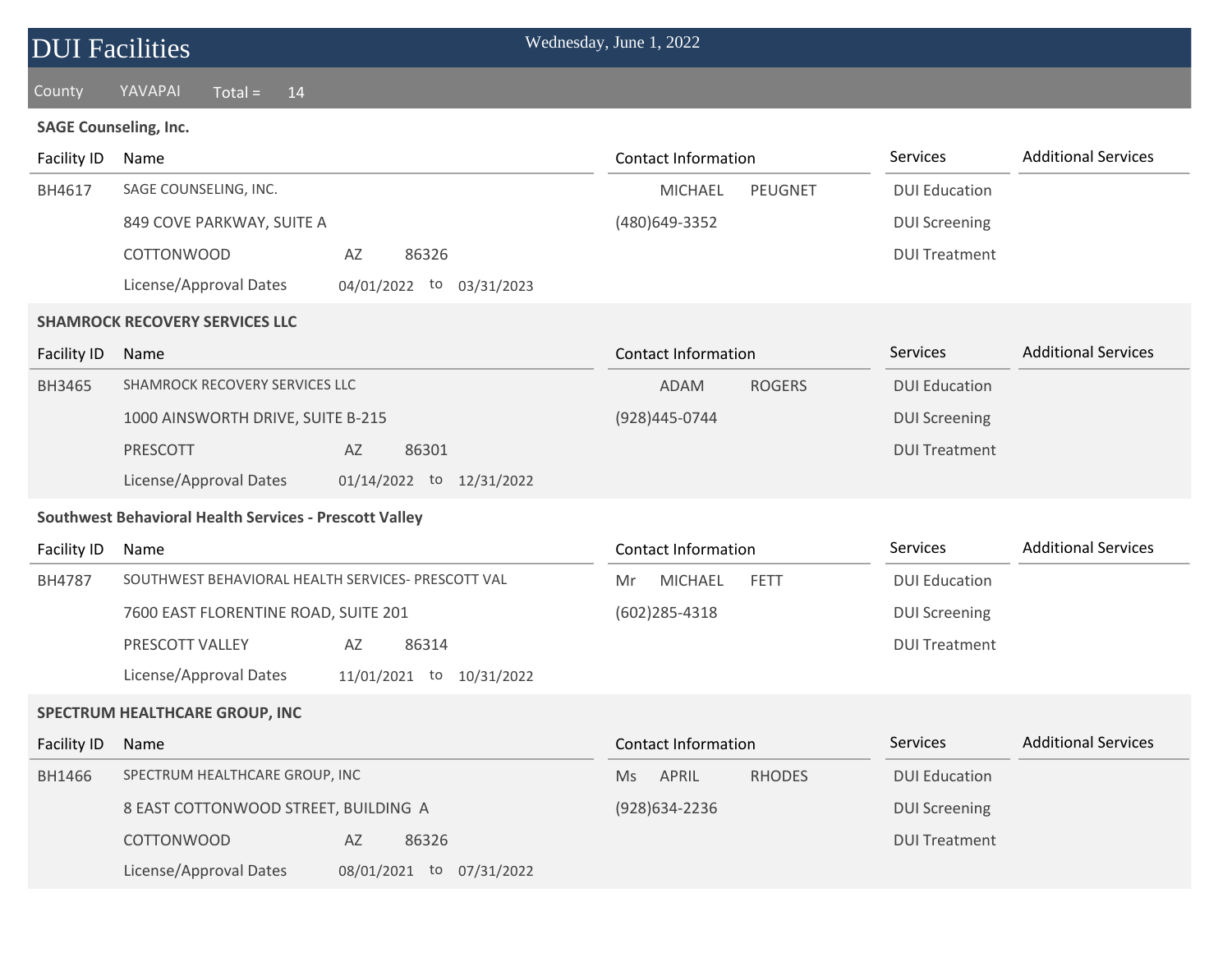# DUI Facilities

Wednesday, June 1, 2022

County YAVAPAI Total = 14

**SAGE Counseling, Inc.**

| Facility ID | Name | Contact Information | Services | Additional Services |
|---|---|---|---|---|
| BH4617 | SAGE COUNSELING, INC. | MICHAEL PEUGNET | DUI Education | |
| | 849 COVE PARKWAY, SUITE A | (480)649-3352 | DUI Screening | |
| | COTTONWOOD AZ 86326 | | DUI Treatment | |
| | License/Approval Dates 04/01/2022 to 03/31/2023 | | | |

**SHAMROCK RECOVERY SERVICES LLC**

| Facility ID | Name | Contact Information | Services | Additional Services |
|---|---|---|---|---|
| BH3465 | SHAMROCK RECOVERY SERVICES LLC | ADAM ROGERS | DUI Education | |
| | 1000 AINSWORTH DRIVE, SUITE B-215 | (928)445-0744 | DUI Screening | |
| | PRESCOTT AZ 86301 | | DUI Treatment | |
| | License/Approval Dates 01/14/2022 to 12/31/2022 | | | |

**Southwest Behavioral Health Services - Prescott Valley**

| Facility ID | Name | Contact Information | Services | Additional Services |
|---|---|---|---|---|
| BH4787 | SOUTHWEST BEHAVIORAL HEALTH SERVICES- PRESCOTT VAL | Mr MICHAEL FETT | DUI Education | |
| | 7600 EAST FLORENTINE ROAD, SUITE 201 | (602)285-4318 | DUI Screening | |
| | PRESCOTT VALLEY AZ 86314 | | DUI Treatment | |
| | License/Approval Dates 11/01/2021 to 10/31/2022 | | | |

**SPECTRUM HEALTHCARE GROUP, INC**

| Facility ID | Name | Contact Information | Services | Additional Services |
|---|---|---|---|---|
| BH1466 | SPECTRUM HEALTHCARE GROUP, INC | Ms APRIL RHODES | DUI Education | |
| | 8 EAST COTTONWOOD STREET, BUILDING A | (928)634-2236 | DUI Screening | |
| | COTTONWOOD AZ 86326 | | DUI Treatment | |
| | License/Approval Dates 08/01/2021 to 07/31/2022 | | | |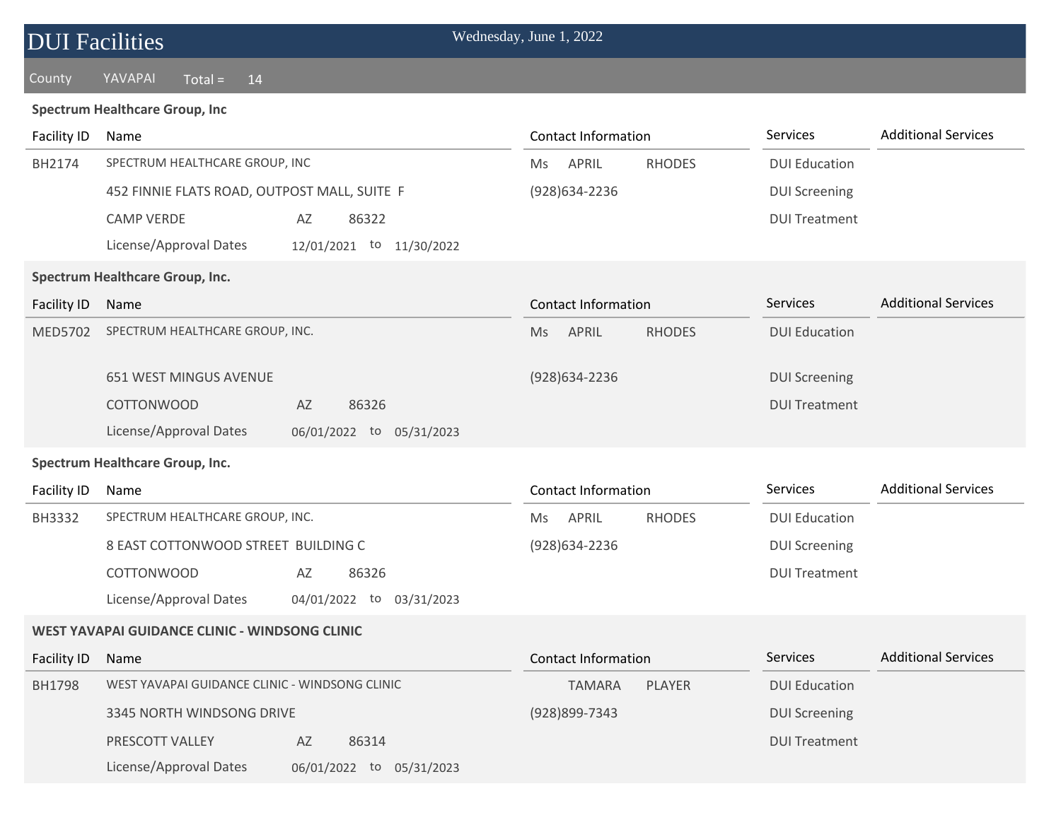# DUI Facilities

Wednesday, June 1, 2022

County YAVAPAI Total = 14

**Spectrum Healthcare Group, Inc**

| Facility ID | Name | Contact Information | Services | Additional Services |
|---|---|---|---|---|
| BH2174 | SPECTRUM HEALTHCARE GROUP, INC | Ms APRIL RHODES | DUI Education | |
| | 452 FINNIE FLATS ROAD, OUTPOST MALL, SUITE F | (928)634-2236 | DUI Screening | |
| | CAMP VERDE AZ 86322 | | DUI Treatment | |
| | License/Approval Dates 12/01/2021 to 11/30/2022 | | | |

**Spectrum Healthcare Group, Inc.**

| Facility ID | Name | Contact Information | Services | Additional Services |
|---|---|---|---|---|
| MED5702 | SPECTRUM HEALTHCARE GROUP, INC. | Ms APRIL RHODES | DUI Education | |
| | 651 WEST MINGUS AVENUE | (928)634-2236 | DUI Screening | |
| | COTTONWOOD AZ 86326 | | DUI Treatment | |
| | License/Approval Dates 06/01/2022 to 05/31/2023 | | | |

**Spectrum Healthcare Group, Inc.**

| Facility ID | Name | Contact Information | Services | Additional Services |
|---|---|---|---|---|
| BH3332 | SPECTRUM HEALTHCARE GROUP, INC. | Ms APRIL RHODES | DUI Education | |
| | 8 EAST COTTONWOOD STREET BUILDING C | (928)634-2236 | DUI Screening | |
| | COTTONWOOD AZ 86326 | | DUI Treatment | |
| | License/Approval Dates 04/01/2022 to 03/31/2023 | | | |

**WEST YAVAPAI GUIDANCE CLINIC - WINDSONG CLINIC**

| Facility ID | Name | Contact Information | Services | Additional Services |
|---|---|---|---|---|
| BH1798 | WEST YAVAPAI GUIDANCE CLINIC - WINDSONG CLINIC | TAMARA PLAYER | DUI Education | |
| | 3345 NORTH WINDSONG DRIVE | (928)899-7343 | DUI Screening | |
| | PRESCOTT VALLEY AZ 86314 | | DUI Treatment | |
| | License/Approval Dates 06/01/2022 to 05/31/2023 | | | |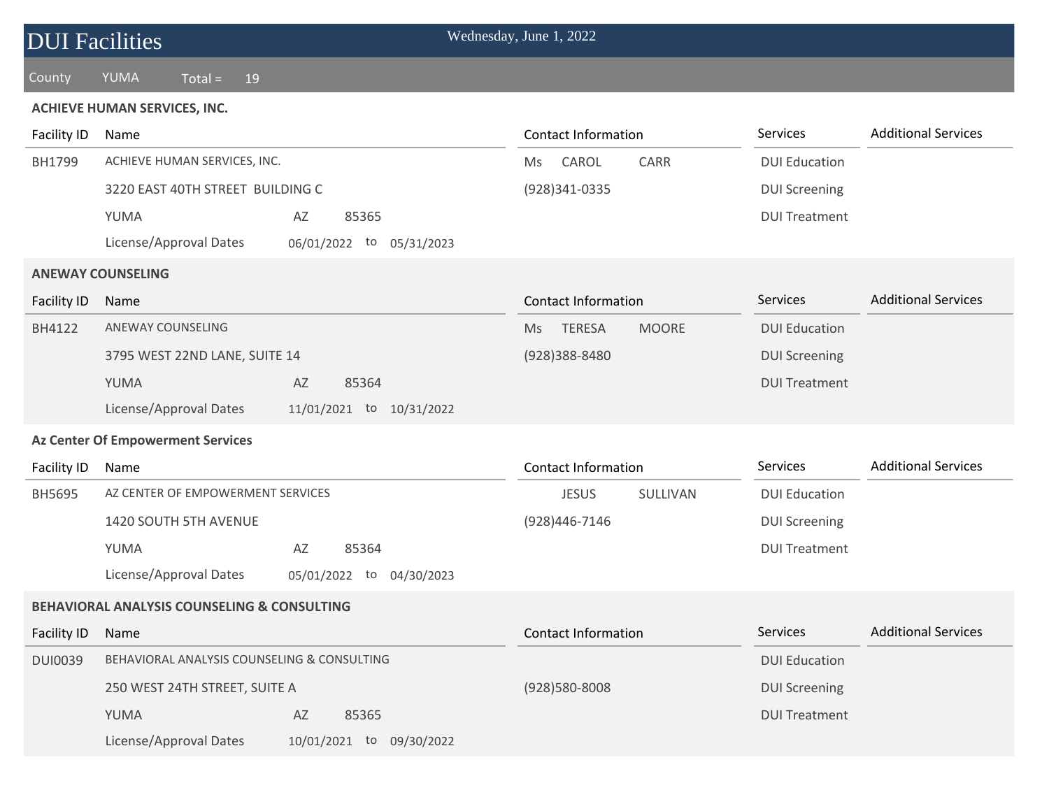# DUI Facilities

Wednesday, June 1, 2022

County YUMA Total = 19

## ACHIEVE HUMAN SERVICES, INC.

| Facility ID | Name | Contact Information | Services | Additional Services |
|---|---|---|---|---|
| BH1799 | ACHIEVE HUMAN SERVICES, INC. | Ms CAROL CARR | DUI Education | |
| | 3220 EAST 40TH STREET BUILDING C | (928)341-0335 | DUI Screening | |
| | YUMA AZ 85365 | | DUI Treatment | |
| | License/Approval Dates 06/01/2022 to 05/31/2023 | | | |

## ANEWAY COUNSELING

| Facility ID | Name | Contact Information | Services | Additional Services |
|---|---|---|---|---|
| BH4122 | ANEWAY COUNSELING | Ms TERESA MOORE | DUI Education | |
| | 3795 WEST 22ND LANE, SUITE 14 | (928)388-8480 | DUI Screening | |
| | YUMA AZ 85364 | | DUI Treatment | |
| | License/Approval Dates 11/01/2021 to 10/31/2022 | | | |

## Az Center Of Empowerment Services

| Facility ID | Name | Contact Information | Services | Additional Services |
|---|---|---|---|---|
| BH5695 | AZ CENTER OF EMPOWERMENT SERVICES | JESUS SULLIVAN | DUI Education | |
| | 1420 SOUTH 5TH AVENUE | (928)446-7146 | DUI Screening | |
| | YUMA AZ 85364 | | DUI Treatment | |
| | License/Approval Dates 05/01/2022 to 04/30/2023 | | | |

## BEHAVIORAL ANALYSIS COUNSELING & CONSULTING

| Facility ID | Name | Contact Information | Services | Additional Services |
|---|---|---|---|---|
| DUI0039 | BEHAVIORAL ANALYSIS COUNSELING & CONSULTING | | DUI Education | |
| | 250 WEST 24TH STREET, SUITE A | (928)580-8008 | DUI Screening | |
| | YUMA AZ 85365 | | DUI Treatment | |
| | License/Approval Dates 10/01/2021 to 09/30/2022 | | | |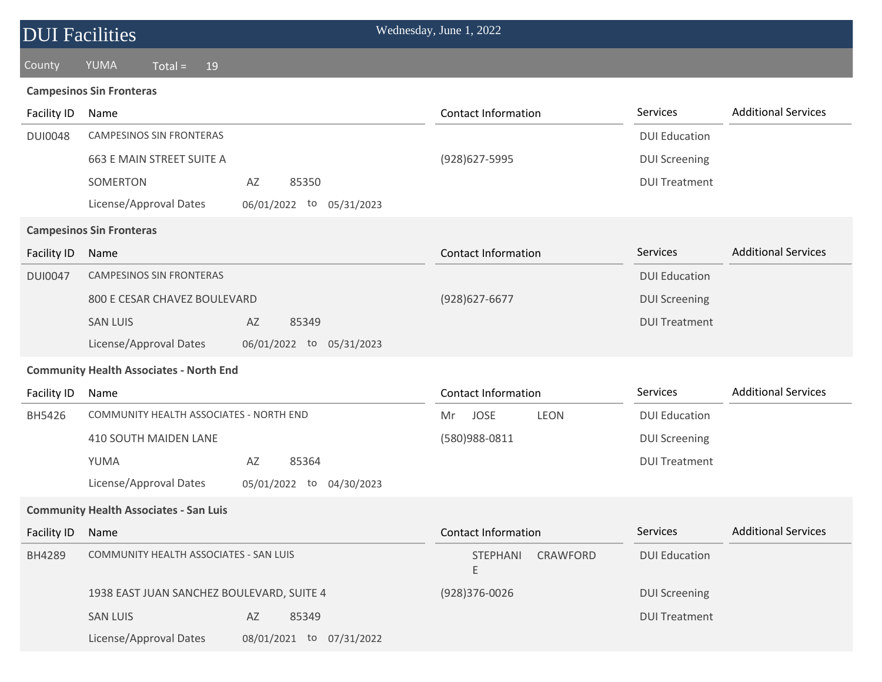# DUI Facilities

Wednesday, June 1, 2022

County YUMA Total = 19

**Campesinos Sin Fronteras**

| Facility ID | Name | | | Contact Information | Services | Additional Services |
|---|---|---|---|---|---|---|
| DUI0048 | CAMPESINOS SIN FRONTERAS | | | | DUI Education | |
| | 663 E MAIN STREET SUITE A | | | (928)627-5995 | DUI Screening | |
| | SOMERTON | AZ | 85350 | | DUI Treatment | |
| | License/Approval Dates | 06/01/2022 to | 05/31/2023 | | | |

**Campesinos Sin Fronteras**

| Facility ID | Name | | | Contact Information | Services | Additional Services |
|---|---|---|---|---|---|---|
| DUI0047 | CAMPESINOS SIN FRONTERAS | | | | DUI Education | |
| | 800 E CESAR CHAVEZ BOULEVARD | | | (928)627-6677 | DUI Screening | |
| | SAN LUIS | AZ | 85349 | | DUI Treatment | |
| | License/Approval Dates | 06/01/2022 to | 05/31/2023 | | | |

**Community Health Associates - North End**

| Facility ID | Name | | | Contact Information | Services | Additional Services |
|---|---|---|---|---|---|---|
| BH5426 | COMMUNITY HEALTH ASSOCIATES - NORTH END | | | Mr JOSE LEON | DUI Education | |
| | 410 SOUTH MAIDEN LANE | | | (580)988-0811 | DUI Screening | |
| | YUMA | AZ | 85364 | | DUI Treatment | |
| | License/Approval Dates | 05/01/2022 to | 04/30/2023 | | | |

**Community Health Associates - San Luis**

| Facility ID | Name | | | Contact Information | Services | Additional Services |
|---|---|---|---|---|---|---|
| BH4289 | COMMUNITY HEALTH ASSOCIATES - SAN LUIS | | | STEPHANIE CRAWFORD | DUI Education | |
| | 1938 EAST JUAN SANCHEZ BOULEVARD, SUITE 4 | | | (928)376-0026 | DUI Screening | |
| | SAN LUIS | AZ | 85349 | | DUI Treatment | |
| | License/Approval Dates | 08/01/2021 to | 07/31/2022 | | | |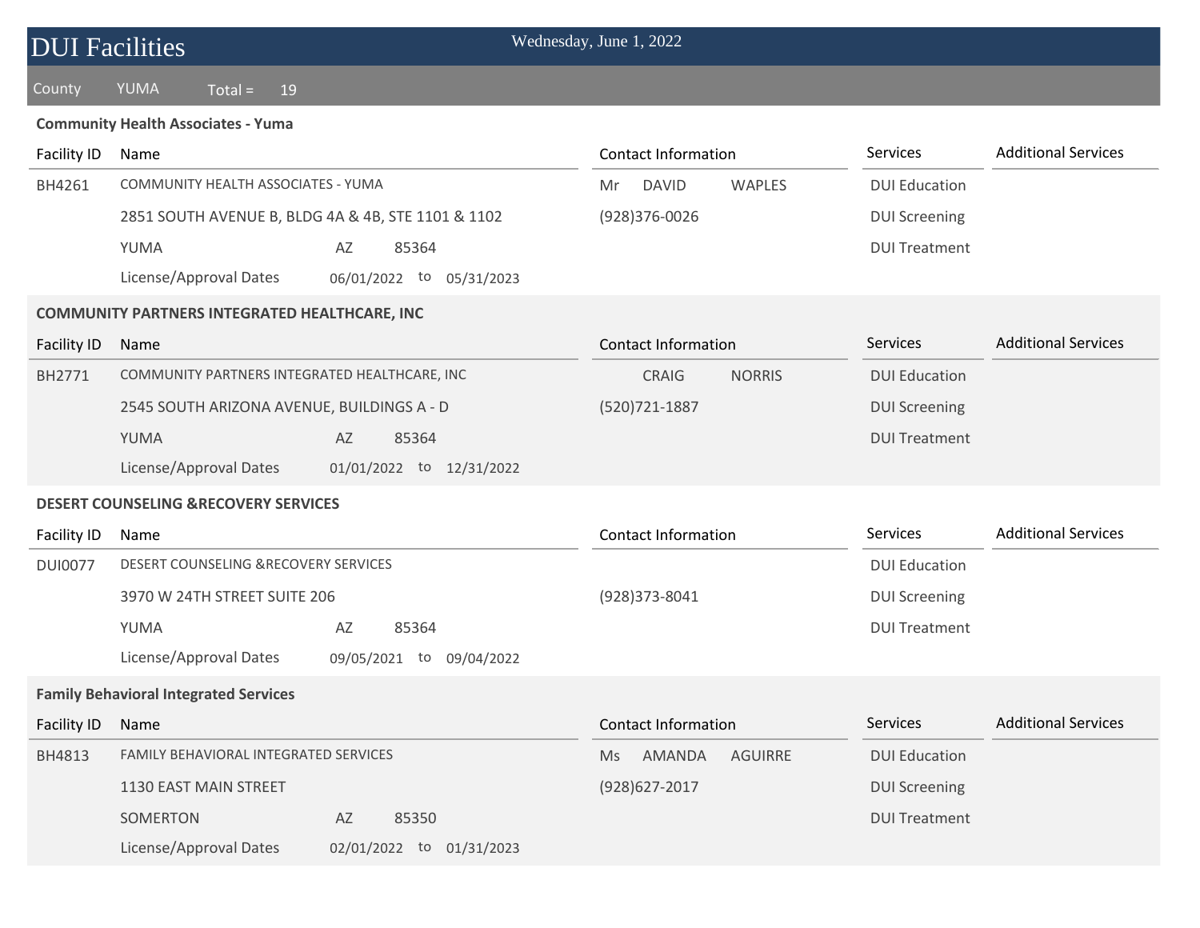# DUI Facilities

Wednesday, June 1, 2022

County YUMA Total = 19

### Community Health Associates - Yuma

| Facility ID | Name | | | Contact Information | Services | Additional Services |
|---|---|---|---|---|---|---|
| BH4261 | COMMUNITY HEALTH ASSOCIATES - YUMA | | | Mr DAVID WAPLES | DUI Education | |
| | 2851 SOUTH AVENUE B, BLDG 4A & 4B, STE 1101 & 1102 | | | (928)376-0026 | DUI Screening | |
| | YUMA | AZ | 85364 | | DUI Treatment | |
| | License/Approval Dates | 06/01/2022 | to 05/31/2023 | | | |

### COMMUNITY PARTNERS INTEGRATED HEALTHCARE, INC

| Facility ID | Name | | | Contact Information | Services | Additional Services |
|---|---|---|---|---|---|---|
| BH2771 | COMMUNITY PARTNERS INTEGRATED HEALTHCARE, INC | | | CRAIG NORRIS | DUI Education | |
| | 2545 SOUTH ARIZONA AVENUE, BUILDINGS A - D | | | (520)721-1887 | DUI Screening | |
| | YUMA | AZ | 85364 | | DUI Treatment | |
| | License/Approval Dates | 01/01/2022 | to 12/31/2022 | | | |

### DESERT COUNSELING &RECOVERY SERVICES

| Facility ID | Name | | | Contact Information | Services | Additional Services |
|---|---|---|---|---|---|---|
| DUI0077 | DESERT COUNSELING &RECOVERY SERVICES | | | | DUI Education | |
| | 3970 W 24TH STREET SUITE 206 | | | (928)373-8041 | DUI Screening | |
| | YUMA | AZ | 85364 | | DUI Treatment | |
| | License/Approval Dates | 09/05/2021 | to 09/04/2022 | | | |

### Family Behavioral Integrated Services

| Facility ID | Name | | | Contact Information | Services | Additional Services |
|---|---|---|---|---|---|---|
| BH4813 | FAMILY BEHAVIORAL INTEGRATED SERVICES | | | Ms AMANDA AGUIRRE | DUI Education | |
| | 1130 EAST MAIN STREET | | | (928)627-2017 | DUI Screening | |
| | SOMERTON | AZ | 85350 | | DUI Treatment | |
| | License/Approval Dates | 02/01/2022 | to 01/31/2023 | | | |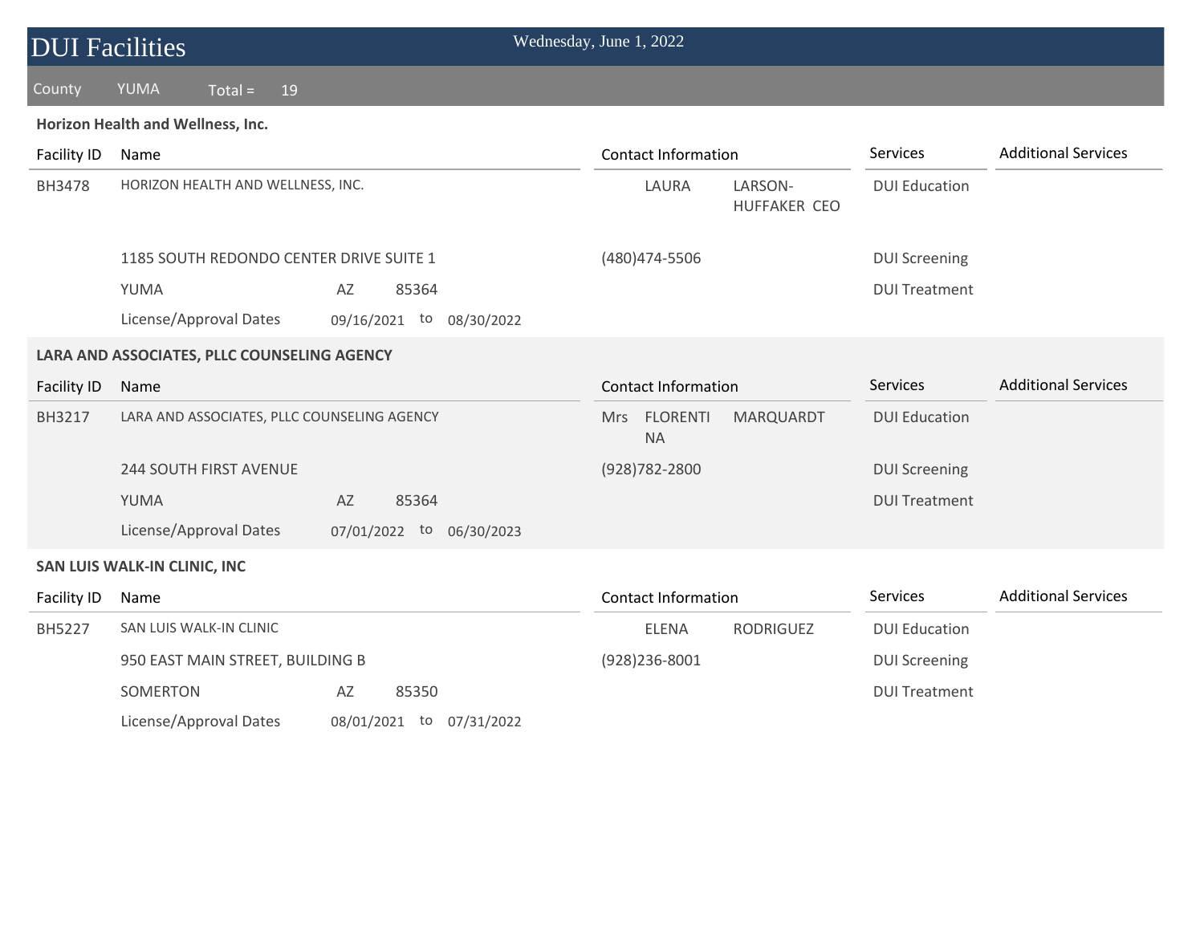# DUI Facilities

Wednesday, June 1, 2022

County YUMA Total = 19

### Horizon Health and Wellness, Inc.

| Facility ID | Name | Contact Information | Services | Additional Services |
|---|---|---|---|---|
| BH3478 | HORIZON HEALTH AND WELLNESS, INC. | LAURA LARSON-HUFFAKER CEO | DUI Education | |
| | 1185 SOUTH REDONDO CENTER DRIVE SUITE 1 | (480)474-5506 | DUI Screening | |
| | YUMA AZ 85364 | | DUI Treatment | |
| | License/Approval Dates 09/16/2021 to 08/30/2022 | | | |

### LARA AND ASSOCIATES, PLLC COUNSELING AGENCY

| Facility ID | Name | Contact Information | Services | Additional Services |
|---|---|---|---|---|
| BH3217 | LARA AND ASSOCIATES, PLLC COUNSELING AGENCY | Mrs FLORENTINA MARQUARDT | DUI Education | |
| | 244 SOUTH FIRST AVENUE | (928)782-2800 | DUI Screening | |
| | YUMA AZ 85364 | | DUI Treatment | |
| | License/Approval Dates 07/01/2022 to 06/30/2023 | | | |

### SAN LUIS WALK-IN CLINIC, INC

| Facility ID | Name | Contact Information | Services | Additional Services |
|---|---|---|---|---|
| BH5227 | SAN LUIS WALK-IN CLINIC | ELENA RODRIGUEZ | DUI Education | |
| | 950 EAST MAIN STREET, BUILDING B | (928)236-8001 | DUI Screening | |
| | SOMERTON AZ 85350 | | DUI Treatment | |
| | License/Approval Dates 08/01/2021 to 07/31/2022 | | | |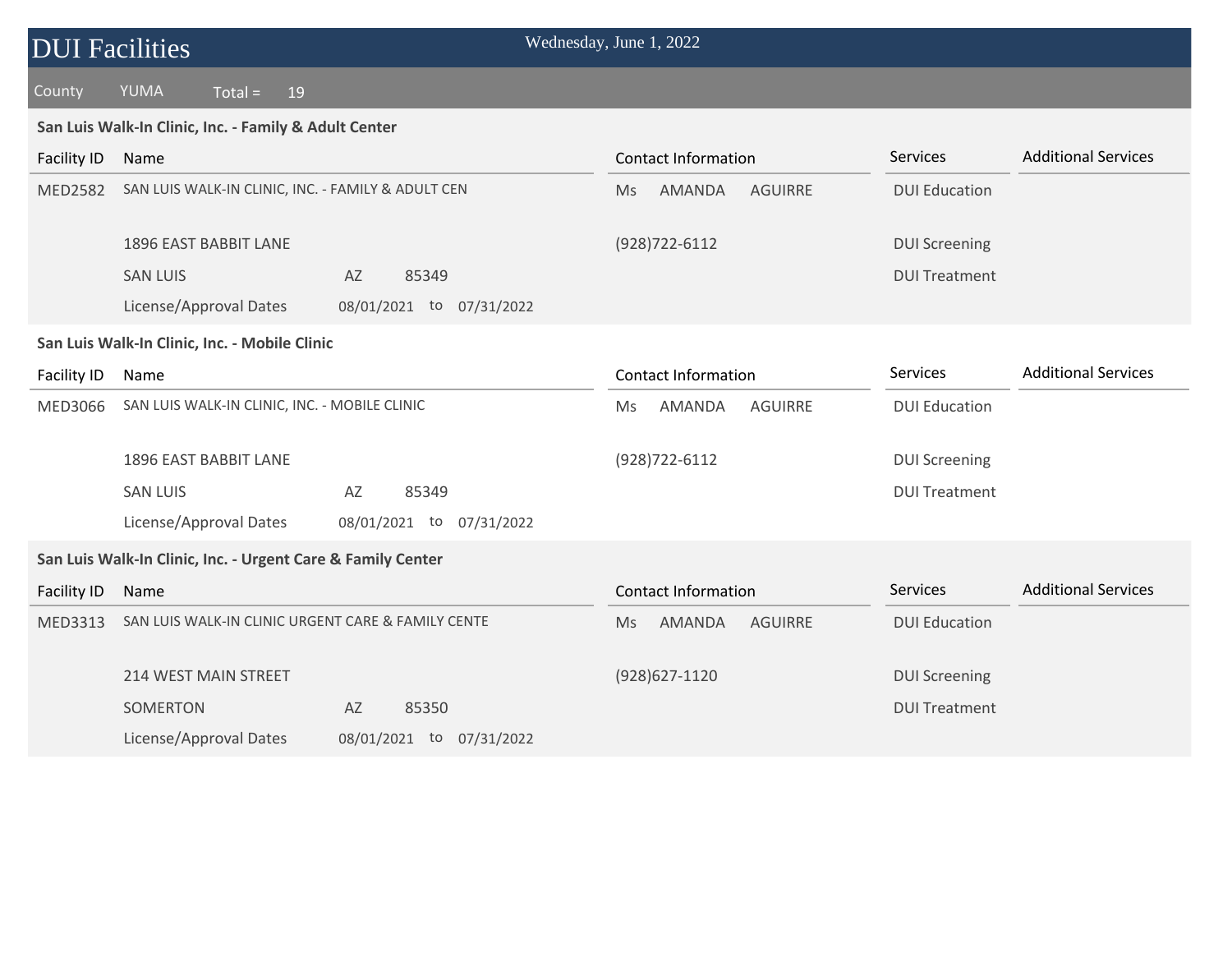# DUI Facilities

Wednesday, June 1, 2022

County YUMA Total = 19

### San Luis Walk-In Clinic, Inc. - Family & Adult Center

| Facility ID | Name | Contact Information | Services | Additional Services |
|---|---|---|---|---|
| MED2582 | SAN LUIS WALK-IN CLINIC, INC. - FAMILY & ADULT CEN | Ms AMANDA AGUIRRE | DUI Education | |
| | 1896 EAST BABBIT LANE | (928)722-6112 | DUI Screening | |
| | SAN LUIS AZ 85349 | | DUI Treatment | |
| | License/Approval Dates 08/01/2021 to 07/31/2022 | | | |

### San Luis Walk-In Clinic, Inc. - Mobile Clinic

| Facility ID | Name | Contact Information | Services | Additional Services |
|---|---|---|---|---|
| MED3066 | SAN LUIS WALK-IN CLINIC, INC. - MOBILE CLINIC | Ms AMANDA AGUIRRE | DUI Education | |
| | 1896 EAST BABBIT LANE | (928)722-6112 | DUI Screening | |
| | SAN LUIS AZ 85349 | | DUI Treatment | |
| | License/Approval Dates 08/01/2021 to 07/31/2022 | | | |

### San Luis Walk-In Clinic, Inc. - Urgent Care & Family Center

| Facility ID | Name | Contact Information | Services | Additional Services |
|---|---|---|---|---|
| MED3313 | SAN LUIS WALK-IN CLINIC URGENT CARE & FAMILY CENTE | Ms AMANDA AGUIRRE | DUI Education | |
| | 214 WEST MAIN STREET | (928)627-1120 | DUI Screening | |
| | SOMERTON AZ 85350 | | DUI Treatment | |
| | License/Approval Dates 08/01/2021 to 07/31/2022 | | | |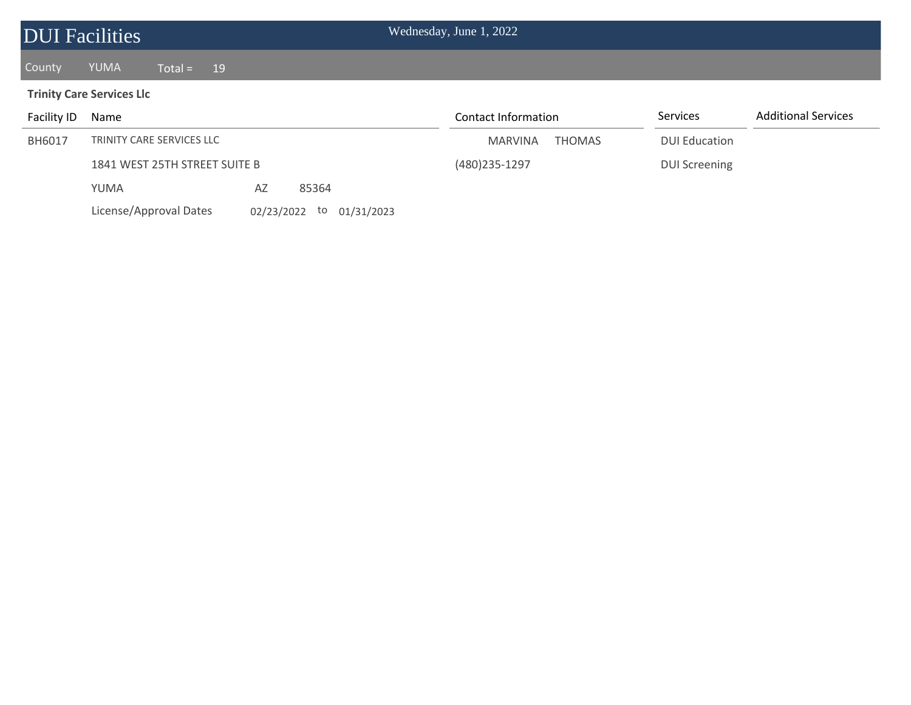# DUI Facilities

Wednesday, June 1, 2022

County YUMA Total = 19

**Trinity Care Services Llc**

| Facility ID | Name | Contact Information | Services | Additional Services |
|---|---|---|---|---|
| BH6017 | TRINITY CARE SERVICES LLC | MARVINA THOMAS | DUI Education | |
| | 1841 WEST 25TH STREET SUITE B | (480)235-1297 | DUI Screening | |
| | YUMA AZ 85364 | | | |
| | License/Approval Dates 02/23/2022 to 01/31/2023 | | | |